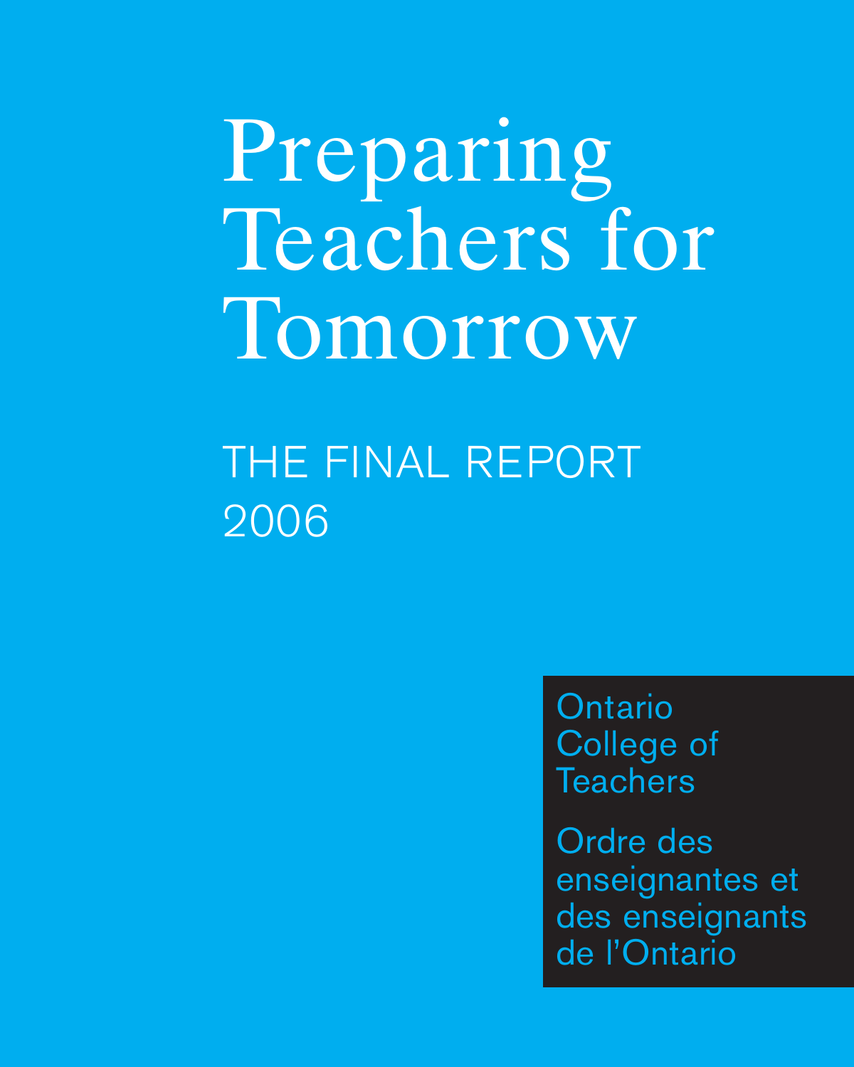# Preparing Teachers for Tomorrow

## THE FINAL REPORT 2006

Ontario College of Teachers

Ordre des enseignantes et des enseignants de l'Ontario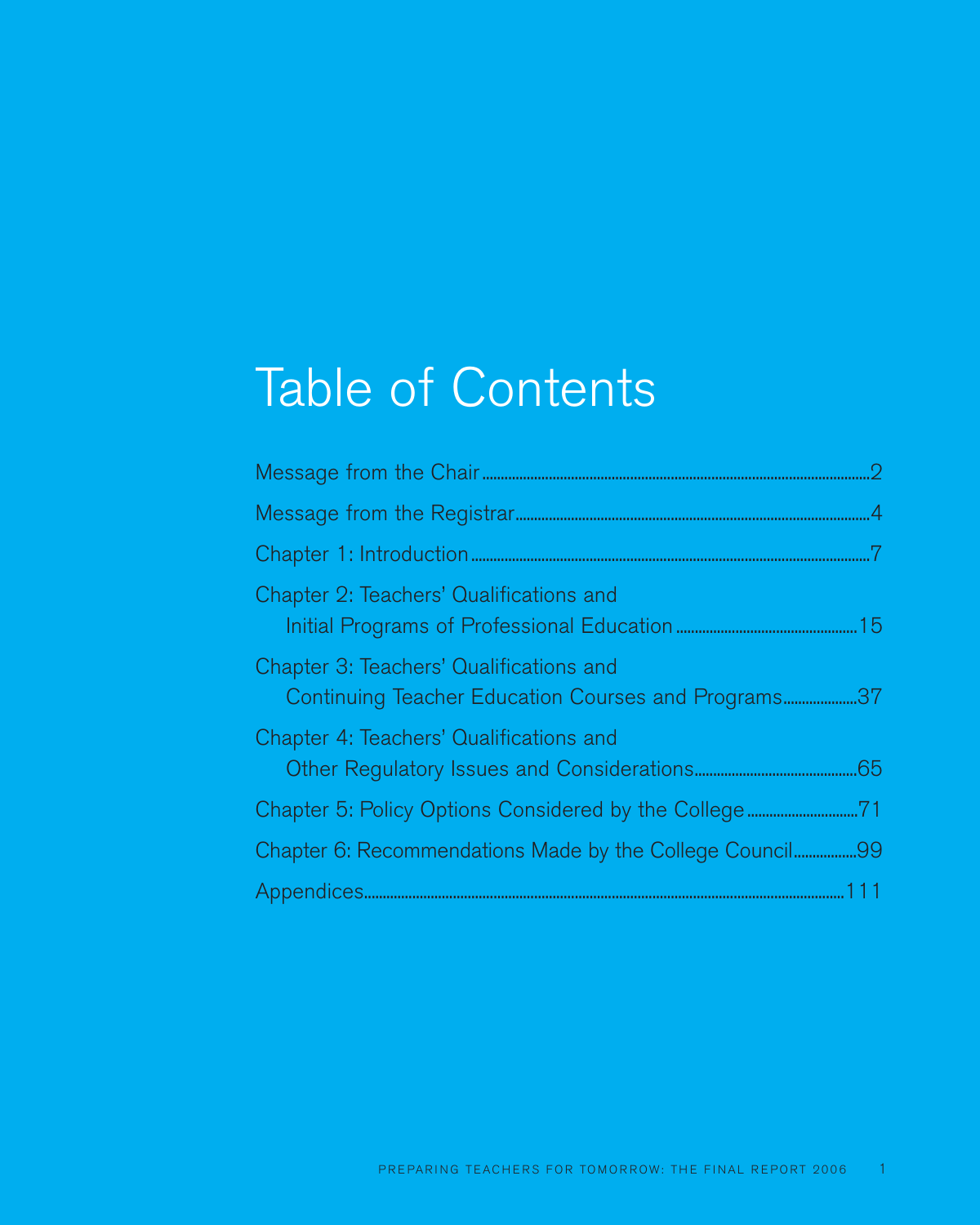# Table of Contents

Message from the Chair ........................................................................................................2

Message from the Registrar ..................................................................................................4

Chapter 1: Introduction ..........................................................................................................7

Chapter 2: Teachers' Qualifications and
Initial Programs of Professional Education ..........................................................15

Chapter 3: Teachers' Qualifications and
Continuing Teacher Education Courses and Programs....................37

Chapter 4: Teachers' Qualifications and
Other Regulatory Issues and Considerations..............................................65

Chapter 5: Policy Options Considered by the College ..............................71

Chapter 6: Recommendations Made by the College Council.................99

Appendices.......................................................................................................................................111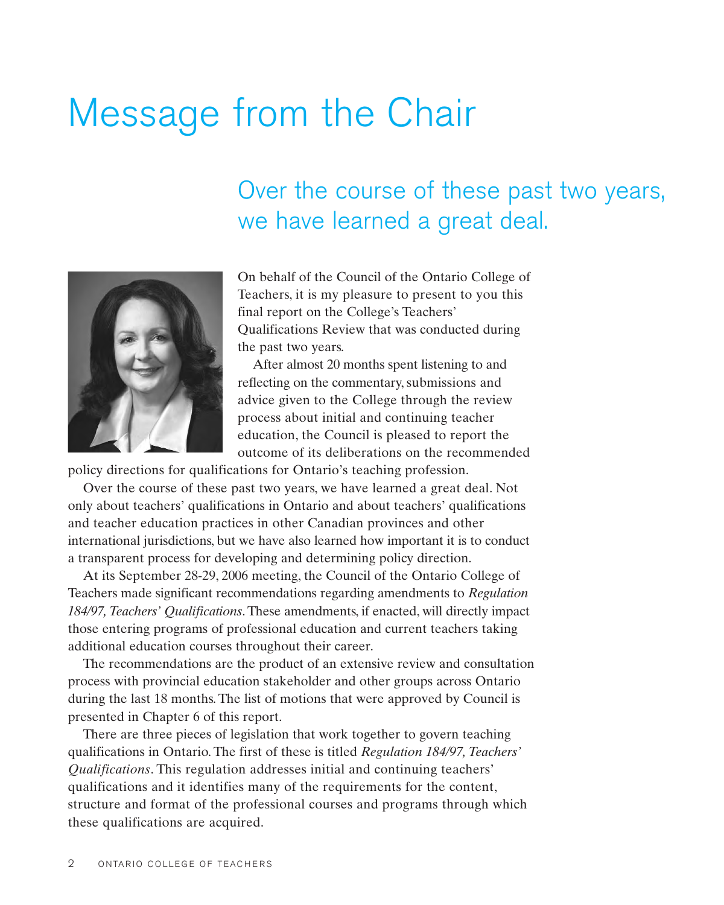# Message from the Chair

## Over the course of these past two years, we have learned a great deal.

On behalf of the Council of the Ontario College of Teachers, it is my pleasure to present to you this final report on the College's Teachers' Qualifications Review that was conducted during the past two years.

After almost 20 months spent listening to and reflecting on the commentary, submissions and advice given to the College through the review process about initial and continuing teacher education, the Council is pleased to report the outcome of its deliberations on the recommended policy directions for qualifications for Ontario's teaching profession.

Over the course of these past two years, we have learned a great deal. Not only about teachers' qualifications in Ontario and about teachers' qualifications and teacher education practices in other Canadian provinces and other international jurisdictions, but we have also learned how important it is to conduct a transparent process for developing and determining policy direction.

At its September 28-29, 2006 meeting, the Council of the Ontario College of Teachers made significant recommendations regarding amendments to *Regulation 184/97, Teachers' Qualifications*. These amendments, if enacted, will directly impact those entering programs of professional education and current teachers taking additional education courses throughout their career.

The recommendations are the product of an extensive review and consultation process with provincial education stakeholder and other groups across Ontario during the last 18 months. The list of motions that were approved by Council is presented in Chapter 6 of this report.

There are three pieces of legislation that work together to govern teaching qualifications in Ontario. The first of these is titled *Regulation 184/97, Teachers' Qualifications*. This regulation addresses initial and continuing teachers' qualifications and it identifies many of the requirements for the content, structure and format of the professional courses and programs through which these qualifications are acquired.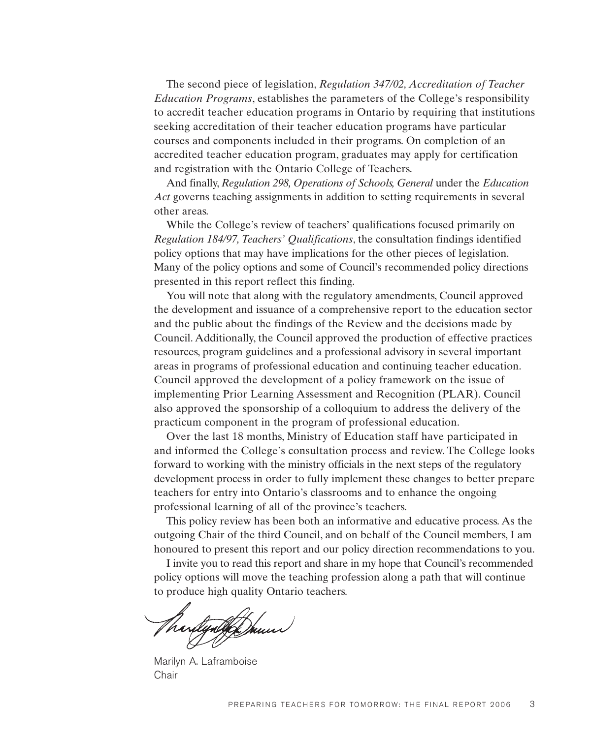The second piece of legislation, *Regulation 347/02, Accreditation of Teacher Education Programs*, establishes the parameters of the College's responsibility to accredit teacher education programs in Ontario by requiring that institutions seeking accreditation of their teacher education programs have particular courses and components included in their programs. On completion of an accredited teacher education program, graduates may apply for certification and registration with the Ontario College of Teachers.

And finally, *Regulation 298, Operations of Schools, General* under the *Education Act* governs teaching assignments in addition to setting requirements in several other areas.

While the College's review of teachers' qualifications focused primarily on *Regulation 184/97, Teachers' Qualifications*, the consultation findings identified policy options that may have implications for the other pieces of legislation. Many of the policy options and some of Council's recommended policy directions presented in this report reflect this finding.

You will note that along with the regulatory amendments, Council approved the development and issuance of a comprehensive report to the education sector and the public about the findings of the Review and the decisions made by Council. Additionally, the Council approved the production of effective practices resources, program guidelines and a professional advisory in several important areas in programs of professional education and continuing teacher education. Council approved the development of a policy framework on the issue of implementing Prior Learning Assessment and Recognition (PLAR). Council also approved the sponsorship of a colloquium to address the delivery of the practicum component in the program of professional education.

Over the last 18 months, Ministry of Education staff have participated in and informed the College's consultation process and review. The College looks forward to working with the ministry officials in the next steps of the regulatory development process in order to fully implement these changes to better prepare teachers for entry into Ontario's classrooms and to enhance the ongoing professional learning of all of the province's teachers.

This policy review has been both an informative and educative process. As the outgoing Chair of the third Council, and on behalf of the Council members, I am honoured to present this report and our policy direction recommendations to you.

I invite you to read this report and share in my hope that Council's recommended policy options will move the teaching profession along a path that will continue to produce high quality Ontario teachers.

Marilyn A. Laframboise
Chair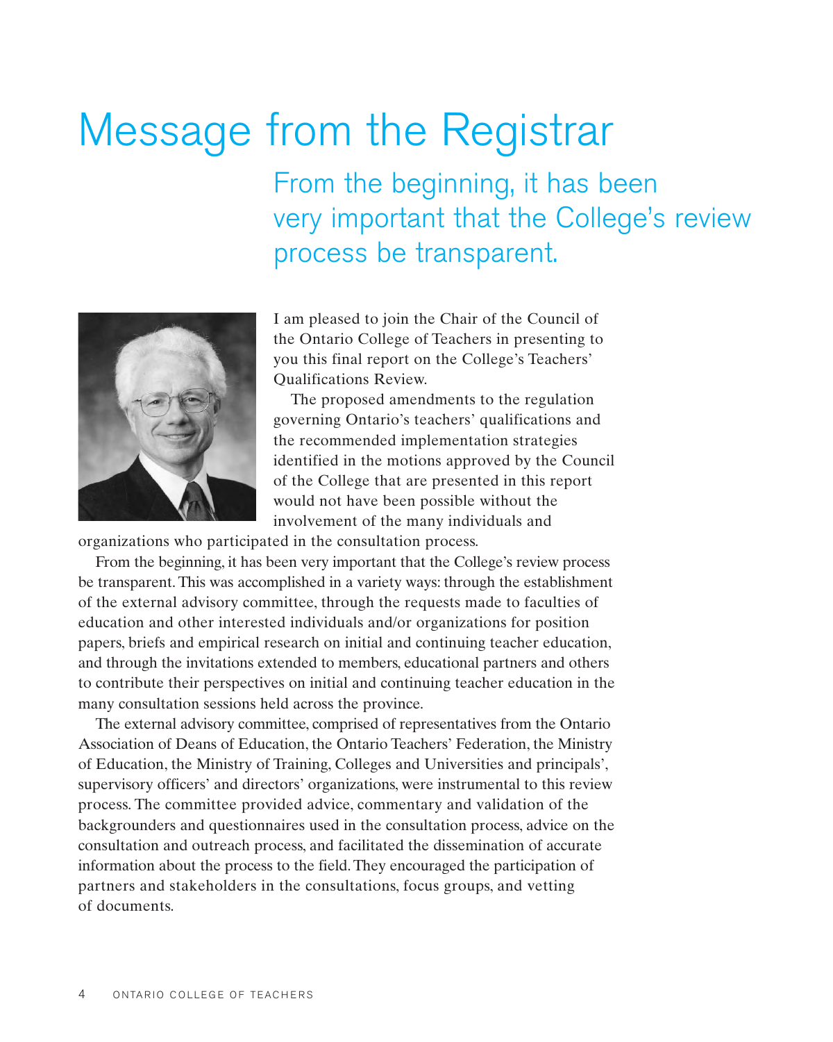# Message from the Registrar

## From the beginning, it has been very important that the College's review process be transparent.

I am pleased to join the Chair of the Council of the Ontario College of Teachers in presenting to you this final report on the College's Teachers' Qualifications Review.

The proposed amendments to the regulation governing Ontario's teachers' qualifications and the recommended implementation strategies identified in the motions approved by the Council of the College that are presented in this report would not have been possible without the involvement of the many individuals and organizations who participated in the consultation process.

From the beginning, it has been very important that the College's review process be transparent. This was accomplished in a variety ways: through the establishment of the external advisory committee, through the requests made to faculties of education and other interested individuals and/or organizations for position papers, briefs and empirical research on initial and continuing teacher education, and through the invitations extended to members, educational partners and others to contribute their perspectives on initial and continuing teacher education in the many consultation sessions held across the province.

The external advisory committee, comprised of representatives from the Ontario Association of Deans of Education, the Ontario Teachers' Federation, the Ministry of Education, the Ministry of Training, Colleges and Universities and principals', supervisory officers' and directors' organizations, were instrumental to this review process. The committee provided advice, commentary and validation of the backgrounders and questionnaires used in the consultation process, advice on the consultation and outreach process, and facilitated the dissemination of accurate information about the process to the field. They encouraged the participation of partners and stakeholders in the consultations, focus groups, and vetting of documents.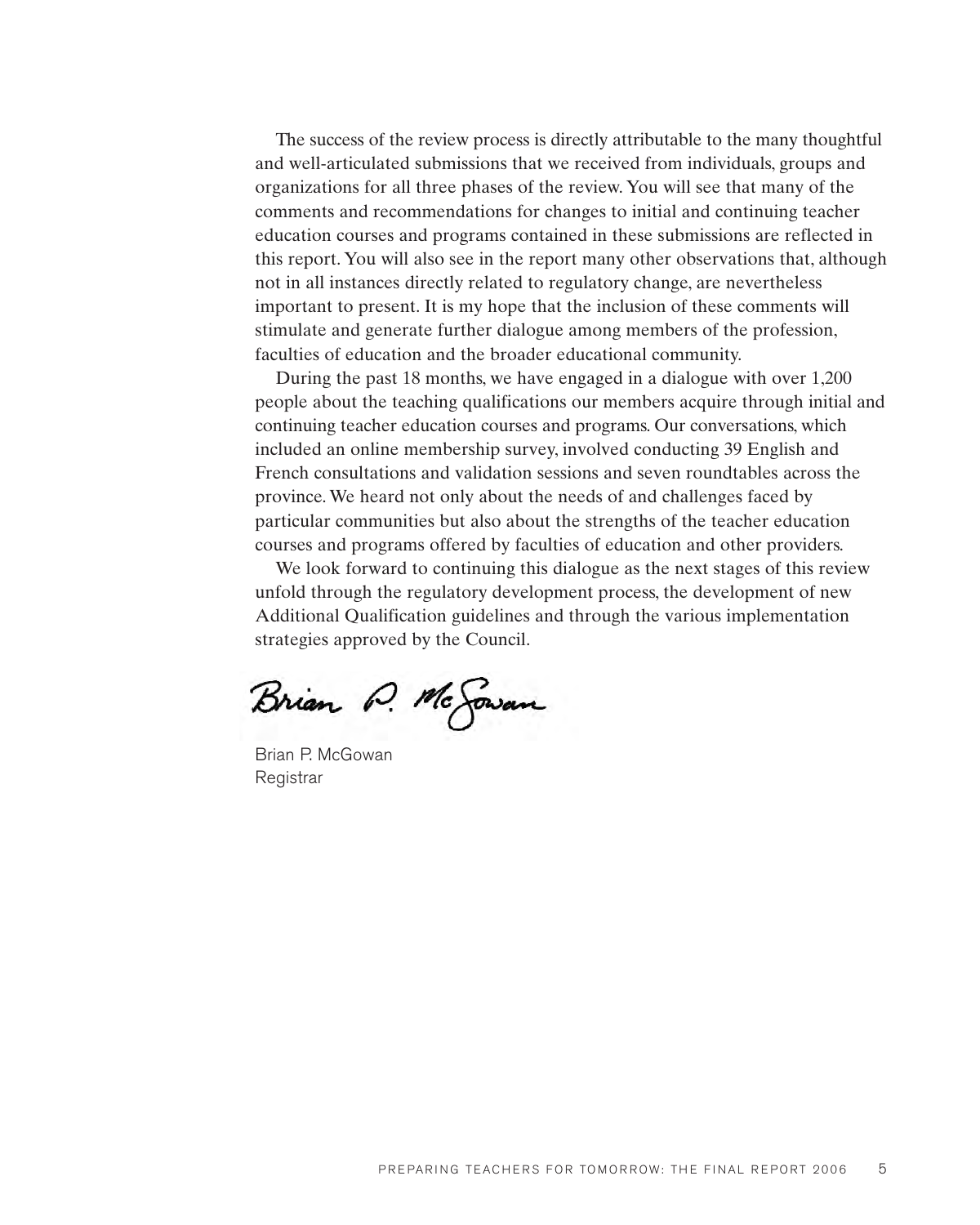The success of the review process is directly attributable to the many thoughtful and well-articulated submissions that we received from individuals, groups and organizations for all three phases of the review. You will see that many of the comments and recommendations for changes to initial and continuing teacher education courses and programs contained in these submissions are reflected in this report. You will also see in the report many other observations that, although not in all instances directly related to regulatory change, are nevertheless important to present. It is my hope that the inclusion of these comments will stimulate and generate further dialogue among members of the profession, faculties of education and the broader educational community.

During the past 18 months, we have engaged in a dialogue with over 1,200 people about the teaching qualifications our members acquire through initial and continuing teacher education courses and programs. Our conversations, which included an online membership survey, involved conducting 39 English and French consultations and validation sessions and seven roundtables across the province. We heard not only about the needs of and challenges faced by particular communities but also about the strengths of the teacher education courses and programs offered by faculties of education and other providers.

We look forward to continuing this dialogue as the next stages of this review unfold through the regulatory development process, the development of new Additional Qualification guidelines and through the various implementation strategies approved by the Council.

Brian P. McGowan

Brian P. McGowan
Registrar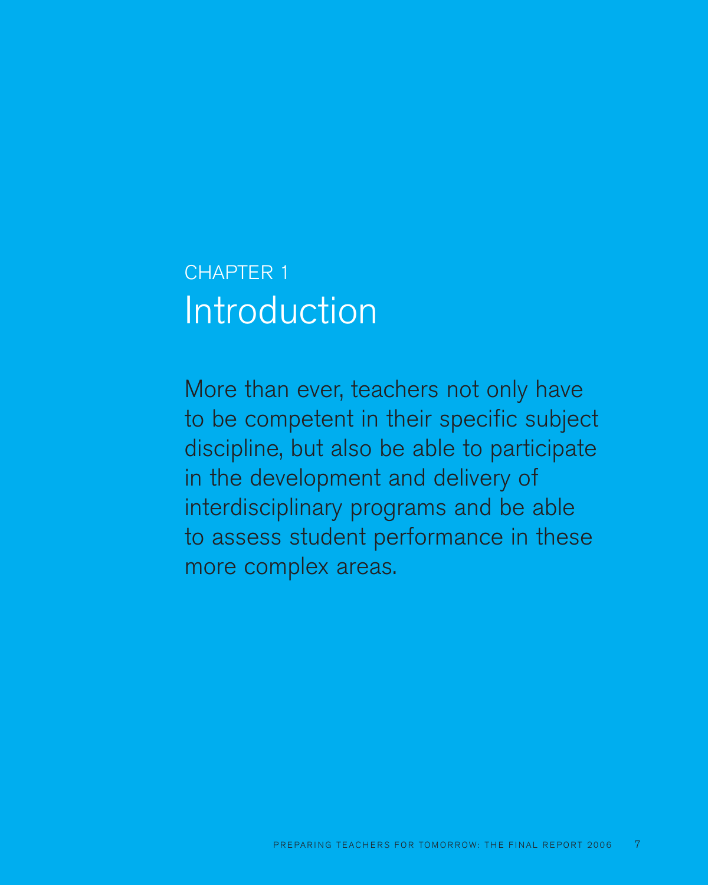# CHAPTER 1
# Introduction

More than ever, teachers not only have to be competent in their specific subject discipline, but also be able to participate in the development and delivery of interdisciplinary programs and be able to assess student performance in these more complex areas.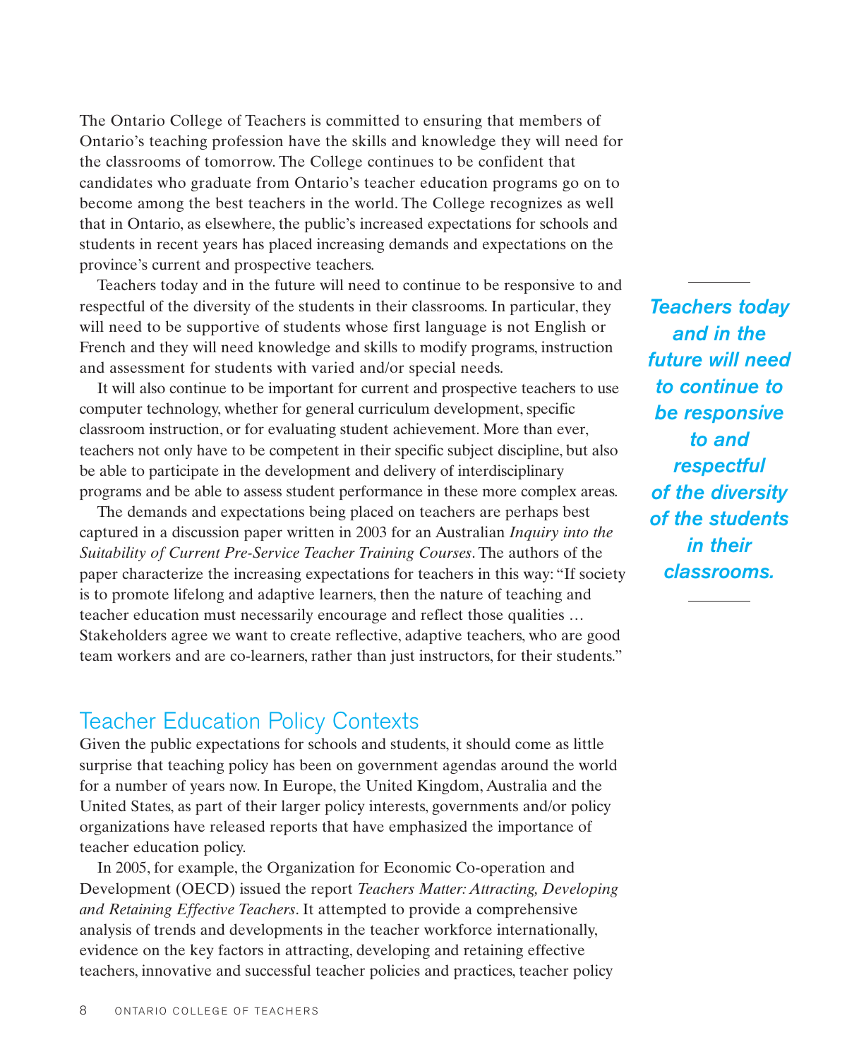The Ontario College of Teachers is committed to ensuring that members of Ontario's teaching profession have the skills and knowledge they will need for the classrooms of tomorrow. The College continues to be confident that candidates who graduate from Ontario's teacher education programs go on to become among the best teachers in the world. The College recognizes as well that in Ontario, as elsewhere, the public's increased expectations for schools and students in recent years has placed increasing demands and expectations on the province's current and prospective teachers.

Teachers today and in the future will need to continue to be responsive to and respectful of the diversity of the students in their classrooms. In particular, they will need to be supportive of students whose first language is not English or French and they will need knowledge and skills to modify programs, instruction and assessment for students with varied and/or special needs.

> ***Teachers today and in the future will need to continue to be responsive to and respectful of the diversity of the students in their classrooms.***

It will also continue to be important for current and prospective teachers to use computer technology, whether for general curriculum development, specific classroom instruction, or for evaluating student achievement. More than ever, teachers not only have to be competent in their specific subject discipline, but also be able to participate in the development and delivery of interdisciplinary programs and be able to assess student performance in these more complex areas.

The demands and expectations being placed on teachers are perhaps best captured in a discussion paper written in 2003 for an Australian *Inquiry into the Suitability of Current Pre-Service Teacher Training Courses*. The authors of the paper characterize the increasing expectations for teachers in this way: "If society is to promote lifelong and adaptive learners, then the nature of teaching and teacher education must necessarily encourage and reflect those qualities … Stakeholders agree we want to create reflective, adaptive teachers, who are good team workers and are co-learners, rather than just instructors, for their students."

## Teacher Education Policy Contexts

Given the public expectations for schools and students, it should come as little surprise that teaching policy has been on government agendas around the world for a number of years now. In Europe, the United Kingdom, Australia and the United States, as part of their larger policy interests, governments and/or policy organizations have released reports that have emphasized the importance of teacher education policy.

In 2005, for example, the Organization for Economic Co-operation and Development (OECD) issued the report *Teachers Matter: Attracting, Developing and Retaining Effective Teachers*. It attempted to provide a comprehensive analysis of trends and developments in the teacher workforce internationally, evidence on the key factors in attracting, developing and retaining effective teachers, innovative and successful teacher policies and practices, teacher policy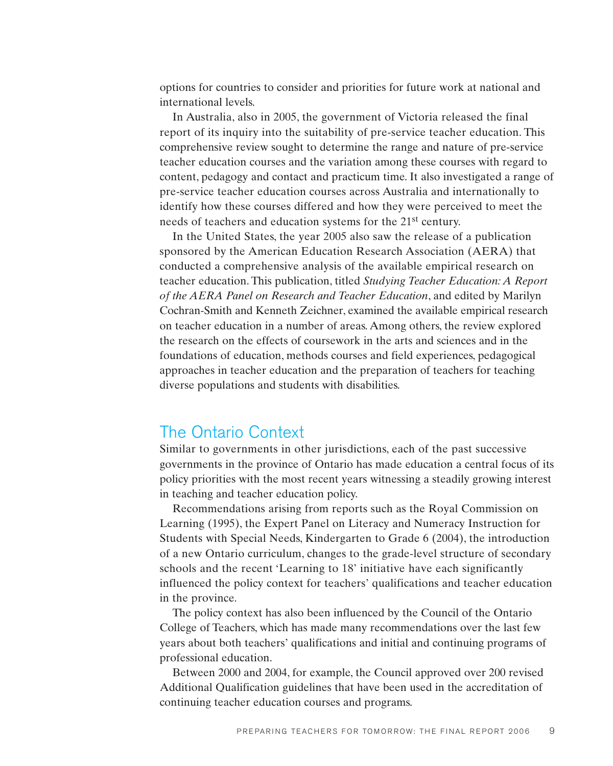options for countries to consider and priorities for future work at national and international levels.

In Australia, also in 2005, the government of Victoria released the final report of its inquiry into the suitability of pre-service teacher education. This comprehensive review sought to determine the range and nature of pre-service teacher education courses and the variation among these courses with regard to content, pedagogy and contact and practicum time. It also investigated a range of pre-service teacher education courses across Australia and internationally to identify how these courses differed and how they were perceived to meet the needs of teachers and education systems for the 21st century.

In the United States, the year 2005 also saw the release of a publication sponsored by the American Education Research Association (AERA) that conducted a comprehensive analysis of the available empirical research on teacher education. This publication, titled *Studying Teacher Education: A Report of the AERA Panel on Research and Teacher Education*, and edited by Marilyn Cochran-Smith and Kenneth Zeichner, examined the available empirical research on teacher education in a number of areas. Among others, the review explored the research on the effects of coursework in the arts and sciences and in the foundations of education, methods courses and field experiences, pedagogical approaches in teacher education and the preparation of teachers for teaching diverse populations and students with disabilities.

## The Ontario Context

Similar to governments in other jurisdictions, each of the past successive governments in the province of Ontario has made education a central focus of its policy priorities with the most recent years witnessing a steadily growing interest in teaching and teacher education policy.

Recommendations arising from reports such as the Royal Commission on Learning (1995), the Expert Panel on Literacy and Numeracy Instruction for Students with Special Needs, Kindergarten to Grade 6 (2004), the introduction of a new Ontario curriculum, changes to the grade-level structure of secondary schools and the recent 'Learning to 18' initiative have each significantly influenced the policy context for teachers' qualifications and teacher education in the province.

The policy context has also been influenced by the Council of the Ontario College of Teachers, which has made many recommendations over the last few years about both teachers' qualifications and initial and continuing programs of professional education.

Between 2000 and 2004, for example, the Council approved over 200 revised Additional Qualification guidelines that have been used in the accreditation of continuing teacher education courses and programs.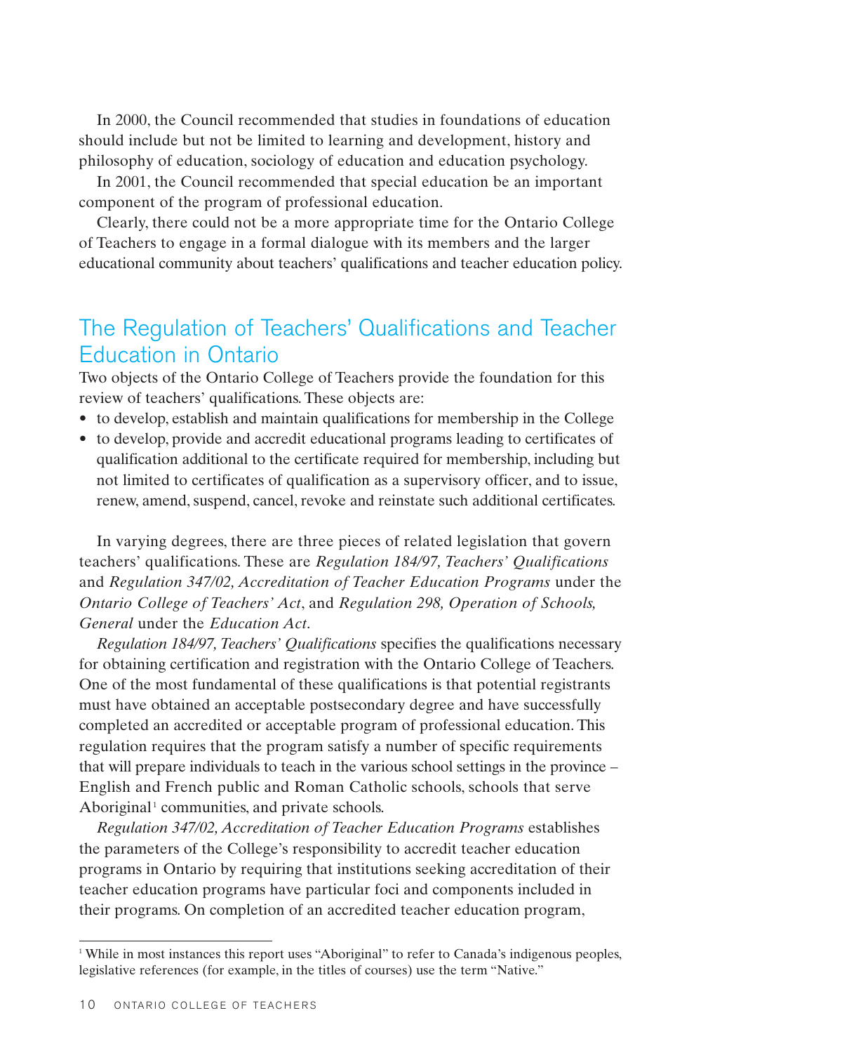In 2000, the Council recommended that studies in foundations of education should include but not be limited to learning and development, history and philosophy of education, sociology of education and education psychology.

In 2001, the Council recommended that special education be an important component of the program of professional education.

Clearly, there could not be a more appropriate time for the Ontario College of Teachers to engage in a formal dialogue with its members and the larger educational community about teachers' qualifications and teacher education policy.

## The Regulation of Teachers' Qualifications and Teacher Education in Ontario

Two objects of the Ontario College of Teachers provide the foundation for this review of teachers' qualifications. These objects are:

- to develop, establish and maintain qualifications for membership in the College
- to develop, provide and accredit educational programs leading to certificates of qualification additional to the certificate required for membership, including but not limited to certificates of qualification as a supervisory officer, and to issue, renew, amend, suspend, cancel, revoke and reinstate such additional certificates.

In varying degrees, there are three pieces of related legislation that govern teachers' qualifications. These are *Regulation 184/97, Teachers' Qualifications* and *Regulation 347/02, Accreditation of Teacher Education Programs* under the *Ontario College of Teachers' Act*, and *Regulation 298, Operation of Schools, General* under the *Education Act*.

*Regulation 184/97, Teachers' Qualifications* specifies the qualifications necessary for obtaining certification and registration with the Ontario College of Teachers. One of the most fundamental of these qualifications is that potential registrants must have obtained an acceptable postsecondary degree and have successfully completed an accredited or acceptable program of professional education. This regulation requires that the program satisfy a number of specific requirements that will prepare individuals to teach in the various school settings in the province – English and French public and Roman Catholic schools, schools that serve Aboriginal[1] communities, and private schools.

*Regulation 347/02, Accreditation of Teacher Education Programs* establishes the parameters of the College's responsibility to accredit teacher education programs in Ontario by requiring that institutions seeking accreditation of their teacher education programs have particular foci and components included in their programs. On completion of an accredited teacher education program,

[1] While in most instances this report uses "Aboriginal" to refer to Canada's indigenous peoples, legislative references (for example, in the titles of courses) use the term "Native."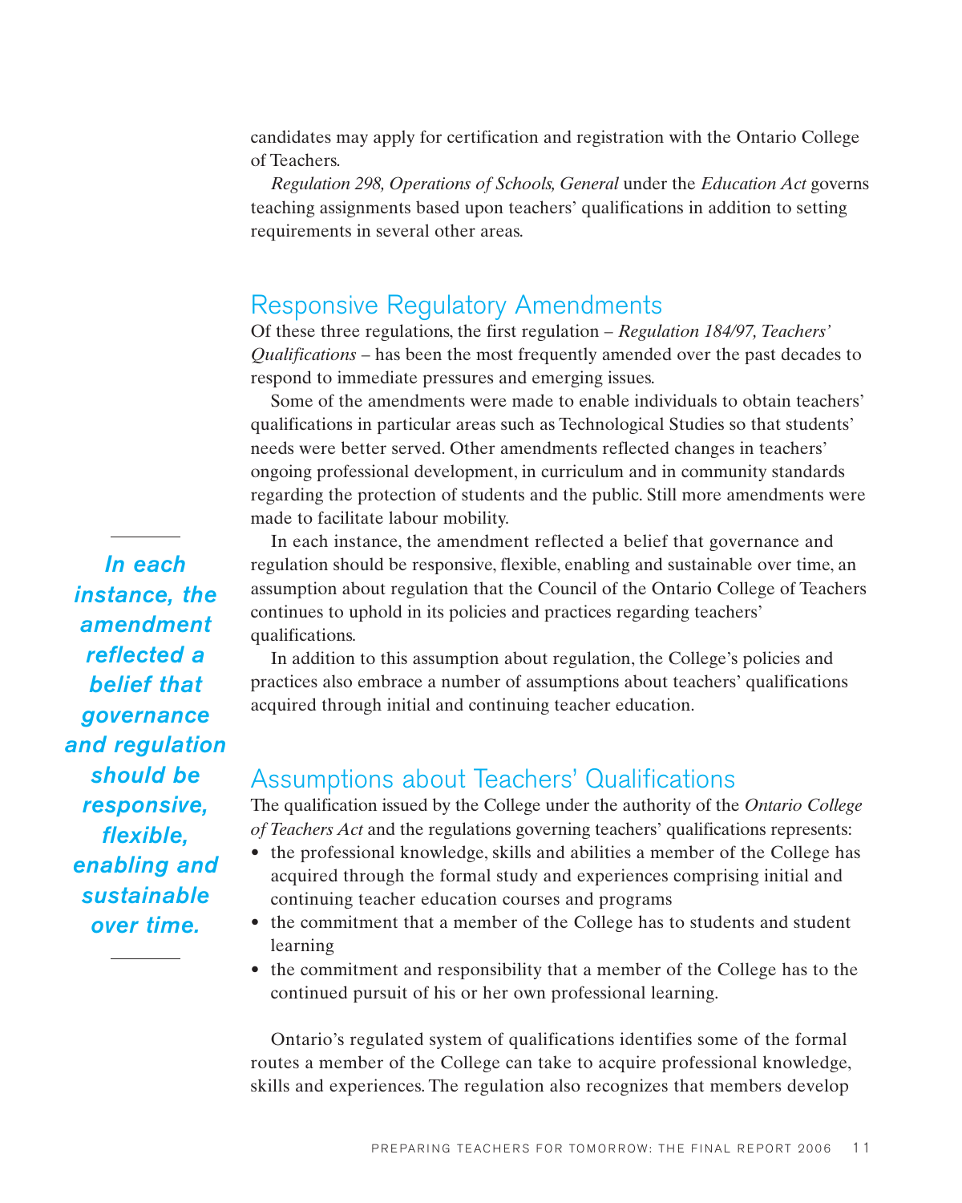candidates may apply for certification and registration with the Ontario College of Teachers.

*Regulation 298, Operations of Schools, General* under the *Education Act* governs teaching assignments based upon teachers' qualifications in addition to setting requirements in several other areas.

## Responsive Regulatory Amendments

Of these three regulations, the first regulation – *Regulation 184/97, Teachers' Qualifications* – has been the most frequently amended over the past decades to respond to immediate pressures and emerging issues.

Some of the amendments were made to enable individuals to obtain teachers' qualifications in particular areas such as Technological Studies so that students' needs were better served. Other amendments reflected changes in teachers' ongoing professional development, in curriculum and in community standards regarding the protection of students and the public. Still more amendments were made to facilitate labour mobility.

In each instance, the amendment reflected a belief that governance and regulation should be responsive, flexible, enabling and sustainable over time, an assumption about regulation that the Council of the Ontario College of Teachers continues to uphold in its policies and practices regarding teachers' qualifications.

> ***In each instance, the amendment reflected a belief that governance and regulation should be responsive, flexible, enabling and sustainable over time.***

In addition to this assumption about regulation, the College's policies and practices also embrace a number of assumptions about teachers' qualifications acquired through initial and continuing teacher education.

## Assumptions about Teachers' Qualifications

The qualification issued by the College under the authority of the *Ontario College of Teachers Act* and the regulations governing teachers' qualifications represents:

- the professional knowledge, skills and abilities a member of the College has acquired through the formal study and experiences comprising initial and continuing teacher education courses and programs
- the commitment that a member of the College has to students and student learning
- the commitment and responsibility that a member of the College has to the continued pursuit of his or her own professional learning.

Ontario's regulated system of qualifications identifies some of the formal routes a member of the College can take to acquire professional knowledge, skills and experiences. The regulation also recognizes that members develop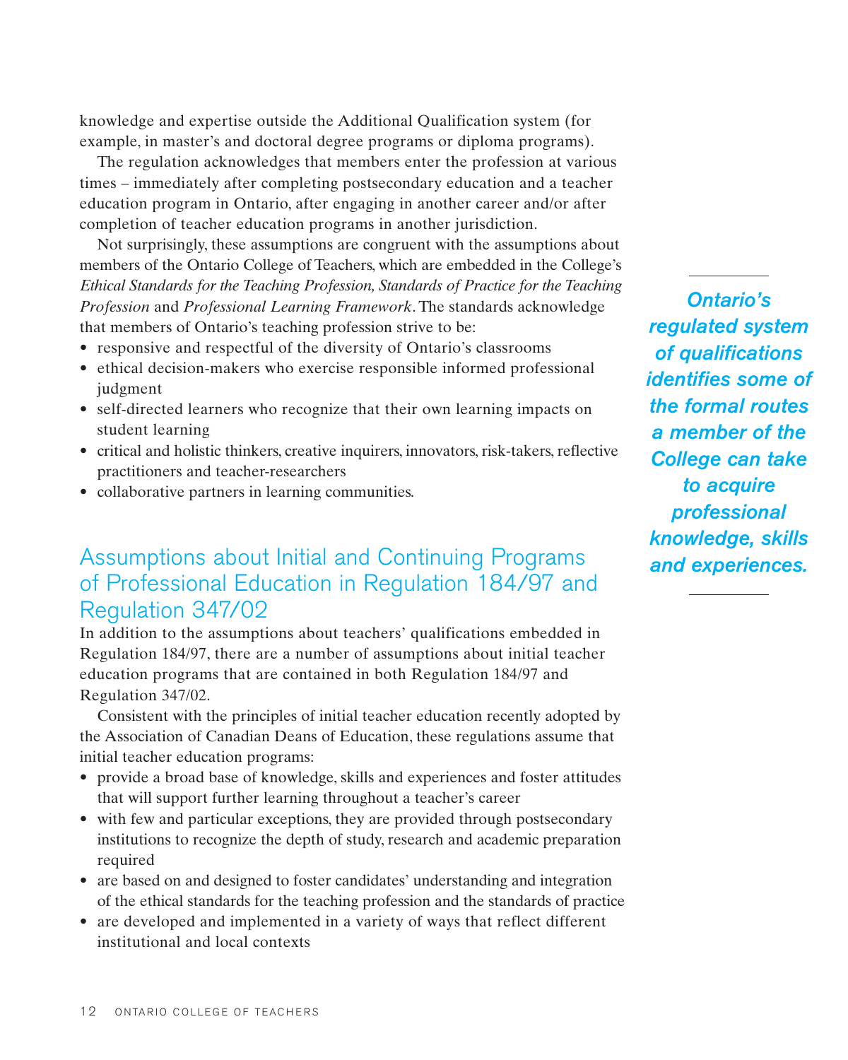knowledge and expertise outside the Additional Qualification system (for example, in master's and doctoral degree programs or diploma programs).

The regulation acknowledges that members enter the profession at various times – immediately after completing postsecondary education and a teacher education program in Ontario, after engaging in another career and/or after completion of teacher education programs in another jurisdiction.

Not surprisingly, these assumptions are congruent with the assumptions about members of the Ontario College of Teachers, which are embedded in the College's *Ethical Standards for the Teaching Profession, Standards of Practice for the Teaching Profession* and *Professional Learning Framework*. The standards acknowledge that members of Ontario's teaching profession strive to be:

- responsive and respectful of the diversity of Ontario's classrooms
- ethical decision-makers who exercise responsible informed professional judgment
- self-directed learners who recognize that their own learning impacts on student learning
- critical and holistic thinkers, creative inquirers, innovators, risk-takers, reflective practitioners and teacher-researchers
- collaborative partners in learning communities.

***Ontario's regulated system of qualifications identifies some of the formal routes a member of the College can take to acquire professional knowledge, skills and experiences.***

## Assumptions about Initial and Continuing Programs of Professional Education in Regulation 184/97 and Regulation 347/02

In addition to the assumptions about teachers' qualifications embedded in Regulation 184/97, there are a number of assumptions about initial teacher education programs that are contained in both Regulation 184/97 and Regulation 347/02.

Consistent with the principles of initial teacher education recently adopted by the Association of Canadian Deans of Education, these regulations assume that initial teacher education programs:

- provide a broad base of knowledge, skills and experiences and foster attitudes that will support further learning throughout a teacher's career
- with few and particular exceptions, they are provided through postsecondary institutions to recognize the depth of study, research and academic preparation required
- are based on and designed to foster candidates' understanding and integration of the ethical standards for the teaching profession and the standards of practice
- are developed and implemented in a variety of ways that reflect different institutional and local contexts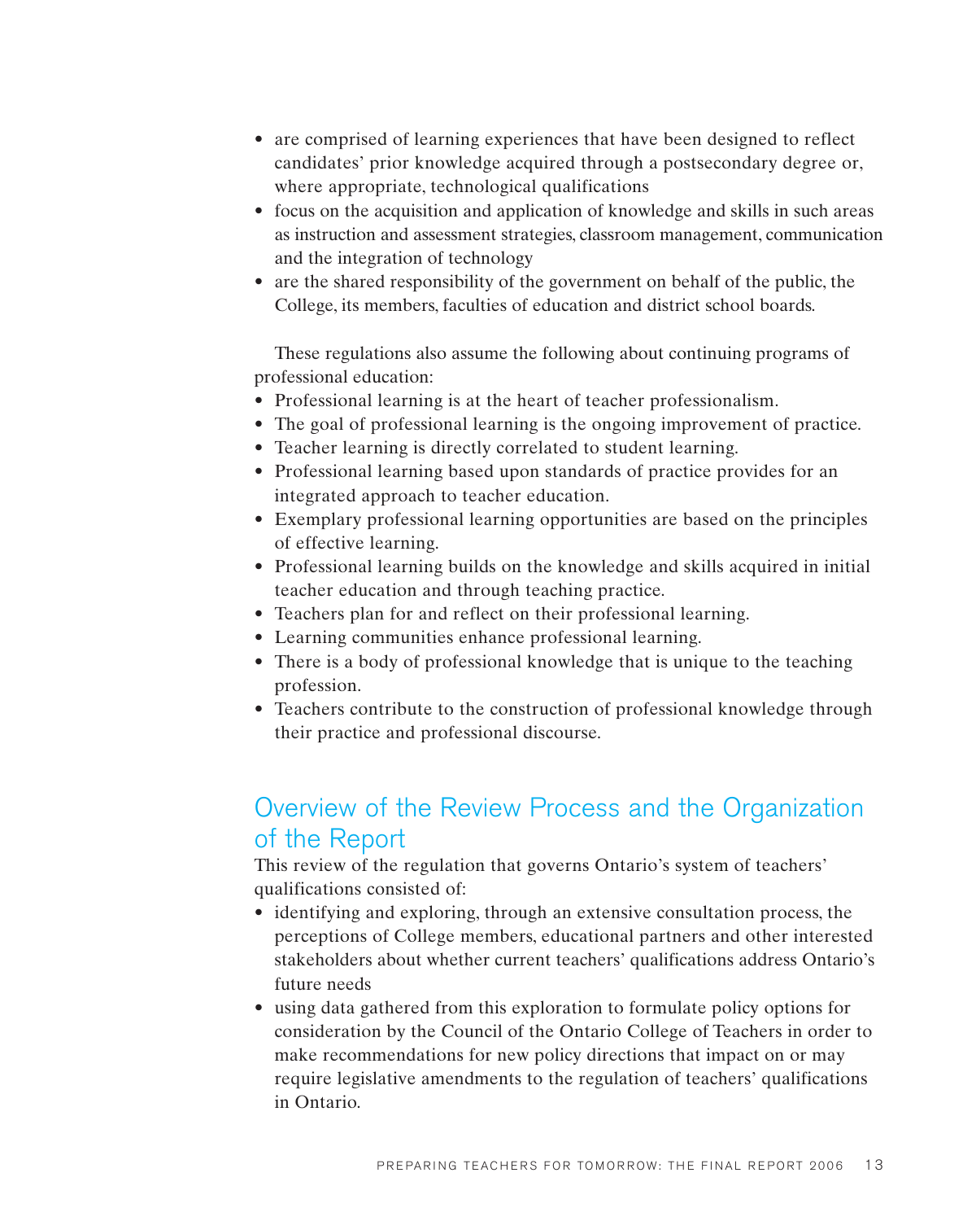- are comprised of learning experiences that have been designed to reflect candidates' prior knowledge acquired through a postsecondary degree or, where appropriate, technological qualifications
- focus on the acquisition and application of knowledge and skills in such areas as instruction and assessment strategies, classroom management, communication and the integration of technology
- are the shared responsibility of the government on behalf of the public, the College, its members, faculties of education and district school boards.

These regulations also assume the following about continuing programs of professional education:

- Professional learning is at the heart of teacher professionalism.
- The goal of professional learning is the ongoing improvement of practice.
- Teacher learning is directly correlated to student learning.
- Professional learning based upon standards of practice provides for an integrated approach to teacher education.
- Exemplary professional learning opportunities are based on the principles of effective learning.
- Professional learning builds on the knowledge and skills acquired in initial teacher education and through teaching practice.
- Teachers plan for and reflect on their professional learning.
- Learning communities enhance professional learning.
- There is a body of professional knowledge that is unique to the teaching profession.
- Teachers contribute to the construction of professional knowledge through their practice and professional discourse.

## Overview of the Review Process and the Organization of the Report

This review of the regulation that governs Ontario's system of teachers' qualifications consisted of:

- identifying and exploring, through an extensive consultation process, the perceptions of College members, educational partners and other interested stakeholders about whether current teachers' qualifications address Ontario's future needs
- using data gathered from this exploration to formulate policy options for consideration by the Council of the Ontario College of Teachers in order to make recommendations for new policy directions that impact on or may require legislative amendments to the regulation of teachers' qualifications in Ontario.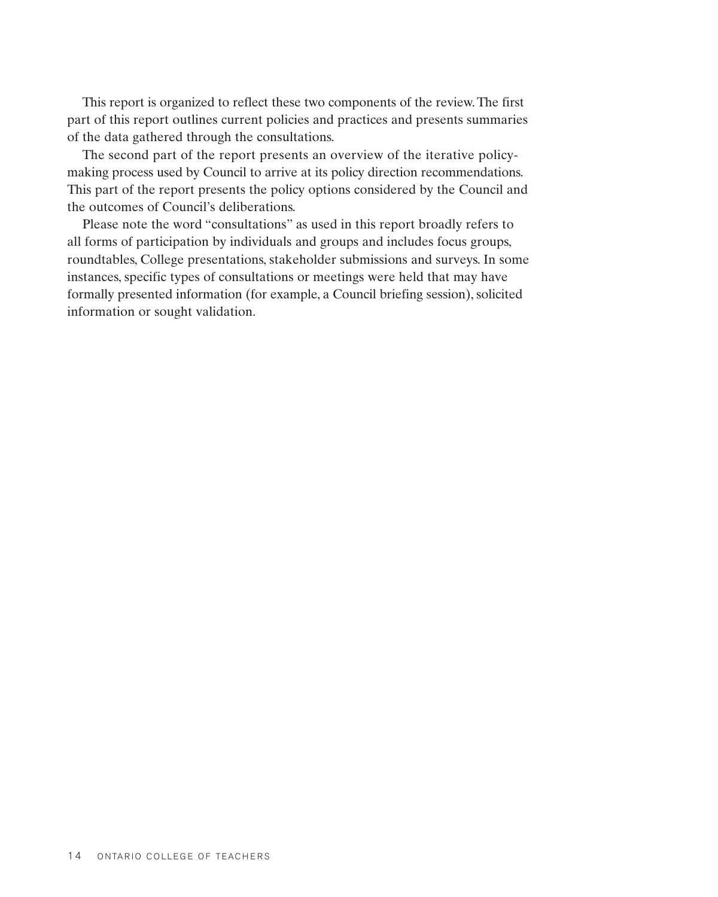This report is organized to reflect these two components of the review. The first part of this report outlines current policies and practices and presents summaries of the data gathered through the consultations.

The second part of the report presents an overview of the iterative policy-making process used by Council to arrive at its policy direction recommendations. This part of the report presents the policy options considered by the Council and the outcomes of Council's deliberations.

Please note the word "consultations" as used in this report broadly refers to all forms of participation by individuals and groups and includes focus groups, roundtables, College presentations, stakeholder submissions and surveys. In some instances, specific types of consultations or meetings were held that may have formally presented information (for example, a Council briefing session), solicited information or sought validation.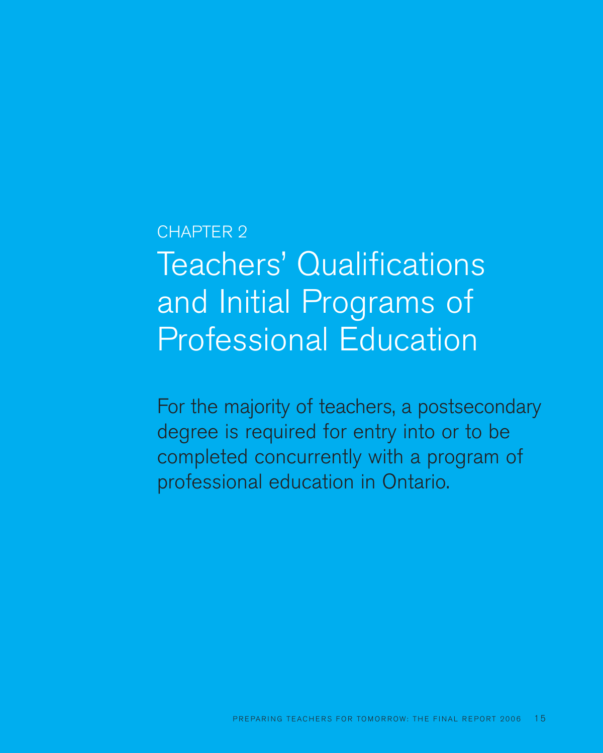CHAPTER 2

# Teachers' Qualifications and Initial Programs of Professional Education

For the majority of teachers, a postsecondary degree is required for entry into or to be completed concurrently with a program of professional education in Ontario.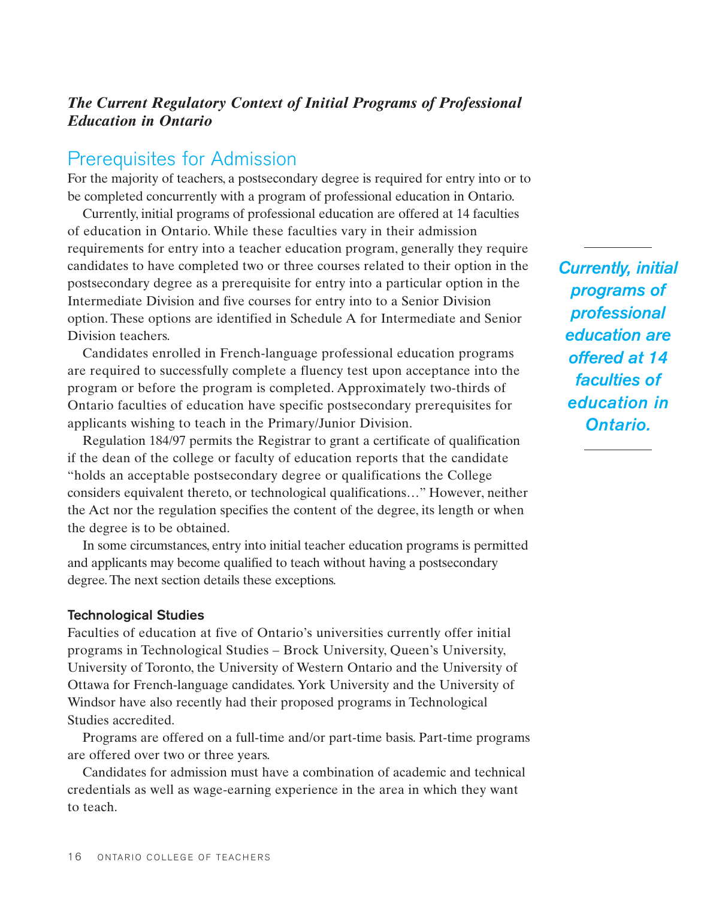***The Current Regulatory Context of Initial Programs of Professional Education in Ontario***

## Prerequisites for Admission

For the majority of teachers, a postsecondary degree is required for entry into or to be completed concurrently with a program of professional education in Ontario.

Currently, initial programs of professional education are offered at 14 faculties of education in Ontario. While these faculties vary in their admission requirements for entry into a teacher education program, generally they require candidates to have completed two or three courses related to their option in the postsecondary degree as a prerequisite for entry into a particular option in the Intermediate Division and five courses for entry into to a Senior Division option. These options are identified in Schedule A for Intermediate and Senior Division teachers.

Candidates enrolled in French-language professional education programs are required to successfully complete a fluency test upon acceptance into the program or before the program is completed. Approximately two-thirds of Ontario faculties of education have specific postsecondary prerequisites for applicants wishing to teach in the Primary/Junior Division.

Regulation 184/97 permits the Registrar to grant a certificate of qualification if the dean of the college or faculty of education reports that the candidate "holds an acceptable postsecondary degree or qualifications the College considers equivalent thereto, or technological qualifications…" However, neither the Act nor the regulation specifies the content of the degree, its length or when the degree is to be obtained.

In some circumstances, entry into initial teacher education programs is permitted and applicants may become qualified to teach without having a postsecondary degree. The next section details these exceptions.

*Currently, initial programs of professional education are offered at 14 faculties of education in Ontario.*

### Technological Studies

Faculties of education at five of Ontario's universities currently offer initial programs in Technological Studies – Brock University, Queen's University, University of Toronto, the University of Western Ontario and the University of Ottawa for French-language candidates. York University and the University of Windsor have also recently had their proposed programs in Technological Studies accredited.

Programs are offered on a full-time and/or part-time basis. Part-time programs are offered over two or three years.

Candidates for admission must have a combination of academic and technical credentials as well as wage-earning experience in the area in which they want to teach.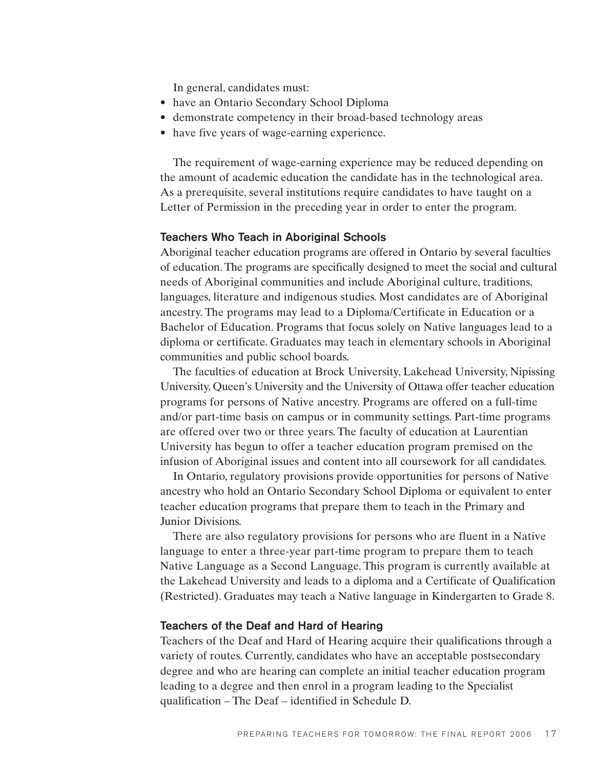In general, candidates must:

- have an Ontario Secondary School Diploma
- demonstrate competency in their broad-based technology areas
- have five years of wage-earning experience.

The requirement of wage-earning experience may be reduced depending on the amount of academic education the candidate has in the technological area. As a prerequisite, several institutions require candidates to have taught on a Letter of Permission in the preceding year in order to enter the program.

### Teachers Who Teach in Aboriginal Schools

Aboriginal teacher education programs are offered in Ontario by several faculties of education. The programs are specifically designed to meet the social and cultural needs of Aboriginal communities and include Aboriginal culture, traditions, languages, literature and indigenous studies. Most candidates are of Aboriginal ancestry. The programs may lead to a Diploma/Certificate in Education or a Bachelor of Education. Programs that focus solely on Native languages lead to a diploma or certificate. Graduates may teach in elementary schools in Aboriginal communities and public school boards.

The faculties of education at Brock University, Lakehead University, Nipissing University, Queen's University and the University of Ottawa offer teacher education programs for persons of Native ancestry. Programs are offered on a full-time and/or part-time basis on campus or in community settings. Part-time programs are offered over two or three years. The faculty of education at Laurentian University has begun to offer a teacher education program premised on the infusion of Aboriginal issues and content into all coursework for all candidates.

In Ontario, regulatory provisions provide opportunities for persons of Native ancestry who hold an Ontario Secondary School Diploma or equivalent to enter teacher education programs that prepare them to teach in the Primary and Junior Divisions.

There are also regulatory provisions for persons who are fluent in a Native language to enter a three-year part-time program to prepare them to teach Native Language as a Second Language. This program is currently available at the Lakehead University and leads to a diploma and a Certificate of Qualification (Restricted). Graduates may teach a Native language in Kindergarten to Grade 8.

### Teachers of the Deaf and Hard of Hearing

Teachers of the Deaf and Hard of Hearing acquire their qualifications through a variety of routes. Currently, candidates who have an acceptable postsecondary degree and who are hearing can complete an initial teacher education program leading to a degree and then enrol in a program leading to the Specialist qualification – The Deaf – identified in Schedule D.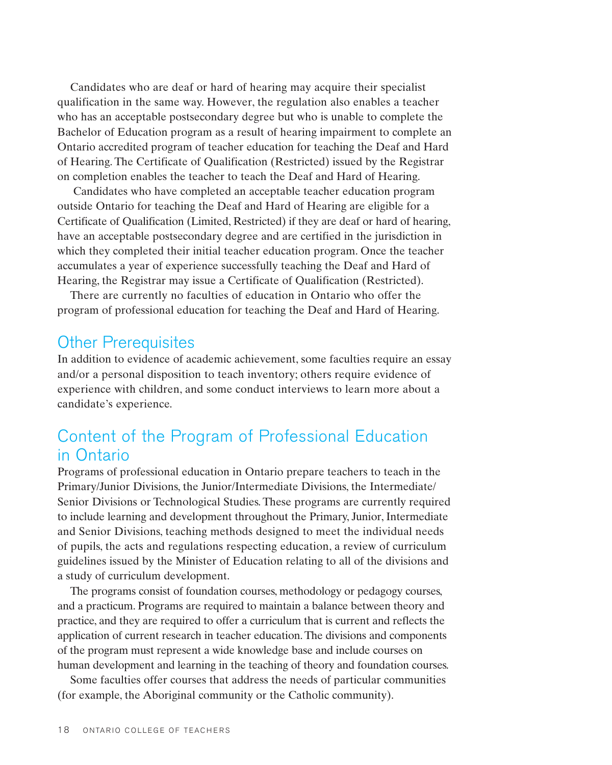Candidates who are deaf or hard of hearing may acquire their specialist qualification in the same way. However, the regulation also enables a teacher who has an acceptable postsecondary degree but who is unable to complete the Bachelor of Education program as a result of hearing impairment to complete an Ontario accredited program of teacher education for teaching the Deaf and Hard of Hearing. The Certificate of Qualification (Restricted) issued by the Registrar on completion enables the teacher to teach the Deaf and Hard of Hearing.

Candidates who have completed an acceptable teacher education program outside Ontario for teaching the Deaf and Hard of Hearing are eligible for a Certificate of Qualification (Limited, Restricted) if they are deaf or hard of hearing, have an acceptable postsecondary degree and are certified in the jurisdiction in which they completed their initial teacher education program. Once the teacher accumulates a year of experience successfully teaching the Deaf and Hard of Hearing, the Registrar may issue a Certificate of Qualification (Restricted).

There are currently no faculties of education in Ontario who offer the program of professional education for teaching the Deaf and Hard of Hearing.

## Other Prerequisites

In addition to evidence of academic achievement, some faculties require an essay and/or a personal disposition to teach inventory; others require evidence of experience with children, and some conduct interviews to learn more about a candidate's experience.

## Content of the Program of Professional Education in Ontario

Programs of professional education in Ontario prepare teachers to teach in the Primary/Junior Divisions, the Junior/Intermediate Divisions, the Intermediate/Senior Divisions or Technological Studies. These programs are currently required to include learning and development throughout the Primary, Junior, Intermediate and Senior Divisions, teaching methods designed to meet the individual needs of pupils, the acts and regulations respecting education, a review of curriculum guidelines issued by the Minister of Education relating to all of the divisions and a study of curriculum development.

The programs consist of foundation courses, methodology or pedagogy courses, and a practicum. Programs are required to maintain a balance between theory and practice, and they are required to offer a curriculum that is current and reflects the application of current research in teacher education. The divisions and components of the program must represent a wide knowledge base and include courses on human development and learning in the teaching of theory and foundation courses.

Some faculties offer courses that address the needs of particular communities (for example, the Aboriginal community or the Catholic community).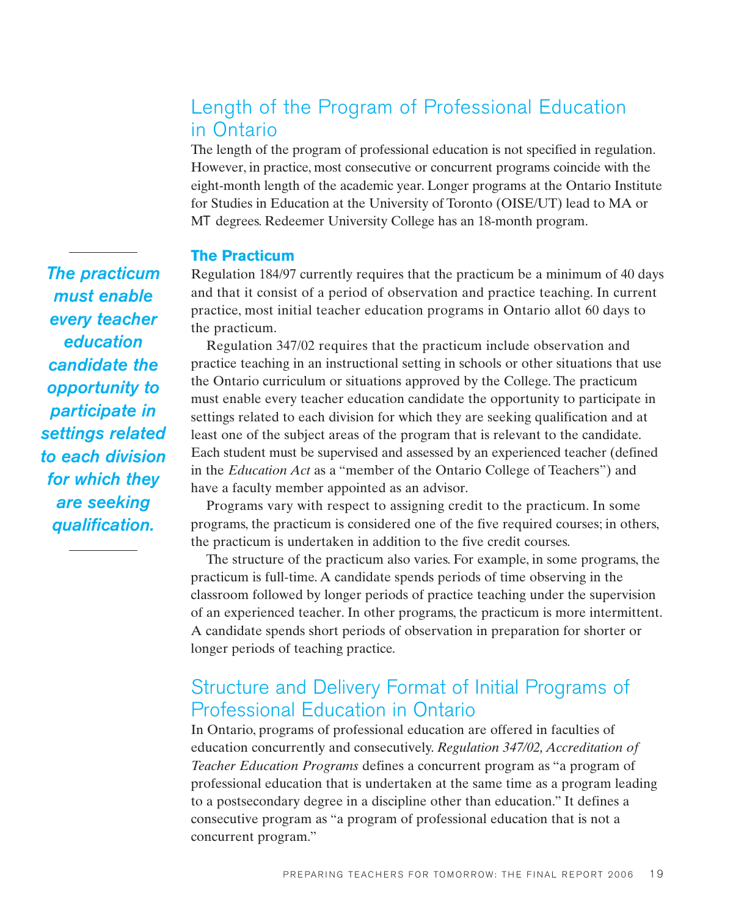## Length of the Program of Professional Education in Ontario

The length of the program of professional education is not specified in regulation. However, in practice, most consecutive or concurrent programs coincide with the eight-month length of the academic year. Longer programs at the Ontario Institute for Studies in Education at the University of Toronto (OISE/UT) lead to MA or MT degrees. Redeemer University College has an 18-month program.

### The Practicum

*The practicum must enable every teacher education candidate the opportunity to participate in settings related to each division for which they are seeking qualification.*

Regulation 184/97 currently requires that the practicum be a minimum of 40 days and that it consist of a period of observation and practice teaching. In current practice, most initial teacher education programs in Ontario allot 60 days to the practicum.

Regulation 347/02 requires that the practicum include observation and practice teaching in an instructional setting in schools or other situations that use the Ontario curriculum or situations approved by the College. The practicum must enable every teacher education candidate the opportunity to participate in settings related to each division for which they are seeking qualification and at least one of the subject areas of the program that is relevant to the candidate. Each student must be supervised and assessed by an experienced teacher (defined in the *Education Act* as a "member of the Ontario College of Teachers") and have a faculty member appointed as an advisor.

Programs vary with respect to assigning credit to the practicum. In some programs, the practicum is considered one of the five required courses; in others, the practicum is undertaken in addition to the five credit courses.

The structure of the practicum also varies. For example, in some programs, the practicum is full-time. A candidate spends periods of time observing in the classroom followed by longer periods of practice teaching under the supervision of an experienced teacher. In other programs, the practicum is more intermittent. A candidate spends short periods of observation in preparation for shorter or longer periods of teaching practice.

## Structure and Delivery Format of Initial Programs of Professional Education in Ontario

In Ontario, programs of professional education are offered in faculties of education concurrently and consecutively. *Regulation 347/02, Accreditation of Teacher Education Programs* defines a concurrent program as "a program of professional education that is undertaken at the same time as a program leading to a postsecondary degree in a discipline other than education." It defines a consecutive program as "a program of professional education that is not a concurrent program."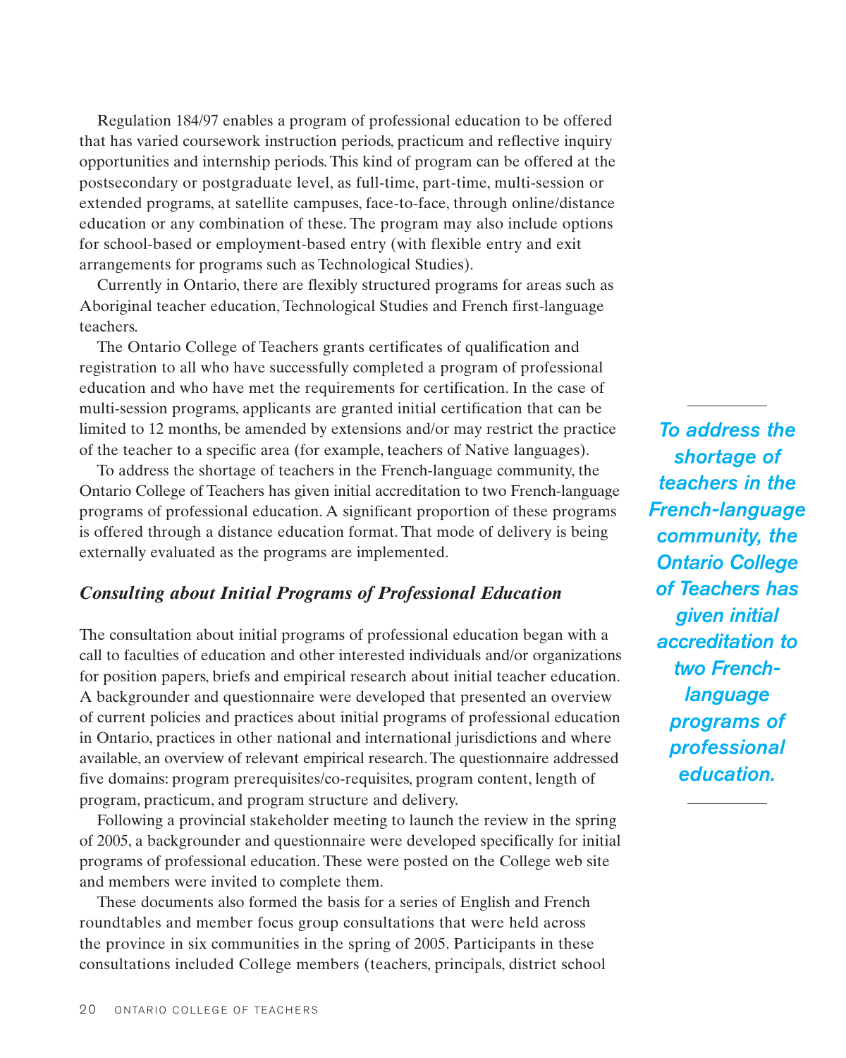Regulation 184/97 enables a program of professional education to be offered that has varied coursework instruction periods, practicum and reflective inquiry opportunities and internship periods. This kind of program can be offered at the postsecondary or postgraduate level, as full-time, part-time, multi-session or extended programs, at satellite campuses, face-to-face, through online/distance education or any combination of these. The program may also include options for school-based or employment-based entry (with flexible entry and exit arrangements for programs such as Technological Studies).

Currently in Ontario, there are flexibly structured programs for areas such as Aboriginal teacher education, Technological Studies and French first-language teachers.

The Ontario College of Teachers grants certificates of qualification and registration to all who have successfully completed a program of professional education and who have met the requirements for certification. In the case of multi-session programs, applicants are granted initial certification that can be limited to 12 months, be amended by extensions and/or may restrict the practice of the teacher to a specific area (for example, teachers of Native languages).

To address the shortage of teachers in the French-language community, the Ontario College of Teachers has given initial accreditation to two French-language programs of professional education. A significant proportion of these programs is offered through a distance education format. That mode of delivery is being externally evaluated as the programs are implemented.

*To address the shortage of teachers in the French-language community, the Ontario College of Teachers has given initial accreditation to two French-language programs of professional education.*

### *Consulting about Initial Programs of Professional Education*

The consultation about initial programs of professional education began with a call to faculties of education and other interested individuals and/or organizations for position papers, briefs and empirical research about initial teacher education. A backgrounder and questionnaire were developed that presented an overview of current policies and practices about initial programs of professional education in Ontario, practices in other national and international jurisdictions and where available, an overview of relevant empirical research. The questionnaire addressed five domains: program prerequisites/co-requisites, program content, length of program, practicum, and program structure and delivery.

Following a provincial stakeholder meeting to launch the review in the spring of 2005, a backgrounder and questionnaire were developed specifically for initial programs of professional education. These were posted on the College web site and members were invited to complete them.

These documents also formed the basis for a series of English and French roundtables and member focus group consultations that were held across the province in six communities in the spring of 2005. Participants in these consultations included College members (teachers, principals, district school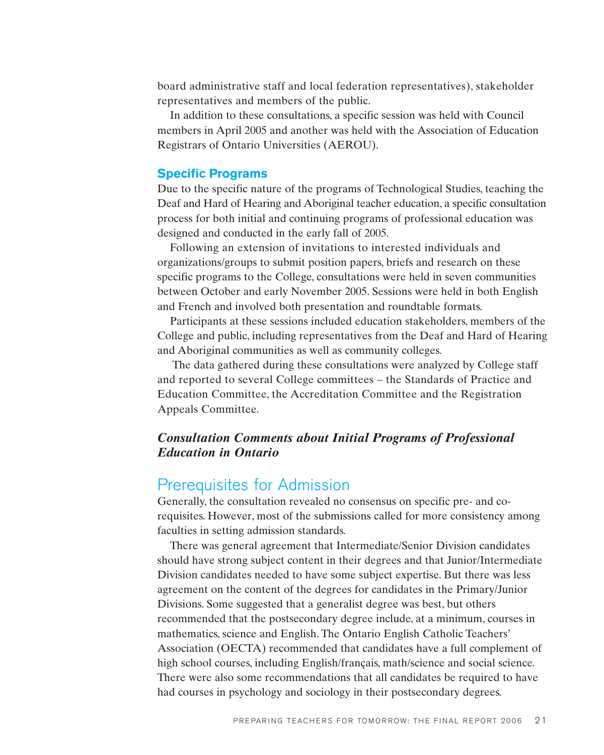board administrative staff and local federation representatives), stakeholder representatives and members of the public.

In addition to these consultations, a specific session was held with Council members in April 2005 and another was held with the Association of Education Registrars of Ontario Universities (AEROU).

### Specific Programs

Due to the specific nature of the programs of Technological Studies, teaching the Deaf and Hard of Hearing and Aboriginal teacher education, a specific consultation process for both initial and continuing programs of professional education was designed and conducted in the early fall of 2005.

Following an extension of invitations to interested individuals and organizations/groups to submit position papers, briefs and research on these specific programs to the College, consultations were held in seven communities between October and early November 2005. Sessions were held in both English and French and involved both presentation and roundtable formats.

Participants at these sessions included education stakeholders, members of the College and public, including representatives from the Deaf and Hard of Hearing and Aboriginal communities as well as community colleges.

The data gathered during these consultations were analyzed by College staff and reported to several College committees – the Standards of Practice and Education Committee, the Accreditation Committee and the Registration Appeals Committee.

### *Consultation Comments about Initial Programs of Professional Education in Ontario*

## Prerequisites for Admission

Generally, the consultation revealed no consensus on specific pre- and co-requisites. However, most of the submissions called for more consistency among faculties in setting admission standards.

There was general agreement that Intermediate/Senior Division candidates should have strong subject content in their degrees and that Junior/Intermediate Division candidates needed to have some subject expertise. But there was less agreement on the content of the degrees for candidates in the Primary/Junior Divisions. Some suggested that a generalist degree was best, but others recommended that the postsecondary degree include, at a minimum, courses in mathematics, science and English. The Ontario English Catholic Teachers' Association (OECTA) recommended that candidates have a full complement of high school courses, including English/français, math/science and social science. There were also some recommendations that all candidates be required to have had courses in psychology and sociology in their postsecondary degrees.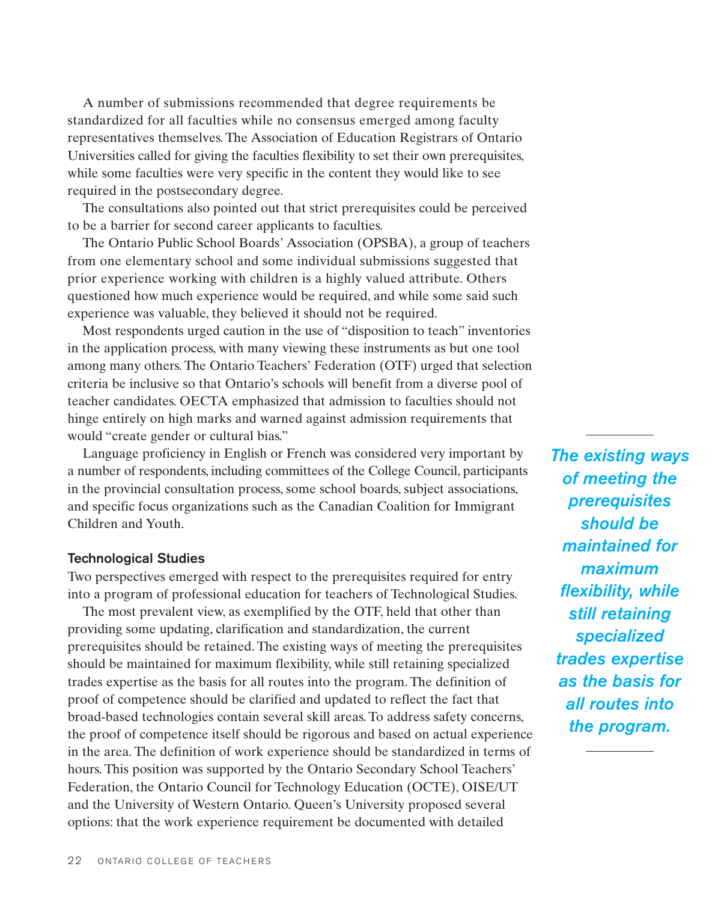A number of submissions recommended that degree requirements be standardized for all faculties while no consensus emerged among faculty representatives themselves. The Association of Education Registrars of Ontario Universities called for giving the faculties flexibility to set their own prerequisites, while some faculties were very specific in the content they would like to see required in the postsecondary degree.

The consultations also pointed out that strict prerequisites could be perceived to be a barrier for second career applicants to faculties.

The Ontario Public School Boards' Association (OPSBA), a group of teachers from one elementary school and some individual submissions suggested that prior experience working with children is a highly valued attribute. Others questioned how much experience would be required, and while some said such experience was valuable, they believed it should not be required.

Most respondents urged caution in the use of "disposition to teach" inventories in the application process, with many viewing these instruments as but one tool among many others. The Ontario Teachers' Federation (OTF) urged that selection criteria be inclusive so that Ontario's schools will benefit from a diverse pool of teacher candidates. OECTA emphasized that admission to faculties should not hinge entirely on high marks and warned against admission requirements that would "create gender or cultural bias."

Language proficiency in English or French was considered very important by a number of respondents, including committees of the College Council, participants in the provincial consultation process, some school boards, subject associations, and specific focus organizations such as the Canadian Coalition for Immigrant Children and Youth.

### Technological Studies

Two perspectives emerged with respect to the prerequisites required for entry into a program of professional education for teachers of Technological Studies.

The most prevalent view, as exemplified by the OTF, held that other than providing some updating, clarification and standardization, the current prerequisites should be retained. The existing ways of meeting the prerequisites should be maintained for maximum flexibility, while still retaining specialized trades expertise as the basis for all routes into the program. The definition of proof of competence should be clarified and updated to reflect the fact that broad-based technologies contain several skill areas. To address safety concerns, the proof of competence itself should be rigorous and based on actual experience in the area. The definition of work experience should be standardized in terms of hours. This position was supported by the Ontario Secondary School Teachers' Federation, the Ontario Council for Technology Education (OCTE), OISE/UT and the University of Western Ontario. Queen's University proposed several options: that the work experience requirement be documented with detailed

> ***The existing ways of meeting the prerequisites should be maintained for maximum flexibility, while still retaining specialized trades expertise as the basis for all routes into the program.***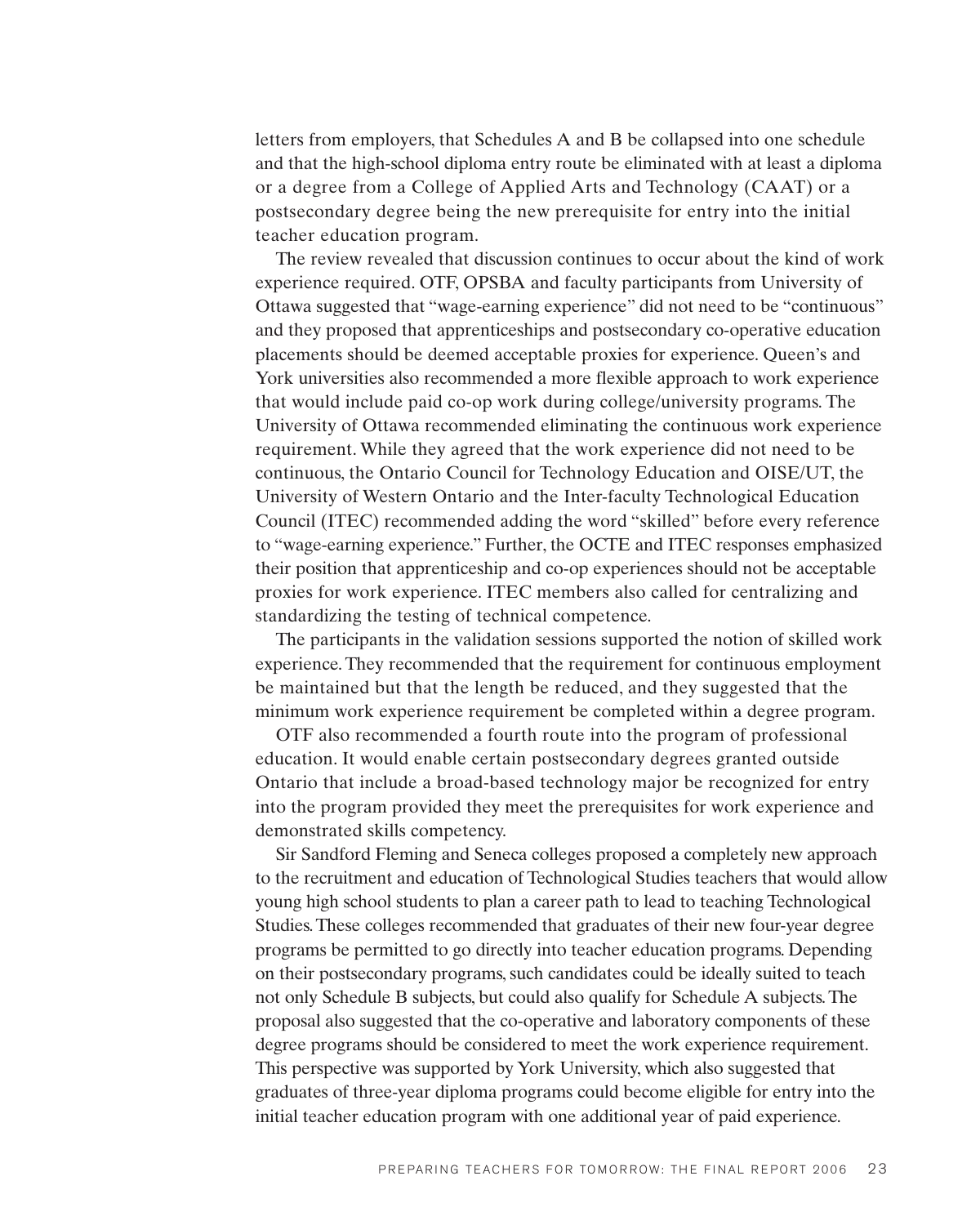letters from employers, that Schedules A and B be collapsed into one schedule and that the high-school diploma entry route be eliminated with at least a diploma or a degree from a College of Applied Arts and Technology (CAAT) or a postsecondary degree being the new prerequisite for entry into the initial teacher education program.

The review revealed that discussion continues to occur about the kind of work experience required. OTF, OPSBA and faculty participants from University of Ottawa suggested that "wage-earning experience" did not need to be "continuous" and they proposed that apprenticeships and postsecondary co-operative education placements should be deemed acceptable proxies for experience. Queen's and York universities also recommended a more flexible approach to work experience that would include paid co-op work during college/university programs. The University of Ottawa recommended eliminating the continuous work experience requirement. While they agreed that the work experience did not need to be continuous, the Ontario Council for Technology Education and OISE/UT, the University of Western Ontario and the Inter-faculty Technological Education Council (ITEC) recommended adding the word "skilled" before every reference to "wage-earning experience." Further, the OCTE and ITEC responses emphasized their position that apprenticeship and co-op experiences should not be acceptable proxies for work experience. ITEC members also called for centralizing and standardizing the testing of technical competence.

The participants in the validation sessions supported the notion of skilled work experience. They recommended that the requirement for continuous employment be maintained but that the length be reduced, and they suggested that the minimum work experience requirement be completed within a degree program.

OTF also recommended a fourth route into the program of professional education. It would enable certain postsecondary degrees granted outside Ontario that include a broad-based technology major be recognized for entry into the program provided they meet the prerequisites for work experience and demonstrated skills competency.

Sir Sandford Fleming and Seneca colleges proposed a completely new approach to the recruitment and education of Technological Studies teachers that would allow young high school students to plan a career path to lead to teaching Technological Studies. These colleges recommended that graduates of their new four-year degree programs be permitted to go directly into teacher education programs. Depending on their postsecondary programs, such candidates could be ideally suited to teach not only Schedule B subjects, but could also qualify for Schedule A subjects. The proposal also suggested that the co-operative and laboratory components of these degree programs should be considered to meet the work experience requirement. This perspective was supported by York University, which also suggested that graduates of three-year diploma programs could become eligible for entry into the initial teacher education program with one additional year of paid experience.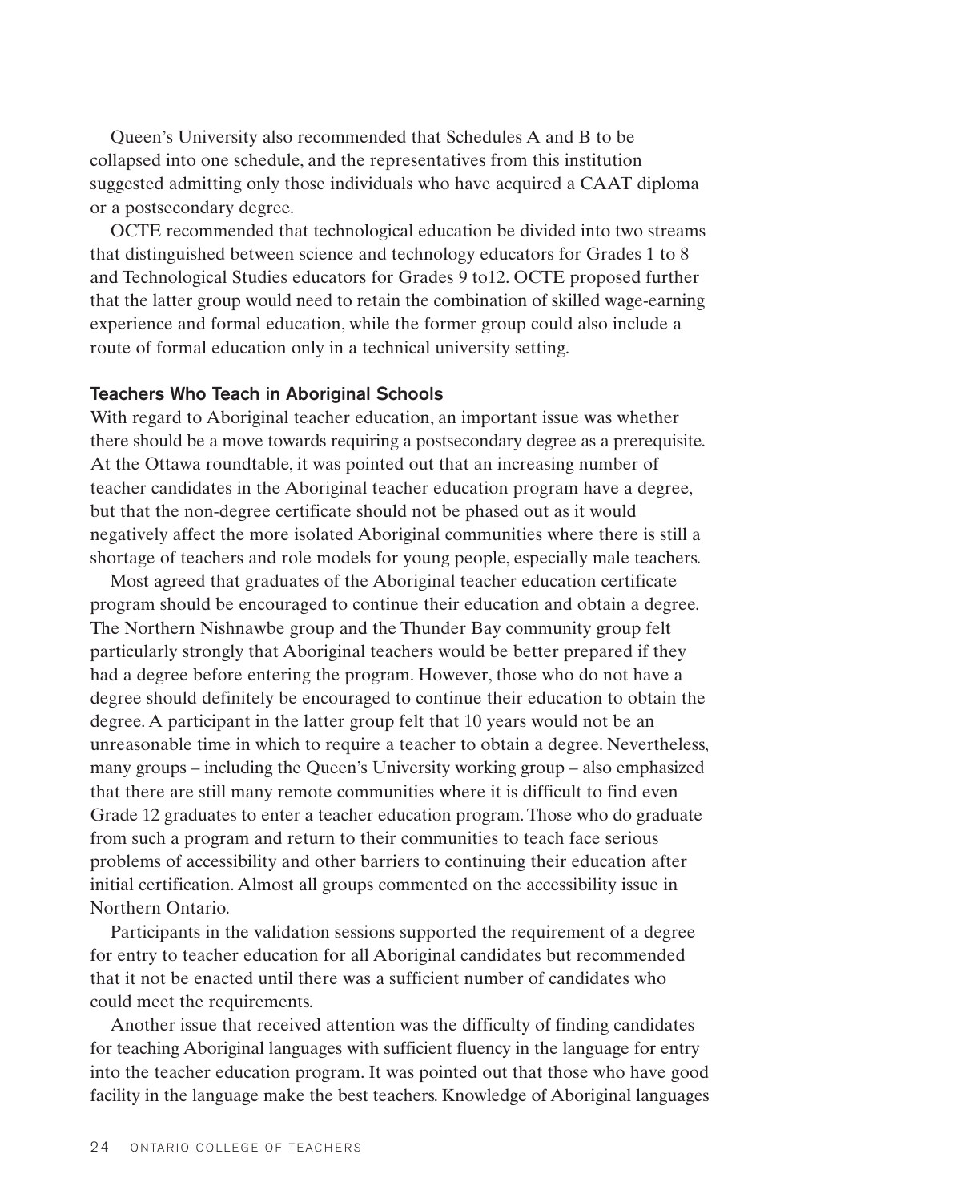Queen's University also recommended that Schedules A and B to be collapsed into one schedule, and the representatives from this institution suggested admitting only those individuals who have acquired a CAAT diploma or a postsecondary degree.

OCTE recommended that technological education be divided into two streams that distinguished between science and technology educators for Grades 1 to 8 and Technological Studies educators for Grades 9 to12. OCTE proposed further that the latter group would need to retain the combination of skilled wage-earning experience and formal education, while the former group could also include a route of formal education only in a technical university setting.

### Teachers Who Teach in Aboriginal Schools

With regard to Aboriginal teacher education, an important issue was whether there should be a move towards requiring a postsecondary degree as a prerequisite. At the Ottawa roundtable, it was pointed out that an increasing number of teacher candidates in the Aboriginal teacher education program have a degree, but that the non-degree certificate should not be phased out as it would negatively affect the more isolated Aboriginal communities where there is still a shortage of teachers and role models for young people, especially male teachers.

Most agreed that graduates of the Aboriginal teacher education certificate program should be encouraged to continue their education and obtain a degree. The Northern Nishnawbe group and the Thunder Bay community group felt particularly strongly that Aboriginal teachers would be better prepared if they had a degree before entering the program. However, those who do not have a degree should definitely be encouraged to continue their education to obtain the degree. A participant in the latter group felt that 10 years would not be an unreasonable time in which to require a teacher to obtain a degree. Nevertheless, many groups – including the Queen's University working group – also emphasized that there are still many remote communities where it is difficult to find even Grade 12 graduates to enter a teacher education program. Those who do graduate from such a program and return to their communities to teach face serious problems of accessibility and other barriers to continuing their education after initial certification. Almost all groups commented on the accessibility issue in Northern Ontario.

Participants in the validation sessions supported the requirement of a degree for entry to teacher education for all Aboriginal candidates but recommended that it not be enacted until there was a sufficient number of candidates who could meet the requirements.

Another issue that received attention was the difficulty of finding candidates for teaching Aboriginal languages with sufficient fluency in the language for entry into the teacher education program. It was pointed out that those who have good facility in the language make the best teachers. Knowledge of Aboriginal languages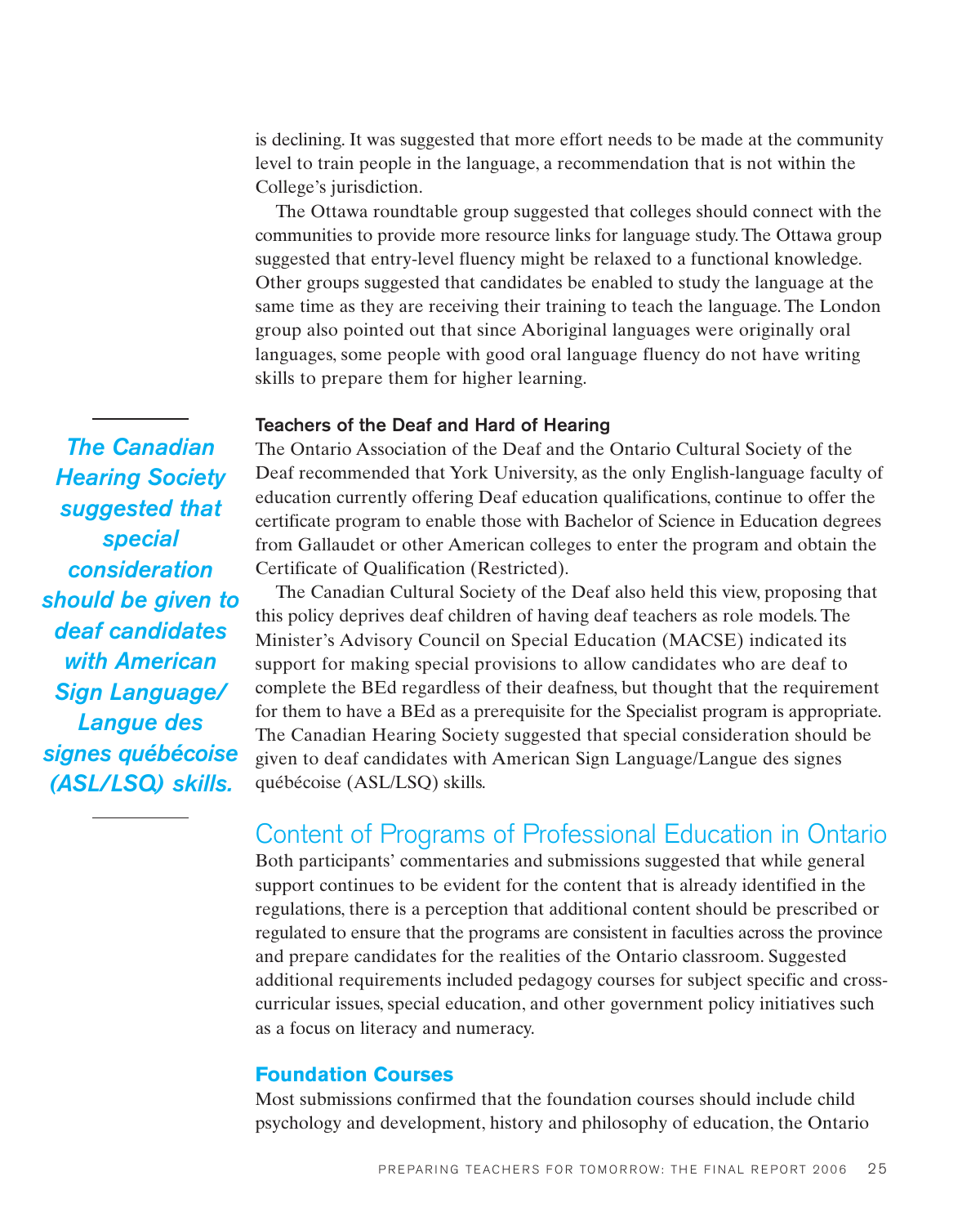is declining. It was suggested that more effort needs to be made at the community level to train people in the language, a recommendation that is not within the College's jurisdiction.

The Ottawa roundtable group suggested that colleges should connect with the communities to provide more resource links for language study. The Ottawa group suggested that entry-level fluency might be relaxed to a functional knowledge. Other groups suggested that candidates be enabled to study the language at the same time as they are receiving their training to teach the language. The London group also pointed out that since Aboriginal languages were originally oral languages, some people with good oral language fluency do not have writing skills to prepare them for higher learning.

### Teachers of the Deaf and Hard of Hearing

The Ontario Association of the Deaf and the Ontario Cultural Society of the Deaf recommended that York University, as the only English-language faculty of education currently offering Deaf education qualifications, continue to offer the certificate program to enable those with Bachelor of Science in Education degrees from Gallaudet or other American colleges to enter the program and obtain the Certificate of Qualification (Restricted).

*The Canadian Hearing Society suggested that special consideration should be given to deaf candidates with American Sign Language/ Langue des signes québécoise (ASL/LSQ) skills.*

The Canadian Cultural Society of the Deaf also held this view, proposing that this policy deprives deaf children of having deaf teachers as role models. The Minister's Advisory Council on Special Education (MACSE) indicated its support for making special provisions to allow candidates who are deaf to complete the BEd regardless of their deafness, but thought that the requirement for them to have a BEd as a prerequisite for the Specialist program is appropriate. The Canadian Hearing Society suggested that special consideration should be given to deaf candidates with American Sign Language/Langue des signes québécoise (ASL/LSQ) skills.

## Content of Programs of Professional Education in Ontario

Both participants' commentaries and submissions suggested that while general support continues to be evident for the content that is already identified in the regulations, there is a perception that additional content should be prescribed or regulated to ensure that the programs are consistent in faculties across the province and prepare candidates for the realities of the Ontario classroom. Suggested additional requirements included pedagogy courses for subject specific and cross-curricular issues, special education, and other government policy initiatives such as a focus on literacy and numeracy.

### Foundation Courses

Most submissions confirmed that the foundation courses should include child psychology and development, history and philosophy of education, the Ontario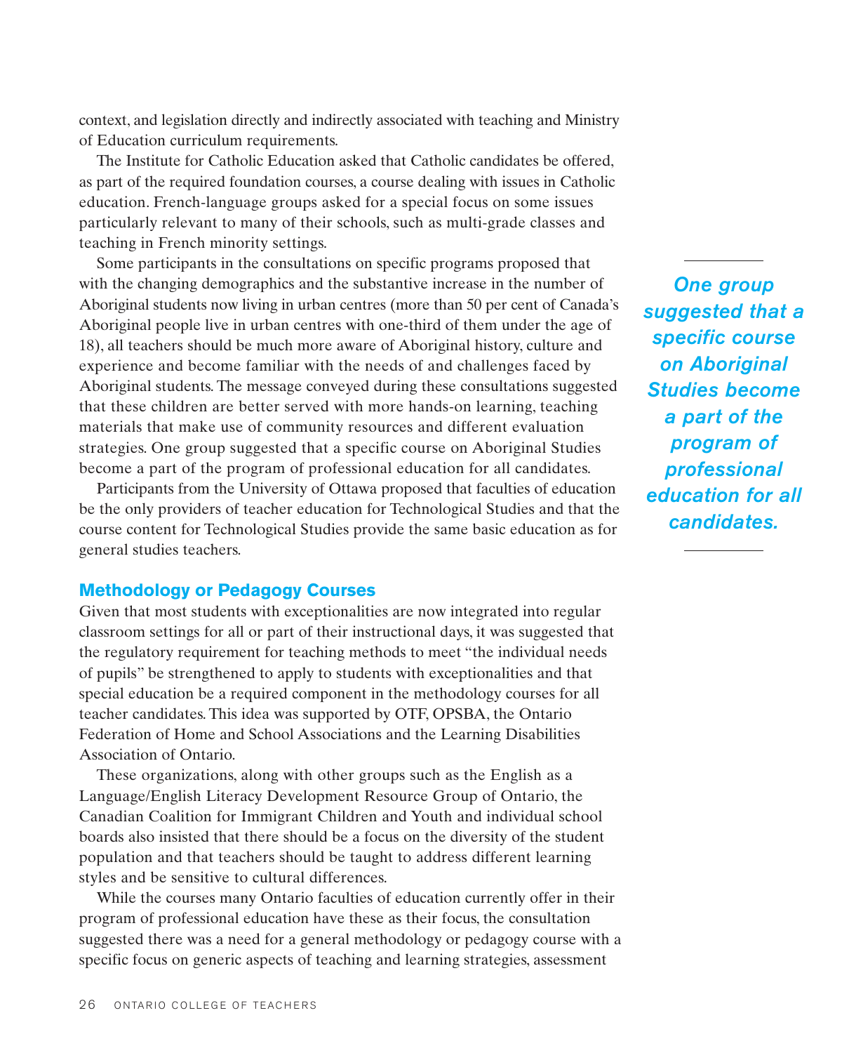context, and legislation directly and indirectly associated with teaching and Ministry of Education curriculum requirements.

The Institute for Catholic Education asked that Catholic candidates be offered, as part of the required foundation courses, a course dealing with issues in Catholic education. French-language groups asked for a special focus on some issues particularly relevant to many of their schools, such as multi-grade classes and teaching in French minority settings.

Some participants in the consultations on specific programs proposed that with the changing demographics and the substantive increase in the number of Aboriginal students now living in urban centres (more than 50 per cent of Canada's Aboriginal people live in urban centres with one-third of them under the age of 18), all teachers should be much more aware of Aboriginal history, culture and experience and become familiar with the needs of and challenges faced by Aboriginal students. The message conveyed during these consultations suggested that these children are better served with more hands-on learning, teaching materials that make use of community resources and different evaluation strategies. One group suggested that a specific course on Aboriginal Studies become a part of the program of professional education for all candidates.

*One group suggested that a specific course on Aboriginal Studies become a part of the program of professional education for all candidates.*

Participants from the University of Ottawa proposed that faculties of education be the only providers of teacher education for Technological Studies and that the course content for Technological Studies provide the same basic education as for general studies teachers.

## Methodology or Pedagogy Courses

Given that most students with exceptionalities are now integrated into regular classroom settings for all or part of their instructional days, it was suggested that the regulatory requirement for teaching methods to meet "the individual needs of pupils" be strengthened to apply to students with exceptionalities and that special education be a required component in the methodology courses for all teacher candidates. This idea was supported by OTF, OPSBA, the Ontario Federation of Home and School Associations and the Learning Disabilities Association of Ontario.

These organizations, along with other groups such as the English as a Language/English Literacy Development Resource Group of Ontario, the Canadian Coalition for Immigrant Children and Youth and individual school boards also insisted that there should be a focus on the diversity of the student population and that teachers should be taught to address different learning styles and be sensitive to cultural differences.

While the courses many Ontario faculties of education currently offer in their program of professional education have these as their focus, the consultation suggested there was a need for a general methodology or pedagogy course with a specific focus on generic aspects of teaching and learning strategies, assessment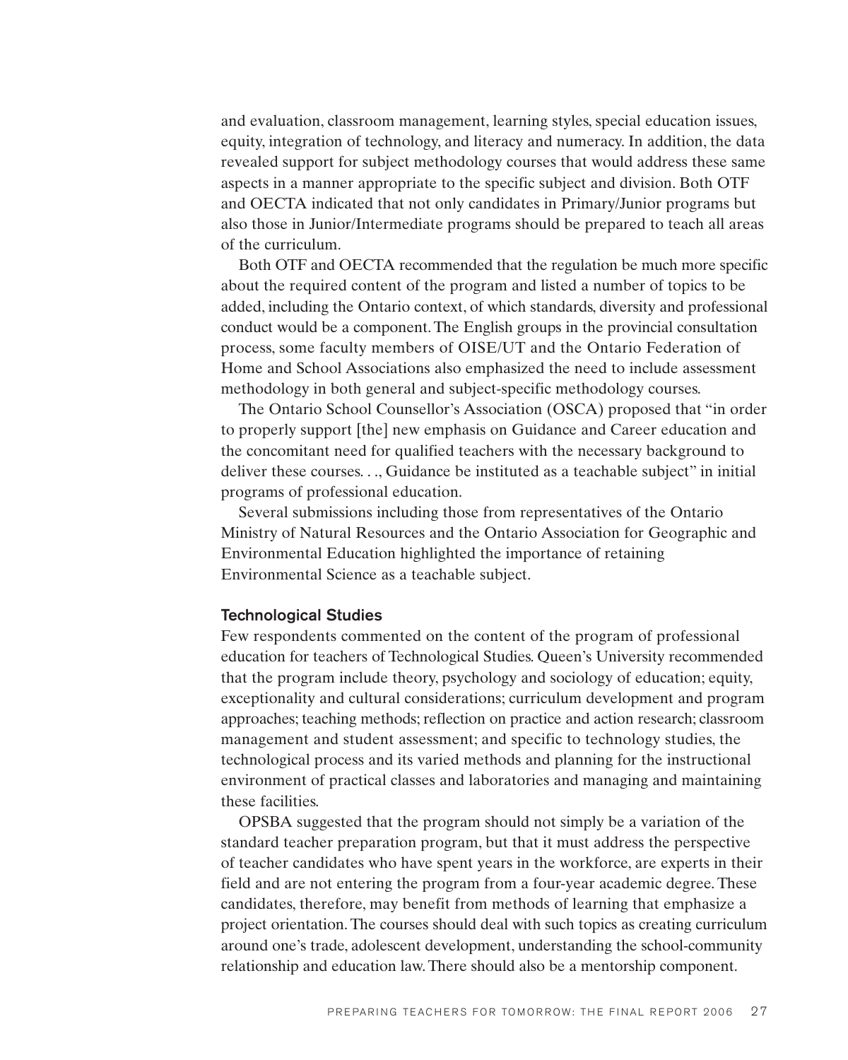and evaluation, classroom management, learning styles, special education issues, equity, integration of technology, and literacy and numeracy. In addition, the data revealed support for subject methodology courses that would address these same aspects in a manner appropriate to the specific subject and division. Both OTF and OECTA indicated that not only candidates in Primary/Junior programs but also those in Junior/Intermediate programs should be prepared to teach all areas of the curriculum.

Both OTF and OECTA recommended that the regulation be much more specific about the required content of the program and listed a number of topics to be added, including the Ontario context, of which standards, diversity and professional conduct would be a component. The English groups in the provincial consultation process, some faculty members of OISE/UT and the Ontario Federation of Home and School Associations also emphasized the need to include assessment methodology in both general and subject-specific methodology courses.

The Ontario School Counsellor's Association (OSCA) proposed that "in order to properly support [the] new emphasis on Guidance and Career education and the concomitant need for qualified teachers with the necessary background to deliver these courses. . ., Guidance be instituted as a teachable subject" in initial programs of professional education.

Several submissions including those from representatives of the Ontario Ministry of Natural Resources and the Ontario Association for Geographic and Environmental Education highlighted the importance of retaining Environmental Science as a teachable subject.

### Technological Studies

Few respondents commented on the content of the program of professional education for teachers of Technological Studies. Queen's University recommended that the program include theory, psychology and sociology of education; equity, exceptionality and cultural considerations; curriculum development and program approaches; teaching methods; reflection on practice and action research; classroom management and student assessment; and specific to technology studies, the technological process and its varied methods and planning for the instructional environment of practical classes and laboratories and managing and maintaining these facilities.

OPSBA suggested that the program should not simply be a variation of the standard teacher preparation program, but that it must address the perspective of teacher candidates who have spent years in the workforce, are experts in their field and are not entering the program from a four-year academic degree. These candidates, therefore, may benefit from methods of learning that emphasize a project orientation. The courses should deal with such topics as creating curriculum around one's trade, adolescent development, understanding the school-community relationship and education law. There should also be a mentorship component.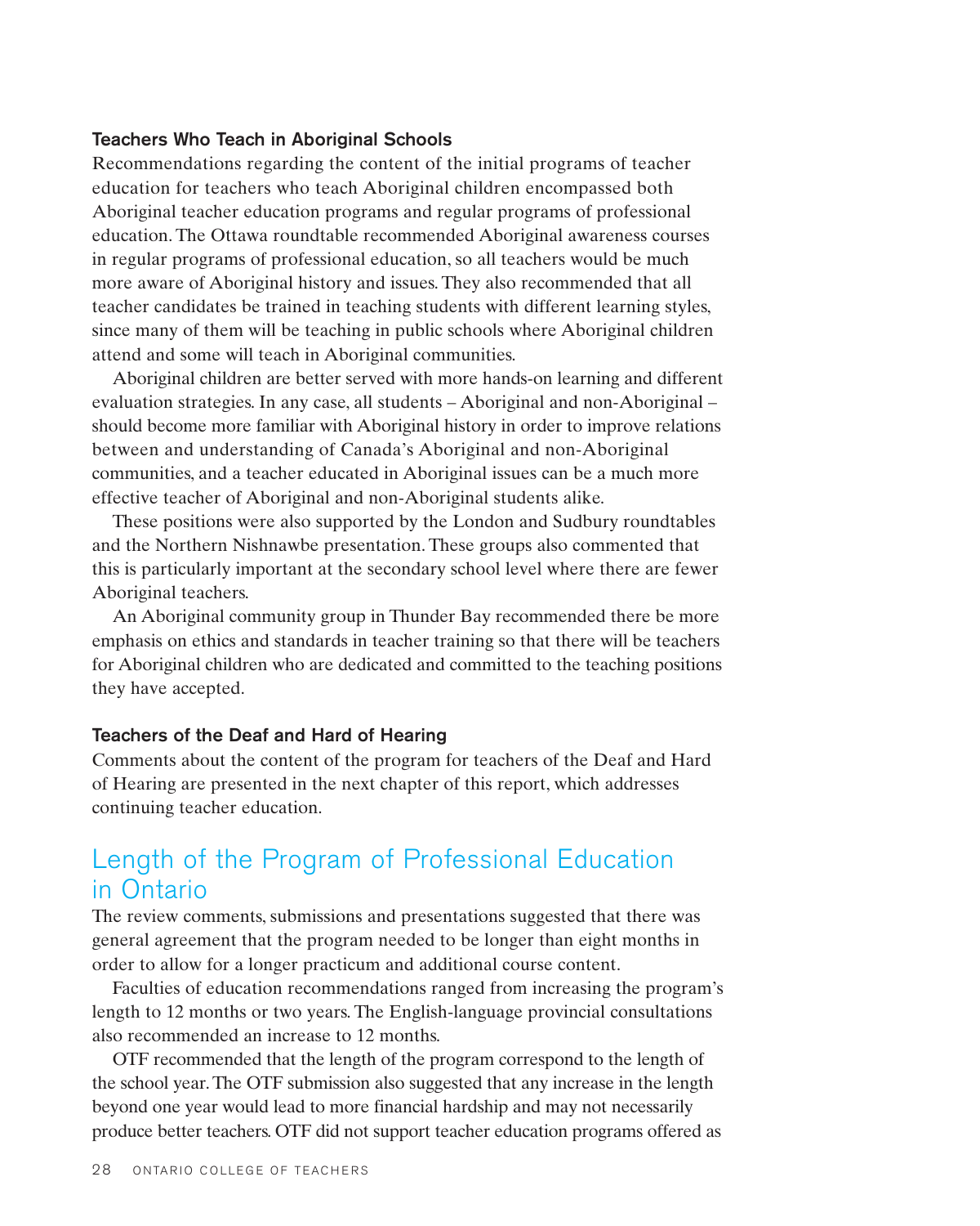### Teachers Who Teach in Aboriginal Schools

Recommendations regarding the content of the initial programs of teacher education for teachers who teach Aboriginal children encompassed both Aboriginal teacher education programs and regular programs of professional education. The Ottawa roundtable recommended Aboriginal awareness courses in regular programs of professional education, so all teachers would be much more aware of Aboriginal history and issues. They also recommended that all teacher candidates be trained in teaching students with different learning styles, since many of them will be teaching in public schools where Aboriginal children attend and some will teach in Aboriginal communities.

Aboriginal children are better served with more hands-on learning and different evaluation strategies. In any case, all students – Aboriginal and non-Aboriginal – should become more familiar with Aboriginal history in order to improve relations between and understanding of Canada's Aboriginal and non-Aboriginal communities, and a teacher educated in Aboriginal issues can be a much more effective teacher of Aboriginal and non-Aboriginal students alike.

These positions were also supported by the London and Sudbury roundtables and the Northern Nishnawbe presentation. These groups also commented that this is particularly important at the secondary school level where there are fewer Aboriginal teachers.

An Aboriginal community group in Thunder Bay recommended there be more emphasis on ethics and standards in teacher training so that there will be teachers for Aboriginal children who are dedicated and committed to the teaching positions they have accepted.

### Teachers of the Deaf and Hard of Hearing

Comments about the content of the program for teachers of the Deaf and Hard of Hearing are presented in the next chapter of this report, which addresses continuing teacher education.

## Length of the Program of Professional Education in Ontario

The review comments, submissions and presentations suggested that there was general agreement that the program needed to be longer than eight months in order to allow for a longer practicum and additional course content.

Faculties of education recommendations ranged from increasing the program's length to 12 months or two years. The English-language provincial consultations also recommended an increase to 12 months.

OTF recommended that the length of the program correspond to the length of the school year. The OTF submission also suggested that any increase in the length beyond one year would lead to more financial hardship and may not necessarily produce better teachers. OTF did not support teacher education programs offered as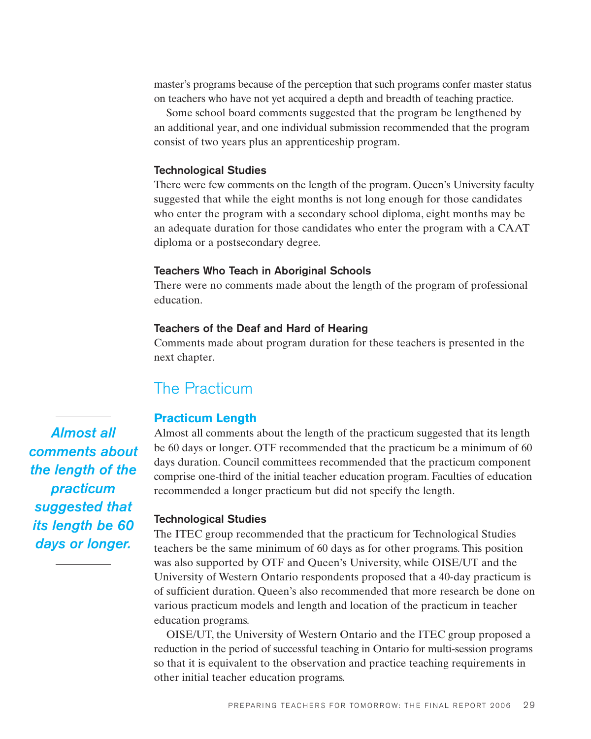master's programs because of the perception that such programs confer master status on teachers who have not yet acquired a depth and breadth of teaching practice.

Some school board comments suggested that the program be lengthened by an additional year, and one individual submission recommended that the program consist of two years plus an apprenticeship program.

#### Technological Studies

There were few comments on the length of the program. Queen's University faculty suggested that while the eight months is not long enough for those candidates who enter the program with a secondary school diploma, eight months may be an adequate duration for those candidates who enter the program with a CAAT diploma or a postsecondary degree.

#### Teachers Who Teach in Aboriginal Schools

There were no comments made about the length of the program of professional education.

#### Teachers of the Deaf and Hard of Hearing

Comments made about program duration for these teachers is presented in the next chapter.

## The Practicum

### Practicum Length

*__Almost all comments about the length of the practicum suggested that its length be 60 days or longer.__*

Almost all comments about the length of the practicum suggested that its length be 60 days or longer. OTF recommended that the practicum be a minimum of 60 days duration. Council committees recommended that the practicum component comprise one-third of the initial teacher education program. Faculties of education recommended a longer practicum but did not specify the length.

#### Technological Studies

The ITEC group recommended that the practicum for Technological Studies teachers be the same minimum of 60 days as for other programs. This position was also supported by OTF and Queen's University, while OISE/UT and the University of Western Ontario respondents proposed that a 40-day practicum is of sufficient duration. Queen's also recommended that more research be done on various practicum models and length and location of the practicum in teacher education programs.

OISE/UT, the University of Western Ontario and the ITEC group proposed a reduction in the period of successful teaching in Ontario for multi-session programs so that it is equivalent to the observation and practice teaching requirements in other initial teacher education programs.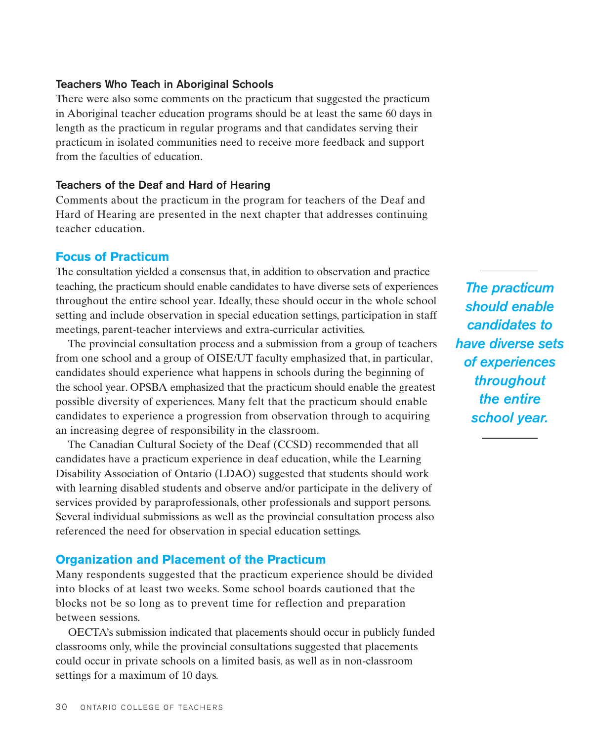### Teachers Who Teach in Aboriginal Schools

There were also some comments on the practicum that suggested the practicum in Aboriginal teacher education programs should be at least the same 60 days in length as the practicum in regular programs and that candidates serving their practicum in isolated communities need to receive more feedback and support from the faculties of education.

### Teachers of the Deaf and Hard of Hearing

Comments about the practicum in the program for teachers of the Deaf and Hard of Hearing are presented in the next chapter that addresses continuing teacher education.

## Focus of Practicum

The consultation yielded a consensus that, in addition to observation and practice teaching, the practicum should enable candidates to have diverse sets of experiences throughout the entire school year. Ideally, these should occur in the whole school setting and include observation in special education settings, participation in staff meetings, parent-teacher interviews and extra-curricular activities.

*The practicum should enable candidates to have diverse sets of experiences throughout the entire school year.*

The provincial consultation process and a submission from a group of teachers from one school and a group of OISE/UT faculty emphasized that, in particular, candidates should experience what happens in schools during the beginning of the school year. OPSBA emphasized that the practicum should enable the greatest possible diversity of experiences. Many felt that the practicum should enable candidates to experience a progression from observation through to acquiring an increasing degree of responsibility in the classroom.

The Canadian Cultural Society of the Deaf (CCSD) recommended that all candidates have a practicum experience in deaf education, while the Learning Disability Association of Ontario (LDAO) suggested that students should work with learning disabled students and observe and/or participate in the delivery of services provided by paraprofessionals, other professionals and support persons. Several individual submissions as well as the provincial consultation process also referenced the need for observation in special education settings.

## Organization and Placement of the Practicum

Many respondents suggested that the practicum experience should be divided into blocks of at least two weeks. Some school boards cautioned that the blocks not be so long as to prevent time for reflection and preparation between sessions.

OECTA's submission indicated that placements should occur in publicly funded classrooms only, while the provincial consultations suggested that placements could occur in private schools on a limited basis, as well as in non-classroom settings for a maximum of 10 days.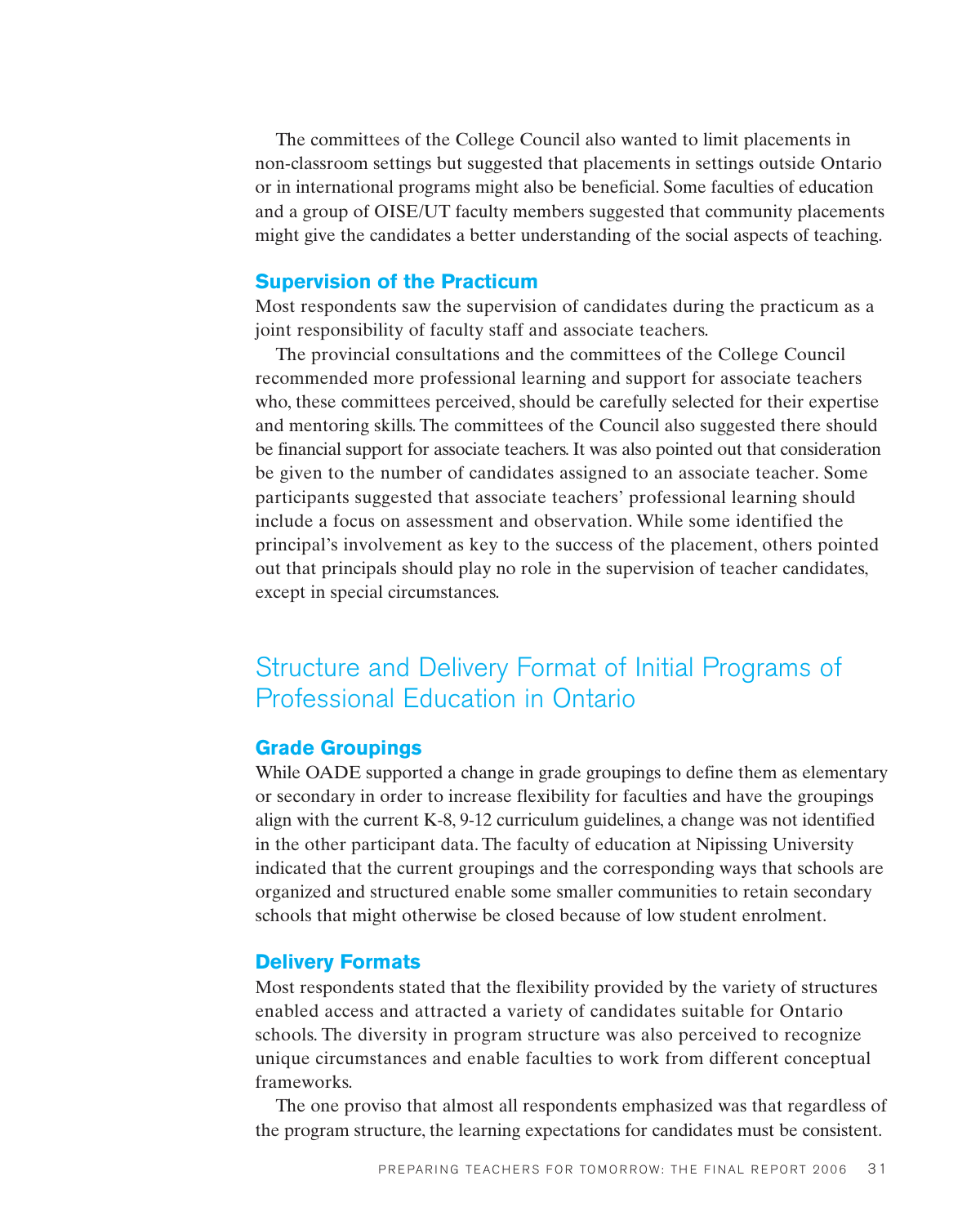The committees of the College Council also wanted to limit placements in non-classroom settings but suggested that placements in settings outside Ontario or in international programs might also be beneficial. Some faculties of education and a group of OISE/UT faculty members suggested that community placements might give the candidates a better understanding of the social aspects of teaching.

### Supervision of the Practicum

Most respondents saw the supervision of candidates during the practicum as a joint responsibility of faculty staff and associate teachers.

The provincial consultations and the committees of the College Council recommended more professional learning and support for associate teachers who, these committees perceived, should be carefully selected for their expertise and mentoring skills. The committees of the Council also suggested there should be financial support for associate teachers. It was also pointed out that consideration be given to the number of candidates assigned to an associate teacher. Some participants suggested that associate teachers' professional learning should include a focus on assessment and observation. While some identified the principal's involvement as key to the success of the placement, others pointed out that principals should play no role in the supervision of teacher candidates, except in special circumstances.

## Structure and Delivery Format of Initial Programs of Professional Education in Ontario

### Grade Groupings

While OADE supported a change in grade groupings to define them as elementary or secondary in order to increase flexibility for faculties and have the groupings align with the current K-8, 9-12 curriculum guidelines, a change was not identified in the other participant data. The faculty of education at Nipissing University indicated that the current groupings and the corresponding ways that schools are organized and structured enable some smaller communities to retain secondary schools that might otherwise be closed because of low student enrolment.

### Delivery Formats

Most respondents stated that the flexibility provided by the variety of structures enabled access and attracted a variety of candidates suitable for Ontario schools. The diversity in program structure was also perceived to recognize unique circumstances and enable faculties to work from different conceptual frameworks.

The one proviso that almost all respondents emphasized was that regardless of the program structure, the learning expectations for candidates must be consistent.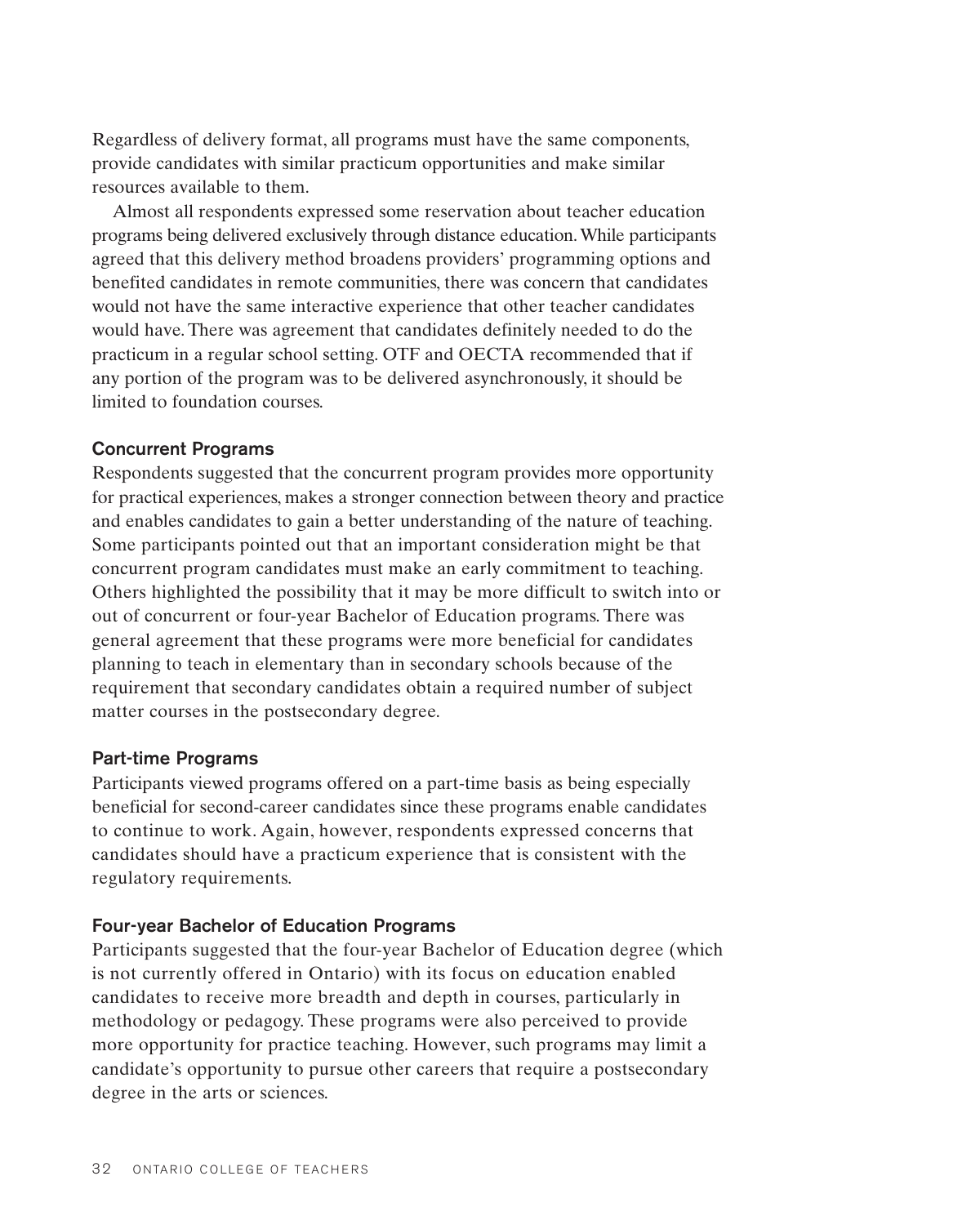Regardless of delivery format, all programs must have the same components, provide candidates with similar practicum opportunities and make similar resources available to them.

Almost all respondents expressed some reservation about teacher education programs being delivered exclusively through distance education. While participants agreed that this delivery method broadens providers' programming options and benefited candidates in remote communities, there was concern that candidates would not have the same interactive experience that other teacher candidates would have. There was agreement that candidates definitely needed to do the practicum in a regular school setting. OTF and OECTA recommended that if any portion of the program was to be delivered asynchronously, it should be limited to foundation courses.

### Concurrent Programs

Respondents suggested that the concurrent program provides more opportunity for practical experiences, makes a stronger connection between theory and practice and enables candidates to gain a better understanding of the nature of teaching. Some participants pointed out that an important consideration might be that concurrent program candidates must make an early commitment to teaching. Others highlighted the possibility that it may be more difficult to switch into or out of concurrent or four-year Bachelor of Education programs. There was general agreement that these programs were more beneficial for candidates planning to teach in elementary than in secondary schools because of the requirement that secondary candidates obtain a required number of subject matter courses in the postsecondary degree.

### Part-time Programs

Participants viewed programs offered on a part-time basis as being especially beneficial for second-career candidates since these programs enable candidates to continue to work. Again, however, respondents expressed concerns that candidates should have a practicum experience that is consistent with the regulatory requirements.

### Four-year Bachelor of Education Programs

Participants suggested that the four-year Bachelor of Education degree (which is not currently offered in Ontario) with its focus on education enabled candidates to receive more breadth and depth in courses, particularly in methodology or pedagogy. These programs were also perceived to provide more opportunity for practice teaching. However, such programs may limit a candidate's opportunity to pursue other careers that require a postsecondary degree in the arts or sciences.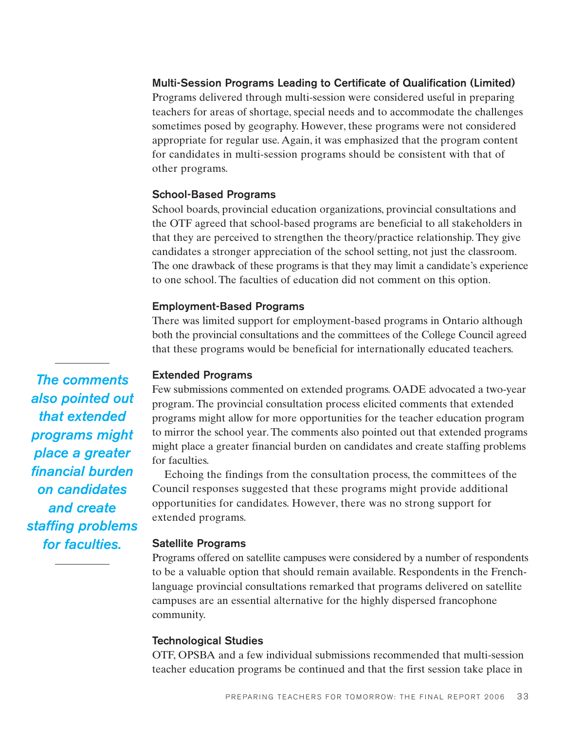### Multi-Session Programs Leading to Certificate of Qualification (Limited)

Programs delivered through multi-session were considered useful in preparing teachers for areas of shortage, special needs and to accommodate the challenges sometimes posed by geography. However, these programs were not considered appropriate for regular use. Again, it was emphasized that the program content for candidates in multi-session programs should be consistent with that of other programs.

### School-Based Programs

School boards, provincial education organizations, provincial consultations and the OTF agreed that school-based programs are beneficial to all stakeholders in that they are perceived to strengthen the theory/practice relationship. They give candidates a stronger appreciation of the school setting, not just the classroom. The one drawback of these programs is that they may limit a candidate's experience to one school. The faculties of education did not comment on this option.

### Employment-Based Programs

There was limited support for employment-based programs in Ontario although both the provincial consultations and the committees of the College Council agreed that these programs would be beneficial for internationally educated teachers.

### Extended Programs

Few submissions commented on extended programs. OADE advocated a two-year program. The provincial consultation process elicited comments that extended programs might allow for more opportunities for the teacher education program to mirror the school year. The comments also pointed out that extended programs might place a greater financial burden on candidates and create staffing problems for faculties.

Echoing the findings from the consultation process, the committees of the Council responses suggested that these programs might provide additional opportunities for candidates. However, there was no strong support for extended programs.

*The comments also pointed out that extended programs might place a greater financial burden on candidates and create staffing problems for faculties.*

### Satellite Programs

Programs offered on satellite campuses were considered by a number of respondents to be a valuable option that should remain available. Respondents in the French-language provincial consultations remarked that programs delivered on satellite campuses are an essential alternative for the highly dispersed francophone community.

### Technological Studies

OTF, OPSBA and a few individual submissions recommended that multi-session teacher education programs be continued and that the first session take place in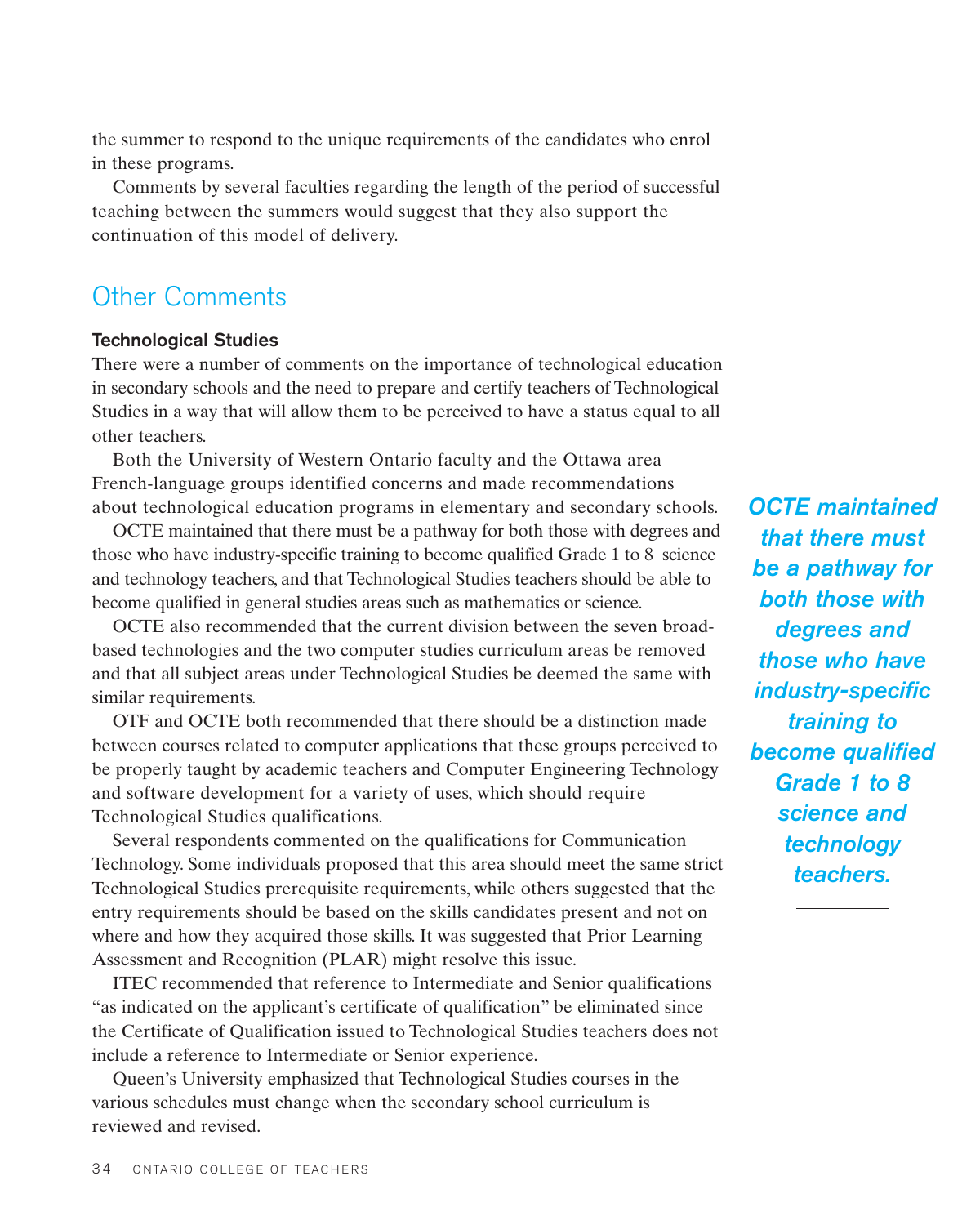the summer to respond to the unique requirements of the candidates who enrol in these programs.

Comments by several faculties regarding the length of the period of successful teaching between the summers would suggest that they also support the continuation of this model of delivery.

## Other Comments

### Technological Studies

There were a number of comments on the importance of technological education in secondary schools and the need to prepare and certify teachers of Technological Studies in a way that will allow them to be perceived to have a status equal to all other teachers.

Both the University of Western Ontario faculty and the Ottawa area French-language groups identified concerns and made recommendations about technological education programs in elementary and secondary schools.

OCTE maintained that there must be a pathway for both those with degrees and those who have industry-specific training to become qualified Grade 1 to 8 science and technology teachers, and that Technological Studies teachers should be able to become qualified in general studies areas such as mathematics or science.

> ***OCTE maintained that there must be a pathway for both those with degrees and those who have industry-specific training to become qualified Grade 1 to 8 science and technology teachers.***

OCTE also recommended that the current division between the seven broad-based technologies and the two computer studies curriculum areas be removed and that all subject areas under Technological Studies be deemed the same with similar requirements.

OTF and OCTE both recommended that there should be a distinction made between courses related to computer applications that these groups perceived to be properly taught by academic teachers and Computer Engineering Technology and software development for a variety of uses, which should require Technological Studies qualifications.

Several respondents commented on the qualifications for Communication Technology. Some individuals proposed that this area should meet the same strict Technological Studies prerequisite requirements, while others suggested that the entry requirements should be based on the skills candidates present and not on where and how they acquired those skills. It was suggested that Prior Learning Assessment and Recognition (PLAR) might resolve this issue.

ITEC recommended that reference to Intermediate and Senior qualifications "as indicated on the applicant's certificate of qualification" be eliminated since the Certificate of Qualification issued to Technological Studies teachers does not include a reference to Intermediate or Senior experience.

Queen's University emphasized that Technological Studies courses in the various schedules must change when the secondary school curriculum is reviewed and revised.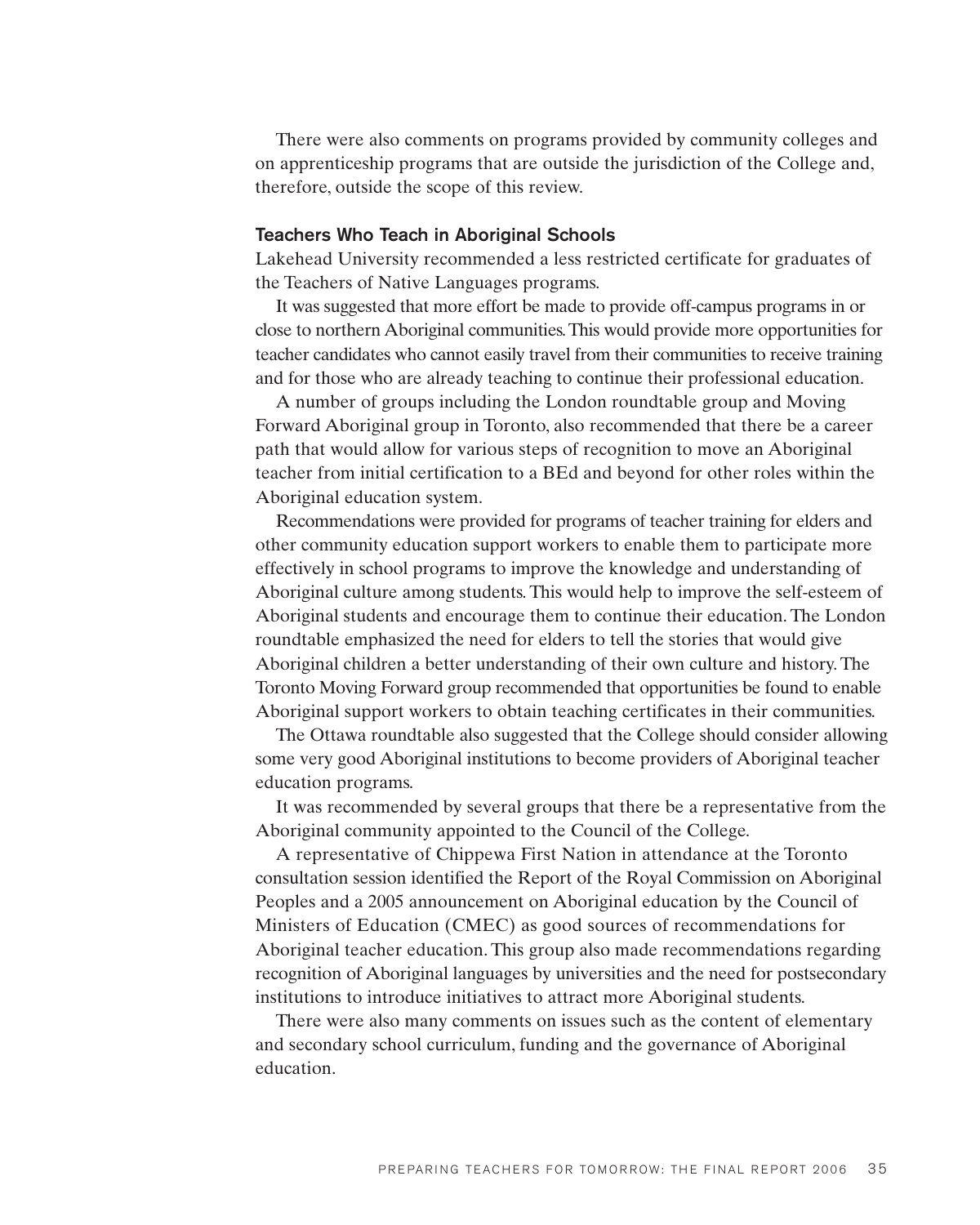There were also comments on programs provided by community colleges and on apprenticeship programs that are outside the jurisdiction of the College and, therefore, outside the scope of this review.

### Teachers Who Teach in Aboriginal Schools

Lakehead University recommended a less restricted certificate for graduates of the Teachers of Native Languages programs.

It was suggested that more effort be made to provide off-campus programs in or close to northern Aboriginal communities. This would provide more opportunities for teacher candidates who cannot easily travel from their communities to receive training and for those who are already teaching to continue their professional education.

A number of groups including the London roundtable group and Moving Forward Aboriginal group in Toronto, also recommended that there be a career path that would allow for various steps of recognition to move an Aboriginal teacher from initial certification to a BEd and beyond for other roles within the Aboriginal education system.

Recommendations were provided for programs of teacher training for elders and other community education support workers to enable them to participate more effectively in school programs to improve the knowledge and understanding of Aboriginal culture among students. This would help to improve the self-esteem of Aboriginal students and encourage them to continue their education. The London roundtable emphasized the need for elders to tell the stories that would give Aboriginal children a better understanding of their own culture and history. The Toronto Moving Forward group recommended that opportunities be found to enable Aboriginal support workers to obtain teaching certificates in their communities.

The Ottawa roundtable also suggested that the College should consider allowing some very good Aboriginal institutions to become providers of Aboriginal teacher education programs.

It was recommended by several groups that there be a representative from the Aboriginal community appointed to the Council of the College.

A representative of Chippewa First Nation in attendance at the Toronto consultation session identified the Report of the Royal Commission on Aboriginal Peoples and a 2005 announcement on Aboriginal education by the Council of Ministers of Education (CMEC) as good sources of recommendations for Aboriginal teacher education. This group also made recommendations regarding recognition of Aboriginal languages by universities and the need for postsecondary institutions to introduce initiatives to attract more Aboriginal students.

There were also many comments on issues such as the content of elementary and secondary school curriculum, funding and the governance of Aboriginal education.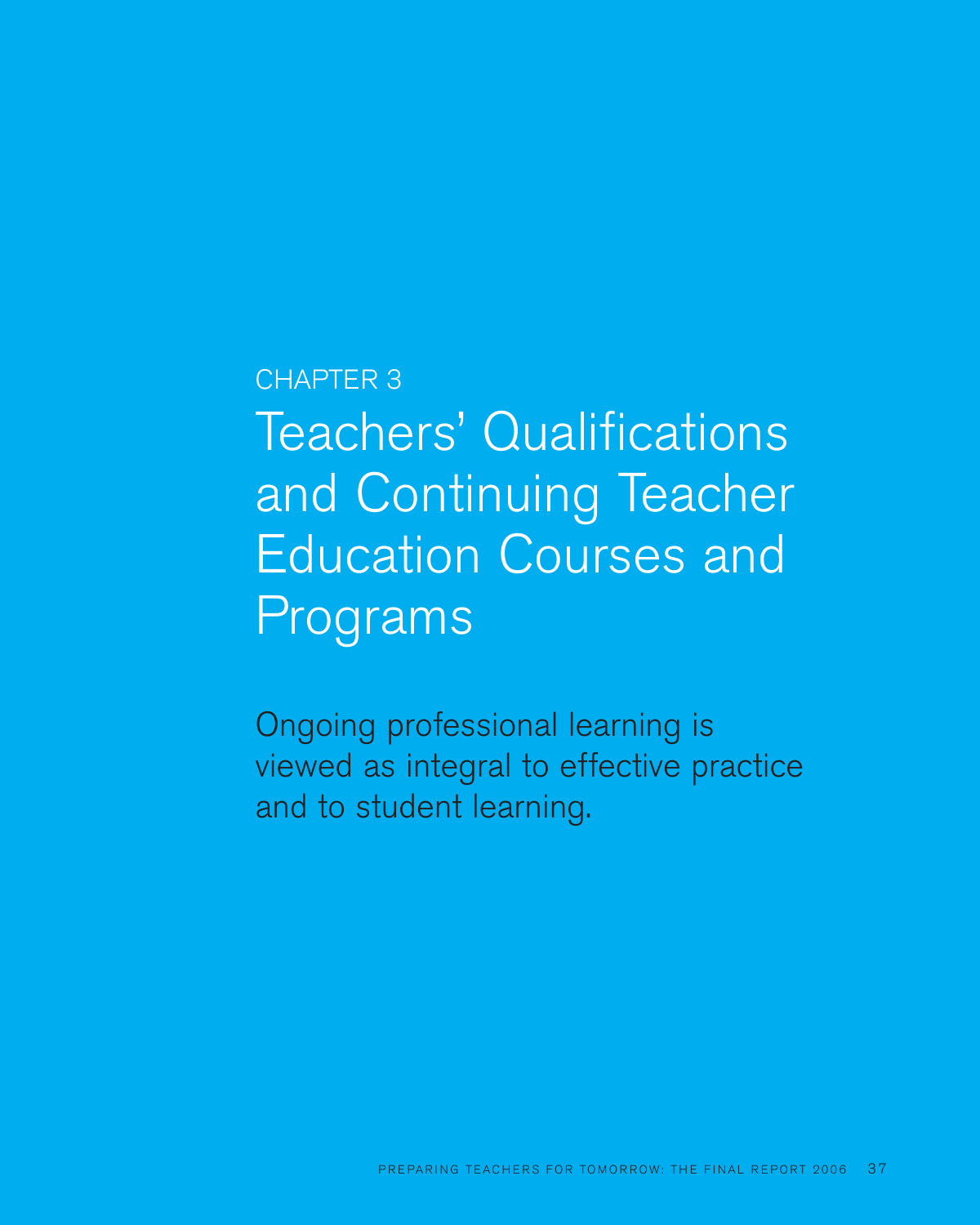CHAPTER 3

# Teachers' Qualifications and Continuing Teacher Education Courses and Programs

Ongoing professional learning is viewed as integral to effective practice and to student learning.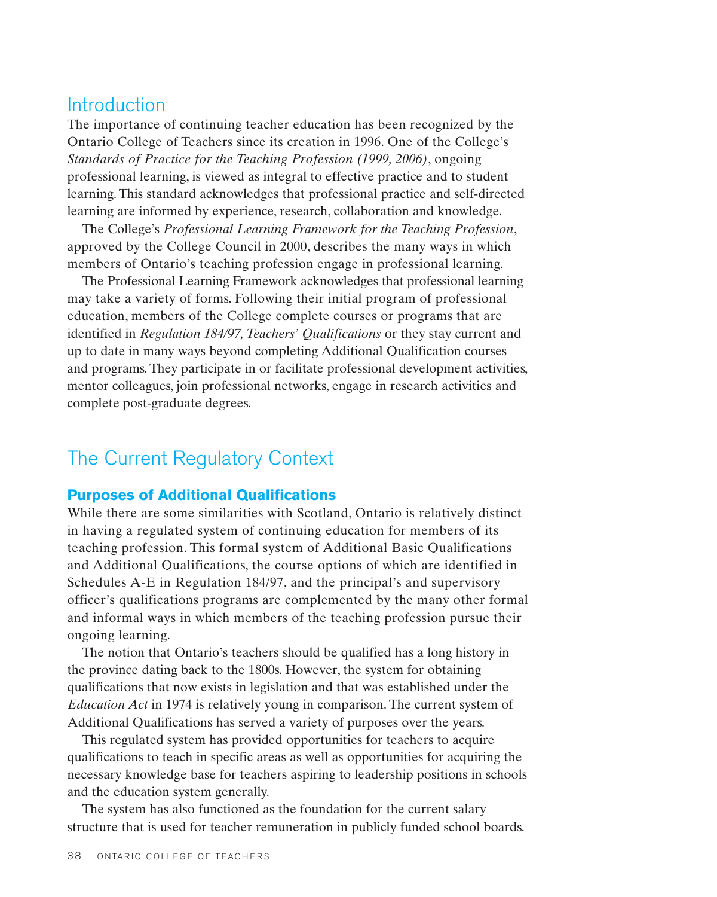## Introduction

The importance of continuing teacher education has been recognized by the Ontario College of Teachers since its creation in 1996. One of the College's *Standards of Practice for the Teaching Profession (1999, 2006)*, ongoing professional learning, is viewed as integral to effective practice and to student learning. This standard acknowledges that professional practice and self-directed learning are informed by experience, research, collaboration and knowledge.

The College's *Professional Learning Framework for the Teaching Profession*, approved by the College Council in 2000, describes the many ways in which members of Ontario's teaching profession engage in professional learning.

The Professional Learning Framework acknowledges that professional learning may take a variety of forms. Following their initial program of professional education, members of the College complete courses or programs that are identified in *Regulation 184/97, Teachers' Qualifications* or they stay current and up to date in many ways beyond completing Additional Qualification courses and programs. They participate in or facilitate professional development activities, mentor colleagues, join professional networks, engage in research activities and complete post-graduate degrees.

## The Current Regulatory Context

### Purposes of Additional Qualifications

While there are some similarities with Scotland, Ontario is relatively distinct in having a regulated system of continuing education for members of its teaching profession. This formal system of Additional Basic Qualifications and Additional Qualifications, the course options of which are identified in Schedules A-E in Regulation 184/97, and the principal's and supervisory officer's qualifications programs are complemented by the many other formal and informal ways in which members of the teaching profession pursue their ongoing learning.

The notion that Ontario's teachers should be qualified has a long history in the province dating back to the 1800s. However, the system for obtaining qualifications that now exists in legislation and that was established under the *Education Act* in 1974 is relatively young in comparison. The current system of Additional Qualifications has served a variety of purposes over the years.

This regulated system has provided opportunities for teachers to acquire qualifications to teach in specific areas as well as opportunities for acquiring the necessary knowledge base for teachers aspiring to leadership positions in schools and the education system generally.

The system has also functioned as the foundation for the current salary structure that is used for teacher remuneration in publicly funded school boards.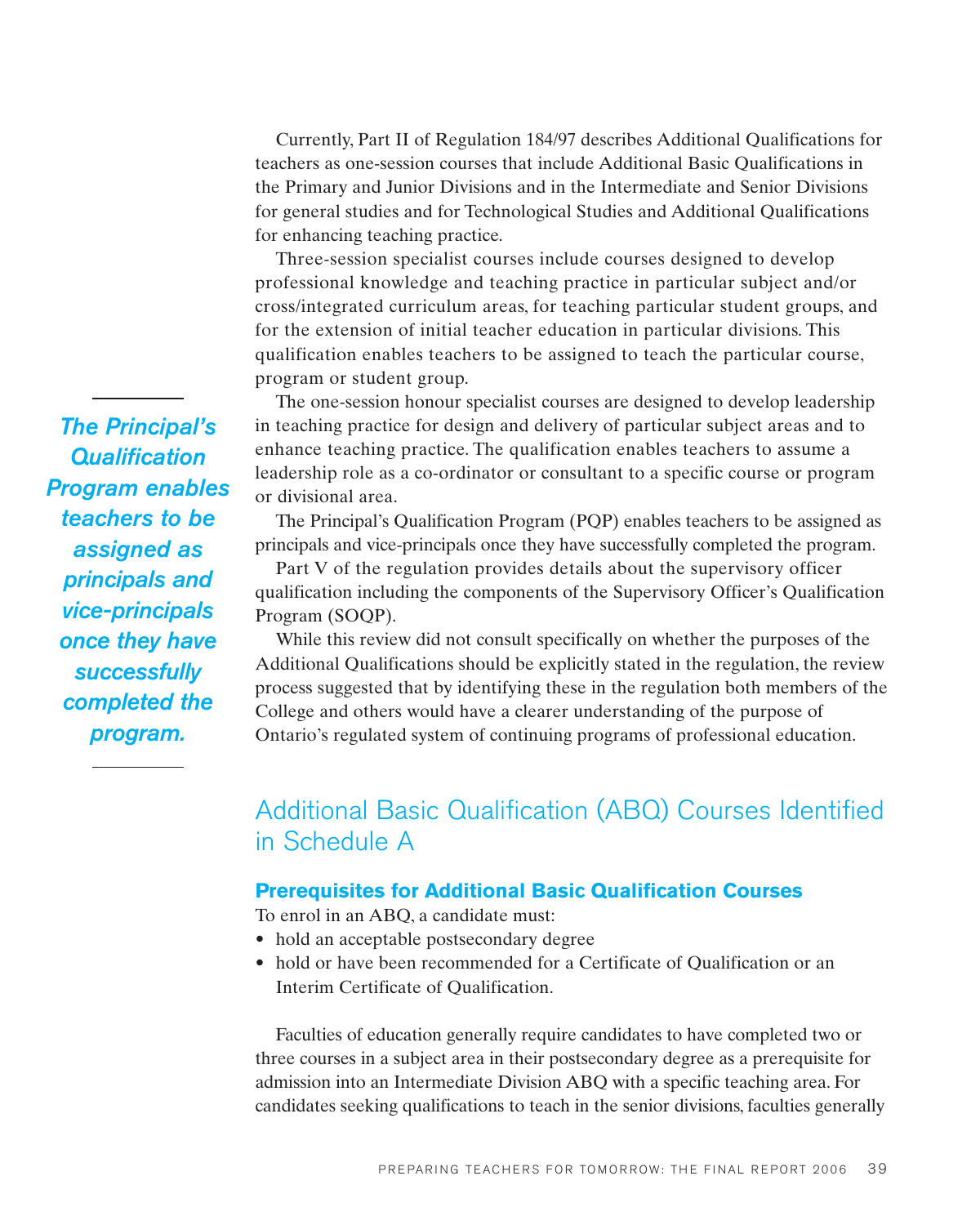Currently, Part II of Regulation 184/97 describes Additional Qualifications for teachers as one-session courses that include Additional Basic Qualifications in the Primary and Junior Divisions and in the Intermediate and Senior Divisions for general studies and for Technological Studies and Additional Qualifications for enhancing teaching practice.

Three-session specialist courses include courses designed to develop professional knowledge and teaching practice in particular subject and/or cross/integrated curriculum areas, for teaching particular student groups, and for the extension of initial teacher education in particular divisions. This qualification enables teachers to be assigned to teach the particular course, program or student group.

The one-session honour specialist courses are designed to develop leadership in teaching practice for design and delivery of particular subject areas and to enhance teaching practice. The qualification enables teachers to assume a leadership role as a co-ordinator or consultant to a specific course or program or divisional area.

The Principal's Qualification Program (PQP) enables teachers to be assigned as principals and vice-principals once they have successfully completed the program.

*The Principal's Qualification Program enables teachers to be assigned as principals and vice-principals once they have successfully completed the program.*

Part V of the regulation provides details about the supervisory officer qualification including the components of the Supervisory Officer's Qualification Program (SOQP).

While this review did not consult specifically on whether the purposes of the Additional Qualifications should be explicitly stated in the regulation, the review process suggested that by identifying these in the regulation both members of the College and others would have a clearer understanding of the purpose of Ontario's regulated system of continuing programs of professional education.

## Additional Basic Qualification (ABQ) Courses Identified in Schedule A

### Prerequisites for Additional Basic Qualification Courses

To enrol in an ABQ, a candidate must:

- hold an acceptable postsecondary degree
- hold or have been recommended for a Certificate of Qualification or an Interim Certificate of Qualification.

Faculties of education generally require candidates to have completed two or three courses in a subject area in their postsecondary degree as a prerequisite for admission into an Intermediate Division ABQ with a specific teaching area. For candidates seeking qualifications to teach in the senior divisions, faculties generally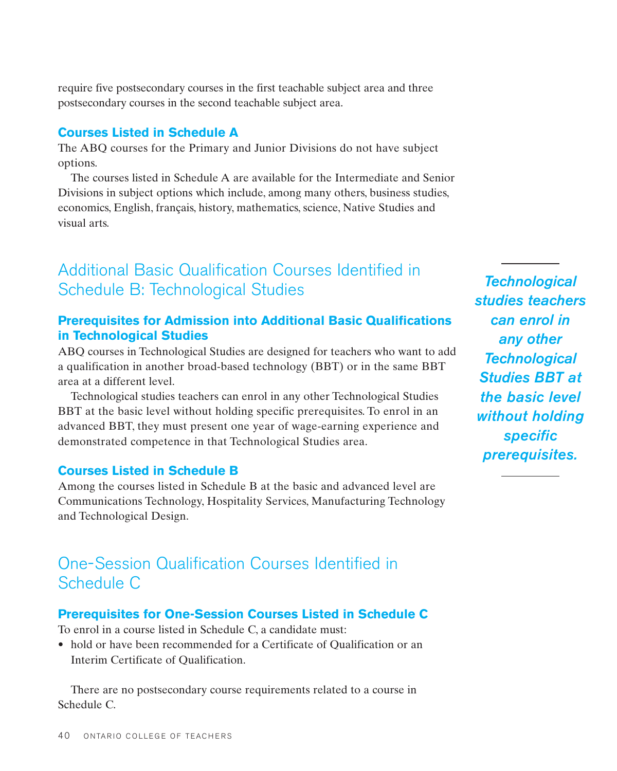require five postsecondary courses in the first teachable subject area and three postsecondary courses in the second teachable subject area.

### Courses Listed in Schedule A

The ABQ courses for the Primary and Junior Divisions do not have subject options.

The courses listed in Schedule A are available for the Intermediate and Senior Divisions in subject options which include, among many others, business studies, economics, English, français, history, mathematics, science, Native Studies and visual arts.

## Additional Basic Qualification Courses Identified in Schedule B: Technological Studies

### Prerequisites for Admission into Additional Basic Qualifications in Technological Studies

ABQ courses in Technological Studies are designed for teachers who want to add a qualification in another broad-based technology (BBT) or in the same BBT area at a different level.

Technological studies teachers can enrol in any other Technological Studies BBT at the basic level without holding specific prerequisites. To enrol in an advanced BBT, they must present one year of wage-earning experience and demonstrated competence in that Technological Studies area.

***Technological studies teachers can enrol in any other Technological Studies BBT at the basic level without holding specific prerequisites.***

### Courses Listed in Schedule B

Among the courses listed in Schedule B at the basic and advanced level are Communications Technology, Hospitality Services, Manufacturing Technology and Technological Design.

## One-Session Qualification Courses Identified in Schedule C

### Prerequisites for One-Session Courses Listed in Schedule C

To enrol in a course listed in Schedule C, a candidate must:

- hold or have been recommended for a Certificate of Qualification or an Interim Certificate of Qualification.

There are no postsecondary course requirements related to a course in Schedule C.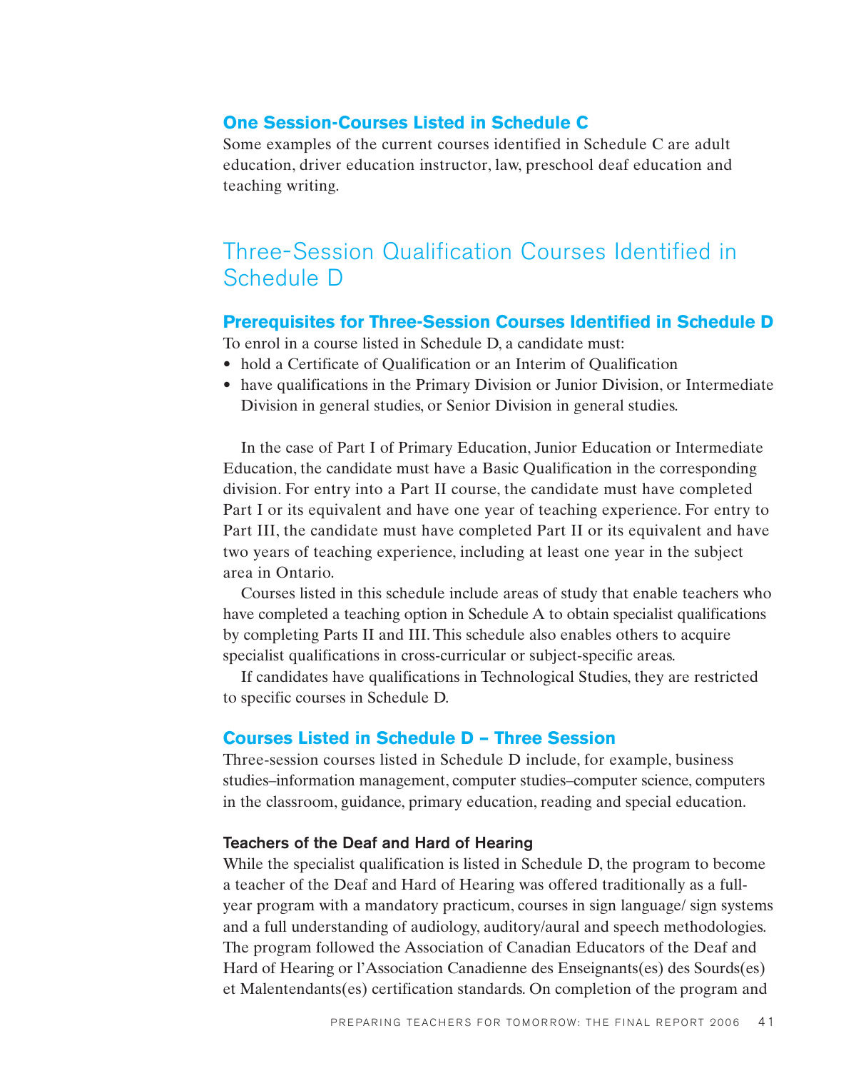### One Session-Courses Listed in Schedule C

Some examples of the current courses identified in Schedule C are adult education, driver education instructor, law, preschool deaf education and teaching writing.

## Three-Session Qualification Courses Identified in Schedule D

### Prerequisites for Three-Session Courses Identified in Schedule D

To enrol in a course listed in Schedule D, a candidate must:

- hold a Certificate of Qualification or an Interim of Qualification
- have qualifications in the Primary Division or Junior Division, or Intermediate Division in general studies, or Senior Division in general studies.

In the case of Part I of Primary Education, Junior Education or Intermediate Education, the candidate must have a Basic Qualification in the corresponding division. For entry into a Part II course, the candidate must have completed Part I or its equivalent and have one year of teaching experience. For entry to Part III, the candidate must have completed Part II or its equivalent and have two years of teaching experience, including at least one year in the subject area in Ontario.

Courses listed in this schedule include areas of study that enable teachers who have completed a teaching option in Schedule A to obtain specialist qualifications by completing Parts II and III. This schedule also enables others to acquire specialist qualifications in cross-curricular or subject-specific areas.

If candidates have qualifications in Technological Studies, they are restricted to specific courses in Schedule D.

### Courses Listed in Schedule D – Three Session

Three-session courses listed in Schedule D include, for example, business studies–information management, computer studies–computer science, computers in the classroom, guidance, primary education, reading and special education.

#### Teachers of the Deaf and Hard of Hearing

While the specialist qualification is listed in Schedule D, the program to become a teacher of the Deaf and Hard of Hearing was offered traditionally as a full-year program with a mandatory practicum, courses in sign language/ sign systems and a full understanding of audiology, auditory/aural and speech methodologies. The program followed the Association of Canadian Educators of the Deaf and Hard of Hearing or l'Association Canadienne des Enseignants(es) des Sourds(es) et Malentendants(es) certification standards. On completion of the program and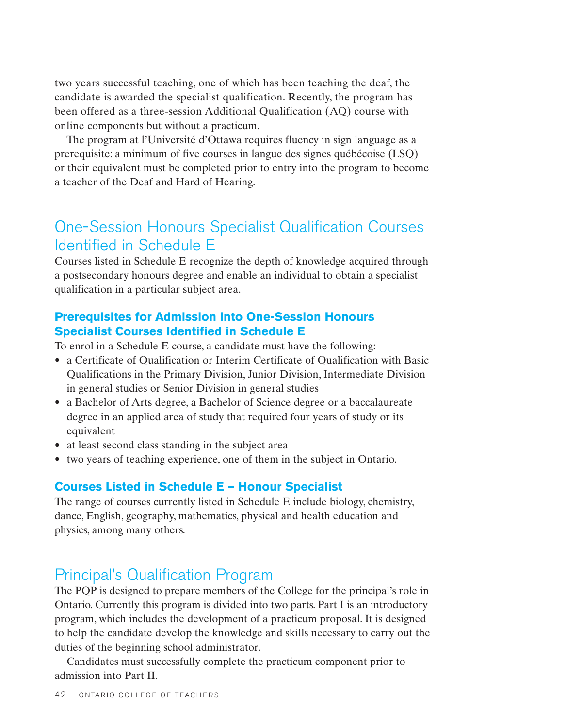two years successful teaching, one of which has been teaching the deaf, the candidate is awarded the specialist qualification. Recently, the program has been offered as a three-session Additional Qualification (AQ) course with online components but without a practicum.

The program at l'Université d'Ottawa requires fluency in sign language as a prerequisite: a minimum of five courses in langue des signes québécoise (LSQ) or their equivalent must be completed prior to entry into the program to become a teacher of the Deaf and Hard of Hearing.

## One-Session Honours Specialist Qualification Courses Identified in Schedule E

Courses listed in Schedule E recognize the depth of knowledge acquired through a postsecondary honours degree and enable an individual to obtain a specialist qualification in a particular subject area.

### Prerequisites for Admission into One-Session Honours Specialist Courses Identified in Schedule E

To enrol in a Schedule E course, a candidate must have the following:

- a Certificate of Qualification or Interim Certificate of Qualification with Basic Qualifications in the Primary Division, Junior Division, Intermediate Division in general studies or Senior Division in general studies
- a Bachelor of Arts degree, a Bachelor of Science degree or a baccalaureate degree in an applied area of study that required four years of study or its equivalent
- at least second class standing in the subject area
- two years of teaching experience, one of them in the subject in Ontario.

### Courses Listed in Schedule E – Honour Specialist

The range of courses currently listed in Schedule E include biology, chemistry, dance, English, geography, mathematics, physical and health education and physics, among many others.

## Principal's Qualification Program

The PQP is designed to prepare members of the College for the principal's role in Ontario. Currently this program is divided into two parts. Part I is an introductory program, which includes the development of a practicum proposal. It is designed to help the candidate develop the knowledge and skills necessary to carry out the duties of the beginning school administrator.

Candidates must successfully complete the practicum component prior to admission into Part II.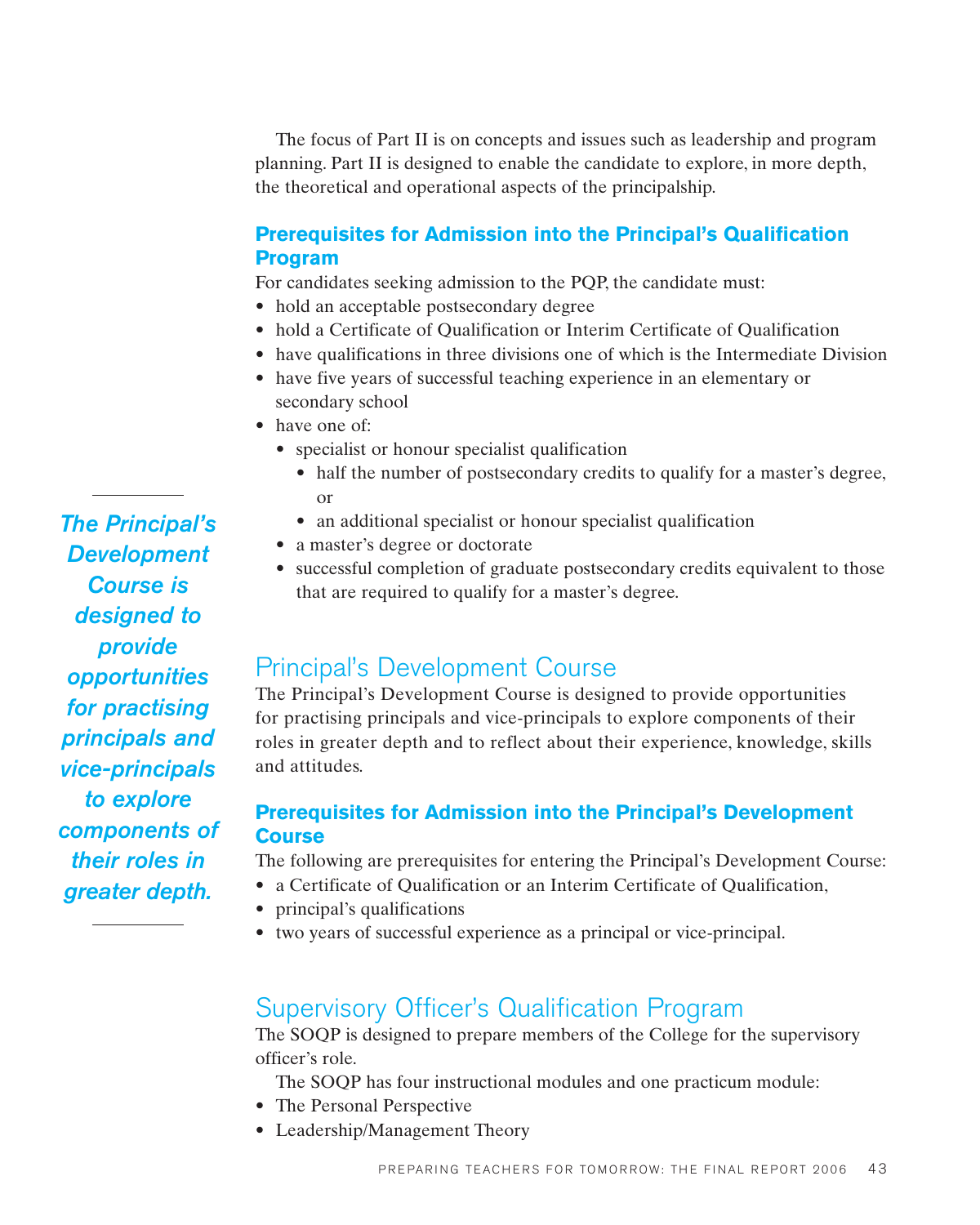The focus of Part II is on concepts and issues such as leadership and program planning. Part II is designed to enable the candidate to explore, in more depth, the theoretical and operational aspects of the principalship.

### Prerequisites for Admission into the Principal's Qualification Program

For candidates seeking admission to the PQP, the candidate must:

- hold an acceptable postsecondary degree
- hold a Certificate of Qualification or Interim Certificate of Qualification
- have qualifications in three divisions one of which is the Intermediate Division
- have five years of successful teaching experience in an elementary or secondary school
- have one of:
  - specialist or honour specialist qualification
    - half the number of postsecondary credits to qualify for a master's degree, or
    - an additional specialist or honour specialist qualification
  - a master's degree or doctorate
  - successful completion of graduate postsecondary credits equivalent to those that are required to qualify for a master's degree.

*The Principal's Development Course is designed to provide opportunities for practising principals and vice-principals to explore components of their roles in greater depth.*

## Principal's Development Course

The Principal's Development Course is designed to provide opportunities for practising principals and vice-principals to explore components of their roles in greater depth and to reflect about their experience, knowledge, skills and attitudes.

### Prerequisites for Admission into the Principal's Development Course

The following are prerequisites for entering the Principal's Development Course:

- a Certificate of Qualification or an Interim Certificate of Qualification,
- principal's qualifications
- two years of successful experience as a principal or vice-principal.

## Supervisory Officer's Qualification Program

The SOQP is designed to prepare members of the College for the supervisory officer's role.

The SOQP has four instructional modules and one practicum module:

- The Personal Perspective
- Leadership/Management Theory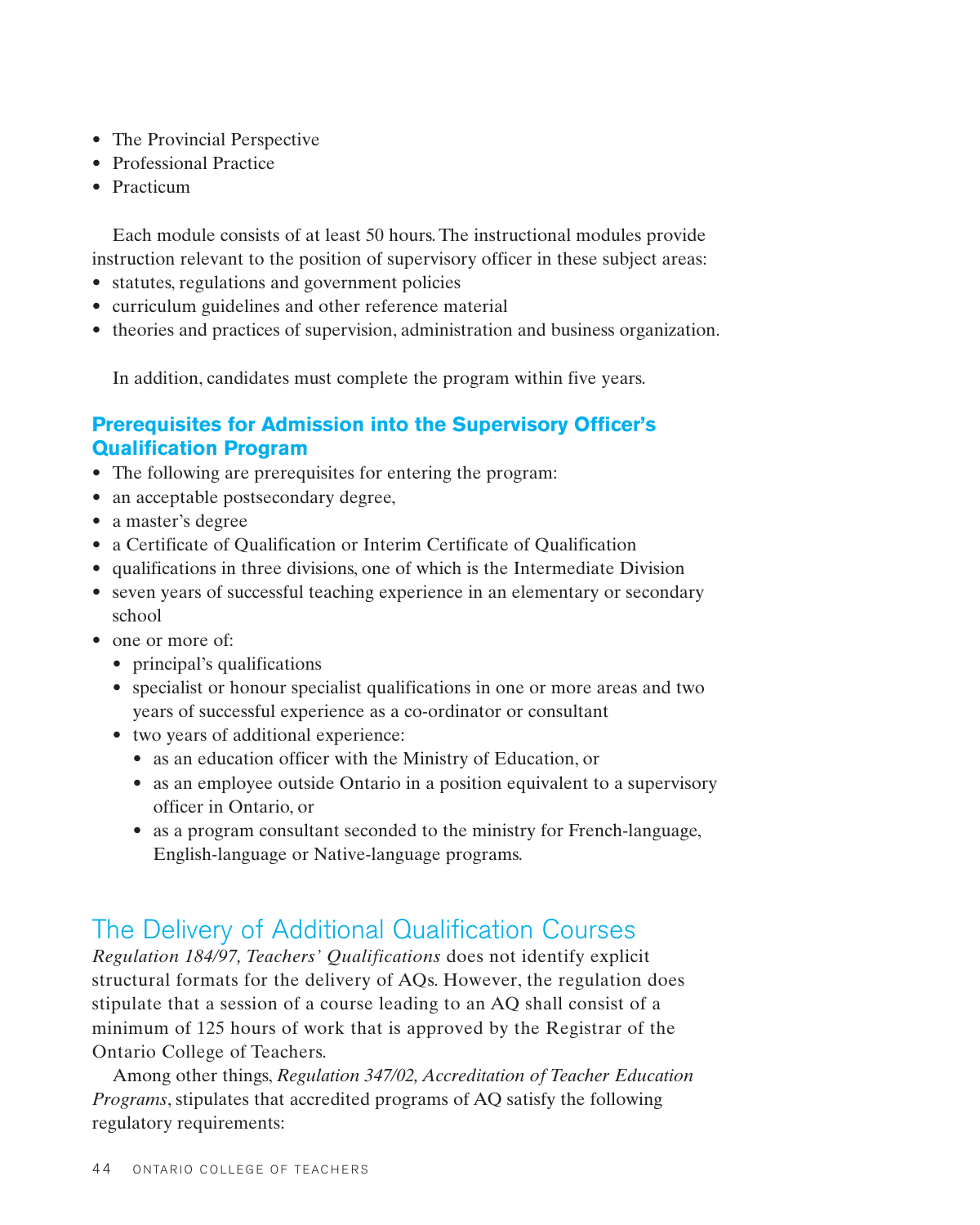- The Provincial Perspective
- Professional Practice
- Practicum

Each module consists of at least 50 hours. The instructional modules provide instruction relevant to the position of supervisory officer in these subject areas:

- statutes, regulations and government policies
- curriculum guidelines and other reference material
- theories and practices of supervision, administration and business organization.

In addition, candidates must complete the program within five years.

### Prerequisites for Admission into the Supervisory Officer's Qualification Program

- The following are prerequisites for entering the program:
- an acceptable postsecondary degree,
- a master's degree
- a Certificate of Qualification or Interim Certificate of Qualification
- qualifications in three divisions, one of which is the Intermediate Division
- seven years of successful teaching experience in an elementary or secondary school
- one or more of:
  - principal's qualifications
  - specialist or honour specialist qualifications in one or more areas and two years of successful experience as a co-ordinator or consultant
  - two years of additional experience:
    - as an education officer with the Ministry of Education, or
    - as an employee outside Ontario in a position equivalent to a supervisory officer in Ontario, or
    - as a program consultant seconded to the ministry for French-language, English-language or Native-language programs.

## The Delivery of Additional Qualification Courses

*Regulation 184/97, Teachers' Qualifications* does not identify explicit structural formats for the delivery of AQs. However, the regulation does stipulate that a session of a course leading to an AQ shall consist of a minimum of 125 hours of work that is approved by the Registrar of the Ontario College of Teachers.

Among other things, *Regulation 347/02, Accreditation of Teacher Education Programs*, stipulates that accredited programs of AQ satisfy the following regulatory requirements: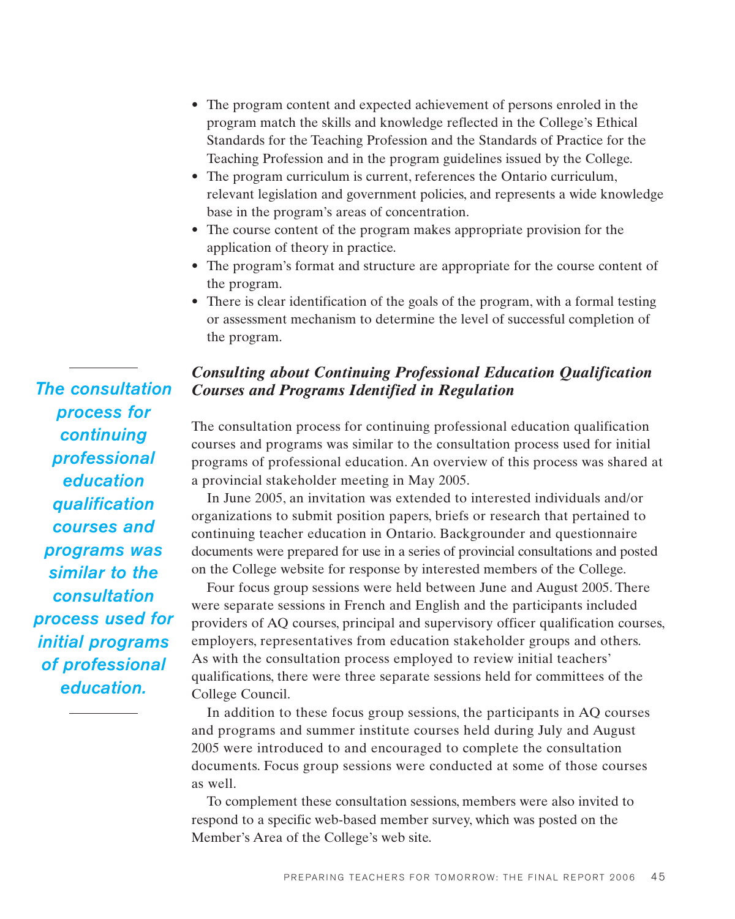- The program content and expected achievement of persons enroled in the program match the skills and knowledge reflected in the College's Ethical Standards for the Teaching Profession and the Standards of Practice for the Teaching Profession and in the program guidelines issued by the College.
- The program curriculum is current, references the Ontario curriculum, relevant legislation and government policies, and represents a wide knowledge base in the program's areas of concentration.
- The course content of the program makes appropriate provision for the application of theory in practice.
- The program's format and structure are appropriate for the course content of the program.
- There is clear identification of the goals of the program, with a formal testing or assessment mechanism to determine the level of successful completion of the program.

### *Consulting about Continuing Professional Education Qualification Courses and Programs Identified in Regulation*

*The consultation process for continuing professional education qualification courses and programs was similar to the consultation process used for initial programs of professional education.*

The consultation process for continuing professional education qualification courses and programs was similar to the consultation process used for initial programs of professional education. An overview of this process was shared at a provincial stakeholder meeting in May 2005.

In June 2005, an invitation was extended to interested individuals and/or organizations to submit position papers, briefs or research that pertained to continuing teacher education in Ontario. Backgrounder and questionnaire documents were prepared for use in a series of provincial consultations and posted on the College website for response by interested members of the College.

Four focus group sessions were held between June and August 2005. There were separate sessions in French and English and the participants included providers of AQ courses, principal and supervisory officer qualification courses, employers, representatives from education stakeholder groups and others. As with the consultation process employed to review initial teachers' qualifications, there were three separate sessions held for committees of the College Council.

In addition to these focus group sessions, the participants in AQ courses and programs and summer institute courses held during July and August 2005 were introduced to and encouraged to complete the consultation documents. Focus group sessions were conducted at some of those courses as well.

To complement these consultation sessions, members were also invited to respond to a specific web-based member survey, which was posted on the Member's Area of the College's web site.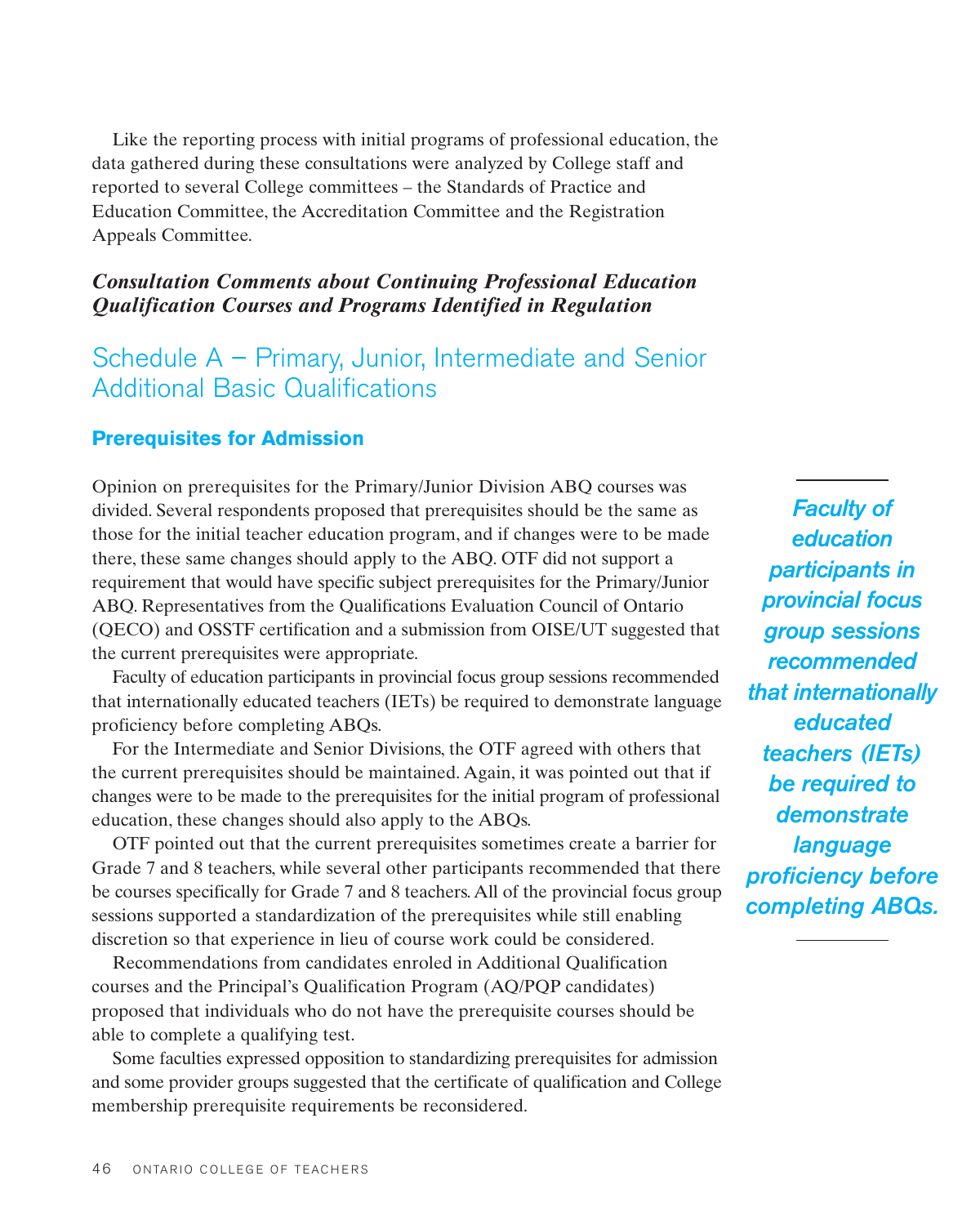Like the reporting process with initial programs of professional education, the data gathered during these consultations were analyzed by College staff and reported to several College committees – the Standards of Practice and Education Committee, the Accreditation Committee and the Registration Appeals Committee.

***Consultation Comments about Continuing Professional Education Qualification Courses and Programs Identified in Regulation***

## Schedule A – Primary, Junior, Intermediate and Senior Additional Basic Qualifications

### Prerequisites for Admission

Opinion on prerequisites for the Primary/Junior Division ABQ courses was divided. Several respondents proposed that prerequisites should be the same as those for the initial teacher education program, and if changes were to be made there, these same changes should apply to the ABQ. OTF did not support a requirement that would have specific subject prerequisites for the Primary/Junior ABQ. Representatives from the Qualifications Evaluation Council of Ontario (QECO) and OSSTF certification and a submission from OISE/UT suggested that the current prerequisites were appropriate.

Faculty of education participants in provincial focus group sessions recommended that internationally educated teachers (IETs) be required to demonstrate language proficiency before completing ABQs.

*Faculty of education participants in provincial focus group sessions recommended that internationally educated teachers (IETs) be required to demonstrate language proficiency before completing ABQs.*

For the Intermediate and Senior Divisions, the OTF agreed with others that the current prerequisites should be maintained. Again, it was pointed out that if changes were to be made to the prerequisites for the initial program of professional education, these changes should also apply to the ABQs.

OTF pointed out that the current prerequisites sometimes create a barrier for Grade 7 and 8 teachers, while several other participants recommended that there be courses specifically for Grade 7 and 8 teachers. All of the provincial focus group sessions supported a standardization of the prerequisites while still enabling discretion so that experience in lieu of course work could be considered.

Recommendations from candidates enroled in Additional Qualification courses and the Principal's Qualification Program (AQ/PQP candidates) proposed that individuals who do not have the prerequisite courses should be able to complete a qualifying test.

Some faculties expressed opposition to standardizing prerequisites for admission and some provider groups suggested that the certificate of qualification and College membership prerequisite requirements be reconsidered.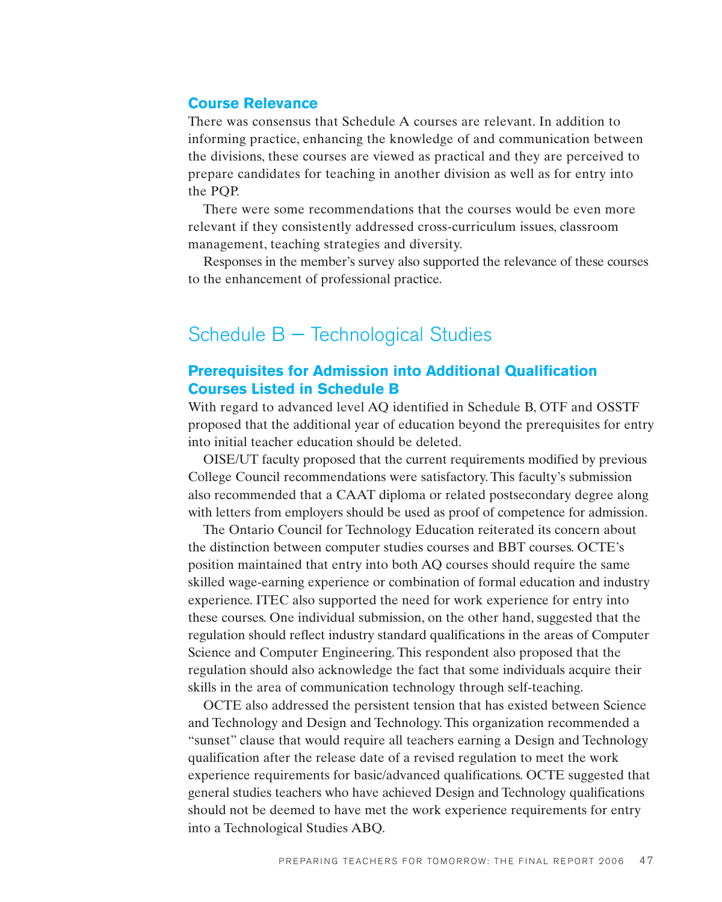### Course Relevance

There was consensus that Schedule A courses are relevant. In addition to informing practice, enhancing the knowledge of and communication between the divisions, these courses are viewed as practical and they are perceived to prepare candidates for teaching in another division as well as for entry into the PQP.

There were some recommendations that the courses would be even more relevant if they consistently addressed cross-curriculum issues, classroom management, teaching strategies and diversity.

Responses in the member's survey also supported the relevance of these courses to the enhancement of professional practice.

## Schedule B — Technological Studies

### Prerequisites for Admission into Additional Qualification Courses Listed in Schedule B

With regard to advanced level AQ identified in Schedule B, OTF and OSSTF proposed that the additional year of education beyond the prerequisites for entry into initial teacher education should be deleted.

OISE/UT faculty proposed that the current requirements modified by previous College Council recommendations were satisfactory. This faculty's submission also recommended that a CAAT diploma or related postsecondary degree along with letters from employers should be used as proof of competence for admission.

The Ontario Council for Technology Education reiterated its concern about the distinction between computer studies courses and BBT courses. OCTE's position maintained that entry into both AQ courses should require the same skilled wage-earning experience or combination of formal education and industry experience. ITEC also supported the need for work experience for entry into these courses. One individual submission, on the other hand, suggested that the regulation should reflect industry standard qualifications in the areas of Computer Science and Computer Engineering. This respondent also proposed that the regulation should also acknowledge the fact that some individuals acquire their skills in the area of communication technology through self-teaching.

OCTE also addressed the persistent tension that has existed between Science and Technology and Design and Technology. This organization recommended a "sunset" clause that would require all teachers earning a Design and Technology qualification after the release date of a revised regulation to meet the work experience requirements for basic/advanced qualifications. OCTE suggested that general studies teachers who have achieved Design and Technology qualifications should not be deemed to have met the work experience requirements for entry into a Technological Studies ABQ.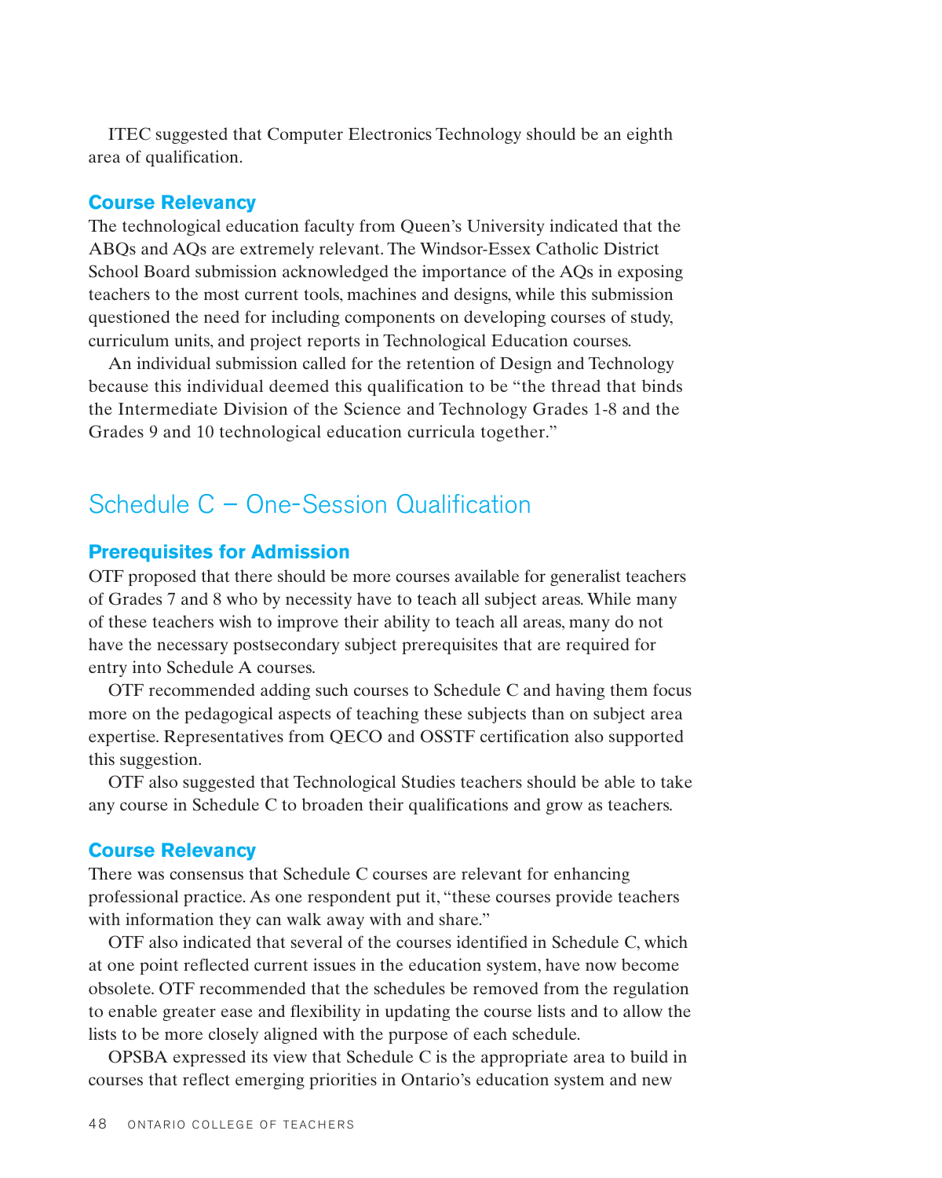ITEC suggested that Computer Electronics Technology should be an eighth area of qualification.

### Course Relevancy

The technological education faculty from Queen's University indicated that the ABQs and AQs are extremely relevant. The Windsor-Essex Catholic District School Board submission acknowledged the importance of the AQs in exposing teachers to the most current tools, machines and designs, while this submission questioned the need for including components on developing courses of study, curriculum units, and project reports in Technological Education courses.

An individual submission called for the retention of Design and Technology because this individual deemed this qualification to be "the thread that binds the Intermediate Division of the Science and Technology Grades 1-8 and the Grades 9 and 10 technological education curricula together."

## Schedule C – One-Session Qualification

### Prerequisites for Admission

OTF proposed that there should be more courses available for generalist teachers of Grades 7 and 8 who by necessity have to teach all subject areas. While many of these teachers wish to improve their ability to teach all areas, many do not have the necessary postsecondary subject prerequisites that are required for entry into Schedule A courses.

OTF recommended adding such courses to Schedule C and having them focus more on the pedagogical aspects of teaching these subjects than on subject area expertise. Representatives from QECO and OSSTF certification also supported this suggestion.

OTF also suggested that Technological Studies teachers should be able to take any course in Schedule C to broaden their qualifications and grow as teachers.

### Course Relevancy

There was consensus that Schedule C courses are relevant for enhancing professional practice. As one respondent put it, "these courses provide teachers with information they can walk away with and share."

OTF also indicated that several of the courses identified in Schedule C, which at one point reflected current issues in the education system, have now become obsolete. OTF recommended that the schedules be removed from the regulation to enable greater ease and flexibility in updating the course lists and to allow the lists to be more closely aligned with the purpose of each schedule.

OPSBA expressed its view that Schedule C is the appropriate area to build in courses that reflect emerging priorities in Ontario's education system and new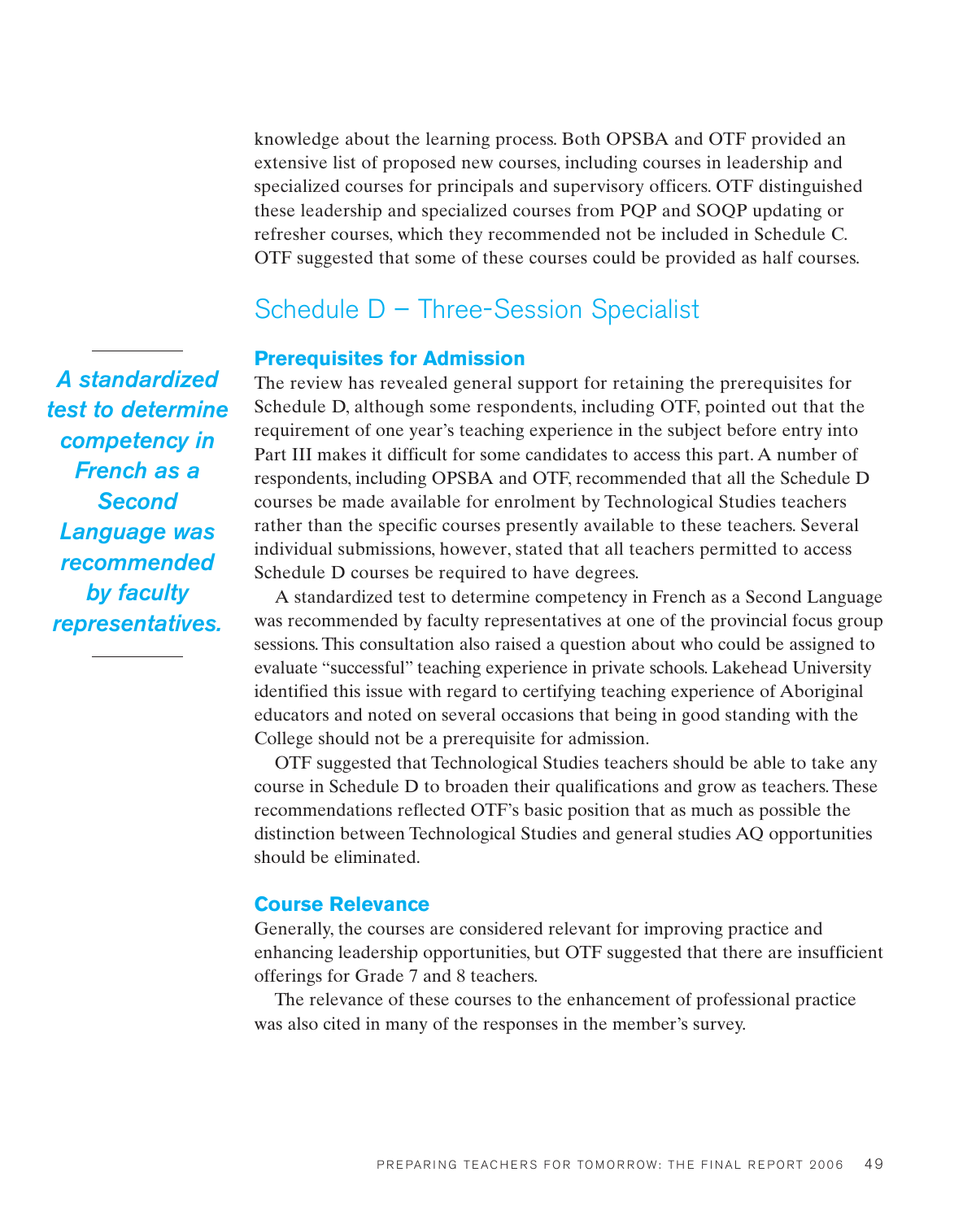knowledge about the learning process. Both OPSBA and OTF provided an extensive list of proposed new courses, including courses in leadership and specialized courses for principals and supervisory officers. OTF distinguished these leadership and specialized courses from PQP and SOQP updating or refresher courses, which they recommended not be included in Schedule C. OTF suggested that some of these courses could be provided as half courses.

## Schedule D – Three-Session Specialist

### Prerequisites for Admission

*A standardized test to determine competency in French as a Second Language was recommended by faculty representatives.*

The review has revealed general support for retaining the prerequisites for Schedule D, although some respondents, including OTF, pointed out that the requirement of one year's teaching experience in the subject before entry into Part III makes it difficult for some candidates to access this part. A number of respondents, including OPSBA and OTF, recommended that all the Schedule D courses be made available for enrolment by Technological Studies teachers rather than the specific courses presently available to these teachers. Several individual submissions, however, stated that all teachers permitted to access Schedule D courses be required to have degrees.

A standardized test to determine competency in French as a Second Language was recommended by faculty representatives at one of the provincial focus group sessions. This consultation also raised a question about who could be assigned to evaluate "successful" teaching experience in private schools. Lakehead University identified this issue with regard to certifying teaching experience of Aboriginal educators and noted on several occasions that being in good standing with the College should not be a prerequisite for admission.

OTF suggested that Technological Studies teachers should be able to take any course in Schedule D to broaden their qualifications and grow as teachers. These recommendations reflected OTF's basic position that as much as possible the distinction between Technological Studies and general studies AQ opportunities should be eliminated.

### Course Relevance

Generally, the courses are considered relevant for improving practice and enhancing leadership opportunities, but OTF suggested that there are insufficient offerings for Grade 7 and 8 teachers.

The relevance of these courses to the enhancement of professional practice was also cited in many of the responses in the member's survey.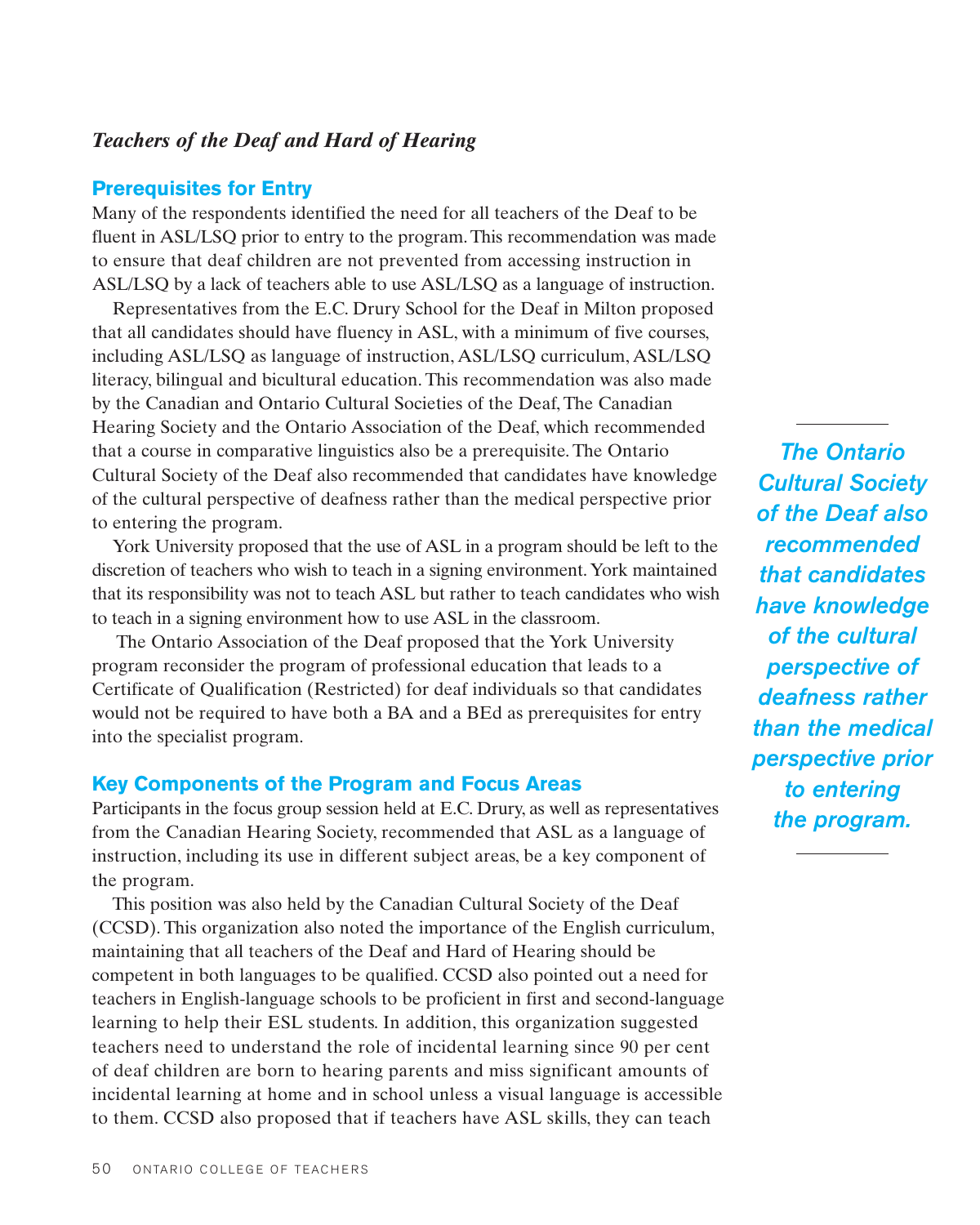### *Teachers of the Deaf and Hard of Hearing*

#### Prerequisites for Entry

Many of the respondents identified the need for all teachers of the Deaf to be fluent in ASL/LSQ prior to entry to the program. This recommendation was made to ensure that deaf children are not prevented from accessing instruction in ASL/LSQ by a lack of teachers able to use ASL/LSQ as a language of instruction.

Representatives from the E.C. Drury School for the Deaf in Milton proposed that all candidates should have fluency in ASL, with a minimum of five courses, including ASL/LSQ as language of instruction, ASL/LSQ curriculum, ASL/LSQ literacy, bilingual and bicultural education. This recommendation was also made by the Canadian and Ontario Cultural Societies of the Deaf, The Canadian Hearing Society and the Ontario Association of the Deaf, which recommended that a course in comparative linguistics also be a prerequisite. The Ontario Cultural Society of the Deaf also recommended that candidates have knowledge of the cultural perspective of deafness rather than the medical perspective prior to entering the program.

York University proposed that the use of ASL in a program should be left to the discretion of teachers who wish to teach in a signing environment. York maintained that its responsibility was not to teach ASL but rather to teach candidates who wish to teach in a signing environment how to use ASL in the classroom.

The Ontario Association of the Deaf proposed that the York University program reconsider the program of professional education that leads to a Certificate of Qualification (Restricted) for deaf individuals so that candidates would not be required to have both a BA and a BEd as prerequisites for entry into the specialist program.

> ***The Ontario Cultural Society of the Deaf also recommended that candidates have knowledge of the cultural perspective of deafness rather than the medical perspective prior to entering the program.***

#### Key Components of the Program and Focus Areas

Participants in the focus group session held at E.C. Drury, as well as representatives from the Canadian Hearing Society, recommended that ASL as a language of instruction, including its use in different subject areas, be a key component of the program.

This position was also held by the Canadian Cultural Society of the Deaf (CCSD). This organization also noted the importance of the English curriculum, maintaining that all teachers of the Deaf and Hard of Hearing should be competent in both languages to be qualified. CCSD also pointed out a need for teachers in English-language schools to be proficient in first and second-language learning to help their ESL students. In addition, this organization suggested teachers need to understand the role of incidental learning since 90 per cent of deaf children are born to hearing parents and miss significant amounts of incidental learning at home and in school unless a visual language is accessible to them. CCSD also proposed that if teachers have ASL skills, they can teach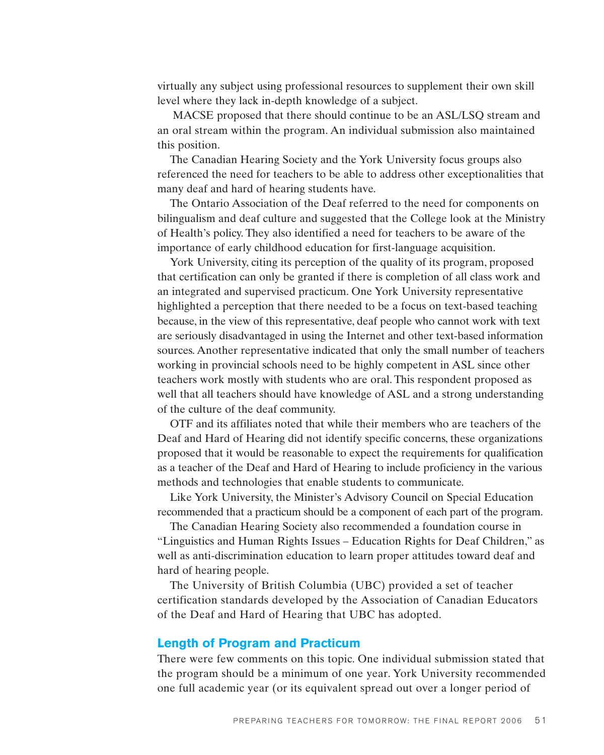virtually any subject using professional resources to supplement their own skill level where they lack in-depth knowledge of a subject.

MACSE proposed that there should continue to be an ASL/LSQ stream and an oral stream within the program. An individual submission also maintained this position.

The Canadian Hearing Society and the York University focus groups also referenced the need for teachers to be able to address other exceptionalities that many deaf and hard of hearing students have.

The Ontario Association of the Deaf referred to the need for components on bilingualism and deaf culture and suggested that the College look at the Ministry of Health's policy. They also identified a need for teachers to be aware of the importance of early childhood education for first-language acquisition.

York University, citing its perception of the quality of its program, proposed that certification can only be granted if there is completion of all class work and an integrated and supervised practicum. One York University representative highlighted a perception that there needed to be a focus on text-based teaching because, in the view of this representative, deaf people who cannot work with text are seriously disadvantaged in using the Internet and other text-based information sources. Another representative indicated that only the small number of teachers working in provincial schools need to be highly competent in ASL since other teachers work mostly with students who are oral. This respondent proposed as well that all teachers should have knowledge of ASL and a strong understanding of the culture of the deaf community.

OTF and its affiliates noted that while their members who are teachers of the Deaf and Hard of Hearing did not identify specific concerns, these organizations proposed that it would be reasonable to expect the requirements for qualification as a teacher of the Deaf and Hard of Hearing to include proficiency in the various methods and technologies that enable students to communicate.

Like York University, the Minister's Advisory Council on Special Education recommended that a practicum should be a component of each part of the program.

The Canadian Hearing Society also recommended a foundation course in "Linguistics and Human Rights Issues – Education Rights for Deaf Children," as well as anti-discrimination education to learn proper attitudes toward deaf and hard of hearing people.

The University of British Columbia (UBC) provided a set of teacher certification standards developed by the Association of Canadian Educators of the Deaf and Hard of Hearing that UBC has adopted.

### Length of Program and Practicum

There were few comments on this topic. One individual submission stated that the program should be a minimum of one year. York University recommended one full academic year (or its equivalent spread out over a longer period of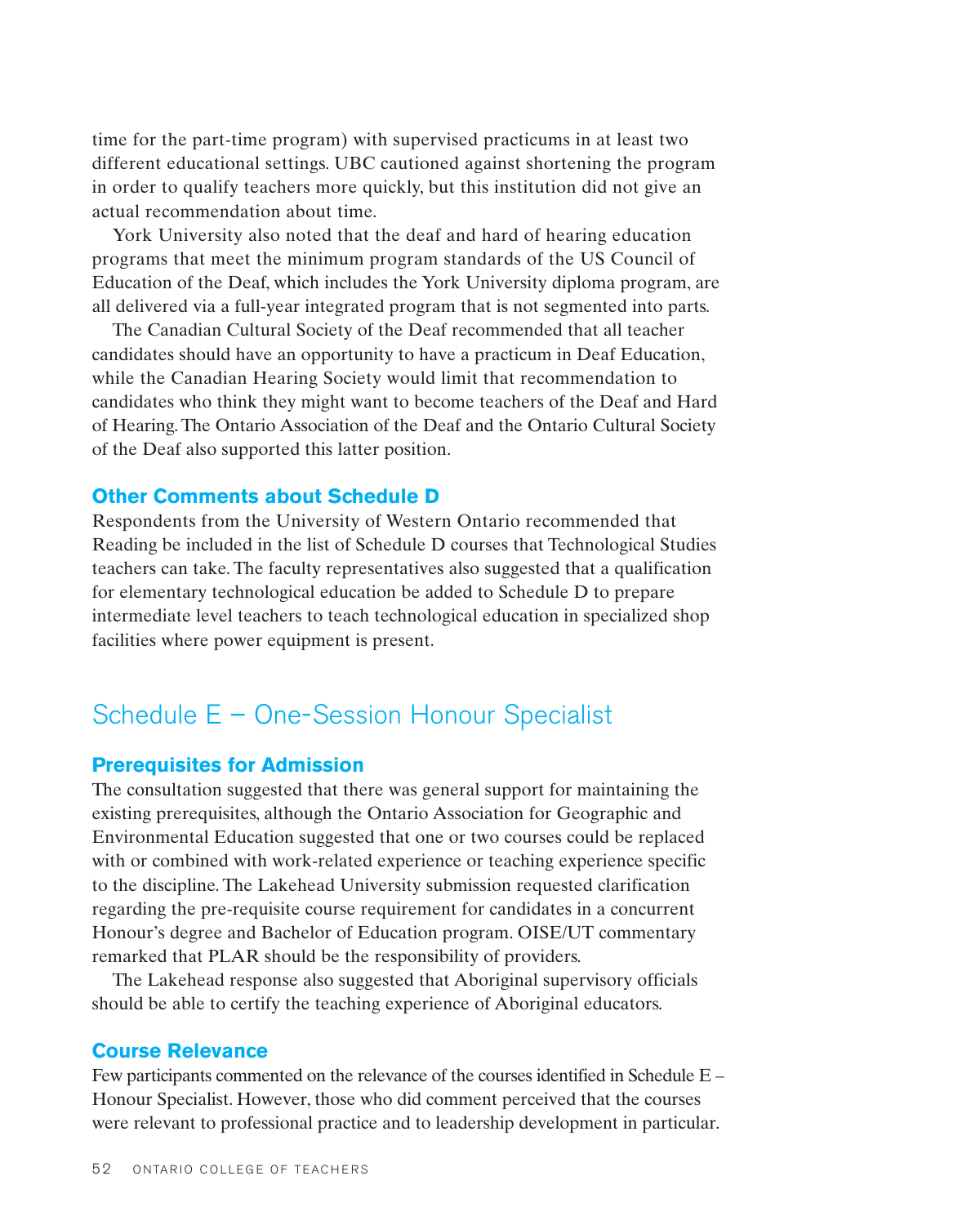time for the part-time program) with supervised practicums in at least two different educational settings. UBC cautioned against shortening the program in order to qualify teachers more quickly, but this institution did not give an actual recommendation about time.

York University also noted that the deaf and hard of hearing education programs that meet the minimum program standards of the US Council of Education of the Deaf, which includes the York University diploma program, are all delivered via a full-year integrated program that is not segmented into parts.

The Canadian Cultural Society of the Deaf recommended that all teacher candidates should have an opportunity to have a practicum in Deaf Education, while the Canadian Hearing Society would limit that recommendation to candidates who think they might want to become teachers of the Deaf and Hard of Hearing. The Ontario Association of the Deaf and the Ontario Cultural Society of the Deaf also supported this latter position.

### Other Comments about Schedule D

Respondents from the University of Western Ontario recommended that Reading be included in the list of Schedule D courses that Technological Studies teachers can take. The faculty representatives also suggested that a qualification for elementary technological education be added to Schedule D to prepare intermediate level teachers to teach technological education in specialized shop facilities where power equipment is present.

## Schedule E – One-Session Honour Specialist

### Prerequisites for Admission

The consultation suggested that there was general support for maintaining the existing prerequisites, although the Ontario Association for Geographic and Environmental Education suggested that one or two courses could be replaced with or combined with work-related experience or teaching experience specific to the discipline. The Lakehead University submission requested clarification regarding the pre-requisite course requirement for candidates in a concurrent Honour's degree and Bachelor of Education program. OISE/UT commentary remarked that PLAR should be the responsibility of providers.

The Lakehead response also suggested that Aboriginal supervisory officials should be able to certify the teaching experience of Aboriginal educators.

### Course Relevance

Few participants commented on the relevance of the courses identified in Schedule E – Honour Specialist. However, those who did comment perceived that the courses were relevant to professional practice and to leadership development in particular.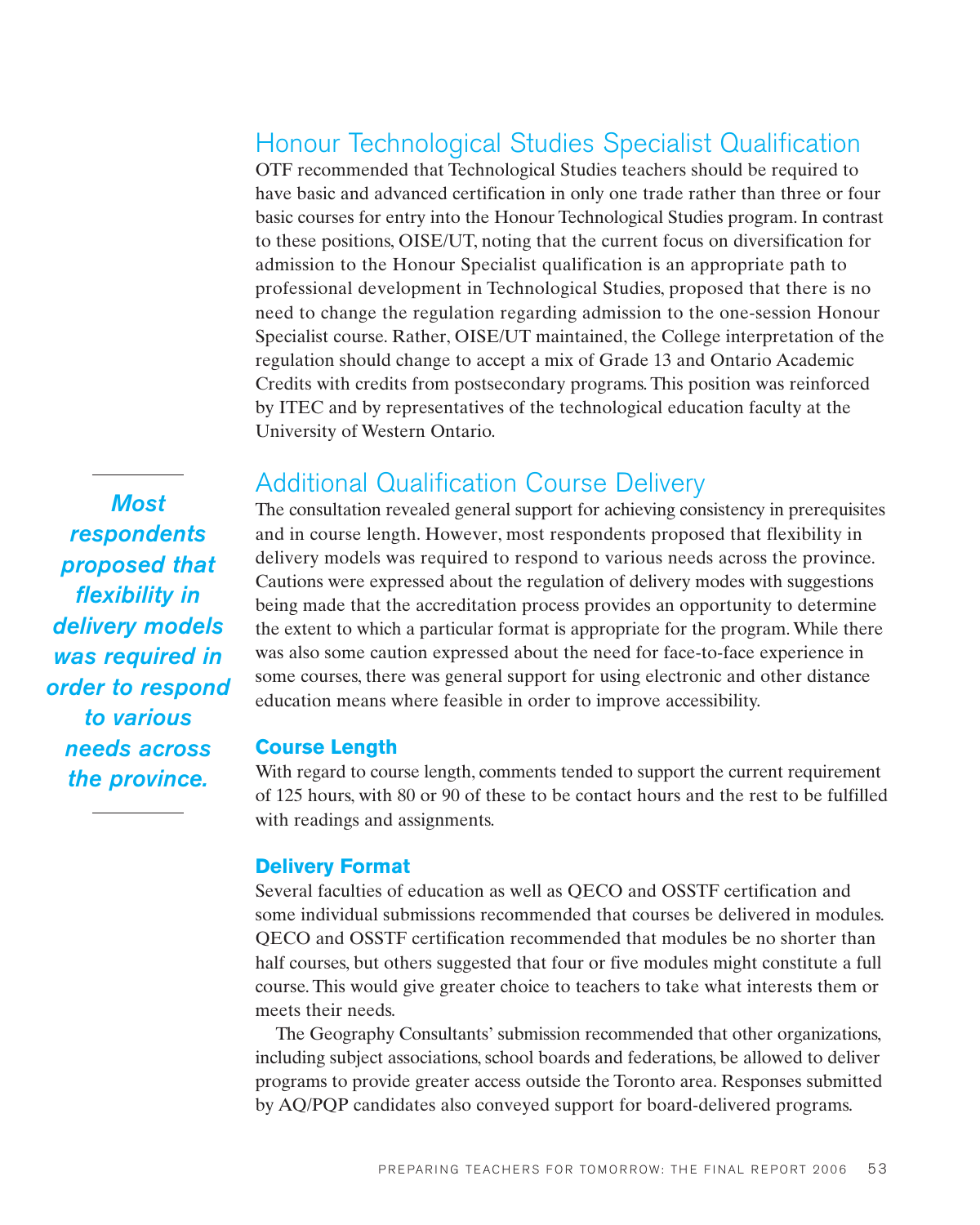## Honour Technological Studies Specialist Qualification

OTF recommended that Technological Studies teachers should be required to have basic and advanced certification in only one trade rather than three or four basic courses for entry into the Honour Technological Studies program. In contrast to these positions, OISE/UT, noting that the current focus on diversification for admission to the Honour Specialist qualification is an appropriate path to professional development in Technological Studies, proposed that there is no need to change the regulation regarding admission to the one-session Honour Specialist course. Rather, OISE/UT maintained, the College interpretation of the regulation should change to accept a mix of Grade 13 and Ontario Academic Credits with credits from postsecondary programs. This position was reinforced by ITEC and by representatives of the technological education faculty at the University of Western Ontario.

## Additional Qualification Course Delivery

*Most respondents proposed that flexibility in delivery models was required in order to respond to various needs across the province.*

The consultation revealed general support for achieving consistency in prerequisites and in course length. However, most respondents proposed that flexibility in delivery models was required to respond to various needs across the province. Cautions were expressed about the regulation of delivery modes with suggestions being made that the accreditation process provides an opportunity to determine the extent to which a particular format is appropriate for the program. While there was also some caution expressed about the need for face-to-face experience in some courses, there was general support for using electronic and other distance education means where feasible in order to improve accessibility.

### Course Length

With regard to course length, comments tended to support the current requirement of 125 hours, with 80 or 90 of these to be contact hours and the rest to be fulfilled with readings and assignments.

### Delivery Format

Several faculties of education as well as QECO and OSSTF certification and some individual submissions recommended that courses be delivered in modules. QECO and OSSTF certification recommended that modules be no shorter than half courses, but others suggested that four or five modules might constitute a full course. This would give greater choice to teachers to take what interests them or meets their needs.

The Geography Consultants' submission recommended that other organizations, including subject associations, school boards and federations, be allowed to deliver programs to provide greater access outside the Toronto area. Responses submitted by AQ/PQP candidates also conveyed support for board-delivered programs.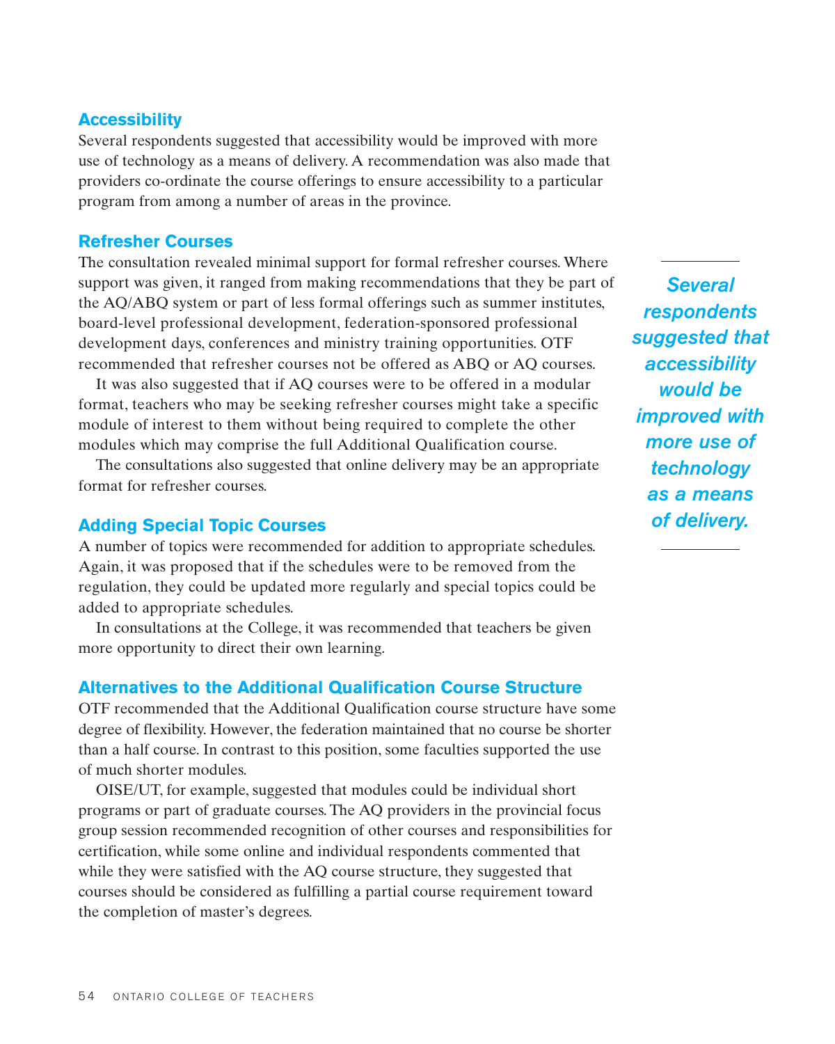### Accessibility

Several respondents suggested that accessibility would be improved with more use of technology as a means of delivery. A recommendation was also made that providers co-ordinate the course offerings to ensure accessibility to a particular program from among a number of areas in the province.

### Refresher Courses

The consultation revealed minimal support for formal refresher courses. Where support was given, it ranged from making recommendations that they be part of the AQ/ABQ system or part of less formal offerings such as summer institutes, board-level professional development, federation-sponsored professional development days, conferences and ministry training opportunities. OTF recommended that refresher courses not be offered as ABQ or AQ courses.

It was also suggested that if AQ courses were to be offered in a modular format, teachers who may be seeking refresher courses might take a specific module of interest to them without being required to complete the other modules which may comprise the full Additional Qualification course.

The consultations also suggested that online delivery may be an appropriate format for refresher courses.

*Several respondents suggested that accessibility would be improved with more use of technology as a means of delivery.*

### Adding Special Topic Courses

A number of topics were recommended for addition to appropriate schedules. Again, it was proposed that if the schedules were to be removed from the regulation, they could be updated more regularly and special topics could be added to appropriate schedules.

In consultations at the College, it was recommended that teachers be given more opportunity to direct their own learning.

### Alternatives to the Additional Qualification Course Structure

OTF recommended that the Additional Qualification course structure have some degree of flexibility. However, the federation maintained that no course be shorter than a half course. In contrast to this position, some faculties supported the use of much shorter modules.

OISE/UT, for example, suggested that modules could be individual short programs or part of graduate courses. The AQ providers in the provincial focus group session recommended recognition of other courses and responsibilities for certification, while some online and individual respondents commented that while they were satisfied with the AQ course structure, they suggested that courses should be considered as fulfilling a partial course requirement toward the completion of master's degrees.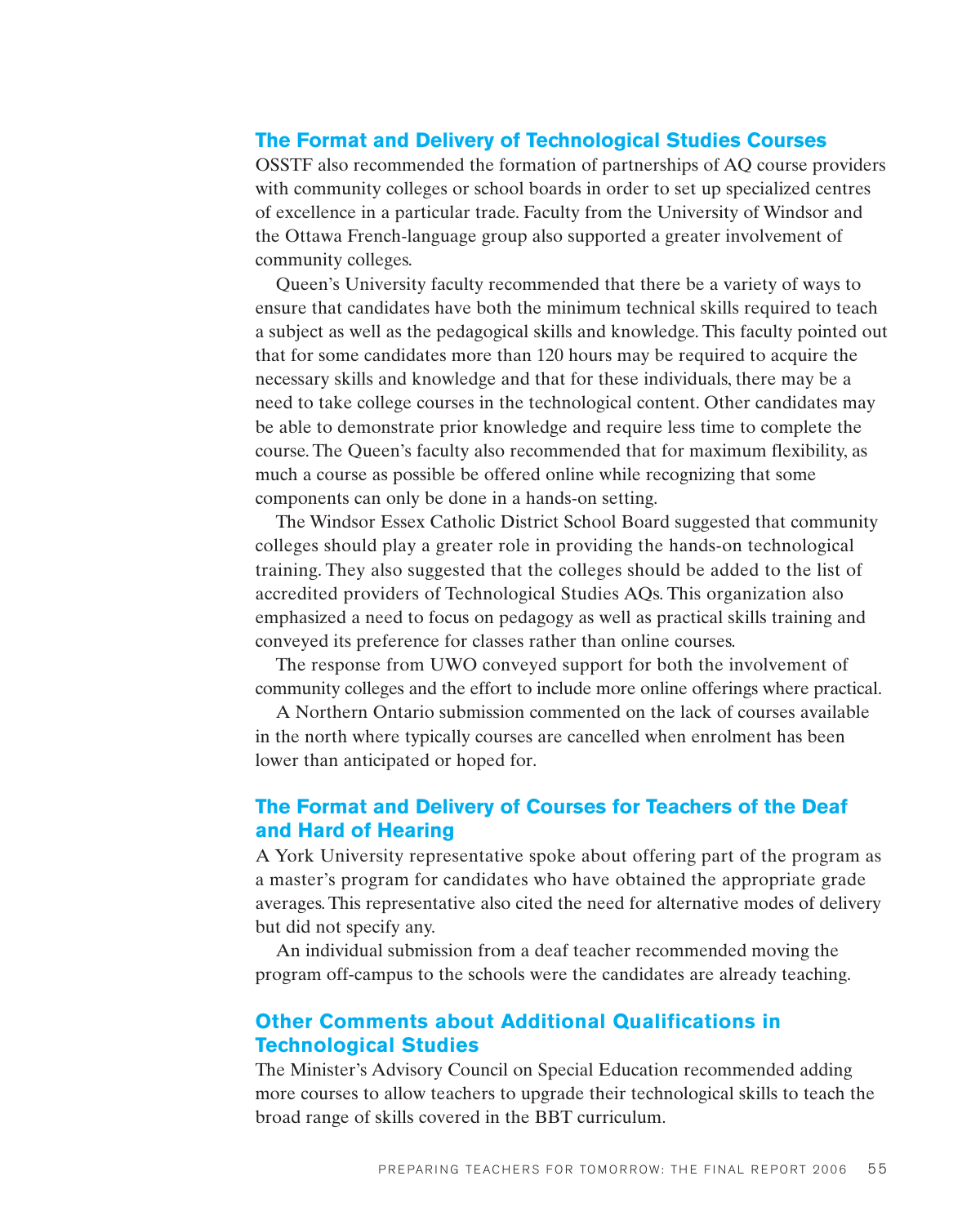## The Format and Delivery of Technological Studies Courses

OSSTF also recommended the formation of partnerships of AQ course providers with community colleges or school boards in order to set up specialized centres of excellence in a particular trade. Faculty from the University of Windsor and the Ottawa French-language group also supported a greater involvement of community colleges.

Queen's University faculty recommended that there be a variety of ways to ensure that candidates have both the minimum technical skills required to teach a subject as well as the pedagogical skills and knowledge. This faculty pointed out that for some candidates more than 120 hours may be required to acquire the necessary skills and knowledge and that for these individuals, there may be a need to take college courses in the technological content. Other candidates may be able to demonstrate prior knowledge and require less time to complete the course. The Queen's faculty also recommended that for maximum flexibility, as much a course as possible be offered online while recognizing that some components can only be done in a hands-on setting.

The Windsor Essex Catholic District School Board suggested that community colleges should play a greater role in providing the hands-on technological training. They also suggested that the colleges should be added to the list of accredited providers of Technological Studies AQs. This organization also emphasized a need to focus on pedagogy as well as practical skills training and conveyed its preference for classes rather than online courses.

The response from UWO conveyed support for both the involvement of community colleges and the effort to include more online offerings where practical.

A Northern Ontario submission commented on the lack of courses available in the north where typically courses are cancelled when enrolment has been lower than anticipated or hoped for.

## The Format and Delivery of Courses for Teachers of the Deaf and Hard of Hearing

A York University representative spoke about offering part of the program as a master's program for candidates who have obtained the appropriate grade averages. This representative also cited the need for alternative modes of delivery but did not specify any.

An individual submission from a deaf teacher recommended moving the program off-campus to the schools were the candidates are already teaching.

## Other Comments about Additional Qualifications in Technological Studies

The Minister's Advisory Council on Special Education recommended adding more courses to allow teachers to upgrade their technological skills to teach the broad range of skills covered in the BBT curriculum.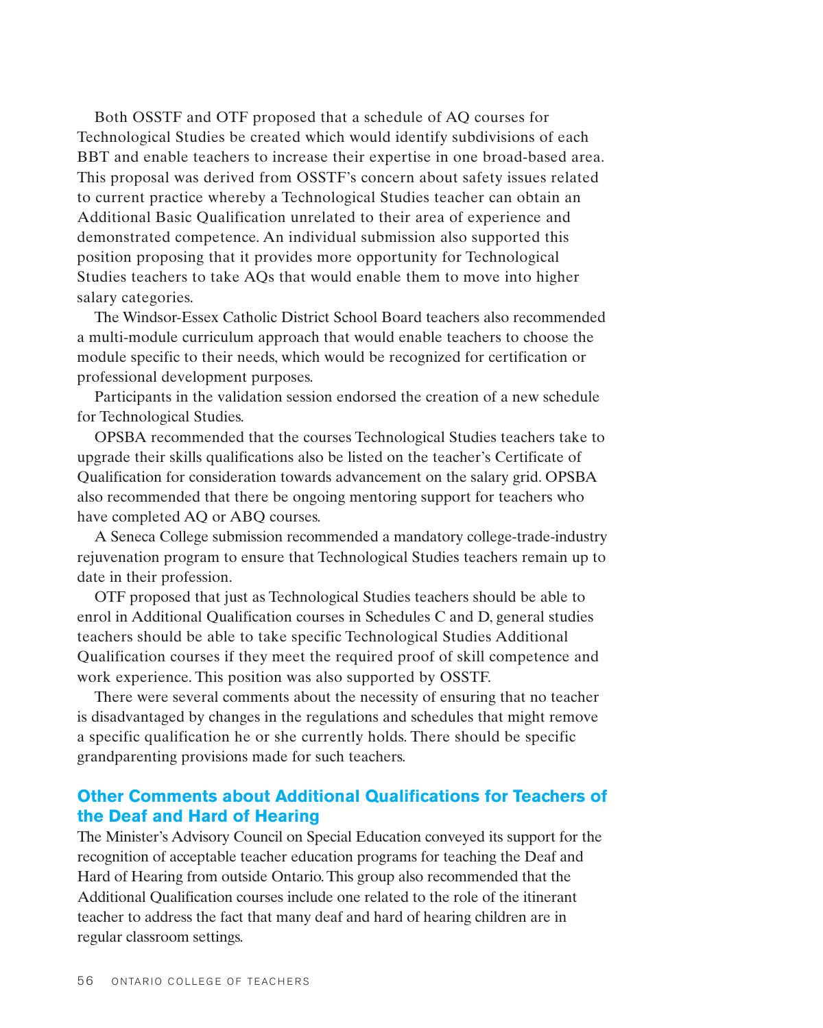Both OSSTF and OTF proposed that a schedule of AQ courses for Technological Studies be created which would identify subdivisions of each BBT and enable teachers to increase their expertise in one broad-based area. This proposal was derived from OSSTF's concern about safety issues related to current practice whereby a Technological Studies teacher can obtain an Additional Basic Qualification unrelated to their area of experience and demonstrated competence. An individual submission also supported this position proposing that it provides more opportunity for Technological Studies teachers to take AQs that would enable them to move into higher salary categories.

The Windsor-Essex Catholic District School Board teachers also recommended a multi-module curriculum approach that would enable teachers to choose the module specific to their needs, which would be recognized for certification or professional development purposes.

Participants in the validation session endorsed the creation of a new schedule for Technological Studies.

OPSBA recommended that the courses Technological Studies teachers take to upgrade their skills qualifications also be listed on the teacher's Certificate of Qualification for consideration towards advancement on the salary grid. OPSBA also recommended that there be ongoing mentoring support for teachers who have completed AQ or ABQ courses.

A Seneca College submission recommended a mandatory college-trade-industry rejuvenation program to ensure that Technological Studies teachers remain up to date in their profession.

OTF proposed that just as Technological Studies teachers should be able to enrol in Additional Qualification courses in Schedules C and D, general studies teachers should be able to take specific Technological Studies Additional Qualification courses if they meet the required proof of skill competence and work experience. This position was also supported by OSSTF.

There were several comments about the necessity of ensuring that no teacher is disadvantaged by changes in the regulations and schedules that might remove a specific qualification he or she currently holds. There should be specific grandparenting provisions made for such teachers.

## Other Comments about Additional Qualifications for Teachers of the Deaf and Hard of Hearing

The Minister's Advisory Council on Special Education conveyed its support for the recognition of acceptable teacher education programs for teaching the Deaf and Hard of Hearing from outside Ontario. This group also recommended that the Additional Qualification courses include one related to the role of the itinerant teacher to address the fact that many deaf and hard of hearing children are in regular classroom settings.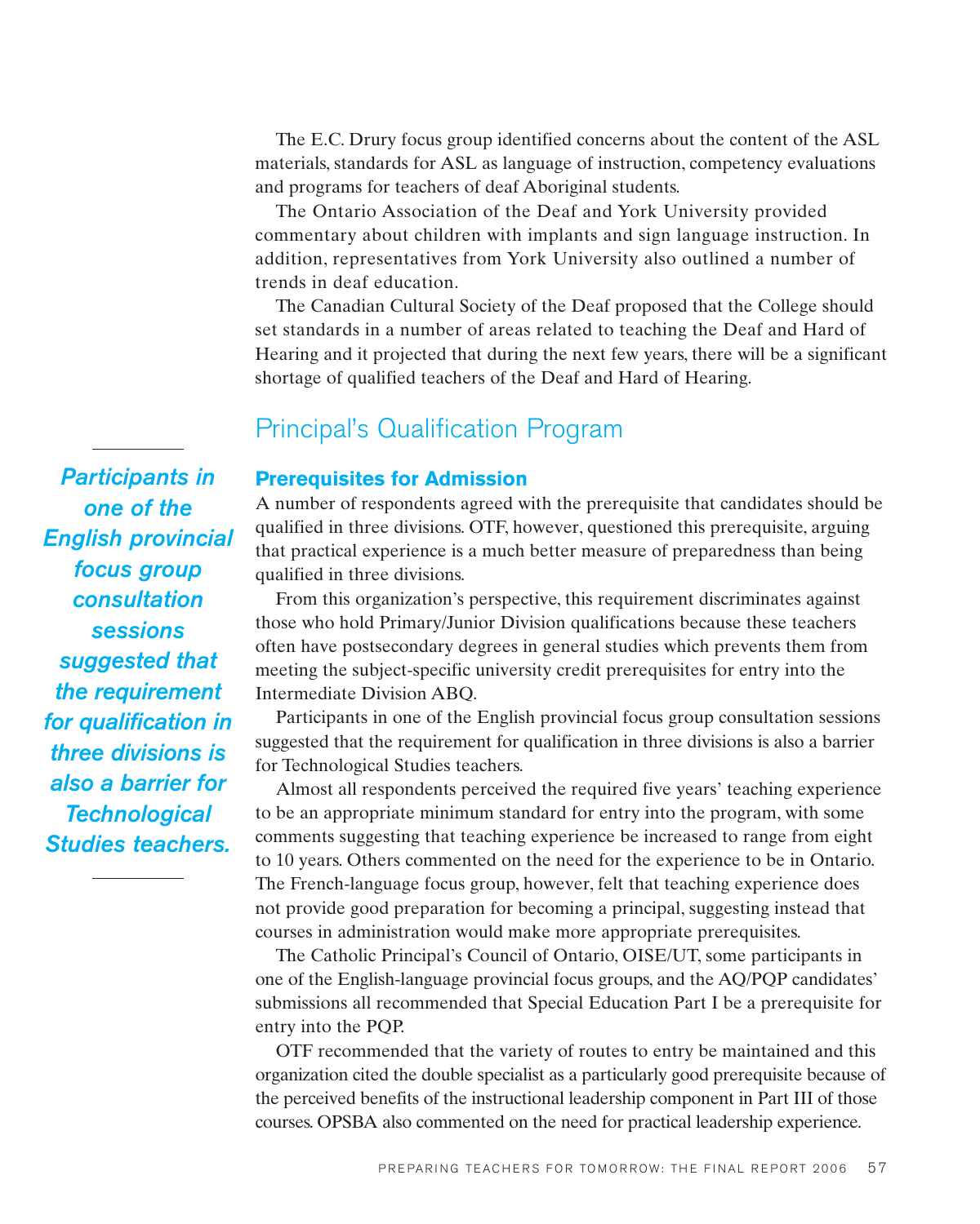The E.C. Drury focus group identified concerns about the content of the ASL materials, standards for ASL as language of instruction, competency evaluations and programs for teachers of deaf Aboriginal students.

The Ontario Association of the Deaf and York University provided commentary about children with implants and sign language instruction. In addition, representatives from York University also outlined a number of trends in deaf education.

The Canadian Cultural Society of the Deaf proposed that the College should set standards in a number of areas related to teaching the Deaf and Hard of Hearing and it projected that during the next few years, there will be a significant shortage of qualified teachers of the Deaf and Hard of Hearing.

## Principal's Qualification Program

### Prerequisites for Admission

A number of respondents agreed with the prerequisite that candidates should be qualified in three divisions. OTF, however, questioned this prerequisite, arguing that practical experience is a much better measure of preparedness than being qualified in three divisions.

From this organization's perspective, this requirement discriminates against those who hold Primary/Junior Division qualifications because these teachers often have postsecondary degrees in general studies which prevents them from meeting the subject-specific university credit prerequisites for entry into the Intermediate Division ABQ.

Participants in one of the English provincial focus group consultation sessions suggested that the requirement for qualification in three divisions is also a barrier for Technological Studies teachers.

> ***Participants in one of the English provincial focus group consultation sessions suggested that the requirement for qualification in three divisions is also a barrier for Technological Studies teachers.***

Almost all respondents perceived the required five years' teaching experience to be an appropriate minimum standard for entry into the program, with some comments suggesting that teaching experience be increased to range from eight to 10 years. Others commented on the need for the experience to be in Ontario. The French-language focus group, however, felt that teaching experience does not provide good preparation for becoming a principal, suggesting instead that courses in administration would make more appropriate prerequisites.

The Catholic Principal's Council of Ontario, OISE/UT, some participants in one of the English-language provincial focus groups, and the AQ/PQP candidates' submissions all recommended that Special Education Part I be a prerequisite for entry into the PQP.

OTF recommended that the variety of routes to entry be maintained and this organization cited the double specialist as a particularly good prerequisite because of the perceived benefits of the instructional leadership component in Part III of those courses. OPSBA also commented on the need for practical leadership experience.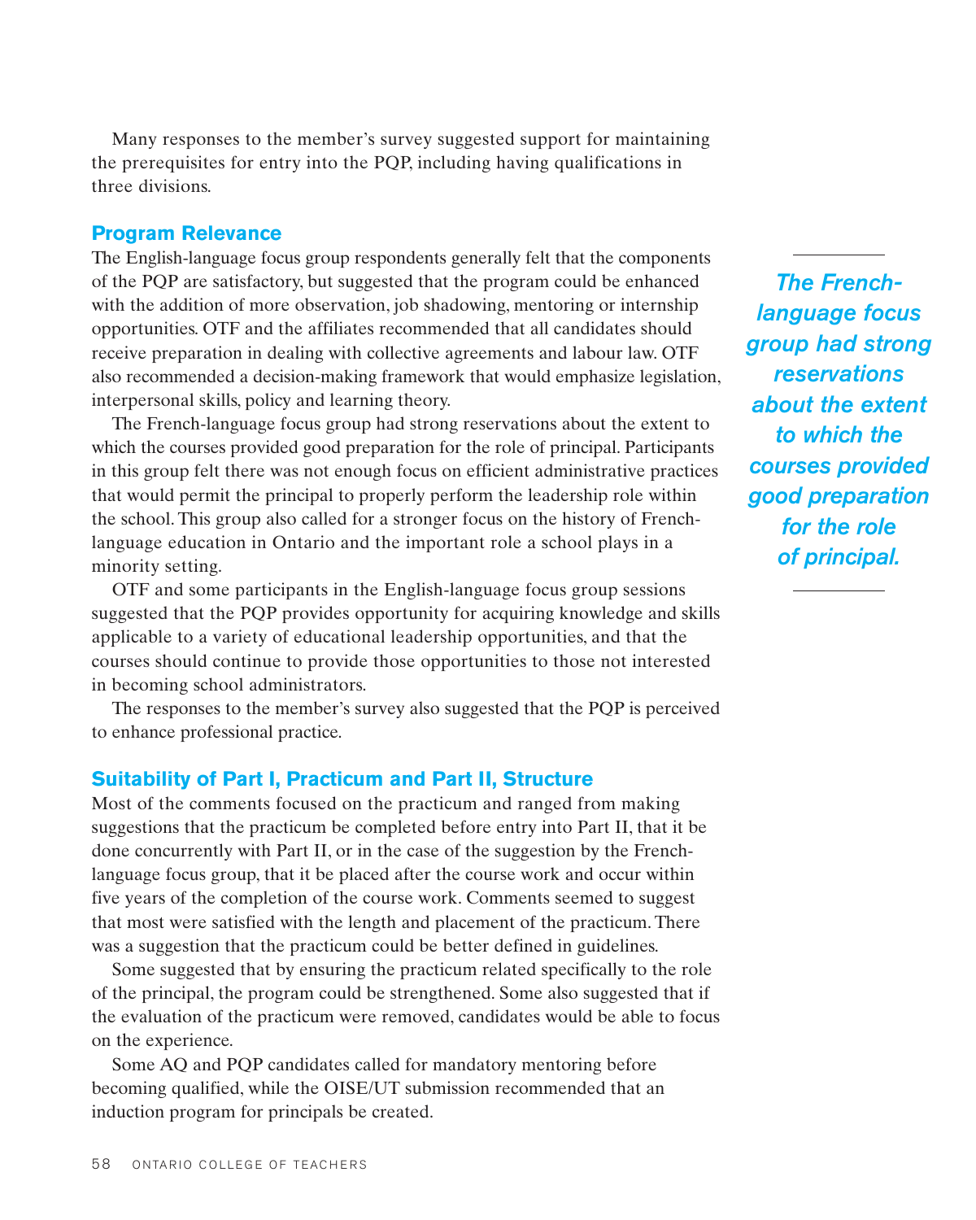Many responses to the member's survey suggested support for maintaining the prerequisites for entry into the PQP, including having qualifications in three divisions.

## Program Relevance

The English-language focus group respondents generally felt that the components of the PQP are satisfactory, but suggested that the program could be enhanced with the addition of more observation, job shadowing, mentoring or internship opportunities. OTF and the affiliates recommended that all candidates should receive preparation in dealing with collective agreements and labour law. OTF also recommended a decision-making framework that would emphasize legislation, interpersonal skills, policy and learning theory.

The French-language focus group had strong reservations about the extent to which the courses provided good preparation for the role of principal. Participants in this group felt there was not enough focus on efficient administrative practices that would permit the principal to properly perform the leadership role within the school. This group also called for a stronger focus on the history of French-language education in Ontario and the important role a school plays in a minority setting.

> ***The French-language focus group had strong reservations about the extent to which the courses provided good preparation for the role of principal.***

OTF and some participants in the English-language focus group sessions suggested that the PQP provides opportunity for acquiring knowledge and skills applicable to a variety of educational leadership opportunities, and that the courses should continue to provide those opportunities to those not interested in becoming school administrators.

The responses to the member's survey also suggested that the PQP is perceived to enhance professional practice.

## Suitability of Part I, Practicum and Part II, Structure

Most of the comments focused on the practicum and ranged from making suggestions that the practicum be completed before entry into Part II, that it be done concurrently with Part II, or in the case of the suggestion by the French-language focus group, that it be placed after the course work and occur within five years of the completion of the course work. Comments seemed to suggest that most were satisfied with the length and placement of the practicum. There was a suggestion that the practicum could be better defined in guidelines.

Some suggested that by ensuring the practicum related specifically to the role of the principal, the program could be strengthened. Some also suggested that if the evaluation of the practicum were removed, candidates would be able to focus on the experience.

Some AQ and PQP candidates called for mandatory mentoring before becoming qualified, while the OISE/UT submission recommended that an induction program for principals be created.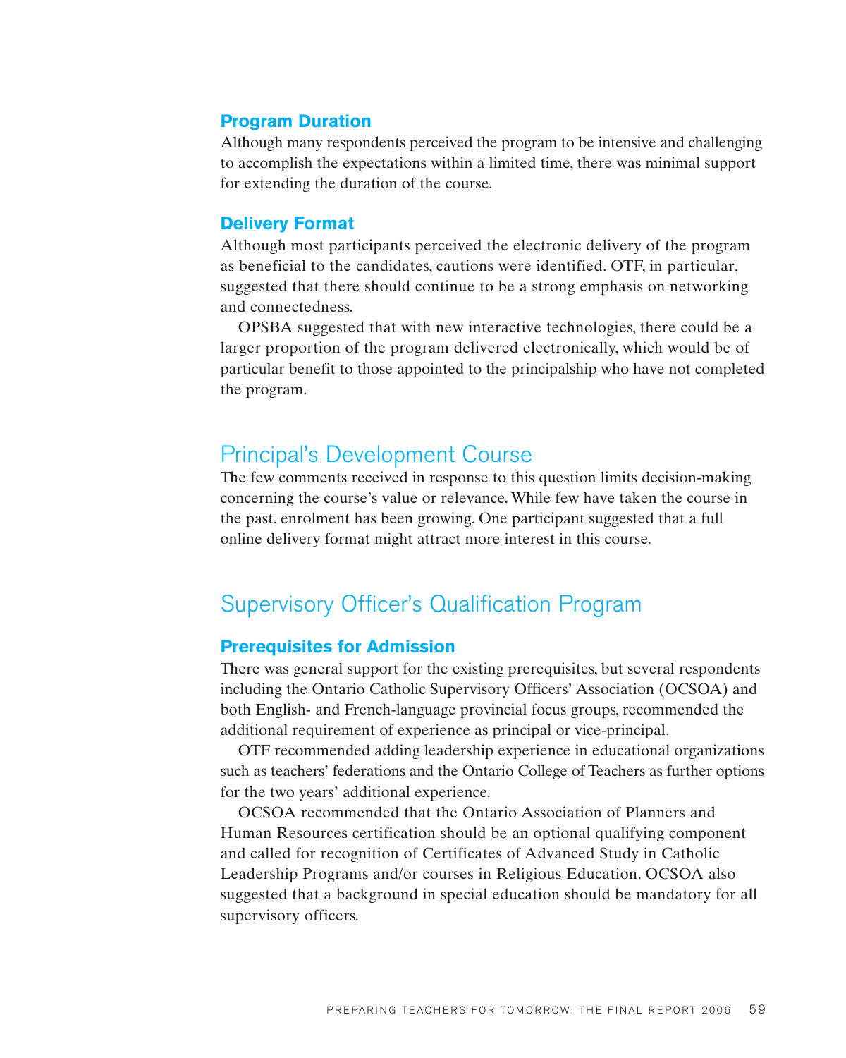### Program Duration

Although many respondents perceived the program to be intensive and challenging to accomplish the expectations within a limited time, there was minimal support for extending the duration of the course.

### Delivery Format

Although most participants perceived the electronic delivery of the program as beneficial to the candidates, cautions were identified. OTF, in particular, suggested that there should continue to be a strong emphasis on networking and connectedness.

OPSBA suggested that with new interactive technologies, there could be a larger proportion of the program delivered electronically, which would be of particular benefit to those appointed to the principalship who have not completed the program.

## Principal's Development Course

The few comments received in response to this question limits decision-making concerning the course's value or relevance. While few have taken the course in the past, enrolment has been growing. One participant suggested that a full online delivery format might attract more interest in this course.

## Supervisory Officer's Qualification Program

### Prerequisites for Admission

There was general support for the existing prerequisites, but several respondents including the Ontario Catholic Supervisory Officers' Association (OCSOA) and both English- and French-language provincial focus groups, recommended the additional requirement of experience as principal or vice-principal.

OTF recommended adding leadership experience in educational organizations such as teachers' federations and the Ontario College of Teachers as further options for the two years' additional experience.

OCSOA recommended that the Ontario Association of Planners and Human Resources certification should be an optional qualifying component and called for recognition of Certificates of Advanced Study in Catholic Leadership Programs and/or courses in Religious Education. OCSOA also suggested that a background in special education should be mandatory for all supervisory officers.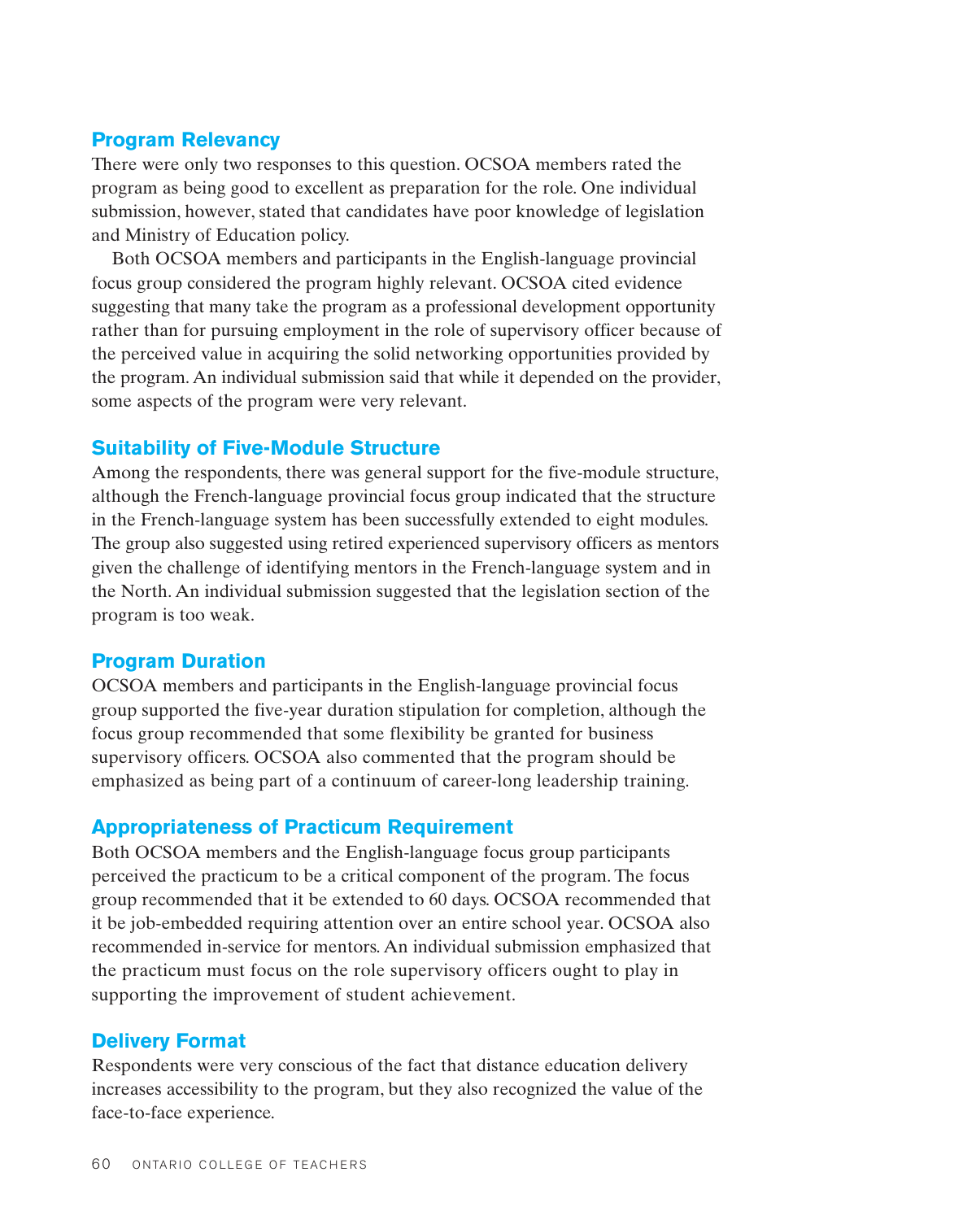## Program Relevancy

There were only two responses to this question. OCSOA members rated the program as being good to excellent as preparation for the role. One individual submission, however, stated that candidates have poor knowledge of legislation and Ministry of Education policy.

Both OCSOA members and participants in the English-language provincial focus group considered the program highly relevant. OCSOA cited evidence suggesting that many take the program as a professional development opportunity rather than for pursuing employment in the role of supervisory officer because of the perceived value in acquiring the solid networking opportunities provided by the program. An individual submission said that while it depended on the provider, some aspects of the program were very relevant.

## Suitability of Five-Module Structure

Among the respondents, there was general support for the five-module structure, although the French-language provincial focus group indicated that the structure in the French-language system has been successfully extended to eight modules. The group also suggested using retired experienced supervisory officers as mentors given the challenge of identifying mentors in the French-language system and in the North. An individual submission suggested that the legislation section of the program is too weak.

## Program Duration

OCSOA members and participants in the English-language provincial focus group supported the five-year duration stipulation for completion, although the focus group recommended that some flexibility be granted for business supervisory officers. OCSOA also commented that the program should be emphasized as being part of a continuum of career-long leadership training.

## Appropriateness of Practicum Requirement

Both OCSOA members and the English-language focus group participants perceived the practicum to be a critical component of the program. The focus group recommended that it be extended to 60 days. OCSOA recommended that it be job-embedded requiring attention over an entire school year. OCSOA also recommended in-service for mentors. An individual submission emphasized that the practicum must focus on the role supervisory officers ought to play in supporting the improvement of student achievement.

## Delivery Format

Respondents were very conscious of the fact that distance education delivery increases accessibility to the program, but they also recognized the value of the face-to-face experience.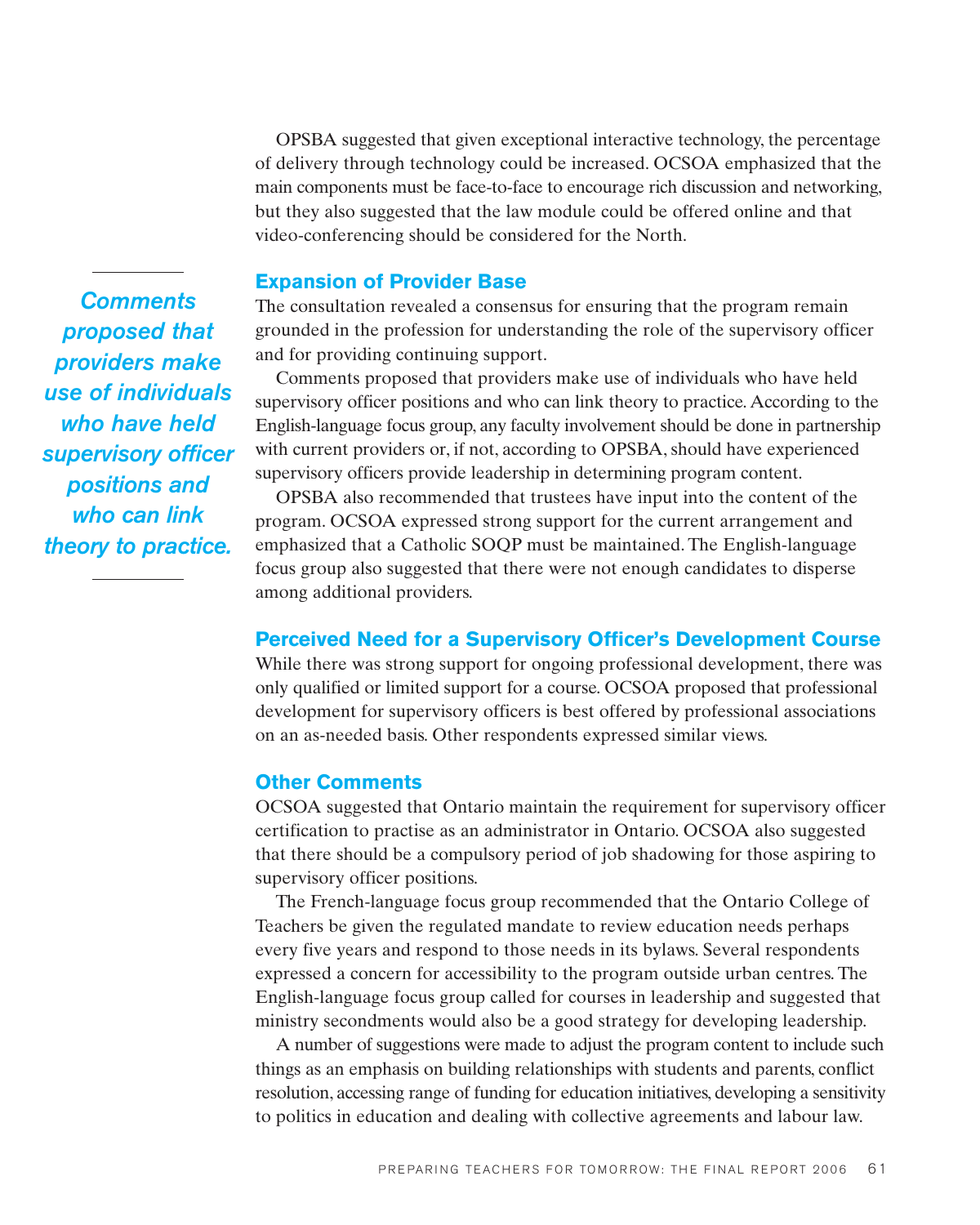OPSBA suggested that given exceptional interactive technology, the percentage of delivery through technology could be increased. OCSOA emphasized that the main components must be face-to-face to encourage rich discussion and networking, but they also suggested that the law module could be offered online and that video-conferencing should be considered for the North.

### Expansion of Provider Base

The consultation revealed a consensus for ensuring that the program remain grounded in the profession for understanding the role of the supervisory officer and for providing continuing support.

Comments proposed that providers make use of individuals who have held supervisory officer positions and who can link theory to practice. According to the English-language focus group, any faculty involvement should be done in partnership with current providers or, if not, according to OPSBA, should have experienced supervisory officers provide leadership in determining program content.

OPSBA also recommended that trustees have input into the content of the program. OCSOA expressed strong support for the current arrangement and emphasized that a Catholic SOQP must be maintained. The English-language focus group also suggested that there were not enough candidates to disperse among additional providers.

> ***Comments proposed that providers make use of individuals who have held supervisory officer positions and who can link theory to practice.***

### Perceived Need for a Supervisory Officer's Development Course

While there was strong support for ongoing professional development, there was only qualified or limited support for a course. OCSOA proposed that professional development for supervisory officers is best offered by professional associations on an as-needed basis. Other respondents expressed similar views.

### Other Comments

OCSOA suggested that Ontario maintain the requirement for supervisory officer certification to practise as an administrator in Ontario. OCSOA also suggested that there should be a compulsory period of job shadowing for those aspiring to supervisory officer positions.

The French-language focus group recommended that the Ontario College of Teachers be given the regulated mandate to review education needs perhaps every five years and respond to those needs in its bylaws. Several respondents expressed a concern for accessibility to the program outside urban centres. The English-language focus group called for courses in leadership and suggested that ministry secondments would also be a good strategy for developing leadership.

A number of suggestions were made to adjust the program content to include such things as an emphasis on building relationships with students and parents, conflict resolution, accessing range of funding for education initiatives, developing a sensitivity to politics in education and dealing with collective agreements and labour law.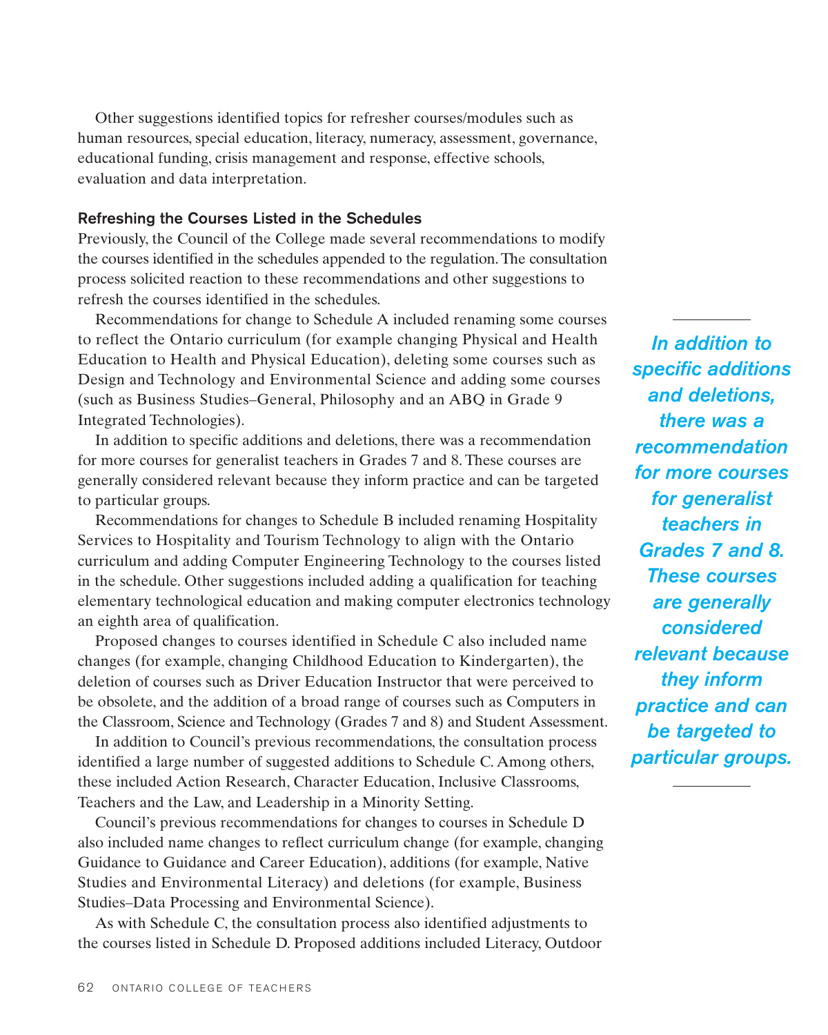Other suggestions identified topics for refresher courses/modules such as human resources, special education, literacy, numeracy, assessment, governance, educational funding, crisis management and response, effective schools, evaluation and data interpretation.

### Refreshing the Courses Listed in the Schedules

Previously, the Council of the College made several recommendations to modify the courses identified in the schedules appended to the regulation. The consultation process solicited reaction to these recommendations and other suggestions to refresh the courses identified in the schedules.

Recommendations for change to Schedule A included renaming some courses to reflect the Ontario curriculum (for example changing Physical and Health Education to Health and Physical Education), deleting some courses such as Design and Technology and Environmental Science and adding some courses (such as Business Studies–General, Philosophy and an ABQ in Grade 9 Integrated Technologies).

In addition to specific additions and deletions, there was a recommendation for more courses for generalist teachers in Grades 7 and 8. These courses are generally considered relevant because they inform practice and can be targeted to particular groups.

> ***In addition to specific additions and deletions, there was a recommendation for more courses for generalist teachers in Grades 7 and 8. These courses are generally considered relevant because they inform practice and can be targeted to particular groups.***

Recommendations for changes to Schedule B included renaming Hospitality Services to Hospitality and Tourism Technology to align with the Ontario curriculum and adding Computer Engineering Technology to the courses listed in the schedule. Other suggestions included adding a qualification for teaching elementary technological education and making computer electronics technology an eighth area of qualification.

Proposed changes to courses identified in Schedule C also included name changes (for example, changing Childhood Education to Kindergarten), the deletion of courses such as Driver Education Instructor that were perceived to be obsolete, and the addition of a broad range of courses such as Computers in the Classroom, Science and Technology (Grades 7 and 8) and Student Assessment.

In addition to Council's previous recommendations, the consultation process identified a large number of suggested additions to Schedule C. Among others, these included Action Research, Character Education, Inclusive Classrooms, Teachers and the Law, and Leadership in a Minority Setting.

Council's previous recommendations for changes to courses in Schedule D also included name changes to reflect curriculum change (for example, changing Guidance to Guidance and Career Education), additions (for example, Native Studies and Environmental Literacy) and deletions (for example, Business Studies–Data Processing and Environmental Science).

As with Schedule C, the consultation process also identified adjustments to the courses listed in Schedule D. Proposed additions included Literacy, Outdoor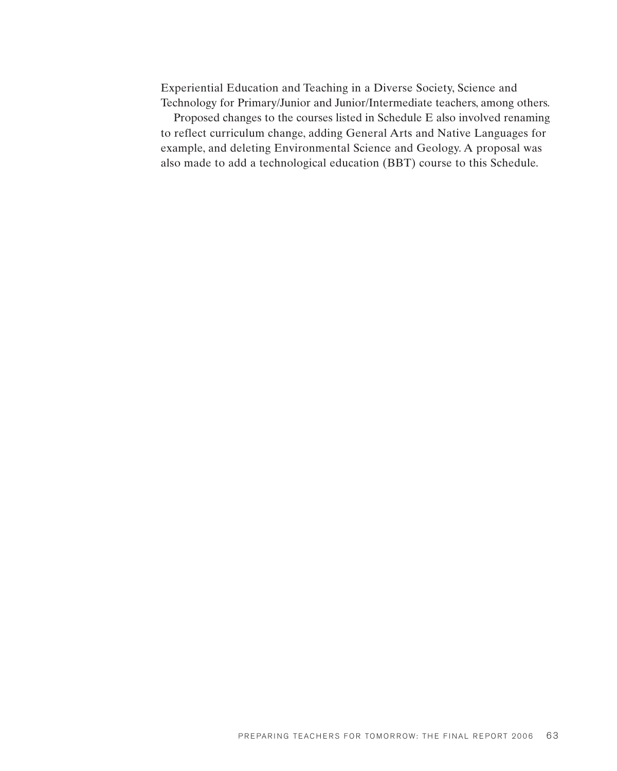Experiential Education and Teaching in a Diverse Society, Science and Technology for Primary/Junior and Junior/Intermediate teachers, among others.

Proposed changes to the courses listed in Schedule E also involved renaming to reflect curriculum change, adding General Arts and Native Languages for example, and deleting Environmental Science and Geology. A proposal was also made to add a technological education (BBT) course to this Schedule.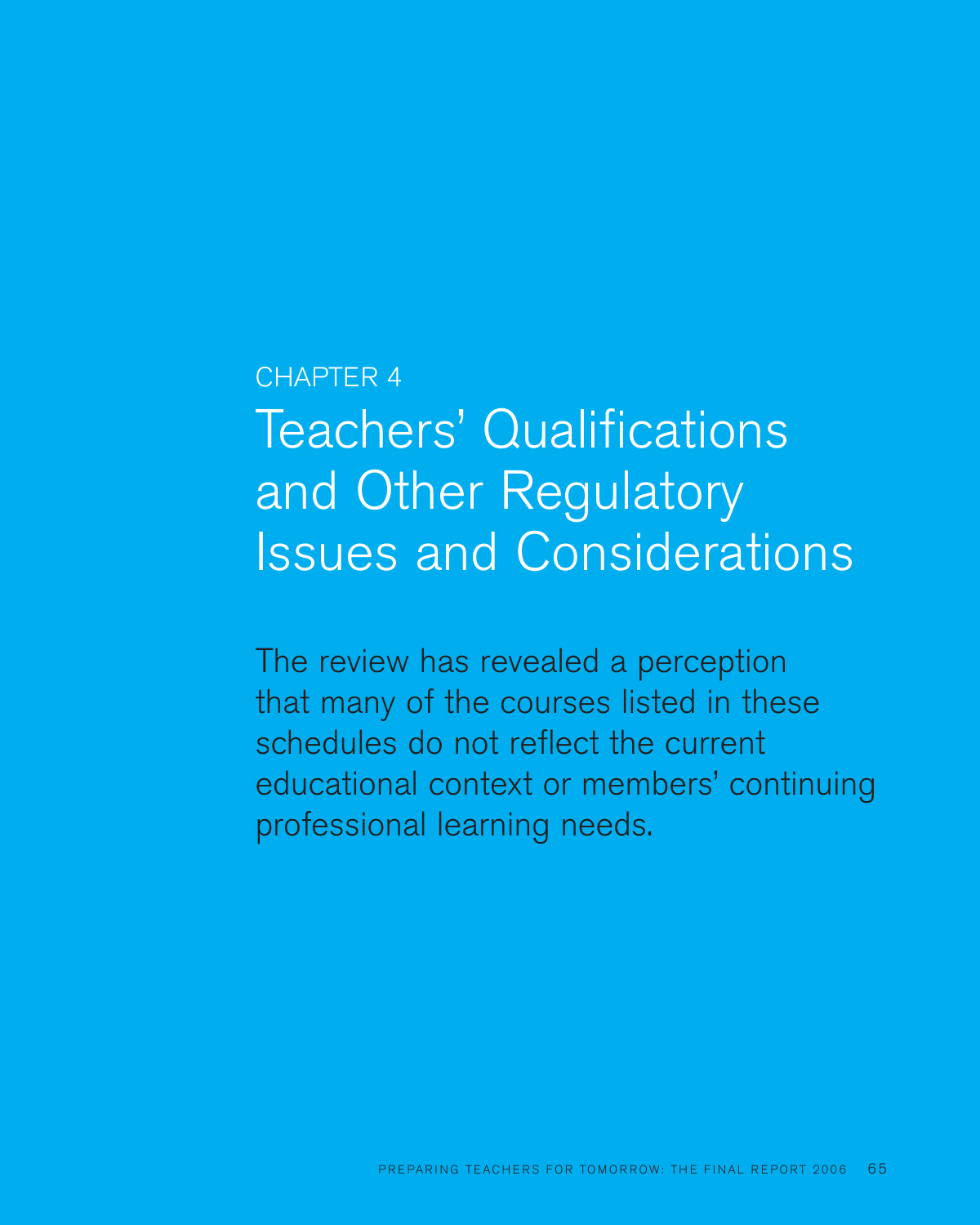CHAPTER 4

# Teachers' Qualifications and Other Regulatory Issues and Considerations

The review has revealed a perception that many of the courses listed in these schedules do not reflect the current educational context or members' continuing professional learning needs.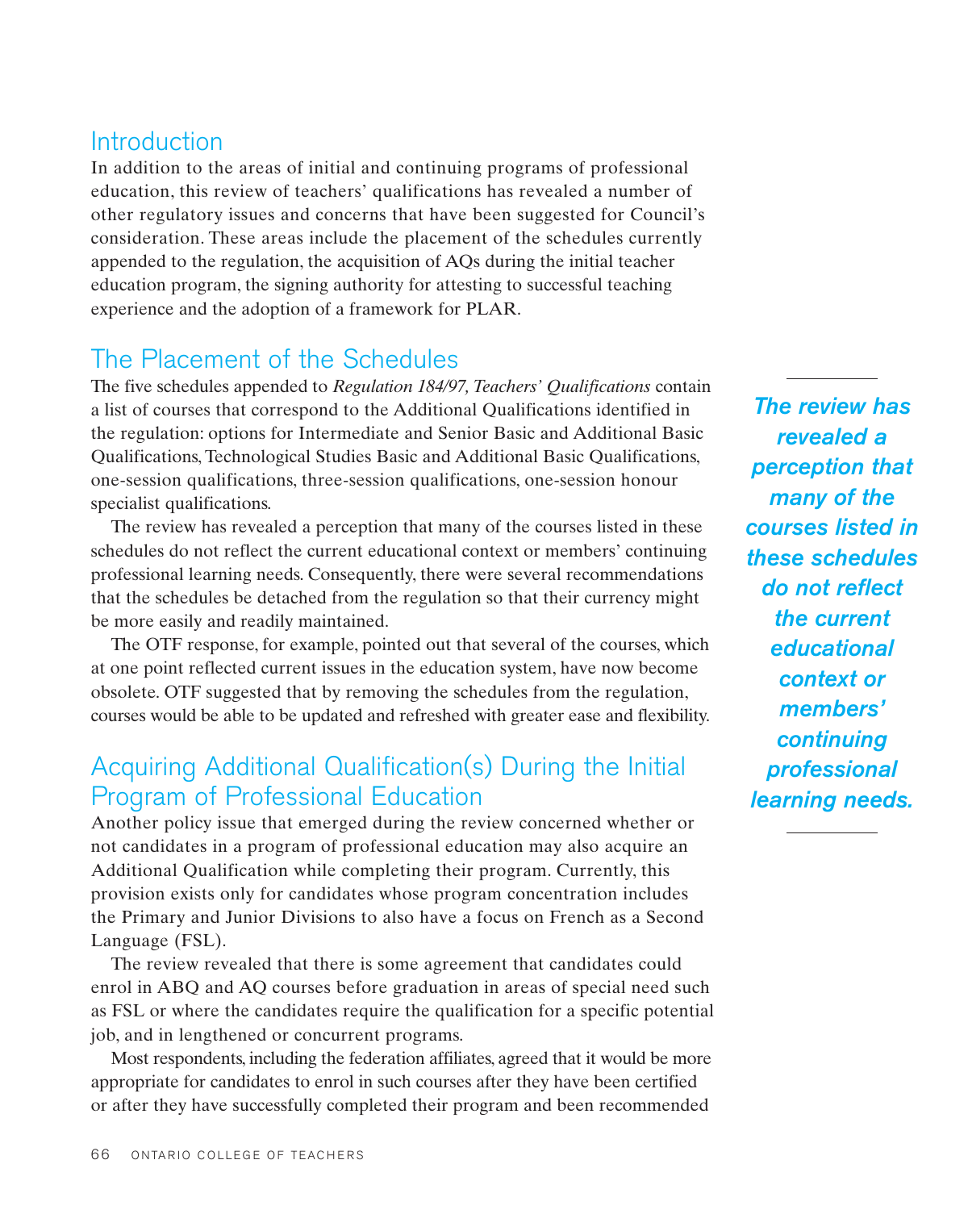## Introduction

In addition to the areas of initial and continuing programs of professional education, this review of teachers' qualifications has revealed a number of other regulatory issues and concerns that have been suggested for Council's consideration. These areas include the placement of the schedules currently appended to the regulation, the acquisition of AQs during the initial teacher education program, the signing authority for attesting to successful teaching experience and the adoption of a framework for PLAR.

## The Placement of the Schedules

The five schedules appended to *Regulation 184/97, Teachers' Qualifications* contain a list of courses that correspond to the Additional Qualifications identified in the regulation: options for Intermediate and Senior Basic and Additional Basic Qualifications, Technological Studies Basic and Additional Basic Qualifications, one-session qualifications, three-session qualifications, one-session honour specialist qualifications.

The review has revealed a perception that many of the courses listed in these schedules do not reflect the current educational context or members' continuing professional learning needs. Consequently, there were several recommendations that the schedules be detached from the regulation so that their currency might be more easily and readily maintained.

The OTF response, for example, pointed out that several of the courses, which at one point reflected current issues in the education system, have now become obsolete. OTF suggested that by removing the schedules from the regulation, courses would be able to be updated and refreshed with greater ease and flexibility.

***The review has revealed a perception that many of the courses listed in these schedules do not reflect the current educational context or members' continuing professional learning needs.***

## Acquiring Additional Qualification(s) During the Initial Program of Professional Education

Another policy issue that emerged during the review concerned whether or not candidates in a program of professional education may also acquire an Additional Qualification while completing their program. Currently, this provision exists only for candidates whose program concentration includes the Primary and Junior Divisions to also have a focus on French as a Second Language (FSL).

The review revealed that there is some agreement that candidates could enrol in ABQ and AQ courses before graduation in areas of special need such as FSL or where the candidates require the qualification for a specific potential job, and in lengthened or concurrent programs.

Most respondents, including the federation affiliates, agreed that it would be more appropriate for candidates to enrol in such courses after they have been certified or after they have successfully completed their program and been recommended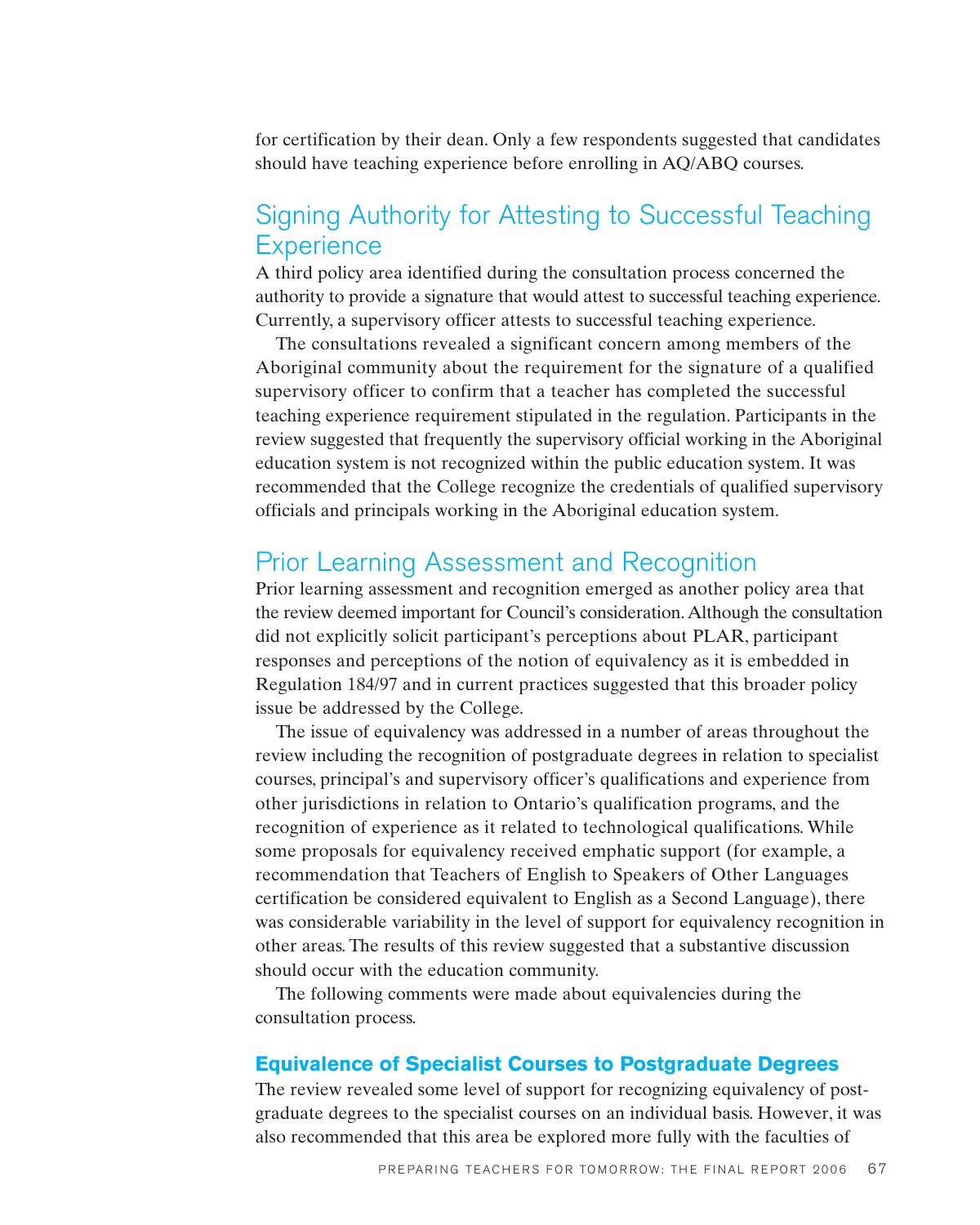for certification by their dean. Only a few respondents suggested that candidates should have teaching experience before enrolling in AQ/ABQ courses.

## Signing Authority for Attesting to Successful Teaching Experience

A third policy area identified during the consultation process concerned the authority to provide a signature that would attest to successful teaching experience. Currently, a supervisory officer attests to successful teaching experience.

The consultations revealed a significant concern among members of the Aboriginal community about the requirement for the signature of a qualified supervisory officer to confirm that a teacher has completed the successful teaching experience requirement stipulated in the regulation. Participants in the review suggested that frequently the supervisory official working in the Aboriginal education system is not recognized within the public education system. It was recommended that the College recognize the credentials of qualified supervisory officials and principals working in the Aboriginal education system.

## Prior Learning Assessment and Recognition

Prior learning assessment and recognition emerged as another policy area that the review deemed important for Council's consideration. Although the consultation did not explicitly solicit participant's perceptions about PLAR, participant responses and perceptions of the notion of equivalency as it is embedded in Regulation 184/97 and in current practices suggested that this broader policy issue be addressed by the College.

The issue of equivalency was addressed in a number of areas throughout the review including the recognition of postgraduate degrees in relation to specialist courses, principal's and supervisory officer's qualifications and experience from other jurisdictions in relation to Ontario's qualification programs, and the recognition of experience as it related to technological qualifications. While some proposals for equivalency received emphatic support (for example, a recommendation that Teachers of English to Speakers of Other Languages certification be considered equivalent to English as a Second Language), there was considerable variability in the level of support for equivalency recognition in other areas. The results of this review suggested that a substantive discussion should occur with the education community.

The following comments were made about equivalencies during the consultation process.

### Equivalence of Specialist Courses to Postgraduate Degrees

The review revealed some level of support for recognizing equivalency of post-graduate degrees to the specialist courses on an individual basis. However, it was also recommended that this area be explored more fully with the faculties of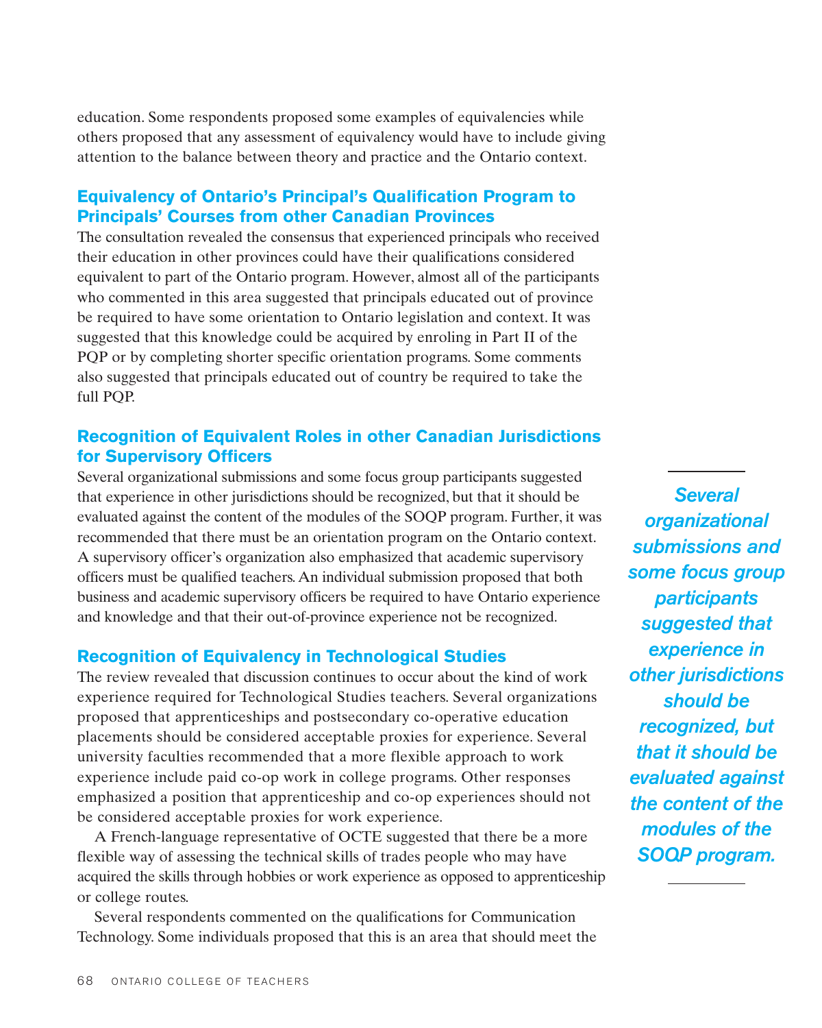education. Some respondents proposed some examples of equivalencies while others proposed that any assessment of equivalency would have to include giving attention to the balance between theory and practice and the Ontario context.

### Equivalency of Ontario's Principal's Qualification Program to Principals' Courses from other Canadian Provinces

The consultation revealed the consensus that experienced principals who received their education in other provinces could have their qualifications considered equivalent to part of the Ontario program. However, almost all of the participants who commented in this area suggested that principals educated out of province be required to have some orientation to Ontario legislation and context. It was suggested that this knowledge could be acquired by enroling in Part II of the PQP or by completing shorter specific orientation programs. Some comments also suggested that principals educated out of country be required to take the full PQP.

### Recognition of Equivalent Roles in other Canadian Jurisdictions for Supervisory Officers

Several organizational submissions and some focus group participants suggested that experience in other jurisdictions should be recognized, but that it should be evaluated against the content of the modules of the SOQP program. Further, it was recommended that there must be an orientation program on the Ontario context. A supervisory officer's organization also emphasized that academic supervisory officers must be qualified teachers. An individual submission proposed that both business and academic supervisory officers be required to have Ontario experience and knowledge and that their out-of-province experience not be recognized.

*Several organizational submissions and some focus group participants suggested that experience in other jurisdictions should be recognized, but that it should be evaluated against the content of the modules of the SOQP program.*

### Recognition of Equivalency in Technological Studies

The review revealed that discussion continues to occur about the kind of work experience required for Technological Studies teachers. Several organizations proposed that apprenticeships and postsecondary co-operative education placements should be considered acceptable proxies for experience. Several university faculties recommended that a more flexible approach to work experience include paid co-op work in college programs. Other responses emphasized a position that apprenticeship and co-op experiences should not be considered acceptable proxies for work experience.

A French-language representative of OCTE suggested that there be a more flexible way of assessing the technical skills of trades people who may have acquired the skills through hobbies or work experience as opposed to apprenticeship or college routes.

Several respondents commented on the qualifications for Communication Technology. Some individuals proposed that this is an area that should meet the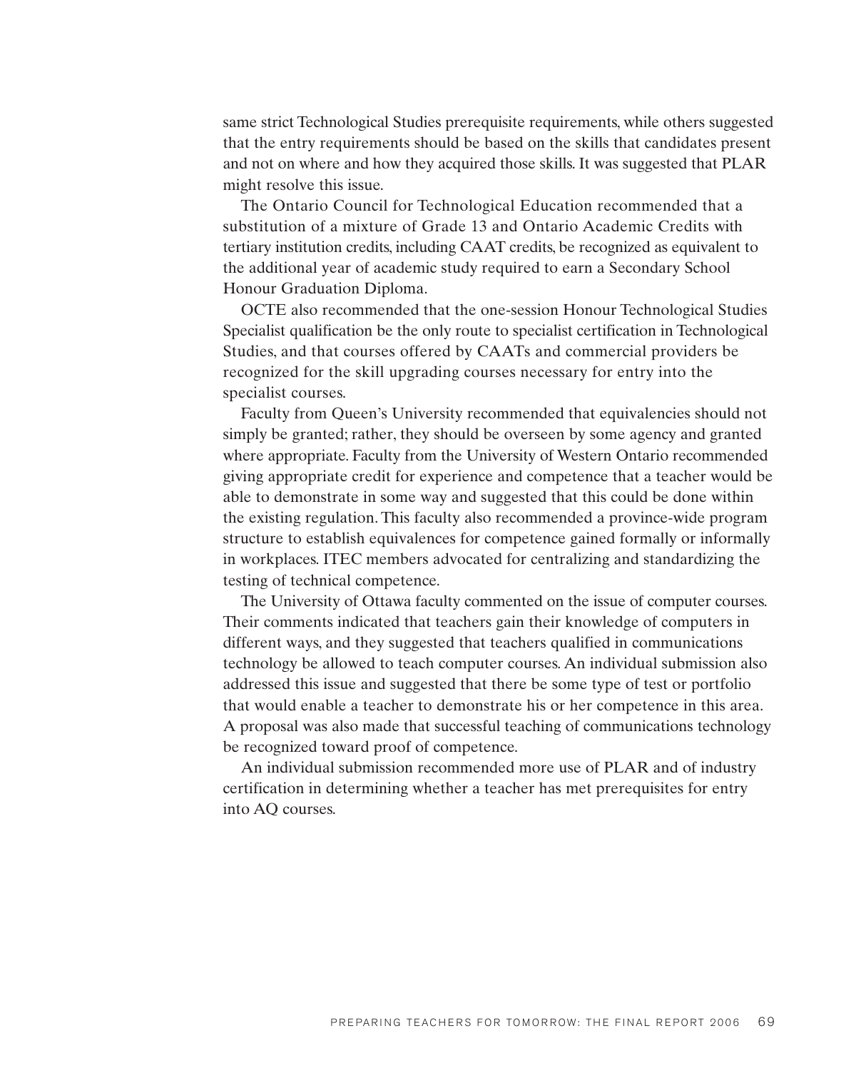same strict Technological Studies prerequisite requirements, while others suggested that the entry requirements should be based on the skills that candidates present and not on where and how they acquired those skills. It was suggested that PLAR might resolve this issue.

The Ontario Council for Technological Education recommended that a substitution of a mixture of Grade 13 and Ontario Academic Credits with tertiary institution credits, including CAAT credits, be recognized as equivalent to the additional year of academic study required to earn a Secondary School Honour Graduation Diploma.

OCTE also recommended that the one-session Honour Technological Studies Specialist qualification be the only route to specialist certification in Technological Studies, and that courses offered by CAATs and commercial providers be recognized for the skill upgrading courses necessary for entry into the specialist courses.

Faculty from Queen's University recommended that equivalencies should not simply be granted; rather, they should be overseen by some agency and granted where appropriate. Faculty from the University of Western Ontario recommended giving appropriate credit for experience and competence that a teacher would be able to demonstrate in some way and suggested that this could be done within the existing regulation. This faculty also recommended a province-wide program structure to establish equivalences for competence gained formally or informally in workplaces. ITEC members advocated for centralizing and standardizing the testing of technical competence.

The University of Ottawa faculty commented on the issue of computer courses. Their comments indicated that teachers gain their knowledge of computers in different ways, and they suggested that teachers qualified in communications technology be allowed to teach computer courses. An individual submission also addressed this issue and suggested that there be some type of test or portfolio that would enable a teacher to demonstrate his or her competence in this area. A proposal was also made that successful teaching of communications technology be recognized toward proof of competence.

An individual submission recommended more use of PLAR and of industry certification in determining whether a teacher has met prerequisites for entry into AQ courses.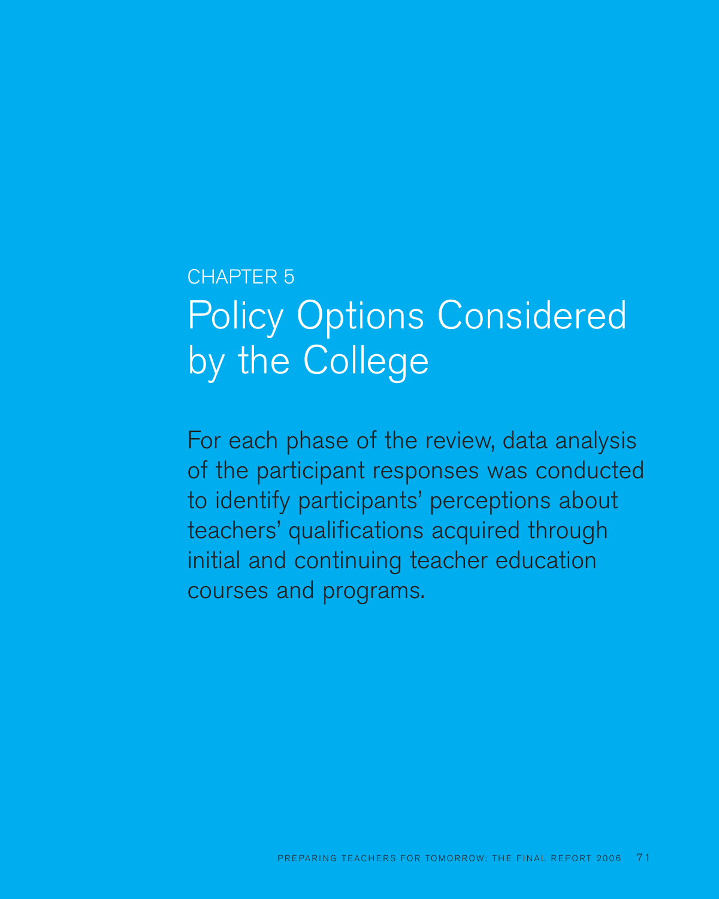CHAPTER 5

# Policy Options Considered by the College

For each phase of the review, data analysis of the participant responses was conducted to identify participants' perceptions about teachers' qualifications acquired through initial and continuing teacher education courses and programs.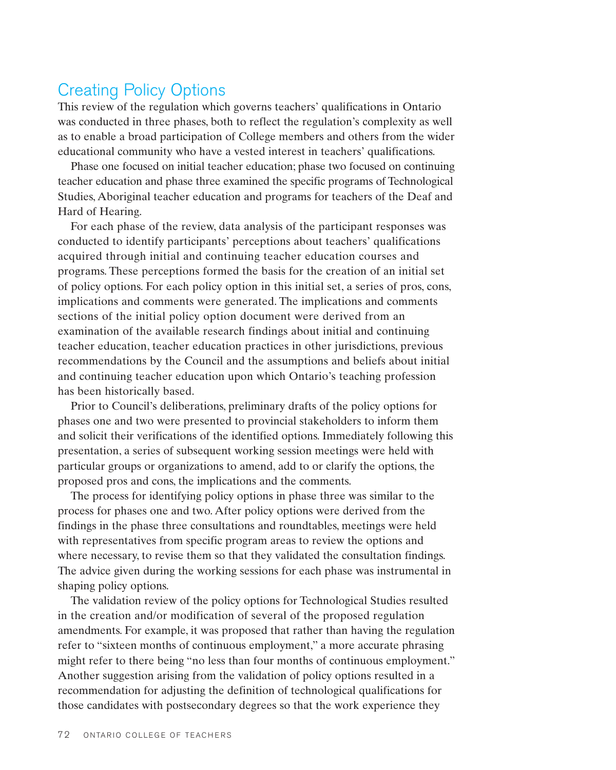## Creating Policy Options

This review of the regulation which governs teachers' qualifications in Ontario was conducted in three phases, both to reflect the regulation's complexity as well as to enable a broad participation of College members and others from the wider educational community who have a vested interest in teachers' qualifications.

Phase one focused on initial teacher education; phase two focused on continuing teacher education and phase three examined the specific programs of Technological Studies, Aboriginal teacher education and programs for teachers of the Deaf and Hard of Hearing.

For each phase of the review, data analysis of the participant responses was conducted to identify participants' perceptions about teachers' qualifications acquired through initial and continuing teacher education courses and programs. These perceptions formed the basis for the creation of an initial set of policy options. For each policy option in this initial set, a series of pros, cons, implications and comments were generated. The implications and comments sections of the initial policy option document were derived from an examination of the available research findings about initial and continuing teacher education, teacher education practices in other jurisdictions, previous recommendations by the Council and the assumptions and beliefs about initial and continuing teacher education upon which Ontario's teaching profession has been historically based.

Prior to Council's deliberations, preliminary drafts of the policy options for phases one and two were presented to provincial stakeholders to inform them and solicit their verifications of the identified options. Immediately following this presentation, a series of subsequent working session meetings were held with particular groups or organizations to amend, add to or clarify the options, the proposed pros and cons, the implications and the comments.

The process for identifying policy options in phase three was similar to the process for phases one and two. After policy options were derived from the findings in the phase three consultations and roundtables, meetings were held with representatives from specific program areas to review the options and where necessary, to revise them so that they validated the consultation findings. The advice given during the working sessions for each phase was instrumental in shaping policy options.

The validation review of the policy options for Technological Studies resulted in the creation and/or modification of several of the proposed regulation amendments. For example, it was proposed that rather than having the regulation refer to "sixteen months of continuous employment," a more accurate phrasing might refer to there being "no less than four months of continuous employment." Another suggestion arising from the validation of policy options resulted in a recommendation for adjusting the definition of technological qualifications for those candidates with postsecondary degrees so that the work experience they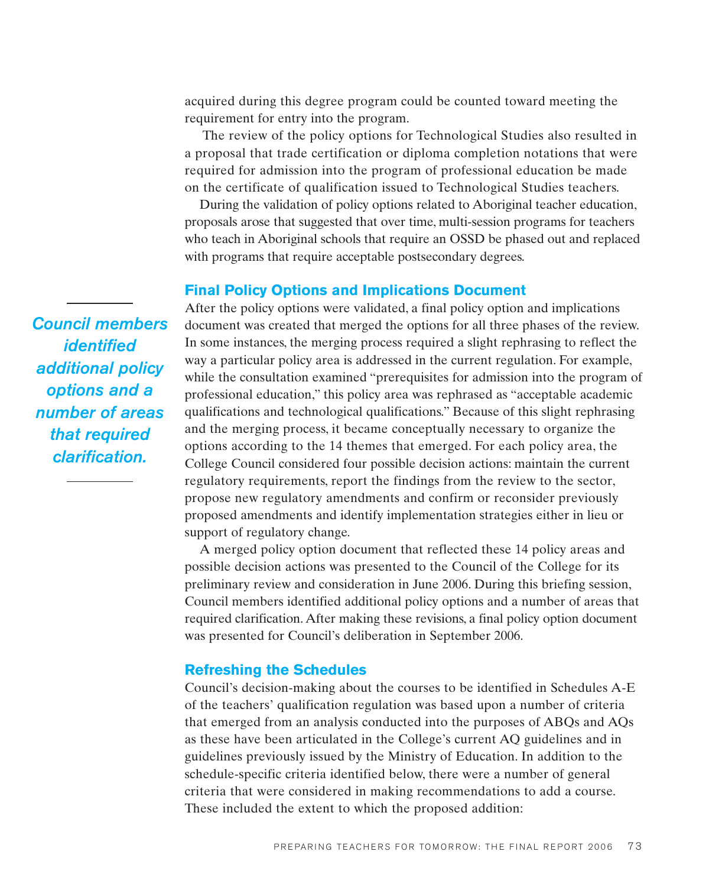acquired during this degree program could be counted toward meeting the requirement for entry into the program.

The review of the policy options for Technological Studies also resulted in a proposal that trade certification or diploma completion notations that were required for admission into the program of professional education be made on the certificate of qualification issued to Technological Studies teachers.

During the validation of policy options related to Aboriginal teacher education, proposals arose that suggested that over time, multi-session programs for teachers who teach in Aboriginal schools that require an OSSD be phased out and replaced with programs that require acceptable postsecondary degrees.

## Final Policy Options and Implications Document

*Council members identified additional policy options and a number of areas that required clarification.*

After the policy options were validated, a final policy option and implications document was created that merged the options for all three phases of the review. In some instances, the merging process required a slight rephrasing to reflect the way a particular policy area is addressed in the current regulation. For example, while the consultation examined "prerequisites for admission into the program of professional education," this policy area was rephrased as "acceptable academic qualifications and technological qualifications." Because of this slight rephrasing and the merging process, it became conceptually necessary to organize the options according to the 14 themes that emerged. For each policy area, the College Council considered four possible decision actions: maintain the current regulatory requirements, report the findings from the review to the sector, propose new regulatory amendments and confirm or reconsider previously proposed amendments and identify implementation strategies either in lieu or support of regulatory change.

A merged policy option document that reflected these 14 policy areas and possible decision actions was presented to the Council of the College for its preliminary review and consideration in June 2006. During this briefing session, Council members identified additional policy options and a number of areas that required clarification. After making these revisions, a final policy option document was presented for Council's deliberation in September 2006.

## Refreshing the Schedules

Council's decision-making about the courses to be identified in Schedules A-E of the teachers' qualification regulation was based upon a number of criteria that emerged from an analysis conducted into the purposes of ABQs and AQs as these have been articulated in the College's current AQ guidelines and in guidelines previously issued by the Ministry of Education. In addition to the schedule-specific criteria identified below, there were a number of general criteria that were considered in making recommendations to add a course. These included the extent to which the proposed addition: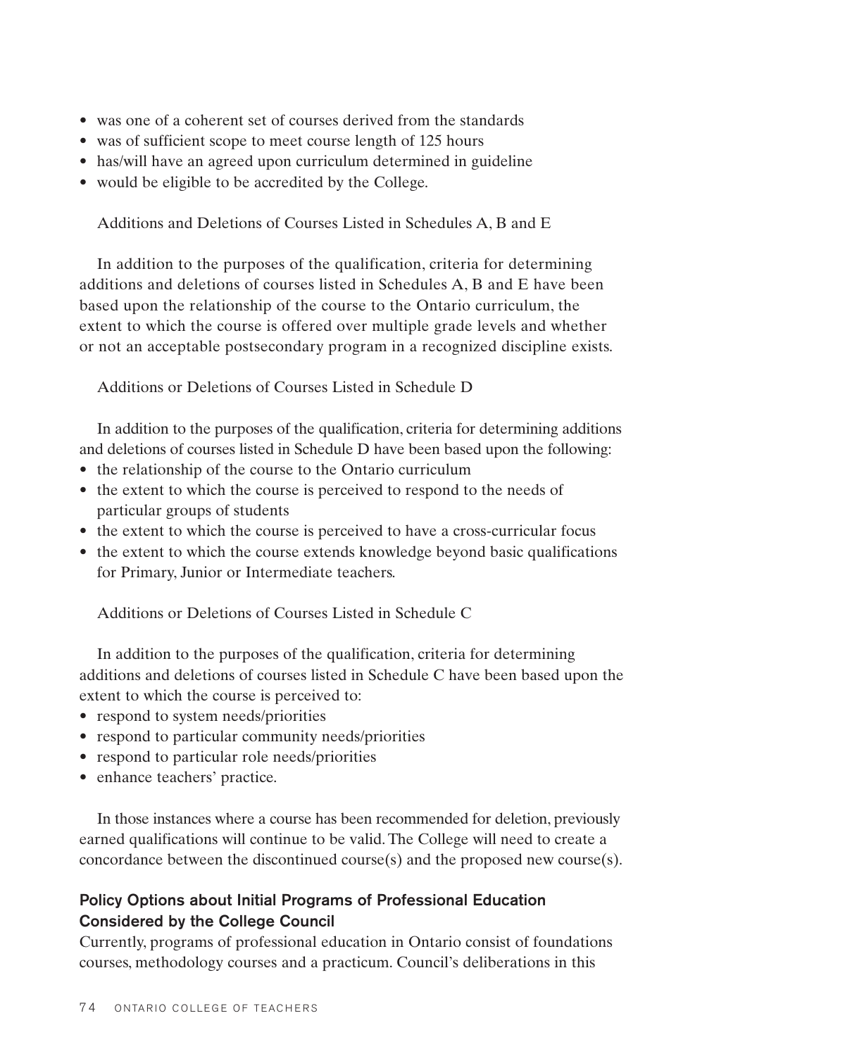- was one of a coherent set of courses derived from the standards
- was of sufficient scope to meet course length of 125 hours
- has/will have an agreed upon curriculum determined in guideline
- would be eligible to be accredited by the College.

Additions and Deletions of Courses Listed in Schedules A, B and E

In addition to the purposes of the qualification, criteria for determining additions and deletions of courses listed in Schedules A, B and E have been based upon the relationship of the course to the Ontario curriculum, the extent to which the course is offered over multiple grade levels and whether or not an acceptable postsecondary program in a recognized discipline exists.

Additions or Deletions of Courses Listed in Schedule D

In addition to the purposes of the qualification, criteria for determining additions and deletions of courses listed in Schedule D have been based upon the following:

- the relationship of the course to the Ontario curriculum
- the extent to which the course is perceived to respond to the needs of particular groups of students
- the extent to which the course is perceived to have a cross-curricular focus
- the extent to which the course extends knowledge beyond basic qualifications for Primary, Junior or Intermediate teachers.

Additions or Deletions of Courses Listed in Schedule C

In addition to the purposes of the qualification, criteria for determining additions and deletions of courses listed in Schedule C have been based upon the extent to which the course is perceived to:

- respond to system needs/priorities
- respond to particular community needs/priorities
- respond to particular role needs/priorities
- enhance teachers' practice.

In those instances where a course has been recommended for deletion, previously earned qualifications will continue to be valid. The College will need to create a concordance between the discontinued course(s) and the proposed new course(s).

### Policy Options about Initial Programs of Professional Education Considered by the College Council

Currently, programs of professional education in Ontario consist of foundations courses, methodology courses and a practicum. Council's deliberations in this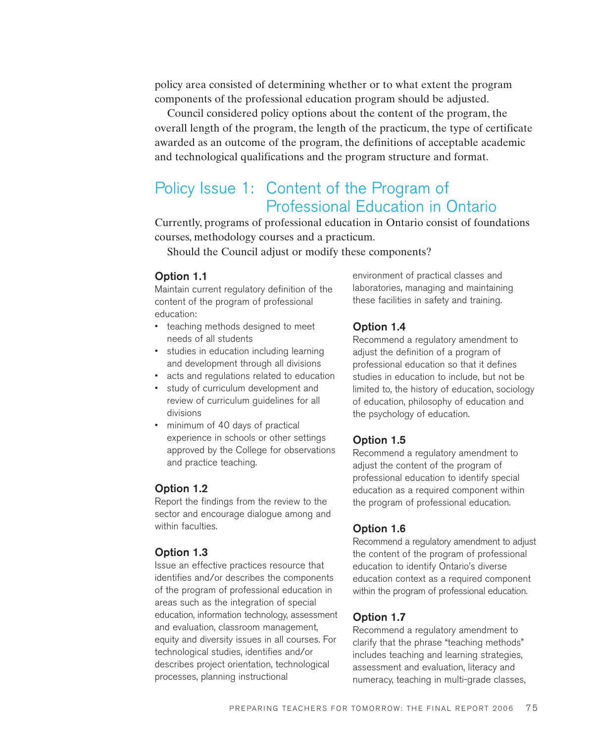policy area consisted of determining whether or to what extent the program components of the professional education program should be adjusted.

Council considered policy options about the content of the program, the overall length of the program, the length of the practicum, the type of certificate awarded as an outcome of the program, the definitions of acceptable academic and technological qualifications and the program structure and format.

## Policy Issue 1: Content of the Program of Professional Education in Ontario

Currently, programs of professional education in Ontario consist of foundations courses, methodology courses and a practicum.

Should the Council adjust or modify these components?

### Option 1.1

Maintain current regulatory definition of the content of the program of professional education:

- teaching methods designed to meet needs of all students
- studies in education including learning and development through all divisions
- acts and regulations related to education
- study of curriculum development and review of curriculum guidelines for all divisions
- minimum of 40 days of practical experience in schools or other settings approved by the College for observations and practice teaching.

### Option 1.2

Report the findings from the review to the sector and encourage dialogue among and within faculties.

### Option 1.3

Issue an effective practices resource that identifies and/or describes the components of the program of professional education in areas such as the integration of special education, information technology, assessment and evaluation, classroom management, equity and diversity issues in all courses. For technological studies, identifies and/or describes project orientation, technological processes, planning instructional environment of practical classes and laboratories, managing and maintaining these facilities in safety and training.

### Option 1.4

Recommend a regulatory amendment to adjust the definition of a program of professional education so that it defines studies in education to include, but not be limited to, the history of education, sociology of education, philosophy of education and the psychology of education.

### Option 1.5

Recommend a regulatory amendment to adjust the content of the program of professional education to identify special education as a required component within the program of professional education.

### Option 1.6

Recommend a regulatory amendment to adjust the content of the program of professional education to identify Ontario's diverse education context as a required component within the program of professional education.

### Option 1.7

Recommend a regulatory amendment to clarify that the phrase "teaching methods" includes teaching and learning strategies, assessment and evaluation, literacy and numeracy, teaching in multi-grade classes,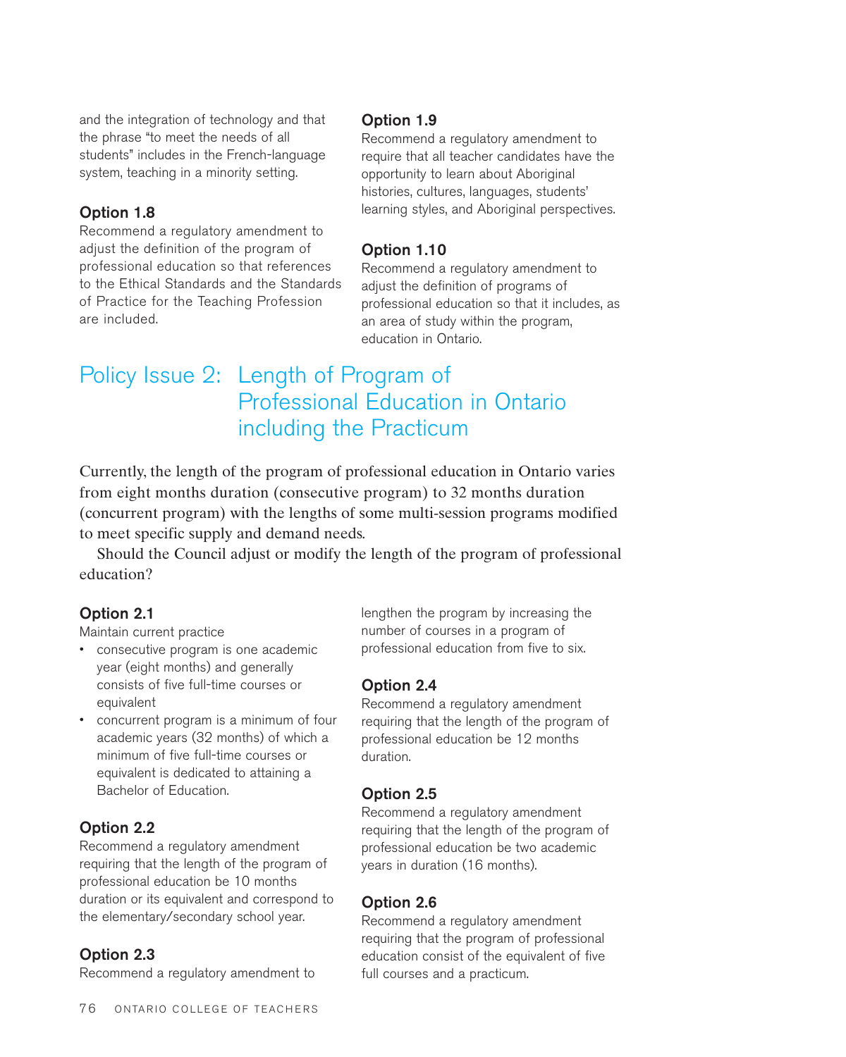and the integration of technology and that the phrase "to meet the needs of all students" includes in the French-language system, teaching in a minority setting.

### Option 1.8

Recommend a regulatory amendment to adjust the definition of the program of professional education so that references to the Ethical Standards and the Standards of Practice for the Teaching Profession are included.

### Option 1.9

Recommend a regulatory amendment to require that all teacher candidates have the opportunity to learn about Aboriginal histories, cultures, languages, students' learning styles, and Aboriginal perspectives.

### Option 1.10

Recommend a regulatory amendment to adjust the definition of programs of professional education so that it includes, as an area of study within the program, education in Ontario.

## Policy Issue 2: Length of Program of Professional Education in Ontario including the Practicum

Currently, the length of the program of professional education in Ontario varies from eight months duration (consecutive program) to 32 months duration (concurrent program) with the lengths of some multi-session programs modified to meet specific supply and demand needs.

Should the Council adjust or modify the length of the program of professional education?

### Option 2.1

Maintain current practice

- consecutive program is one academic year (eight months) and generally consists of five full-time courses or equivalent
- concurrent program is a minimum of four academic years (32 months) of which a minimum of five full-time courses or equivalent is dedicated to attaining a Bachelor of Education.

### Option 2.2

Recommend a regulatory amendment requiring that the length of the program of professional education be 10 months duration or its equivalent and correspond to the elementary/secondary school year.

### Option 2.3

Recommend a regulatory amendment to lengthen the program by increasing the number of courses in a program of professional education from five to six.

### Option 2.4

Recommend a regulatory amendment requiring that the length of the program of professional education be 12 months duration.

### Option 2.5

Recommend a regulatory amendment requiring that the length of the program of professional education be two academic years in duration (16 months).

### Option 2.6

Recommend a regulatory amendment requiring that the program of professional education consist of the equivalent of five full courses and a practicum.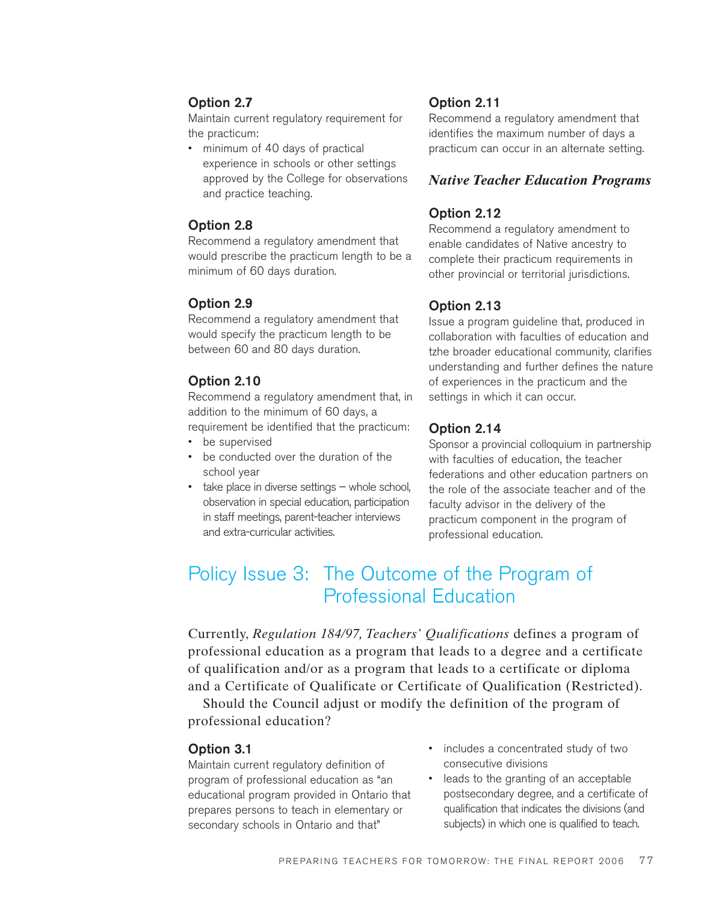### Option 2.7

Maintain current regulatory requirement for the practicum:

- minimum of 40 days of practical experience in schools or other settings approved by the College for observations and practice teaching.

### Option 2.8

Recommend a regulatory amendment that would prescribe the practicum length to be a minimum of 60 days duration.

### Option 2.9

Recommend a regulatory amendment that would specify the practicum length to be between 60 and 80 days duration.

### Option 2.10

Recommend a regulatory amendment that, in addition to the minimum of 60 days, a requirement be identified that the practicum:

- be supervised
- be conducted over the duration of the school year
- take place in diverse settings – whole school, observation in special education, participation in staff meetings, parent-teacher interviews and extra-curricular activities.

### Option 2.11

Recommend a regulatory amendment that identifies the maximum number of days a practicum can occur in an alternate setting.

### *Native Teacher Education Programs*

### Option 2.12

Recommend a regulatory amendment to enable candidates of Native ancestry to complete their practicum requirements in other provincial or territorial jurisdictions.

### Option 2.13

Issue a program guideline that, produced in collaboration with faculties of education and tzhe broader educational community, clarifies understanding and further defines the nature of experiences in the practicum and the settings in which it can occur.

### Option 2.14

Sponsor a provincial colloquium in partnership with faculties of education, the teacher federations and other education partners on the role of the associate teacher and of the faculty advisor in the delivery of the practicum component in the program of professional education.

## Policy Issue 3: The Outcome of the Program of Professional Education

Currently, *Regulation 184/97, Teachers' Qualifications* defines a program of professional education as a program that leads to a degree and a certificate of qualification and/or as a program that leads to a certificate or diploma and a Certificate of Qualificate or Certificate of Qualification (Restricted).

Should the Council adjust or modify the definition of the program of professional education?

### Option 3.1

Maintain current regulatory definition of program of professional education as "an educational program provided in Ontario that prepares persons to teach in elementary or secondary schools in Ontario and that"

- includes a concentrated study of two consecutive divisions
- leads to the granting of an acceptable postsecondary degree, and a certificate of qualification that indicates the divisions (and subjects) in which one is qualified to teach.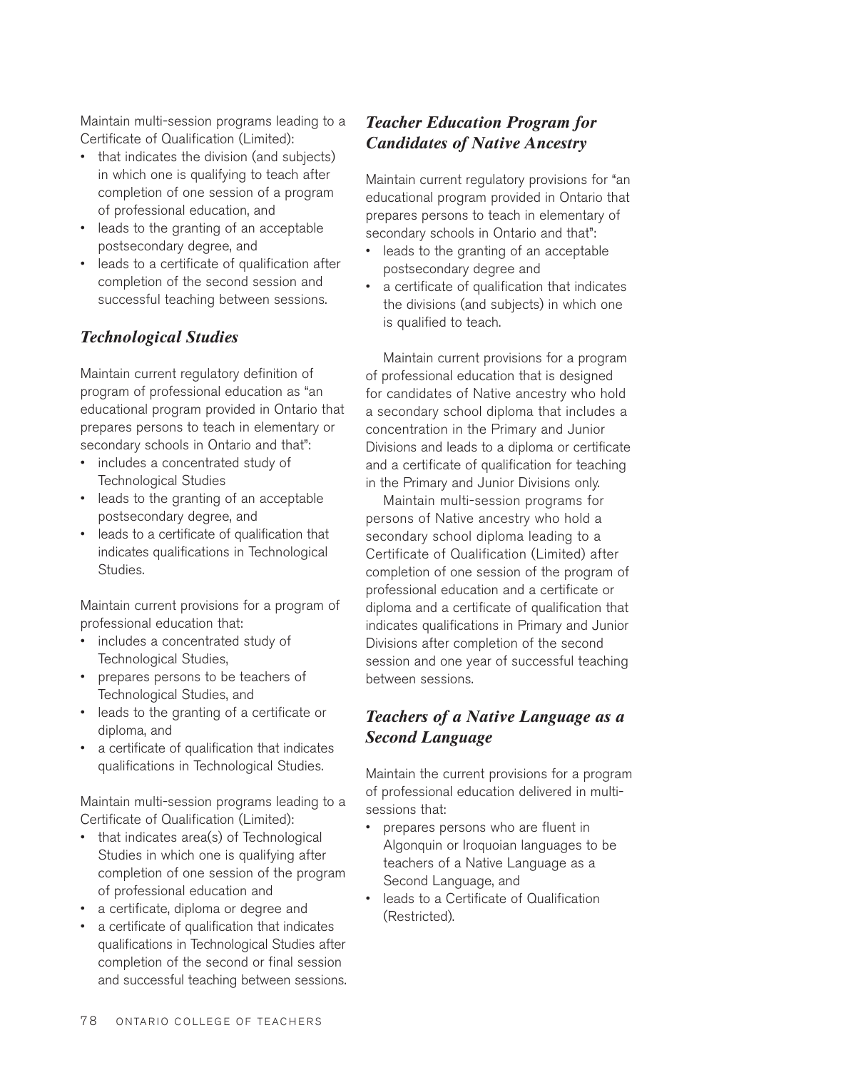Maintain multi-session programs leading to a Certificate of Qualification (Limited):

- that indicates the division (and subjects) in which one is qualifying to teach after completion of one session of a program of professional education, and
- leads to the granting of an acceptable postsecondary degree, and
- leads to a certificate of qualification after completion of the second session and successful teaching between sessions.

## *Technological Studies*

Maintain current regulatory definition of program of professional education as "an educational program provided in Ontario that prepares persons to teach in elementary or secondary schools in Ontario and that":

- includes a concentrated study of Technological Studies
- leads to the granting of an acceptable postsecondary degree, and
- leads to a certificate of qualification that indicates qualifications in Technological Studies.

Maintain current provisions for a program of professional education that:

- includes a concentrated study of Technological Studies,
- prepares persons to be teachers of Technological Studies, and
- leads to the granting of a certificate or diploma, and
- a certificate of qualification that indicates qualifications in Technological Studies.

Maintain multi-session programs leading to a Certificate of Qualification (Limited):

- that indicates area(s) of Technological Studies in which one is qualifying after completion of one session of the program of professional education and
- a certificate, diploma or degree and
- a certificate of qualification that indicates qualifications in Technological Studies after completion of the second or final session and successful teaching between sessions.

## *Teacher Education Program for Candidates of Native Ancestry*

Maintain current regulatory provisions for "an educational program provided in Ontario that prepares persons to teach in elementary of secondary schools in Ontario and that":

- leads to the granting of an acceptable postsecondary degree and
- a certificate of qualification that indicates the divisions (and subjects) in which one is qualified to teach.

Maintain current provisions for a program of professional education that is designed for candidates of Native ancestry who hold a secondary school diploma that includes a concentration in the Primary and Junior Divisions and leads to a diploma or certificate and a certificate of qualification for teaching in the Primary and Junior Divisions only.

Maintain multi-session programs for persons of Native ancestry who hold a secondary school diploma leading to a Certificate of Qualification (Limited) after completion of one session of the program of professional education and a certificate or diploma and a certificate of qualification that indicates qualifications in Primary and Junior Divisions after completion of the second session and one year of successful teaching between sessions.

## *Teachers of a Native Language as a Second Language*

Maintain the current provisions for a program of professional education delivered in multi-sessions that:

- prepares persons who are fluent in Algonquin or Iroquoian languages to be teachers of a Native Language as a Second Language, and
- leads to a Certificate of Qualification (Restricted).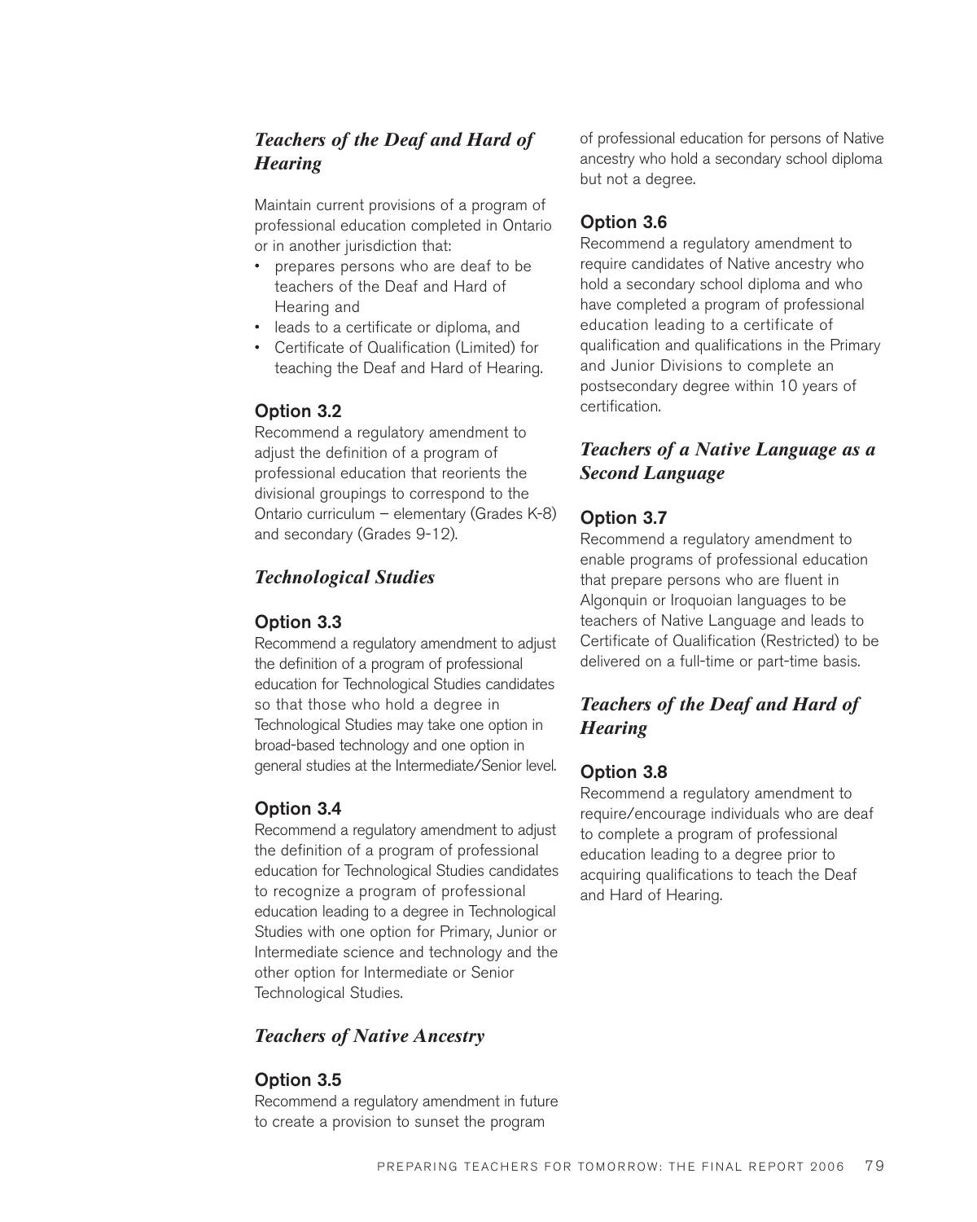### *Teachers of the Deaf and Hard of Hearing*

Maintain current provisions of a program of professional education completed in Ontario or in another jurisdiction that:

- prepares persons who are deaf to be teachers of the Deaf and Hard of Hearing and
- leads to a certificate or diploma, and
- Certificate of Qualification (Limited) for teaching the Deaf and Hard of Hearing.

#### Option 3.2

Recommend a regulatory amendment to adjust the definition of a program of professional education that reorients the divisional groupings to correspond to the Ontario curriculum – elementary (Grades K-8) and secondary (Grades 9-12).

### *Technological Studies*

#### Option 3.3

Recommend a regulatory amendment to adjust the definition of a program of professional education for Technological Studies candidates so that those who hold a degree in Technological Studies may take one option in broad-based technology and one option in general studies at the Intermediate/Senior level.

#### Option 3.4

Recommend a regulatory amendment to adjust the definition of a program of professional education for Technological Studies candidates to recognize a program of professional education leading to a degree in Technological Studies with one option for Primary, Junior or Intermediate science and technology and the other option for Intermediate or Senior Technological Studies.

### *Teachers of Native Ancestry*

#### Option 3.5

Recommend a regulatory amendment in future to create a provision to sunset the program of professional education for persons of Native ancestry who hold a secondary school diploma but not a degree.

#### Option 3.6

Recommend a regulatory amendment to require candidates of Native ancestry who hold a secondary school diploma and who have completed a program of professional education leading to a certificate of qualification and qualifications in the Primary and Junior Divisions to complete an postsecondary degree within 10 years of certification.

### *Teachers of a Native Language as a Second Language*

#### Option 3.7

Recommend a regulatory amendment to enable programs of professional education that prepare persons who are fluent in Algonquin or Iroquoian languages to be teachers of Native Language and leads to Certificate of Qualification (Restricted) to be delivered on a full-time or part-time basis.

### *Teachers of the Deaf and Hard of Hearing*

#### Option 3.8

Recommend a regulatory amendment to require/encourage individuals who are deaf to complete a program of professional education leading to a degree prior to acquiring qualifications to teach the Deaf and Hard of Hearing.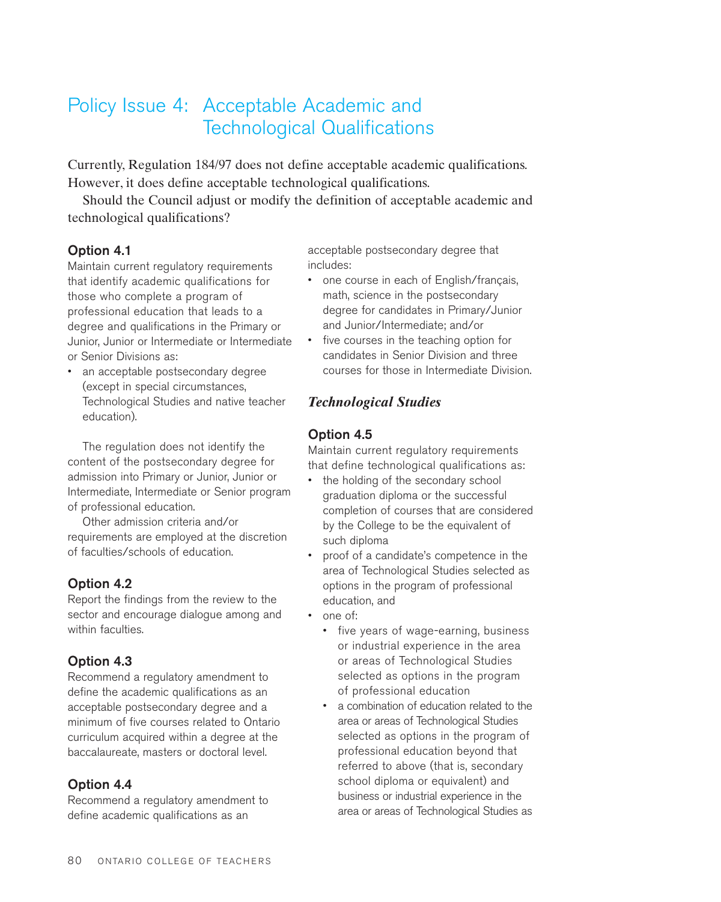# Policy Issue 4: Acceptable Academic and Technological Qualifications

Currently, Regulation 184/97 does not define acceptable academic qualifications. However, it does define acceptable technological qualifications.

Should the Council adjust or modify the definition of acceptable academic and technological qualifications?

### Option 4.1

Maintain current regulatory requirements that identify academic qualifications for those who complete a program of professional education that leads to a degree and qualifications in the Primary or Junior, Junior or Intermediate or Intermediate or Senior Divisions as:

- an acceptable postsecondary degree (except in special circumstances, Technological Studies and native teacher education).

The regulation does not identify the content of the postsecondary degree for admission into Primary or Junior, Junior or Intermediate, Intermediate or Senior program of professional education.

Other admission criteria and/or requirements are employed at the discretion of faculties/schools of education.

### Option 4.2

Report the findings from the review to the sector and encourage dialogue among and within faculties.

### Option 4.3

Recommend a regulatory amendment to define the academic qualifications as an acceptable postsecondary degree and a minimum of five courses related to Ontario curriculum acquired within a degree at the baccalaureate, masters or doctoral level.

### Option 4.4

Recommend a regulatory amendment to define academic qualifications as an acceptable postsecondary degree that includes:

- one course in each of English/français, math, science in the postsecondary degree for candidates in Primary/Junior and Junior/Intermediate; and/or
- five courses in the teaching option for candidates in Senior Division and three courses for those in Intermediate Division.

## *Technological Studies*

### Option 4.5

Maintain current regulatory requirements that define technological qualifications as:

- the holding of the secondary school graduation diploma or the successful completion of courses that are considered by the College to be the equivalent of such diploma
- proof of a candidate's competence in the area of Technological Studies selected as options in the program of professional education, and
- one of:
  - five years of wage-earning, business or industrial experience in the area or areas of Technological Studies selected as options in the program of professional education
  - a combination of education related to the area or areas of Technological Studies selected as options in the program of professional education beyond that referred to above (that is, secondary school diploma or equivalent) and business or industrial experience in the area or areas of Technological Studies as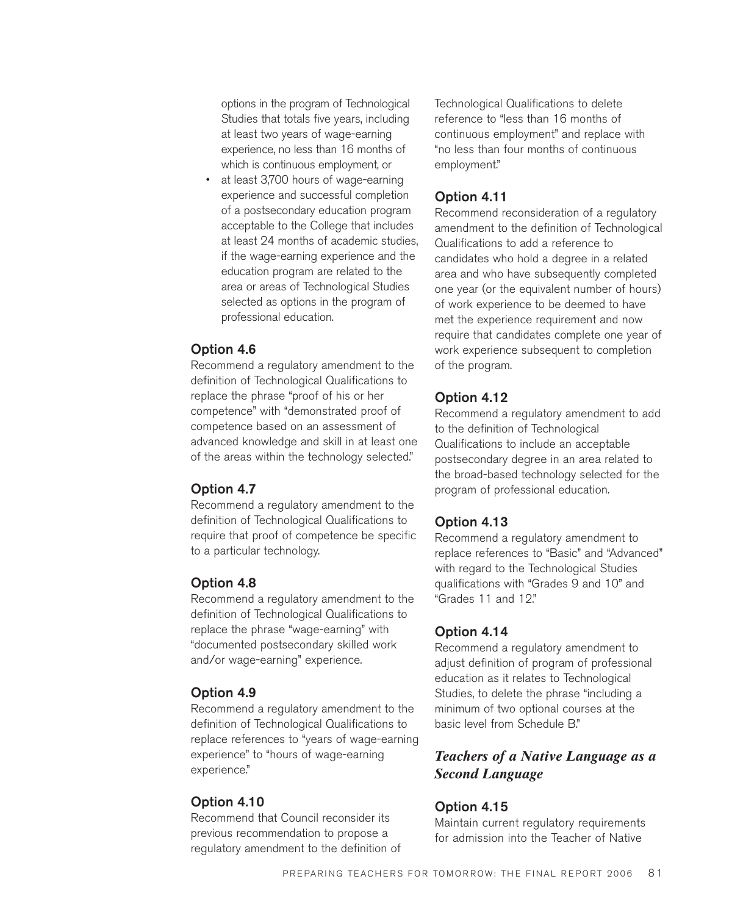options in the program of Technological Studies that totals five years, including at least two years of wage-earning experience, no less than 16 months of which is continuous employment, or

- at least 3,700 hours of wage-earning experience and successful completion of a postsecondary education program acceptable to the College that includes at least 24 months of academic studies, if the wage-earning experience and the education program are related to the area or areas of Technological Studies selected as options in the program of professional education.

### Option 4.6

Recommend a regulatory amendment to the definition of Technological Qualifications to replace the phrase "proof of his or her competence" with "demonstrated proof of competence based on an assessment of advanced knowledge and skill in at least one of the areas within the technology selected."

### Option 4.7

Recommend a regulatory amendment to the definition of Technological Qualifications to require that proof of competence be specific to a particular technology.

### Option 4.8

Recommend a regulatory amendment to the definition of Technological Qualifications to replace the phrase "wage-earning" with "documented postsecondary skilled work and/or wage-earning" experience.

### Option 4.9

Recommend a regulatory amendment to the definition of Technological Qualifications to replace references to "years of wage-earning experience" to "hours of wage-earning experience."

### Option 4.10

Recommend that Council reconsider its previous recommendation to propose a regulatory amendment to the definition of Technological Qualifications to delete reference to "less than 16 months of continuous employment" and replace with "no less than four months of continuous employment."

### Option 4.11

Recommend reconsideration of a regulatory amendment to the definition of Technological Qualifications to add a reference to candidates who hold a degree in a related area and who have subsequently completed one year (or the equivalent number of hours) of work experience to be deemed to have met the experience requirement and now require that candidates complete one year of work experience subsequent to completion of the program.

### Option 4.12

Recommend a regulatory amendment to add to the definition of Technological Qualifications to include an acceptable postsecondary degree in an area related to the broad-based technology selected for the program of professional education.

### Option 4.13

Recommend a regulatory amendment to replace references to "Basic" and "Advanced" with regard to the Technological Studies qualifications with "Grades 9 and 10" and "Grades 11 and 12."

### Option 4.14

Recommend a regulatory amendment to adjust definition of program of professional education as it relates to Technological Studies, to delete the phrase "including a minimum of two optional courses at the basic level from Schedule B."

## *Teachers of a Native Language as a Second Language*

### Option 4.15

Maintain current regulatory requirements for admission into the Teacher of Native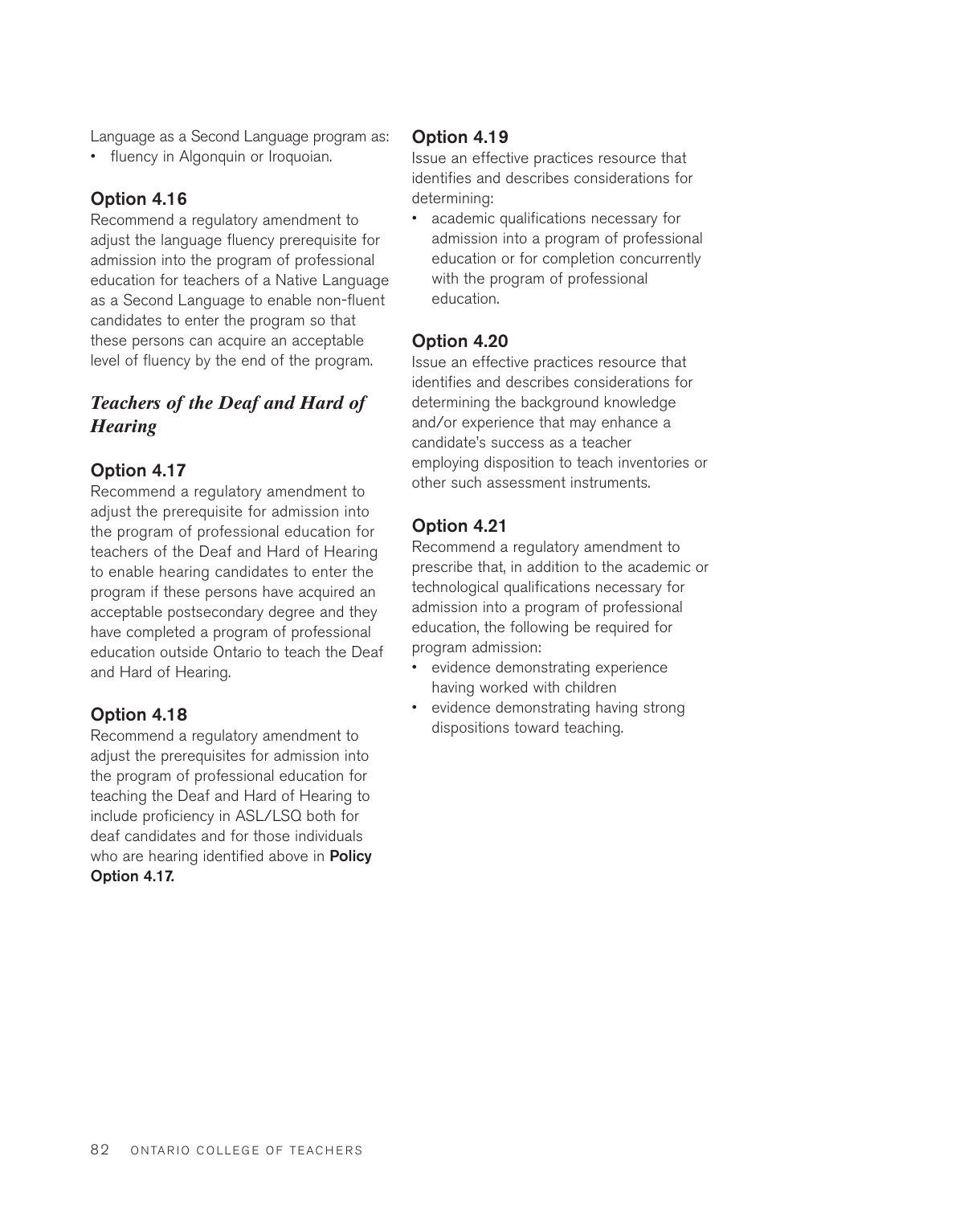Language as a Second Language program as:

- fluency in Algonquin or Iroquoian.

### Option 4.16

Recommend a regulatory amendment to adjust the language fluency prerequisite for admission into the program of professional education for teachers of a Native Language as a Second Language to enable non-fluent candidates to enter the program so that these persons can acquire an acceptable level of fluency by the end of the program.

## *Teachers of the Deaf and Hard of Hearing*

### Option 4.17

Recommend a regulatory amendment to adjust the prerequisite for admission into the program of professional education for teachers of the Deaf and Hard of Hearing to enable hearing candidates to enter the program if these persons have acquired an acceptable postsecondary degree and they have completed a program of professional education outside Ontario to teach the Deaf and Hard of Hearing.

### Option 4.18

Recommend a regulatory amendment to adjust the prerequisites for admission into the program of professional education for teaching the Deaf and Hard of Hearing to include proficiency in ASL/LSQ both for deaf candidates and for those individuals who are hearing identified above in **Policy Option 4.17.**

### Option 4.19

Issue an effective practices resource that identifies and describes considerations for determining:

- academic qualifications necessary for admission into a program of professional education or for completion concurrently with the program of professional education.

### Option 4.20

Issue an effective practices resource that identifies and describes considerations for determining the background knowledge and/or experience that may enhance a candidate's success as a teacher employing disposition to teach inventories or other such assessment instruments.

### Option 4.21

Recommend a regulatory amendment to prescribe that, in addition to the academic or technological qualifications necessary for admission into a program of professional education, the following be required for program admission:

- evidence demonstrating experience having worked with children
- evidence demonstrating having strong dispositions toward teaching.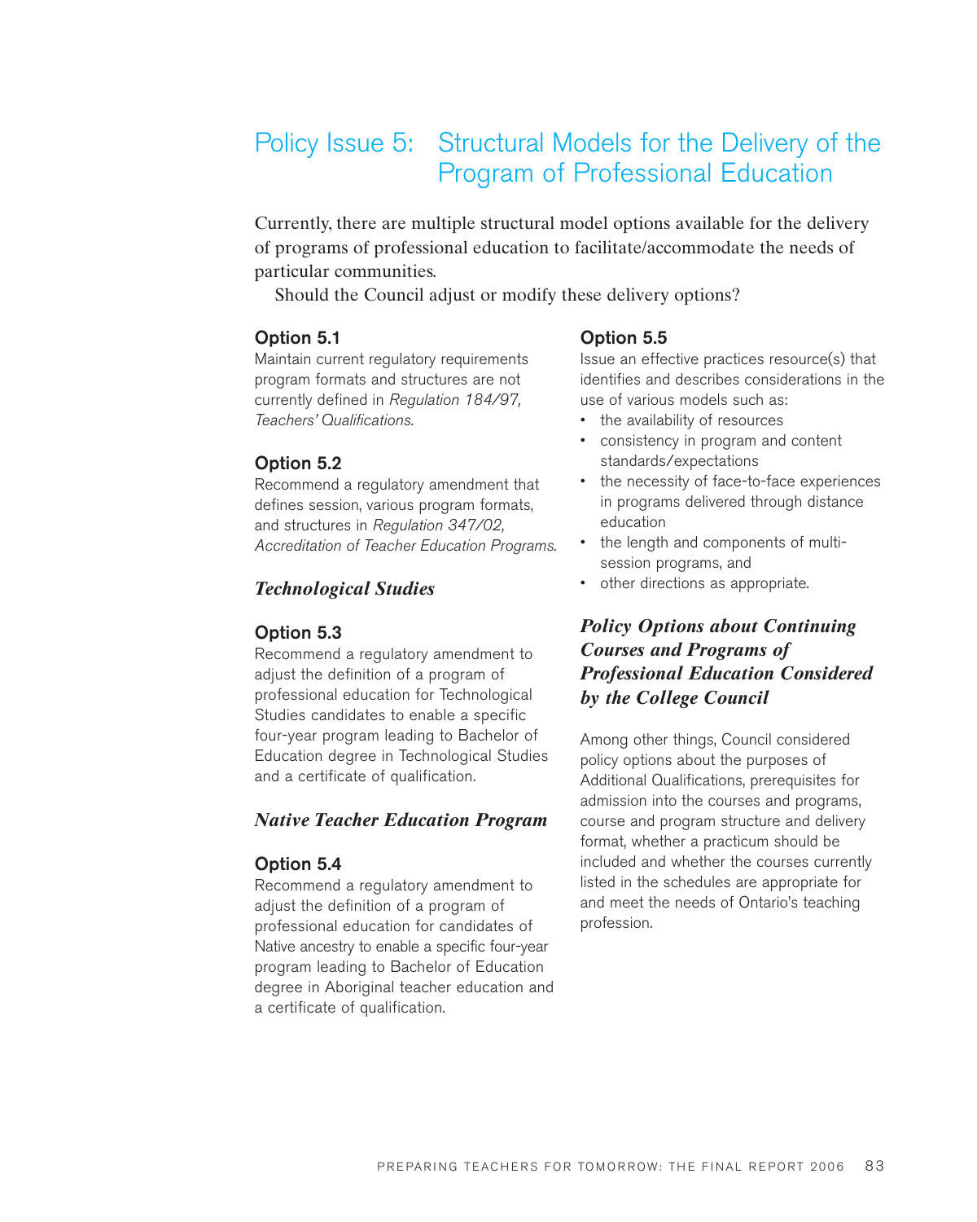## Policy Issue 5: Structural Models for the Delivery of the Program of Professional Education

Currently, there are multiple structural model options available for the delivery of programs of professional education to facilitate/accommodate the needs of particular communities.

Should the Council adjust or modify these delivery options?

**Option 5.1**

Maintain current regulatory requirements program formats and structures are not currently defined in *Regulation 184/97, Teachers' Qualifications*.

**Option 5.2**

Recommend a regulatory amendment that defines session, various program formats, and structures in *Regulation 347/02, Accreditation of Teacher Education Programs*.

### *Technological Studies*

**Option 5.3**

Recommend a regulatory amendment to adjust the definition of a program of professional education for Technological Studies candidates to enable a specific four-year program leading to Bachelor of Education degree in Technological Studies and a certificate of qualification.

### *Native Teacher Education Program*

**Option 5.4**

Recommend a regulatory amendment to adjust the definition of a program of professional education for candidates of Native ancestry to enable a specific four-year program leading to Bachelor of Education degree in Aboriginal teacher education and a certificate of qualification.

**Option 5.5**

Issue an effective practices resource(s) that identifies and describes considerations in the use of various models such as:

- the availability of resources
- consistency in program and content standards/expectations
- the necessity of face-to-face experiences in programs delivered through distance education
- the length and components of multi-session programs, and
- other directions as appropriate.

### *Policy Options about Continuing Courses and Programs of Professional Education Considered by the College Council*

Among other things, Council considered policy options about the purposes of Additional Qualifications, prerequisites for admission into the courses and programs, course and program structure and delivery format, whether a practicum should be included and whether the courses currently listed in the schedules are appropriate for and meet the needs of Ontario's teaching profession.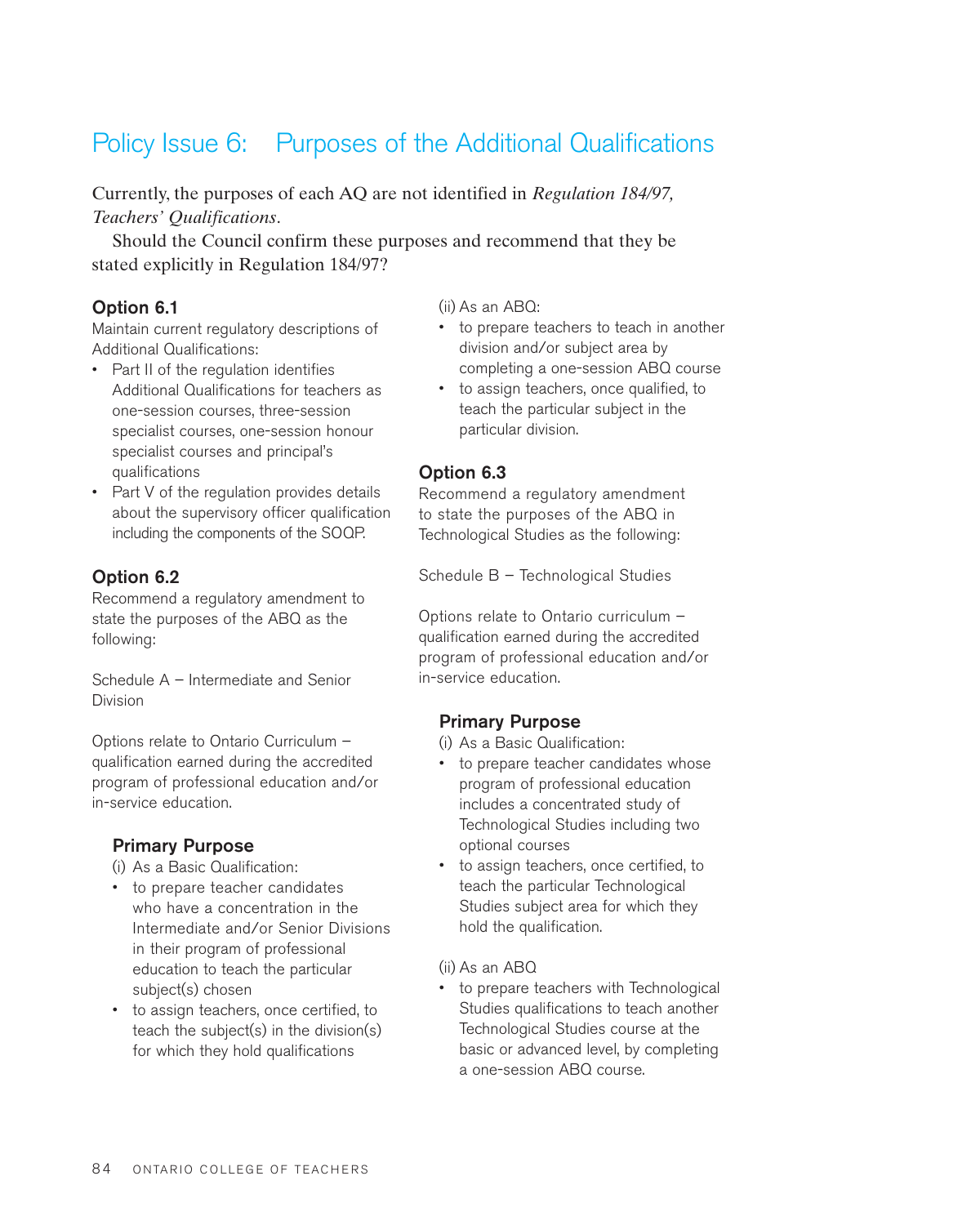## Policy Issue 6: Purposes of the Additional Qualifications

Currently, the purposes of each AQ are not identified in *Regulation 184/97, Teachers' Qualifications*.

Should the Council confirm these purposes and recommend that they be stated explicitly in Regulation 184/97?

### Option 6.1

Maintain current regulatory descriptions of Additional Qualifications:

- Part II of the regulation identifies Additional Qualifications for teachers as one-session courses, three-session specialist courses, one-session honour specialist courses and principal's qualifications
- Part V of the regulation provides details about the supervisory officer qualification including the components of the SOQP.

### Option 6.2

Recommend a regulatory amendment to state the purposes of the ABQ as the following:

Schedule A – Intermediate and Senior Division

Options relate to Ontario Curriculum – qualification earned during the accredited program of professional education and/or in-service education.

#### Primary Purpose

(i) As a Basic Qualification:

- to prepare teacher candidates who have a concentration in the Intermediate and/or Senior Divisions in their program of professional education to teach the particular subject(s) chosen
- to assign teachers, once certified, to teach the subject(s) in the division(s) for which they hold qualifications

(ii) As an ABQ:

- to prepare teachers to teach in another division and/or subject area by completing a one-session ABQ course
- to assign teachers, once qualified, to teach the particular subject in the particular division.

### Option 6.3

Recommend a regulatory amendment to state the purposes of the ABQ in Technological Studies as the following:

Schedule B – Technological Studies

Options relate to Ontario curriculum – qualification earned during the accredited program of professional education and/or in-service education.

#### Primary Purpose

(i) As a Basic Qualification:

- to prepare teacher candidates whose program of professional education includes a concentrated study of Technological Studies including two optional courses
- to assign teachers, once certified, to teach the particular Technological Studies subject area for which they hold the qualification.

(ii) As an ABQ

- to prepare teachers with Technological Studies qualifications to teach another Technological Studies course at the basic or advanced level, by completing a one-session ABQ course.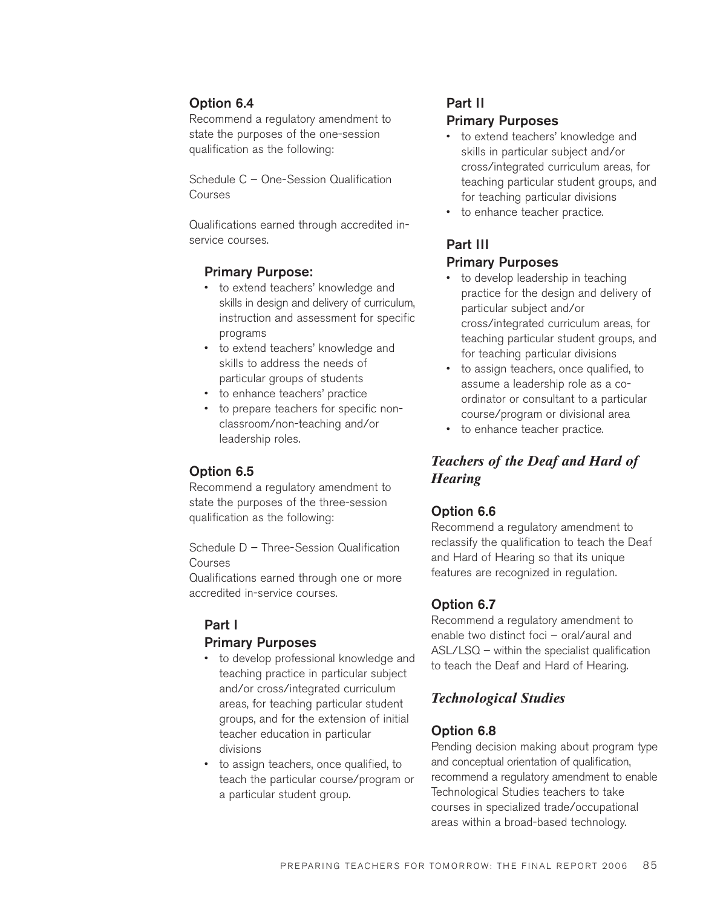### Option 6.4

Recommend a regulatory amendment to state the purposes of the one-session qualification as the following:

Schedule C – One-Session Qualification Courses

Qualifications earned through accredited in-service courses.

#### Primary Purpose:

- to extend teachers' knowledge and skills in design and delivery of curriculum, instruction and assessment for specific programs
- to extend teachers' knowledge and skills to address the needs of particular groups of students
- to enhance teachers' practice
- to prepare teachers for specific non-classroom/non-teaching and/or leadership roles.

### Option 6.5

Recommend a regulatory amendment to state the purposes of the three-session qualification as the following:

Schedule D – Three-Session Qualification Courses

Qualifications earned through one or more accredited in-service courses.

#### Part I

#### Primary Purposes

- to develop professional knowledge and teaching practice in particular subject and/or cross/integrated curriculum areas, for teaching particular student groups, and for the extension of initial teacher education in particular divisions
- to assign teachers, once qualified, to teach the particular course/program or a particular student group.

#### Part II

#### Primary Purposes

- to extend teachers' knowledge and skills in particular subject and/or cross/integrated curriculum areas, for teaching particular student groups, and for teaching particular divisions
- to enhance teacher practice.

#### Part III

#### Primary Purposes

- to develop leadership in teaching practice for the design and delivery of particular subject and/or cross/integrated curriculum areas, for teaching particular student groups, and for teaching particular divisions
- to assign teachers, once qualified, to assume a leadership role as a co-ordinator or consultant to a particular course/program or divisional area
- to enhance teacher practice.

## *Teachers of the Deaf and Hard of Hearing*

### Option 6.6

Recommend a regulatory amendment to reclassify the qualification to teach the Deaf and Hard of Hearing so that its unique features are recognized in regulation.

### Option 6.7

Recommend a regulatory amendment to enable two distinct foci – oral/aural and ASL/LSQ – within the specialist qualification to teach the Deaf and Hard of Hearing.

## *Technological Studies*

### Option 6.8

Pending decision making about program type and conceptual orientation of qualification, recommend a regulatory amendment to enable Technological Studies teachers to take courses in specialized trade/occupational areas within a broad-based technology.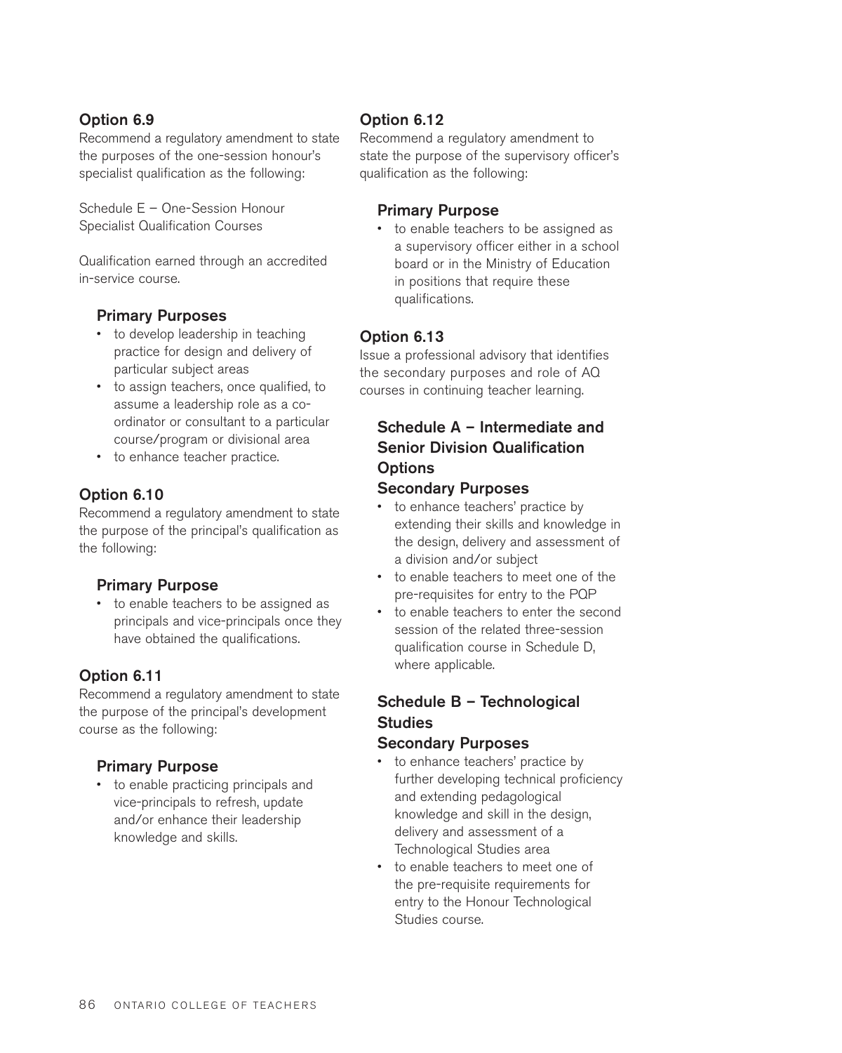### Option 6.9

Recommend a regulatory amendment to state the purposes of the one-session honour's specialist qualification as the following:

Schedule E – One-Session Honour Specialist Qualification Courses

Qualification earned through an accredited in-service course.

#### Primary Purposes

- to develop leadership in teaching practice for design and delivery of particular subject areas
- to assign teachers, once qualified, to assume a leadership role as a co-ordinator or consultant to a particular course/program or divisional area
- to enhance teacher practice.

### Option 6.10

Recommend a regulatory amendment to state the purpose of the principal's qualification as the following:

#### Primary Purpose

- to enable teachers to be assigned as principals and vice-principals once they have obtained the qualifications.

### Option 6.11

Recommend a regulatory amendment to state the purpose of the principal's development course as the following:

#### Primary Purpose

- to enable practicing principals and vice-principals to refresh, update and/or enhance their leadership knowledge and skills.

### Option 6.12

Recommend a regulatory amendment to state the purpose of the supervisory officer's qualification as the following:

#### Primary Purpose

- to enable teachers to be assigned as a supervisory officer either in a school board or in the Ministry of Education in positions that require these qualifications.

### Option 6.13

Issue a professional advisory that identifies the secondary purposes and role of AQ courses in continuing teacher learning.

#### Schedule A – Intermediate and Senior Division Qualification Options

#### Secondary Purposes

- to enhance teachers' practice by extending their skills and knowledge in the design, delivery and assessment of a division and/or subject
- to enable teachers to meet one of the pre-requisites for entry to the PQP
- to enable teachers to enter the second session of the related three-session qualification course in Schedule D, where applicable.

#### Schedule B – Technological Studies

#### Secondary Purposes

- to enhance teachers' practice by further developing technical proficiency and extending pedagogical knowledge and skill in the design, delivery and assessment of a Technological Studies area
- to enable teachers to meet one of the pre-requisite requirements for entry to the Honour Technological Studies course.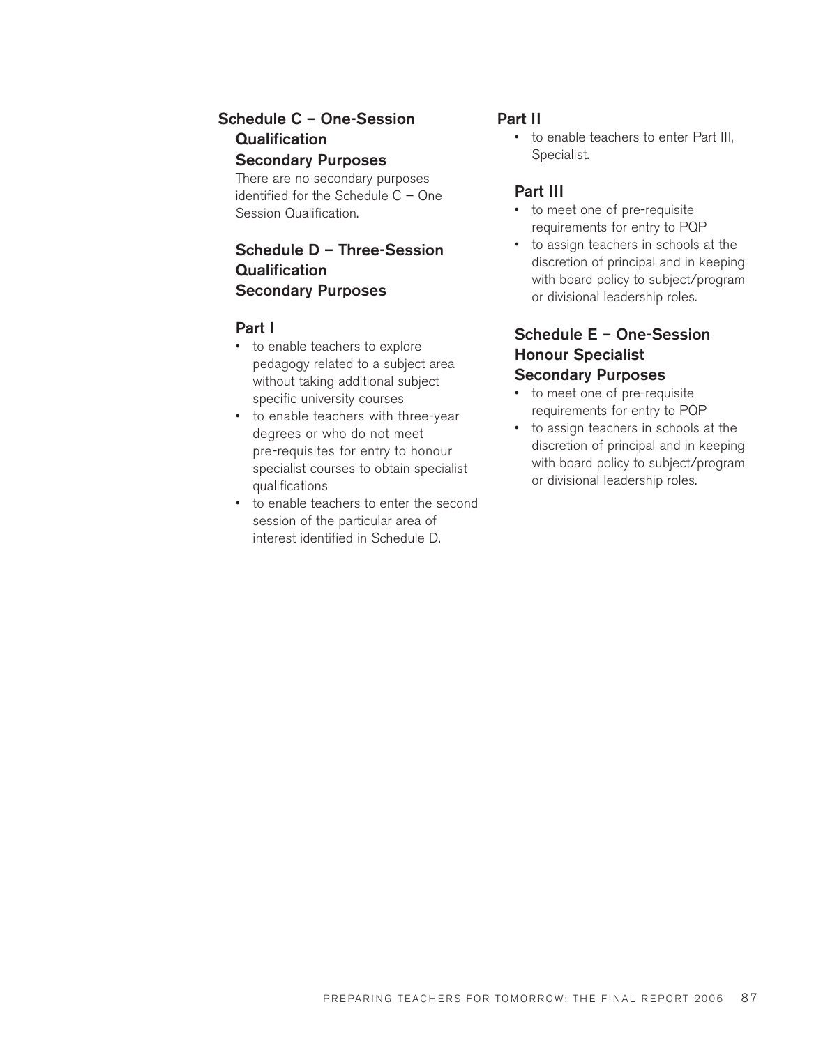### Schedule C – One-Session Qualification Secondary Purposes

There are no secondary purposes identified for the Schedule C – One Session Qualification.

### Schedule D – Three-Session Qualification Secondary Purposes

#### Part I

- to enable teachers to explore pedagogy related to a subject area without taking additional subject specific university courses
- to enable teachers with three-year degrees or who do not meet pre-requisites for entry to honour specialist courses to obtain specialist qualifications
- to enable teachers to enter the second session of the particular area of interest identified in Schedule D.

#### Part II

- to enable teachers to enter Part III, Specialist.

#### Part III

- to meet one of pre-requisite requirements for entry to PQP
- to assign teachers in schools at the discretion of principal and in keeping with board policy to subject/program or divisional leadership roles.

### Schedule E – One-Session Honour Specialist Secondary Purposes

- to meet one of pre-requisite requirements for entry to PQP
- to assign teachers in schools at the discretion of principal and in keeping with board policy to subject/program or divisional leadership roles.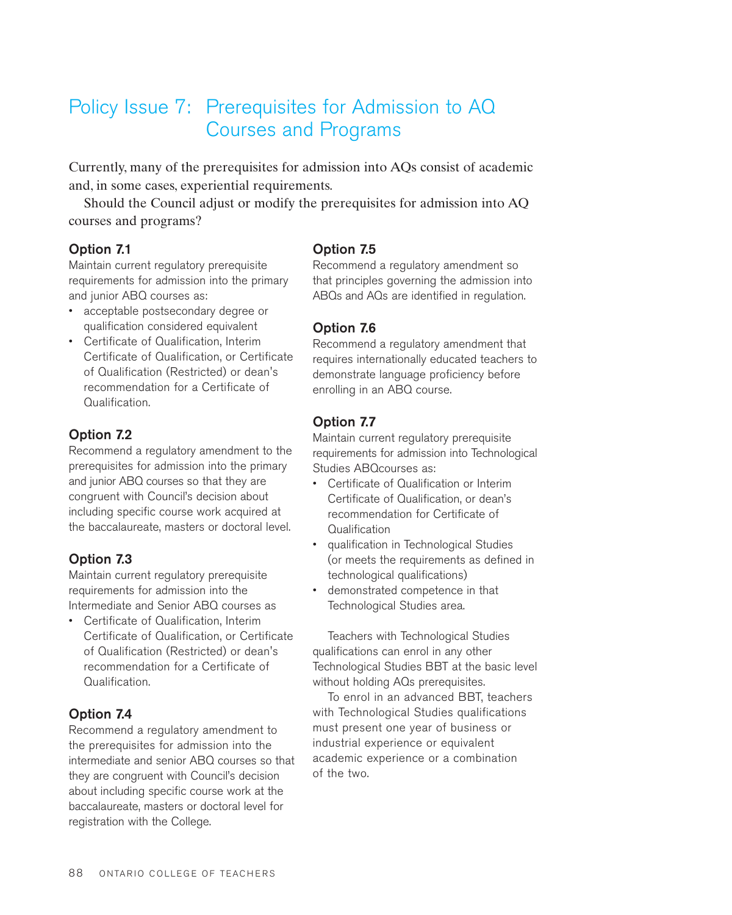# Policy Issue 7: Prerequisites for Admission to AQ Courses and Programs

Currently, many of the prerequisites for admission into AQs consist of academic and, in some cases, experiential requirements.

Should the Council adjust or modify the prerequisites for admission into AQ courses and programs?

### Option 7.1

Maintain current regulatory prerequisite requirements for admission into the primary and junior ABQ courses as:

- acceptable postsecondary degree or qualification considered equivalent
- Certificate of Qualification, Interim Certificate of Qualification, or Certificate of Qualification (Restricted) or dean's recommendation for a Certificate of Qualification.

### Option 7.2

Recommend a regulatory amendment to the prerequisites for admission into the primary and junior ABQ courses so that they are congruent with Council's decision about including specific course work acquired at the baccalaureate, masters or doctoral level.

### Option 7.3

Maintain current regulatory prerequisite requirements for admission into the Intermediate and Senior ABQ courses as

- Certificate of Qualification, Interim Certificate of Qualification, or Certificate of Qualification (Restricted) or dean's recommendation for a Certificate of Qualification.

### Option 7.4

Recommend a regulatory amendment to the prerequisites for admission into the intermediate and senior ABQ courses so that they are congruent with Council's decision about including specific course work at the baccalaureate, masters or doctoral level for registration with the College.

### Option 7.5

Recommend a regulatory amendment so that principles governing the admission into ABQs and AQs are identified in regulation.

### Option 7.6

Recommend a regulatory amendment that requires internationally educated teachers to demonstrate language proficiency before enrolling in an ABQ course.

### Option 7.7

Maintain current regulatory prerequisite requirements for admission into Technological Studies ABQcourses as:

- Certificate of Qualification or Interim Certificate of Qualification, or dean's recommendation for Certificate of Qualification
- qualification in Technological Studies (or meets the requirements as defined in technological qualifications)
- demonstrated competence in that Technological Studies area.

Teachers with Technological Studies qualifications can enrol in any other Technological Studies BBT at the basic level without holding AQs prerequisites.

To enrol in an advanced BBT, teachers with Technological Studies qualifications must present one year of business or industrial experience or equivalent academic experience or a combination of the two.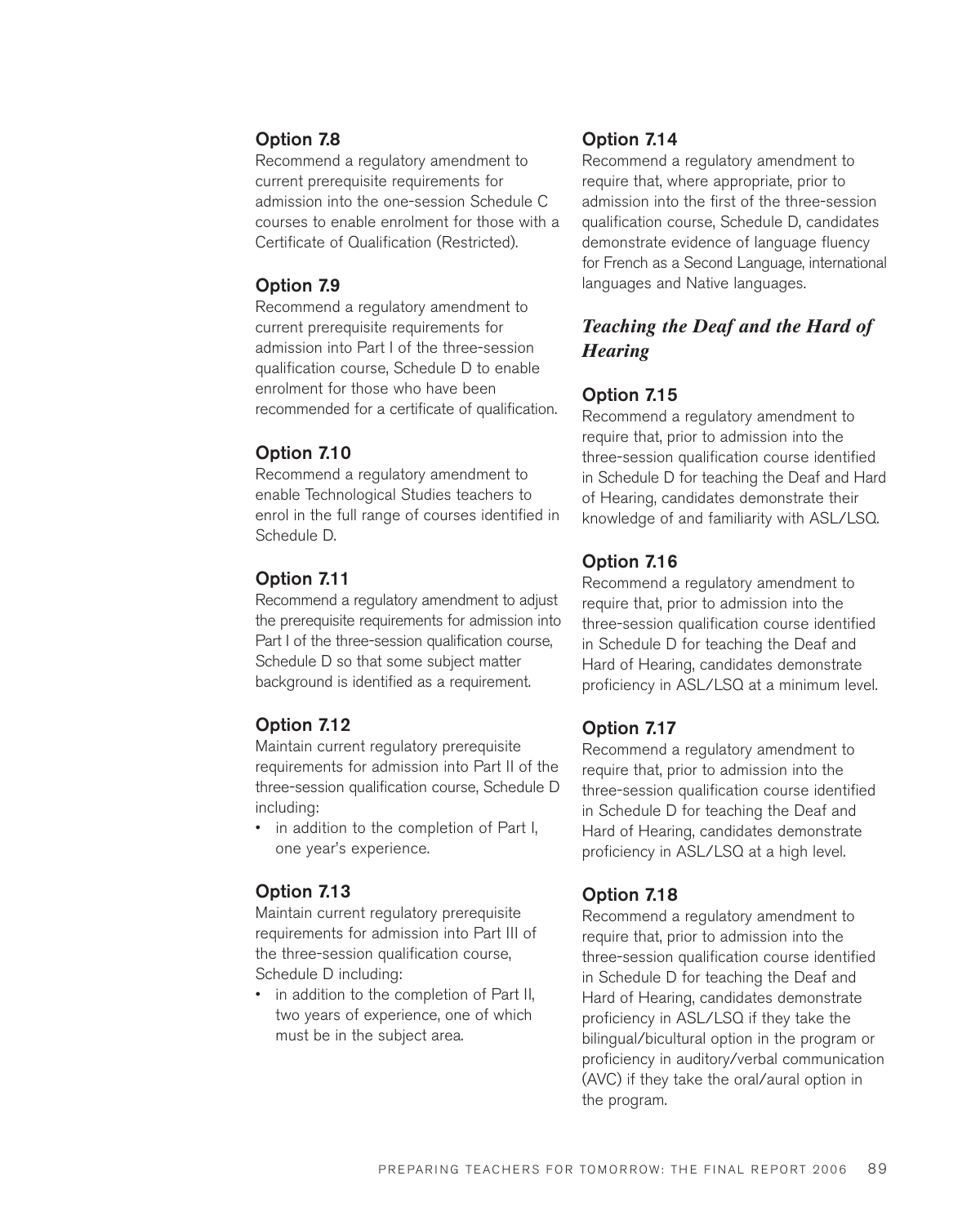### Option 7.8

Recommend a regulatory amendment to current prerequisite requirements for admission into the one-session Schedule C courses to enable enrolment for those with a Certificate of Qualification (Restricted).

### Option 7.9

Recommend a regulatory amendment to current prerequisite requirements for admission into Part I of the three-session qualification course, Schedule D to enable enrolment for those who have been recommended for a certificate of qualification.

### Option 7.10

Recommend a regulatory amendment to enable Technological Studies teachers to enrol in the full range of courses identified in Schedule D.

### Option 7.11

Recommend a regulatory amendment to adjust the prerequisite requirements for admission into Part I of the three-session qualification course, Schedule D so that some subject matter background is identified as a requirement.

### Option 7.12

Maintain current regulatory prerequisite requirements for admission into Part II of the three-session qualification course, Schedule D including:

- in addition to the completion of Part I, one year's experience.

### Option 7.13

Maintain current regulatory prerequisite requirements for admission into Part III of the three-session qualification course, Schedule D including:

- in addition to the completion of Part II, two years of experience, one of which must be in the subject area.

### Option 7.14

Recommend a regulatory amendment to require that, where appropriate, prior to admission into the first of the three-session qualification course, Schedule D, candidates demonstrate evidence of language fluency for French as a Second Language, international languages and Native languages.

## *Teaching the Deaf and the Hard of Hearing*

### Option 7.15

Recommend a regulatory amendment to require that, prior to admission into the three-session qualification course identified in Schedule D for teaching the Deaf and Hard of Hearing, candidates demonstrate their knowledge of and familiarity with ASL/LSQ.

### Option 7.16

Recommend a regulatory amendment to require that, prior to admission into the three-session qualification course identified in Schedule D for teaching the Deaf and Hard of Hearing, candidates demonstrate proficiency in ASL/LSQ at a minimum level.

### Option 7.17

Recommend a regulatory amendment to require that, prior to admission into the three-session qualification course identified in Schedule D for teaching the Deaf and Hard of Hearing, candidates demonstrate proficiency in ASL/LSQ at a high level.

### Option 7.18

Recommend a regulatory amendment to require that, prior to admission into the three-session qualification course identified in Schedule D for teaching the Deaf and Hard of Hearing, candidates demonstrate proficiency in ASL/LSQ if they take the bilingual/bicultural option in the program or proficiency in auditory/verbal communication (AVC) if they take the oral/aural option in the program.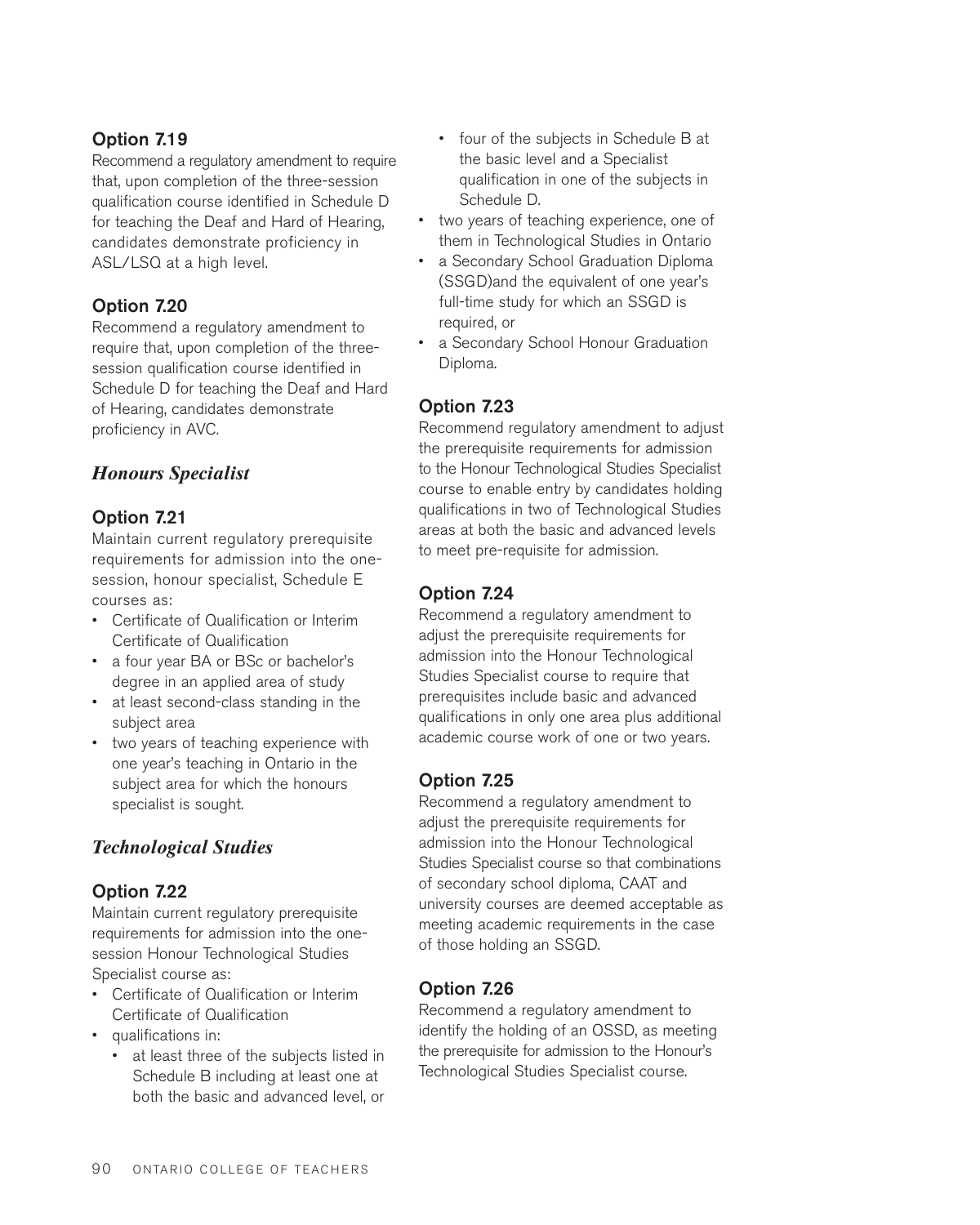### Option 7.19

Recommend a regulatory amendment to require that, upon completion of the three-session qualification course identified in Schedule D for teaching the Deaf and Hard of Hearing, candidates demonstrate proficiency in ASL/LSQ at a high level.

### Option 7.20

Recommend a regulatory amendment to require that, upon completion of the three-session qualification course identified in Schedule D for teaching the Deaf and Hard of Hearing, candidates demonstrate proficiency in AVC.

## *Honours Specialist*

### Option 7.21

Maintain current regulatory prerequisite requirements for admission into the one-session, honour specialist, Schedule E courses as:

- Certificate of Qualification or Interim Certificate of Qualification
- a four year BA or BSc or bachelor's degree in an applied area of study
- at least second-class standing in the subject area
- two years of teaching experience with one year's teaching in Ontario in the subject area for which the honours specialist is sought.

## *Technological Studies*

### Option 7.22

Maintain current regulatory prerequisite requirements for admission into the one-session Honour Technological Studies Specialist course as:

- Certificate of Qualification or Interim Certificate of Qualification
- qualifications in:
  - at least three of the subjects listed in Schedule B including at least one at both the basic and advanced level, or
  - four of the subjects in Schedule B at the basic level and a Specialist qualification in one of the subjects in Schedule D.
- two years of teaching experience, one of them in Technological Studies in Ontario
- a Secondary School Graduation Diploma (SSGD)and the equivalent of one year's full-time study for which an SSGD is required, or
- a Secondary School Honour Graduation Diploma.

### Option 7.23

Recommend regulatory amendment to adjust the prerequisite requirements for admission to the Honour Technological Studies Specialist course to enable entry by candidates holding qualifications in two of Technological Studies areas at both the basic and advanced levels to meet pre-requisite for admission.

### Option 7.24

Recommend a regulatory amendment to adjust the prerequisite requirements for admission into the Honour Technological Studies Specialist course to require that prerequisites include basic and advanced qualifications in only one area plus additional academic course work of one or two years.

### Option 7.25

Recommend a regulatory amendment to adjust the prerequisite requirements for admission into the Honour Technological Studies Specialist course so that combinations of secondary school diploma, CAAT and university courses are deemed acceptable as meeting academic requirements in the case of those holding an SSGD.

### Option 7.26

Recommend a regulatory amendment to identify the holding of an OSSD, as meeting the prerequisite for admission to the Honour's Technological Studies Specialist course.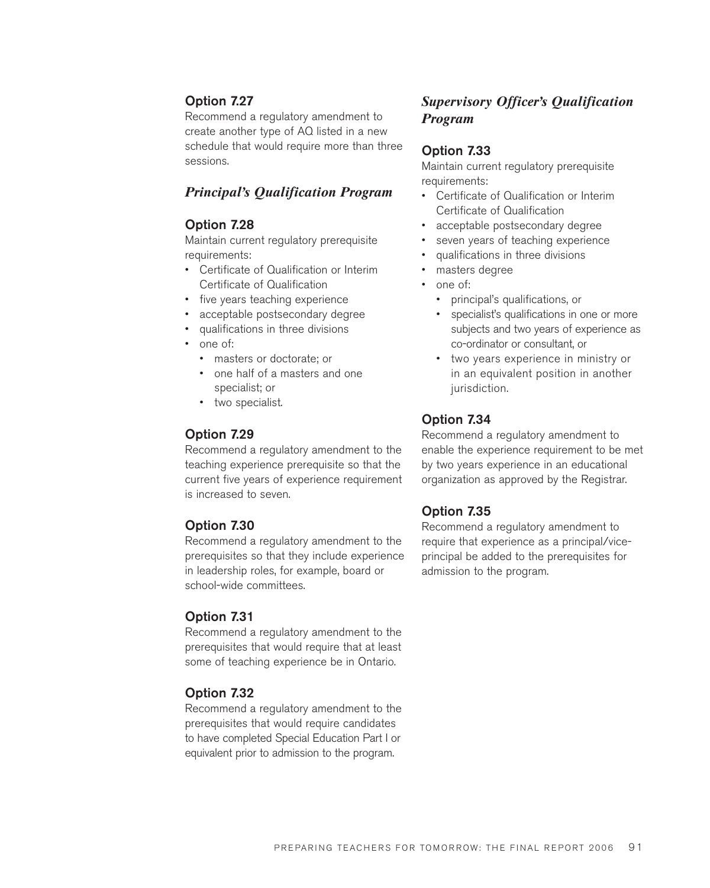### Option 7.27

Recommend a regulatory amendment to create another type of AQ listed in a new schedule that would require more than three sessions.

## *Principal's Qualification Program*

### Option 7.28

Maintain current regulatory prerequisite requirements:

- Certificate of Qualification or Interim Certificate of Qualification
- five years teaching experience
- acceptable postsecondary degree
- qualifications in three divisions
- one of:
  - masters or doctorate; or
  - one half of a masters and one specialist; or
  - two specialist.

### Option 7.29

Recommend a regulatory amendment to the teaching experience prerequisite so that the current five years of experience requirement is increased to seven.

### Option 7.30

Recommend a regulatory amendment to the prerequisites so that they include experience in leadership roles, for example, board or school-wide committees.

### Option 7.31

Recommend a regulatory amendment to the prerequisites that would require that at least some of teaching experience be in Ontario.

### Option 7.32

Recommend a regulatory amendment to the prerequisites that would require candidates to have completed Special Education Part I or equivalent prior to admission to the program.

## *Supervisory Officer's Qualification Program*

### Option 7.33

Maintain current regulatory prerequisite requirements:

- Certificate of Qualification or Interim Certificate of Qualification
- acceptable postsecondary degree
- seven years of teaching experience
- qualifications in three divisions
- masters degree
- one of:
  - principal's qualifications, or
  - specialist's qualifications in one or more subjects and two years of experience as co-ordinator or consultant, or
  - two years experience in ministry or in an equivalent position in another jurisdiction.

### Option 7.34

Recommend a regulatory amendment to enable the experience requirement to be met by two years experience in an educational organization as approved by the Registrar.

### Option 7.35

Recommend a regulatory amendment to require that experience as a principal/vice-principal be added to the prerequisites for admission to the program.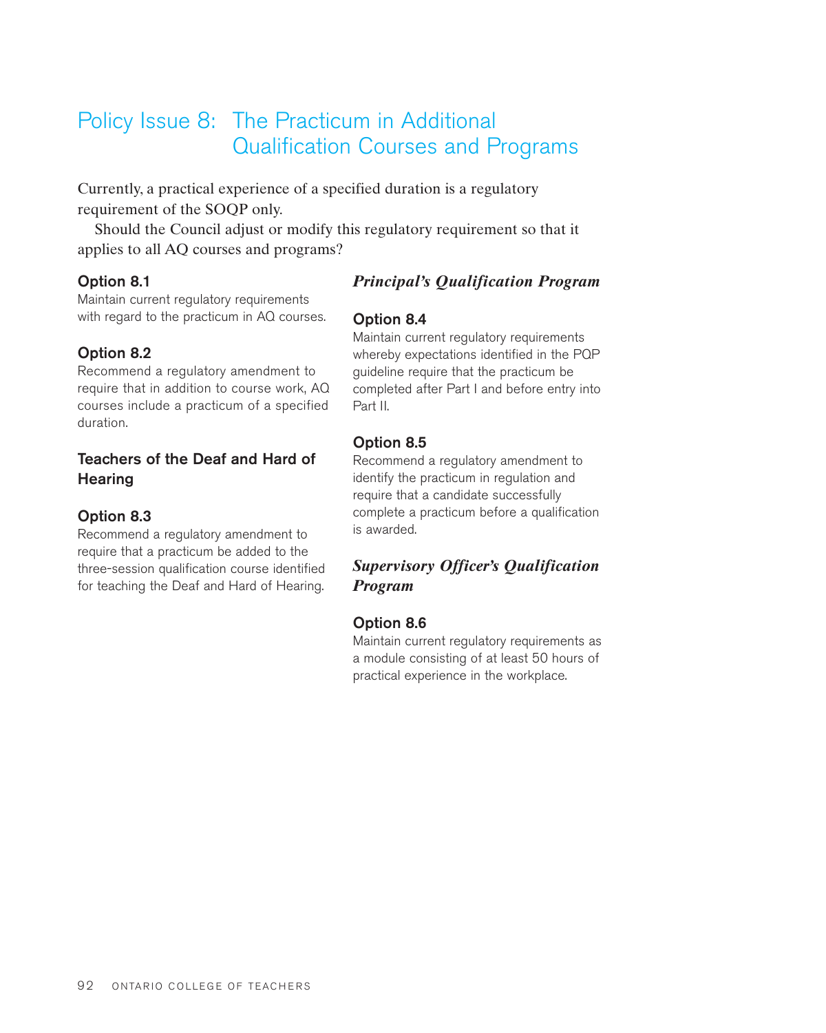## Policy Issue 8: The Practicum in Additional Qualification Courses and Programs

Currently, a practical experience of a specified duration is a regulatory requirement of the SOQP only.

Should the Council adjust or modify this regulatory requirement so that it applies to all AQ courses and programs?

#### Option 8.1

Maintain current regulatory requirements with regard to the practicum in AQ courses.

#### Option 8.2

Recommend a regulatory amendment to require that in addition to course work, AQ courses include a practicum of a specified duration.

### Teachers of the Deaf and Hard of Hearing

#### Option 8.3

Recommend a regulatory amendment to require that a practicum be added to the three-session qualification course identified for teaching the Deaf and Hard of Hearing.

### *Principal's Qualification Program*

#### Option 8.4

Maintain current regulatory requirements whereby expectations identified in the PQP guideline require that the practicum be completed after Part I and before entry into Part II.

#### Option 8.5

Recommend a regulatory amendment to identify the practicum in regulation and require that a candidate successfully complete a practicum before a qualification is awarded.

### *Supervisory Officer's Qualification Program*

#### Option 8.6

Maintain current regulatory requirements as a module consisting of at least 50 hours of practical experience in the workplace.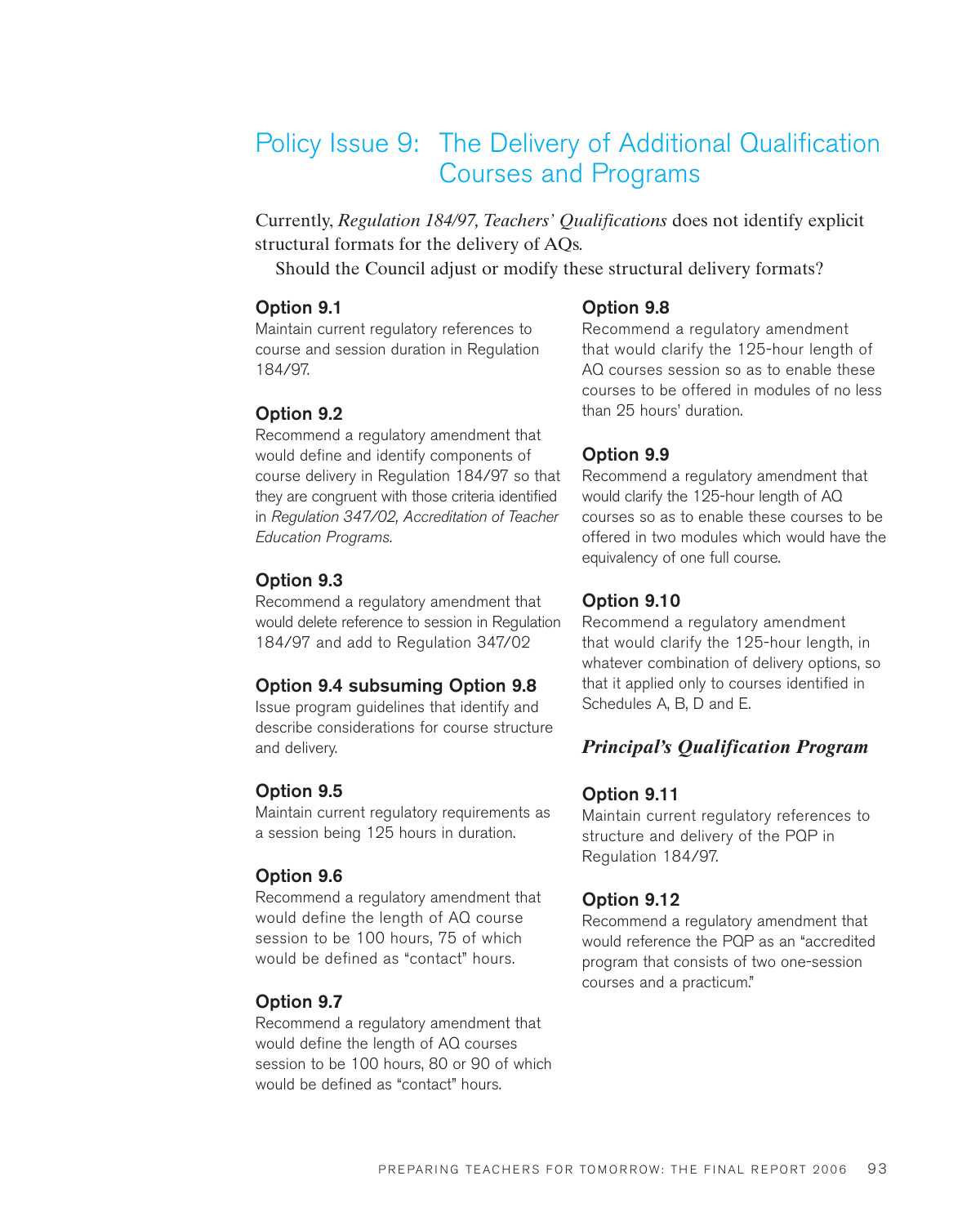# Policy Issue 9: The Delivery of Additional Qualification Courses and Programs

Currently, *Regulation 184/97, Teachers' Qualifications* does not identify explicit structural formats for the delivery of AQs.

Should the Council adjust or modify these structural delivery formats?

### Option 9.1

Maintain current regulatory references to course and session duration in Regulation 184/97.

### Option 9.2

Recommend a regulatory amendment that would define and identify components of course delivery in Regulation 184/97 so that they are congruent with those criteria identified in *Regulation 347/02, Accreditation of Teacher Education Programs.*

### Option 9.3

Recommend a regulatory amendment that would delete reference to session in Regulation 184/97 and add to Regulation 347/02

### Option 9.4 subsuming Option 9.8

Issue program guidelines that identify and describe considerations for course structure and delivery.

### Option 9.5

Maintain current regulatory requirements as a session being 125 hours in duration.

### Option 9.6

Recommend a regulatory amendment that would define the length of AQ course session to be 100 hours, 75 of which would be defined as "contact" hours.

### Option 9.7

Recommend a regulatory amendment that would define the length of AQ courses session to be 100 hours, 80 or 90 of which would be defined as "contact" hours.

### Option 9.8

Recommend a regulatory amendment that would clarify the 125-hour length of AQ courses session so as to enable these courses to be offered in modules of no less than 25 hours' duration.

### Option 9.9

Recommend a regulatory amendment that would clarify the 125-hour length of AQ courses so as to enable these courses to be offered in two modules which would have the equivalency of one full course.

### Option 9.10

Recommend a regulatory amendment that would clarify the 125-hour length, in whatever combination of delivery options, so that it applied only to courses identified in Schedules A, B, D and E.

## *Principal's Qualification Program*

### Option 9.11

Maintain current regulatory references to structure and delivery of the PQP in Regulation 184/97.

### Option 9.12

Recommend a regulatory amendment that would reference the PQP as an "accredited program that consists of two one-session courses and a practicum."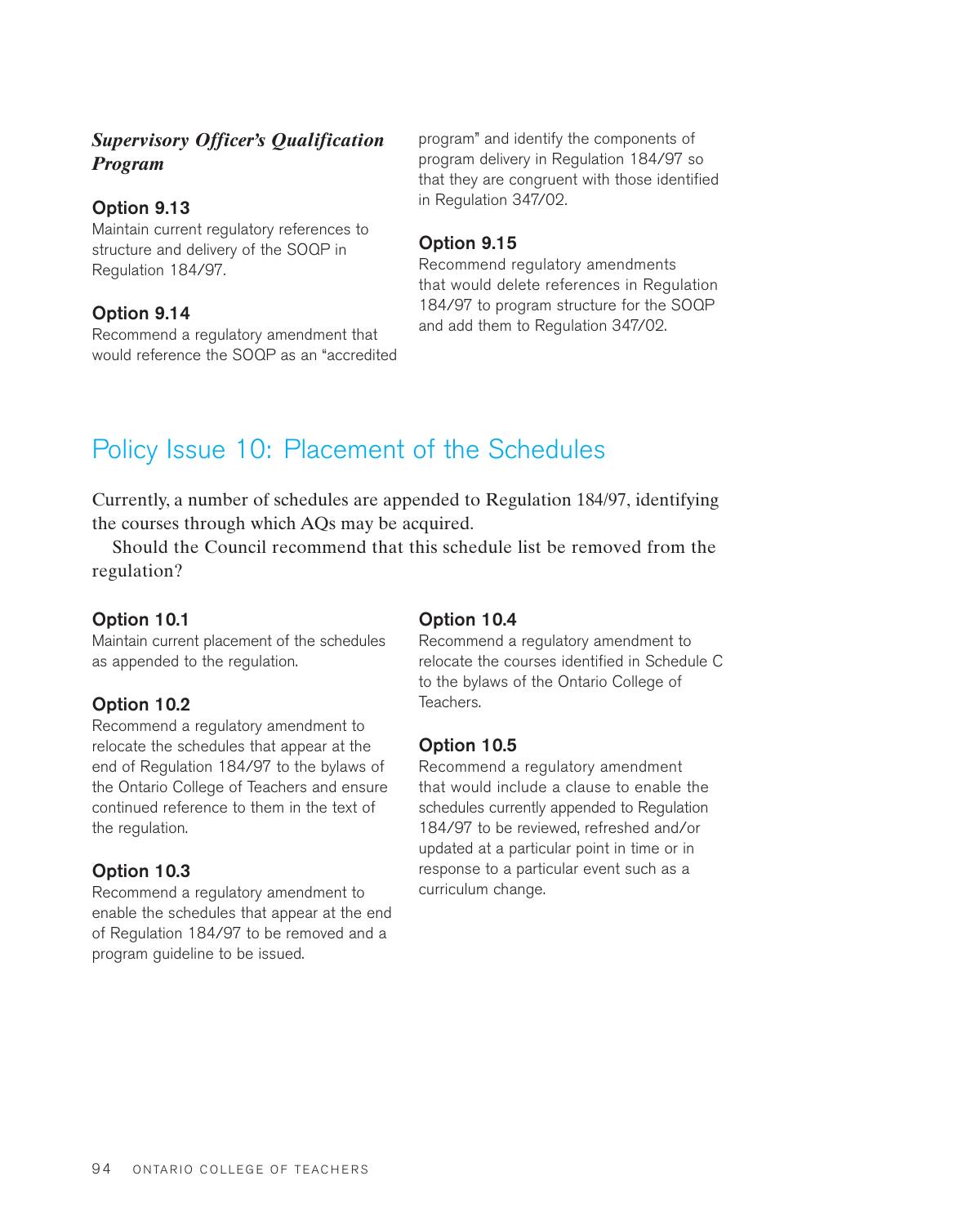***Supervisory Officer's Qualification Program***

**Option 9.13**
Maintain current regulatory references to structure and delivery of the SOQP in Regulation 184/97.

**Option 9.14**
Recommend a regulatory amendment that would reference the SOQP as an "accredited program" and identify the components of program delivery in Regulation 184/97 so that they are congruent with those identified in Regulation 347/02.

**Option 9.15**
Recommend regulatory amendments that would delete references in Regulation 184/97 to program structure for the SOQP and add them to Regulation 347/02.

## Policy Issue 10: Placement of the Schedules

Currently, a number of schedules are appended to Regulation 184/97, identifying the courses through which AQs may be acquired.

Should the Council recommend that this schedule list be removed from the regulation?

**Option 10.1**
Maintain current placement of the schedules as appended to the regulation.

**Option 10.2**
Recommend a regulatory amendment to relocate the schedules that appear at the end of Regulation 184/97 to the bylaws of the Ontario College of Teachers and ensure continued reference to them in the text of the regulation.

**Option 10.3**
Recommend a regulatory amendment to enable the schedules that appear at the end of Regulation 184/97 to be removed and a program guideline to be issued.

**Option 10.4**
Recommend a regulatory amendment to relocate the courses identified in Schedule C to the bylaws of the Ontario College of Teachers.

**Option 10.5**
Recommend a regulatory amendment that would include a clause to enable the schedules currently appended to Regulation 184/97 to be reviewed, refreshed and/or updated at a particular point in time or in response to a particular event such as a curriculum change.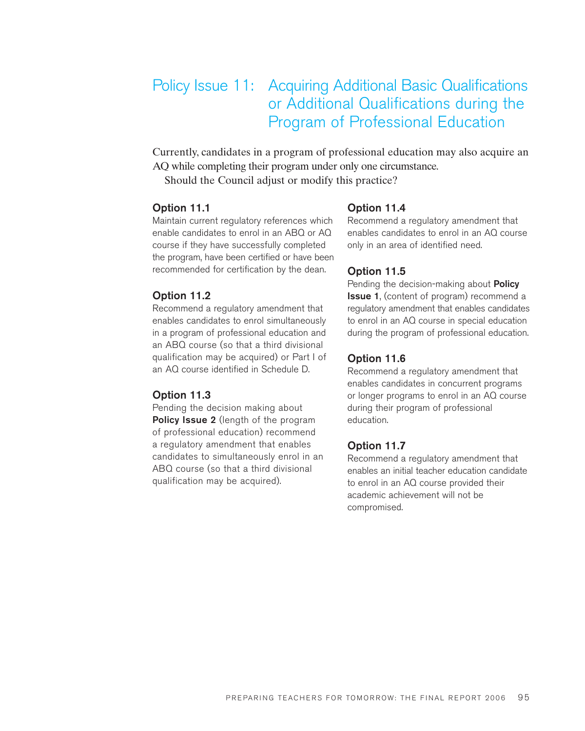## Policy Issue 11: Acquiring Additional Basic Qualifications or Additional Qualifications during the Program of Professional Education

Currently, candidates in a program of professional education may also acquire an AQ while completing their program under only one circumstance.

Should the Council adjust or modify this practice?

**Option 11.1**
Maintain current regulatory references which enable candidates to enrol in an ABQ or AQ course if they have successfully completed the program, have been certified or have been recommended for certification by the dean.

**Option 11.2**
Recommend a regulatory amendment that enables candidates to enrol simultaneously in a program of professional education and an ABQ course (so that a third divisional qualification may be acquired) or Part I of an AQ course identified in Schedule D.

**Option 11.3**
Pending the decision making about **Policy Issue 2** (length of the program of professional education) recommend a regulatory amendment that enables candidates to simultaneously enrol in an ABQ course (so that a third divisional qualification may be acquired).

**Option 11.4**
Recommend a regulatory amendment that enables candidates to enrol in an AQ course only in an area of identified need.

**Option 11.5**
Pending the decision-making about **Policy Issue 1**, (content of program) recommend a regulatory amendment that enables candidates to enrol in an AQ course in special education during the program of professional education.

**Option 11.6**
Recommend a regulatory amendment that enables candidates in concurrent programs or longer programs to enrol in an AQ course during their program of professional education.

**Option 11.7**
Recommend a regulatory amendment that enables an initial teacher education candidate to enrol in an AQ course provided their academic achievement will not be compromised.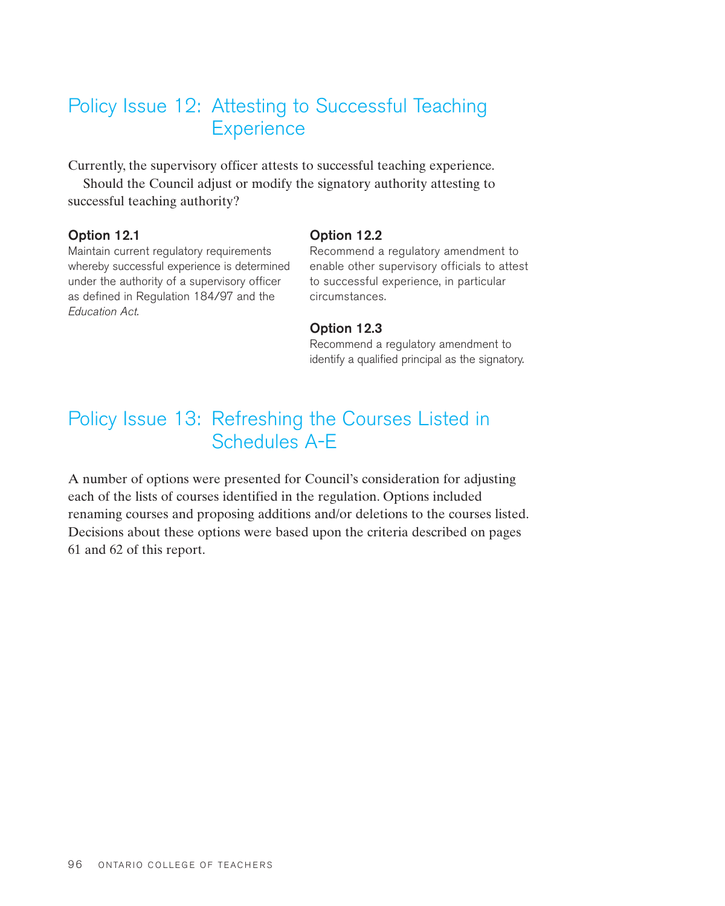## Policy Issue 12: Attesting to Successful Teaching Experience

Currently, the supervisory officer attests to successful teaching experience.

Should the Council adjust or modify the signatory authority attesting to successful teaching authority?

**Option 12.1**

Maintain current regulatory requirements whereby successful experience is determined under the authority of a supervisory officer as defined in Regulation 184/97 and the *Education Act*.

**Option 12.2**

Recommend a regulatory amendment to enable other supervisory officials to attest to successful experience, in particular circumstances.

**Option 12.3**

Recommend a regulatory amendment to identify a qualified principal as the signatory.

## Policy Issue 13: Refreshing the Courses Listed in Schedules A-E

A number of options were presented for Council's consideration for adjusting each of the lists of courses identified in the regulation. Options included renaming courses and proposing additions and/or deletions to the courses listed. Decisions about these options were based upon the criteria described on pages 61 and 62 of this report.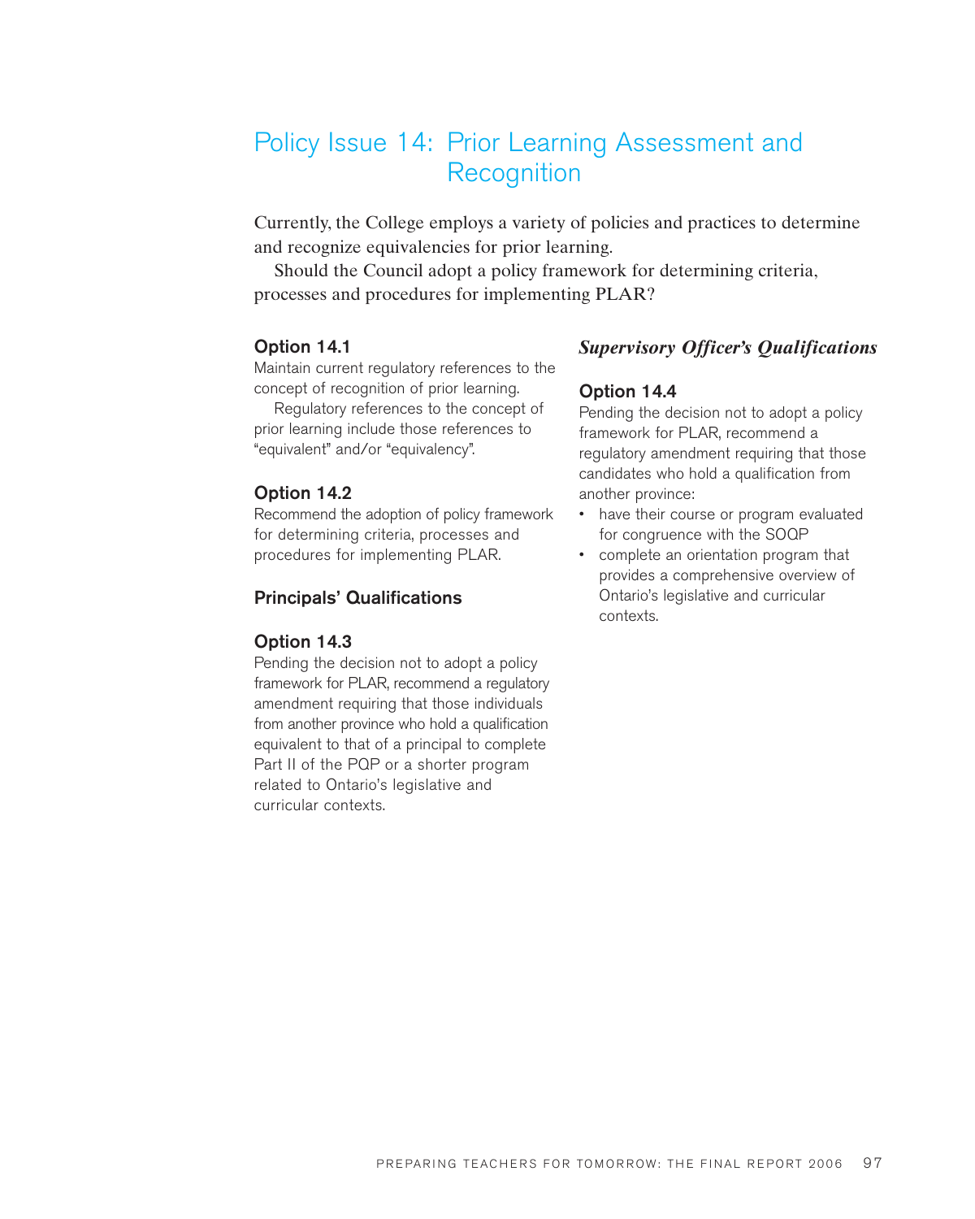# Policy Issue 14: Prior Learning Assessment and Recognition

Currently, the College employs a variety of policies and practices to determine and recognize equivalencies for prior learning.

Should the Council adopt a policy framework for determining criteria, processes and procedures for implementing PLAR?

### Option 14.1

Maintain current regulatory references to the concept of recognition of prior learning.

Regulatory references to the concept of prior learning include those references to "equivalent" and/or "equivalency".

### Option 14.2

Recommend the adoption of policy framework for determining criteria, processes and procedures for implementing PLAR.

## Principals' Qualifications

### Option 14.3

Pending the decision not to adopt a policy framework for PLAR, recommend a regulatory amendment requiring that those individuals from another province who hold a qualification equivalent to that of a principal to complete Part II of the PQP or a shorter program related to Ontario's legislative and curricular contexts.

## *Supervisory Officer's Qualifications*

### Option 14.4

Pending the decision not to adopt a policy framework for PLAR, recommend a regulatory amendment requiring that those candidates who hold a qualification from another province:

- have their course or program evaluated for congruence with the SOQP
- complete an orientation program that provides a comprehensive overview of Ontario's legislative and curricular contexts.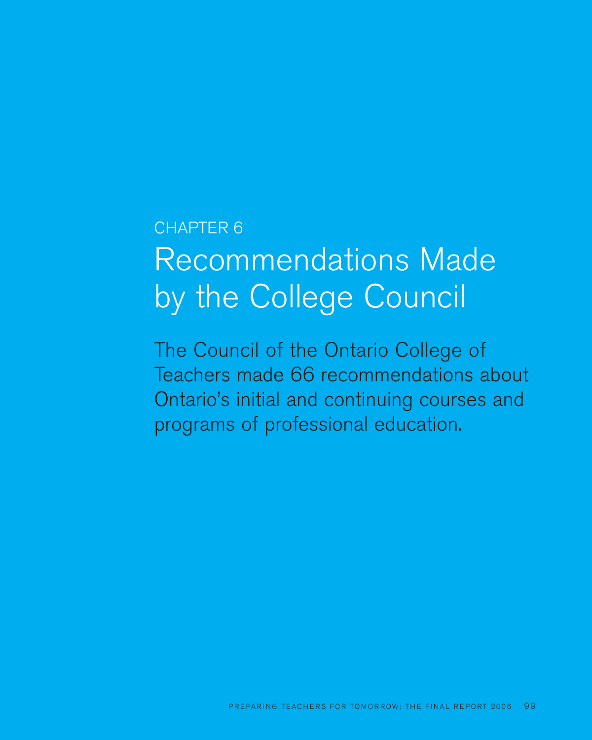CHAPTER 6

# Recommendations Made by the College Council

The Council of the Ontario College of Teachers made 66 recommendations about Ontario's initial and continuing courses and programs of professional education.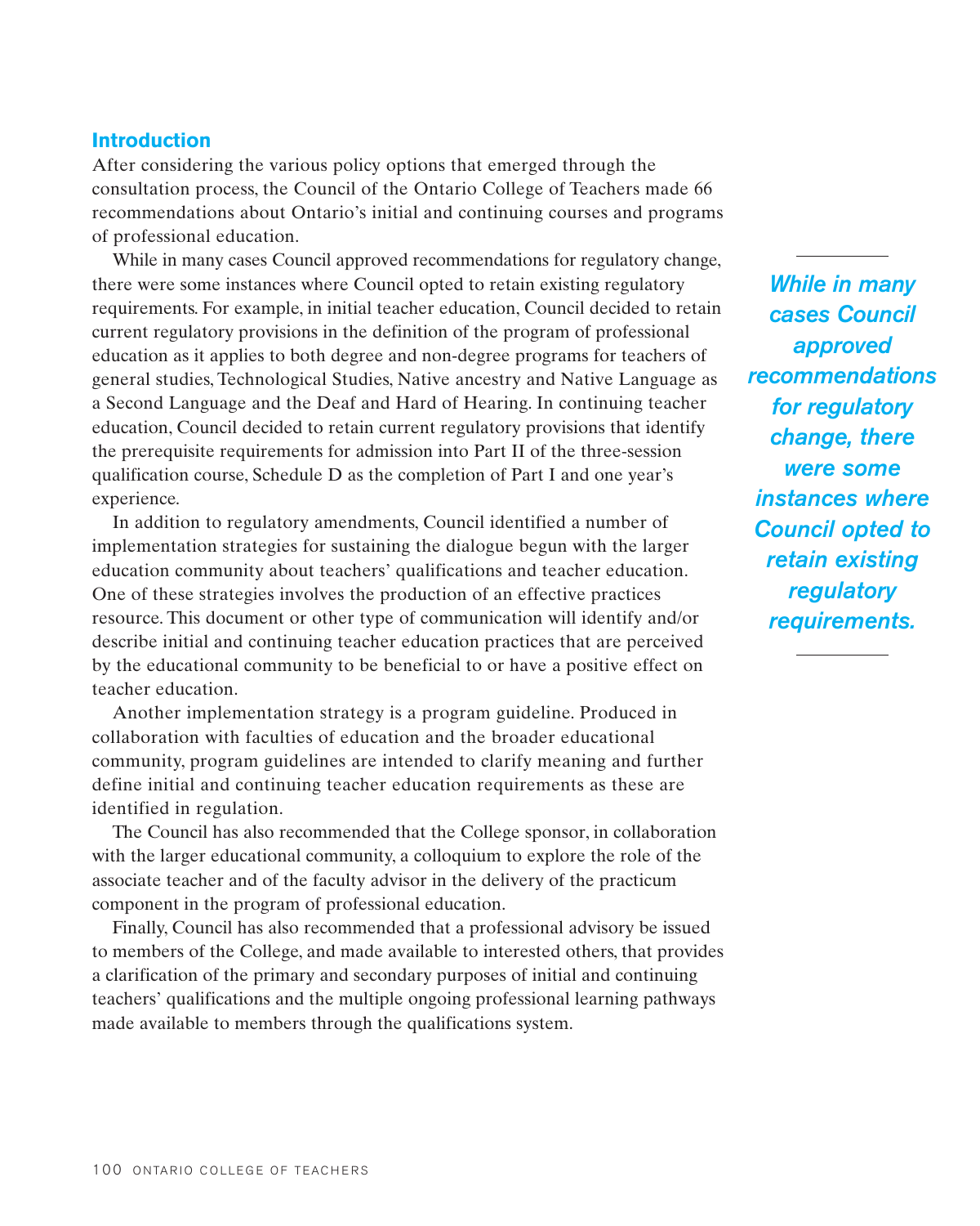## Introduction

After considering the various policy options that emerged through the consultation process, the Council of the Ontario College of Teachers made 66 recommendations about Ontario's initial and continuing courses and programs of professional education.

While in many cases Council approved recommendations for regulatory change, there were some instances where Council opted to retain existing regulatory requirements. For example, in initial teacher education, Council decided to retain current regulatory provisions in the definition of the program of professional education as it applies to both degree and non-degree programs for teachers of general studies, Technological Studies, Native ancestry and Native Language as a Second Language and the Deaf and Hard of Hearing. In continuing teacher education, Council decided to retain current regulatory provisions that identify the prerequisite requirements for admission into Part II of the three-session qualification course, Schedule D as the completion of Part I and one year's experience.

> ***While in many cases Council approved recommendations for regulatory change, there were some instances where Council opted to retain existing regulatory requirements.***

In addition to regulatory amendments, Council identified a number of implementation strategies for sustaining the dialogue begun with the larger education community about teachers' qualifications and teacher education. One of these strategies involves the production of an effective practices resource. This document or other type of communication will identify and/or describe initial and continuing teacher education practices that are perceived by the educational community to be beneficial to or have a positive effect on teacher education.

Another implementation strategy is a program guideline. Produced in collaboration with faculties of education and the broader educational community, program guidelines are intended to clarify meaning and further define initial and continuing teacher education requirements as these are identified in regulation.

The Council has also recommended that the College sponsor, in collaboration with the larger educational community, a colloquium to explore the role of the associate teacher and of the faculty advisor in the delivery of the practicum component in the program of professional education.

Finally, Council has also recommended that a professional advisory be issued to members of the College, and made available to interested others, that provides a clarification of the primary and secondary purposes of initial and continuing teachers' qualifications and the multiple ongoing professional learning pathways made available to members through the qualifications system.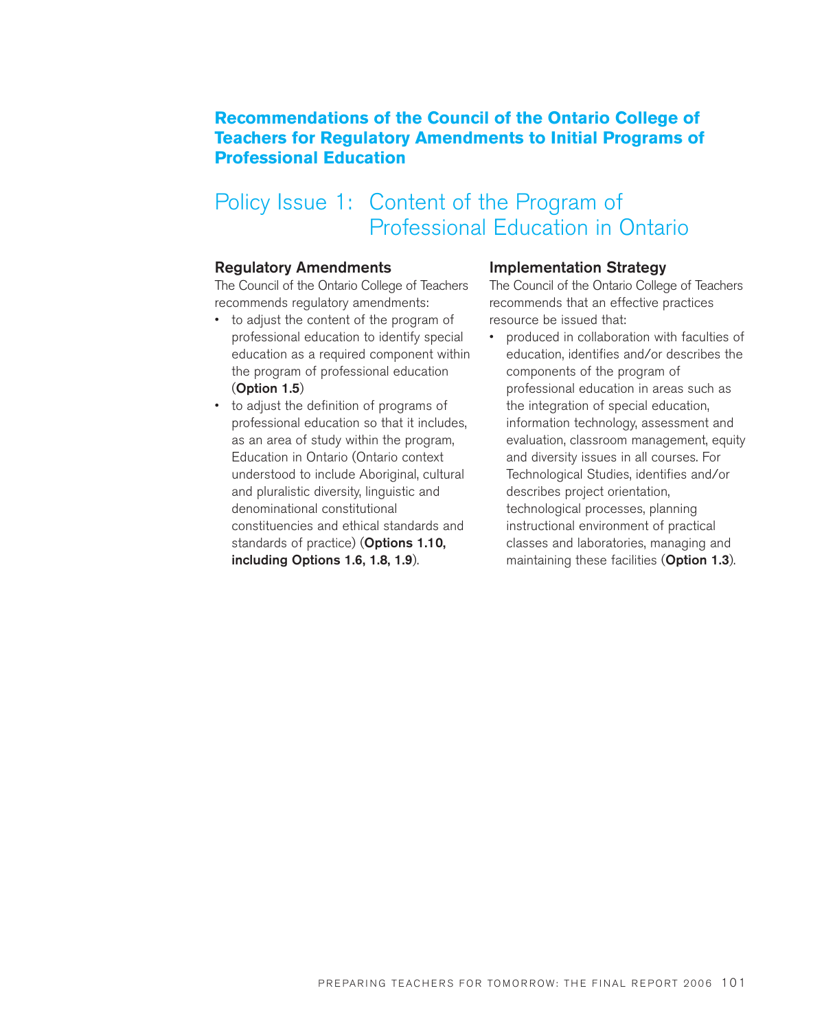## Recommendations of the Council of the Ontario College of Teachers for Regulatory Amendments to Initial Programs of Professional Education

# Policy Issue 1: Content of the Program of Professional Education in Ontario

### Regulatory Amendments

The Council of the Ontario College of Teachers recommends regulatory amendments:

- to adjust the content of the program of professional education to identify special education as a required component within the program of professional education (**Option 1.5**)
- to adjust the definition of programs of professional education so that it includes, as an area of study within the program, Education in Ontario (Ontario context understood to include Aboriginal, cultural and pluralistic diversity, linguistic and denominational constitutional constituencies and ethical standards and standards of practice) (**Options 1.10, including Options 1.6, 1.8, 1.9**).

### Implementation Strategy

The Council of the Ontario College of Teachers recommends that an effective practices resource be issued that:

- produced in collaboration with faculties of education, identifies and/or describes the components of the program of professional education in areas such as the integration of special education, information technology, assessment and evaluation, classroom management, equity and diversity issues in all courses. For Technological Studies, identifies and/or describes project orientation, technological processes, planning instructional environment of practical classes and laboratories, managing and maintaining these facilities (**Option 1.3**).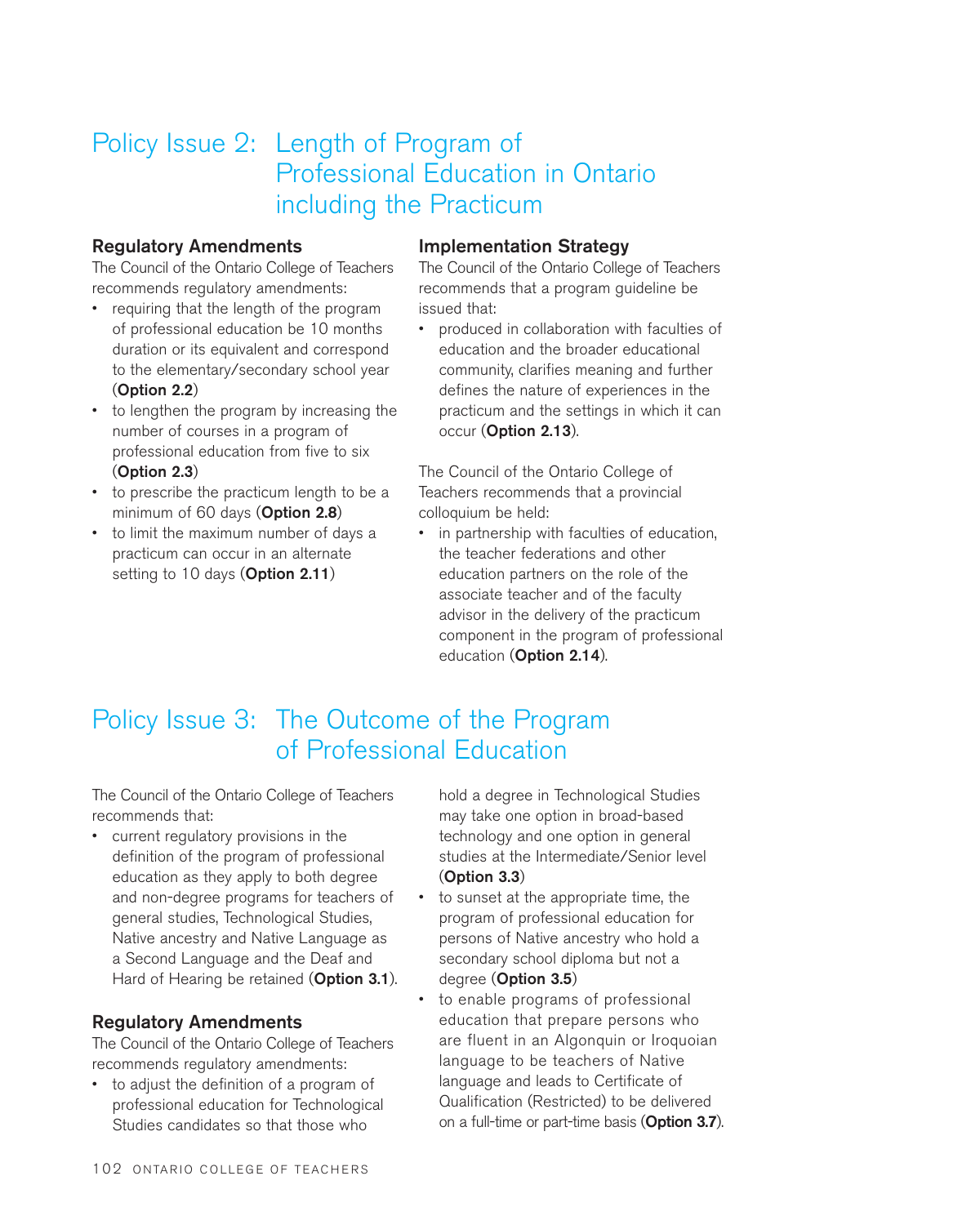## Policy Issue 2: Length of Program of Professional Education in Ontario including the Practicum

### Regulatory Amendments

The Council of the Ontario College of Teachers recommends regulatory amendments:

- requiring that the length of the program of professional education be 10 months duration or its equivalent and correspond to the elementary/secondary school year (**Option 2.2**)
- to lengthen the program by increasing the number of courses in a program of professional education from five to six (**Option 2.3**)
- to prescribe the practicum length to be a minimum of 60 days (**Option 2.8**)
- to limit the maximum number of days a practicum can occur in an alternate setting to 10 days (**Option 2.11**)

### Implementation Strategy

The Council of the Ontario College of Teachers recommends that a program guideline be issued that:

- produced in collaboration with faculties of education and the broader educational community, clarifies meaning and further defines the nature of experiences in the practicum and the settings in which it can occur (**Option 2.13**).

The Council of the Ontario College of Teachers recommends that a provincial colloquium be held:

- in partnership with faculties of education, the teacher federations and other education partners on the role of the associate teacher and of the faculty advisor in the delivery of the practicum component in the program of professional education (**Option 2.14**).

## Policy Issue 3: The Outcome of the Program of Professional Education

The Council of the Ontario College of Teachers recommends that:

- current regulatory provisions in the definition of the program of professional education as they apply to both degree and non-degree programs for teachers of general studies, Technological Studies, Native ancestry and Native Language as a Second Language and the Deaf and Hard of Hearing be retained (**Option 3.1**).

### Regulatory Amendments

The Council of the Ontario College of Teachers recommends regulatory amendments:

- to adjust the definition of a program of professional education for Technological Studies candidates so that those who hold a degree in Technological Studies may take one option in broad-based technology and one option in general studies at the Intermediate/Senior level (**Option 3.3**)
- to sunset at the appropriate time, the program of professional education for persons of Native ancestry who hold a secondary school diploma but not a degree (**Option 3.5**)
- to enable programs of professional education that prepare persons who are fluent in an Algonquin or Iroquoian language to be teachers of Native language and leads to Certificate of Qualification (Restricted) to be delivered on a full-time or part-time basis (**Option 3.7**).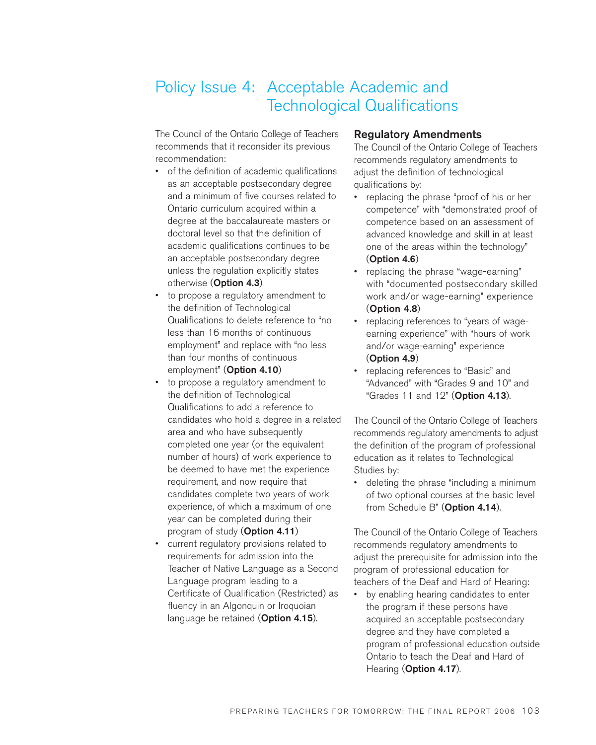# Policy Issue 4: Acceptable Academic and Technological Qualifications

The Council of the Ontario College of Teachers recommends that it reconsider its previous recommendation:

- of the definition of academic qualifications as an acceptable postsecondary degree and a minimum of five courses related to Ontario curriculum acquired within a degree at the baccalaureate masters or doctoral level so that the definition of academic qualifications continues to be an acceptable postsecondary degree unless the regulation explicitly states otherwise (**Option 4.3**)
- to propose a regulatory amendment to the definition of Technological Qualifications to delete reference to "no less than 16 months of continuous employment" and replace with "no less than four months of continuous employment" (**Option 4.10**)
- to propose a regulatory amendment to the definition of Technological Qualifications to add a reference to candidates who hold a degree in a related area and who have subsequently completed one year (or the equivalent number of hours) of work experience to be deemed to have met the experience requirement, and now require that candidates complete two years of work experience, of which a maximum of one year can be completed during their program of study (**Option 4.11**)
- current regulatory provisions related to requirements for admission into the Teacher of Native Language as a Second Language program leading to a Certificate of Qualification (Restricted) as fluency in an Algonquin or Iroquoian language be retained (**Option 4.15**).

## Regulatory Amendments

The Council of the Ontario College of Teachers recommends regulatory amendments to adjust the definition of technological qualifications by:

- replacing the phrase "proof of his or her competence" with "demonstrated proof of competence based on an assessment of advanced knowledge and skill in at least one of the areas within the technology" (**Option 4.6**)
- replacing the phrase "wage-earning" with "documented postsecondary skilled work and/or wage-earning" experience (**Option 4.8**)
- replacing references to "years of wage-earning experience" with "hours of work and/or wage-earning" experience (**Option 4.9**)
- replacing references to "Basic" and "Advanced" with "Grades 9 and 10" and "Grades 11 and 12" (**Option 4.13**).

The Council of the Ontario College of Teachers recommends regulatory amendments to adjust the definition of the program of professional education as it relates to Technological Studies by:

- deleting the phrase "including a minimum of two optional courses at the basic level from Schedule B" (**Option 4.14**).

The Council of the Ontario College of Teachers recommends regulatory amendments to adjust the prerequisite for admission into the program of professional education for teachers of the Deaf and Hard of Hearing:

- by enabling hearing candidates to enter the program if these persons have acquired an acceptable postsecondary degree and they have completed a program of professional education outside Ontario to teach the Deaf and Hard of Hearing (**Option 4.17**).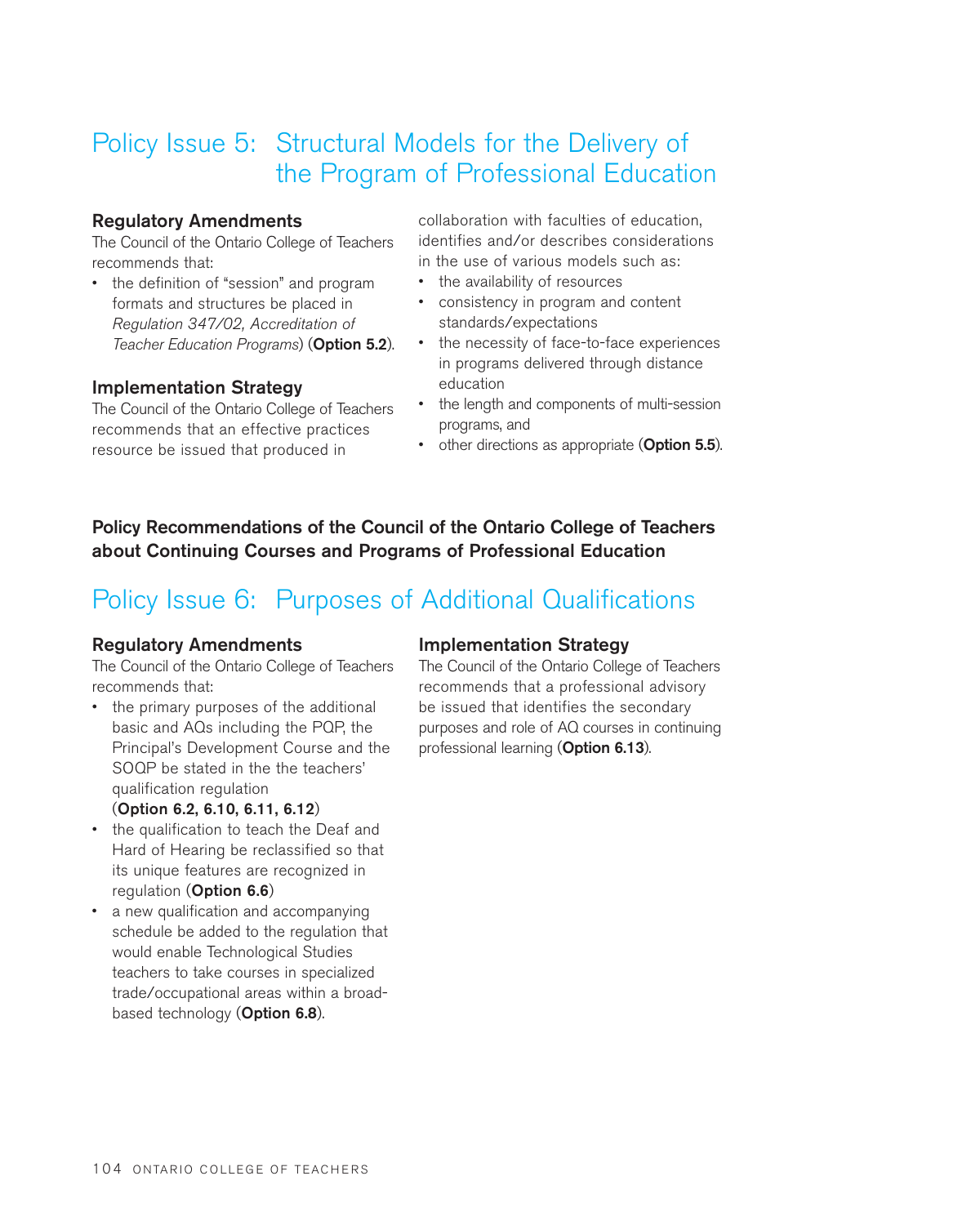# Policy Issue 5: Structural Models for the Delivery of the Program of Professional Education

### Regulatory Amendments

The Council of the Ontario College of Teachers recommends that:

- the definition of "session" and program formats and structures be placed in *Regulation 347/02, Accreditation of Teacher Education Programs*) (**Option 5.2**).

### Implementation Strategy

The Council of the Ontario College of Teachers recommends that an effective practices resource be issued that produced in collaboration with faculties of education, identifies and/or describes considerations in the use of various models such as:

- the availability of resources
- consistency in program and content standards/expectations
- the necessity of face-to-face experiences in programs delivered through distance education
- the length and components of multi-session programs, and
- other directions as appropriate (**Option 5.5**).

**Policy Recommendations of the Council of the Ontario College of Teachers about Continuing Courses and Programs of Professional Education**

# Policy Issue 6: Purposes of Additional Qualifications

### Regulatory Amendments

The Council of the Ontario College of Teachers recommends that:

- the primary purposes of the additional basic and AQs including the PQP, the Principal's Development Course and the SOQP be stated in the the teachers' qualification regulation (**Option 6.2, 6.10, 6.11, 6.12**)
- the qualification to teach the Deaf and Hard of Hearing be reclassified so that its unique features are recognized in regulation (**Option 6.6**)
- a new qualification and accompanying schedule be added to the regulation that would enable Technological Studies teachers to take courses in specialized trade/occupational areas within a broad-based technology (**Option 6.8**).

### Implementation Strategy

The Council of the Ontario College of Teachers recommends that a professional advisory be issued that identifies the secondary purposes and role of AQ courses in continuing professional learning (**Option 6.13**).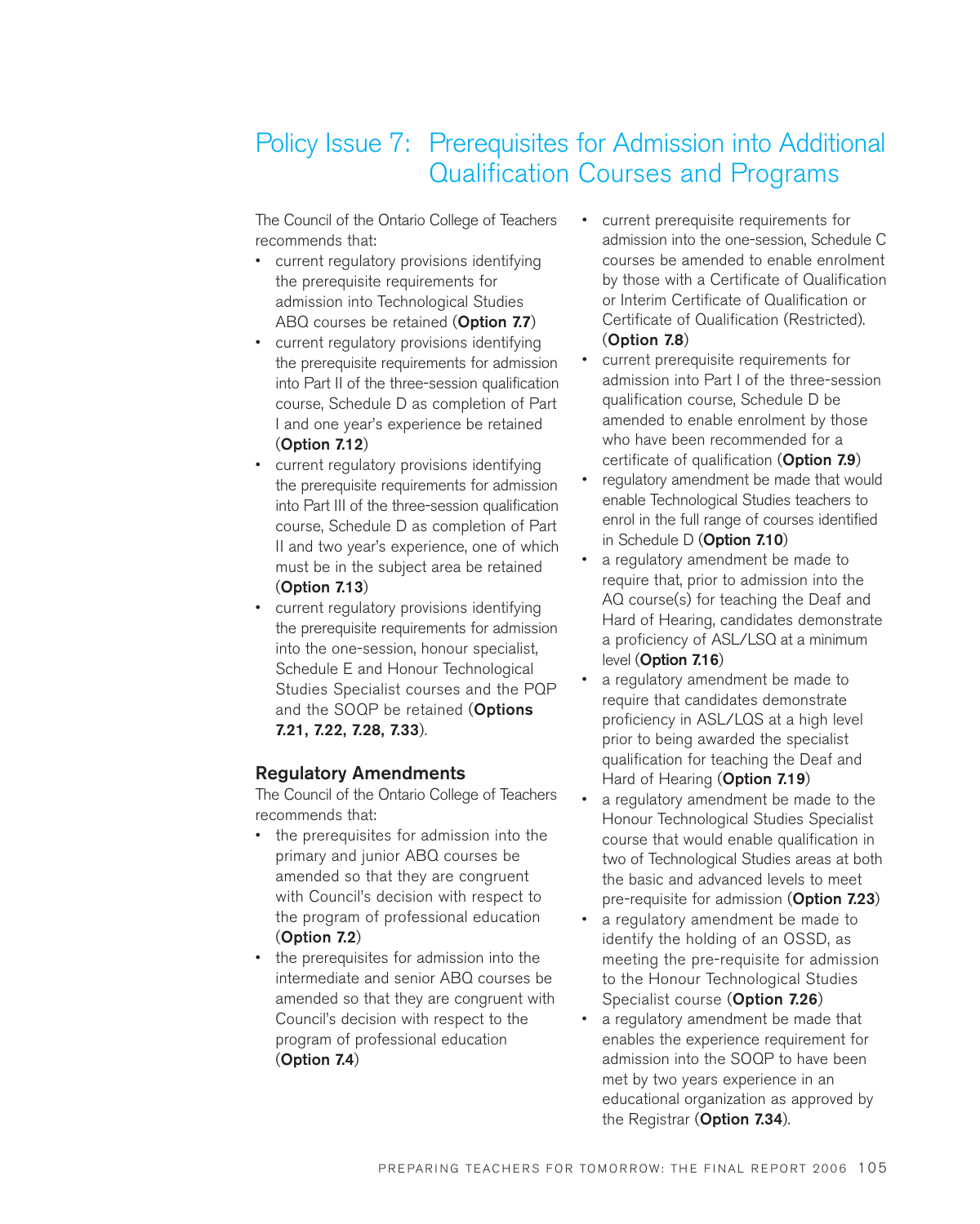# Policy Issue 7: Prerequisites for Admission into Additional Qualification Courses and Programs

The Council of the Ontario College of Teachers recommends that:

- current regulatory provisions identifying the prerequisite requirements for admission into Technological Studies ABQ courses be retained (**Option 7.7**)
- current regulatory provisions identifying the prerequisite requirements for admission into Part II of the three-session qualification course, Schedule D as completion of Part I and one year's experience be retained (**Option 7.12**)
- current regulatory provisions identifying the prerequisite requirements for admission into Part III of the three-session qualification course, Schedule D as completion of Part II and two year's experience, one of which must be in the subject area be retained (**Option 7.13**)
- current regulatory provisions identifying the prerequisite requirements for admission into the one-session, honour specialist, Schedule E and Honour Technological Studies Specialist courses and the PQP and the SOQP be retained (**Options 7.21, 7.22, 7.28, 7.33**).

### Regulatory Amendments

The Council of the Ontario College of Teachers recommends that:

- the prerequisites for admission into the primary and junior ABQ courses be amended so that they are congruent with Council's decision with respect to the program of professional education (**Option 7.2**)
- the prerequisites for admission into the intermediate and senior ABQ courses be amended so that they are congruent with Council's decision with respect to the program of professional education (**Option 7.4**)
- current prerequisite requirements for admission into the one-session, Schedule C courses be amended to enable enrolment by those with a Certificate of Qualification or Interim Certificate of Qualification or Certificate of Qualification (Restricted). (**Option 7.8**)
- current prerequisite requirements for admission into Part I of the three-session qualification course, Schedule D be amended to enable enrolment by those who have been recommended for a certificate of qualification (**Option 7.9**)
- regulatory amendment be made that would enable Technological Studies teachers to enrol in the full range of courses identified in Schedule D (**Option 7.10**)
- a regulatory amendment be made to require that, prior to admission into the AQ course(s) for teaching the Deaf and Hard of Hearing, candidates demonstrate a proficiency of ASL/LSQ at a minimum level (**Option 7.16**)
- a regulatory amendment be made to require that candidates demonstrate proficiency in ASL/LQS at a high level prior to being awarded the specialist qualification for teaching the Deaf and Hard of Hearing (**Option 7.19**)
- a regulatory amendment be made to the Honour Technological Studies Specialist course that would enable qualification in two of Technological Studies areas at both the basic and advanced levels to meet pre-requisite for admission (**Option 7.23**)
- a regulatory amendment be made to identify the holding of an OSSD, as meeting the pre-requisite for admission to the Honour Technological Studies Specialist course (**Option 7.26**)
- a regulatory amendment be made that enables the experience requirement for admission into the SOQP to have been met by two years experience in an educational organization as approved by the Registrar (**Option 7.34**).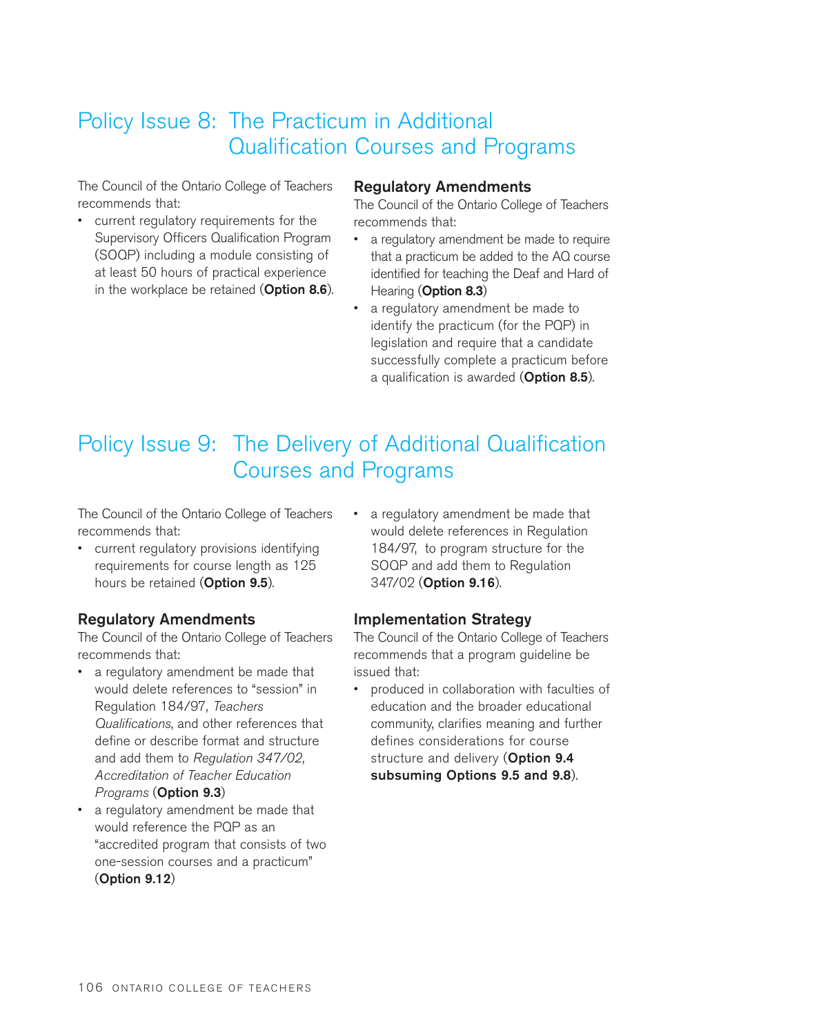## Policy Issue 8: The Practicum in Additional Qualification Courses and Programs

The Council of the Ontario College of Teachers recommends that:

- current regulatory requirements for the Supervisory Officers Qualification Program (SOQP) including a module consisting of at least 50 hours of practical experience in the workplace be retained (**Option 8.6**).

### Regulatory Amendments

The Council of the Ontario College of Teachers recommends that:

- a regulatory amendment be made to require that a practicum be added to the AQ course identified for teaching the Deaf and Hard of Hearing (**Option 8.3**)
- a regulatory amendment be made to identify the practicum (for the PQP) in legislation and require that a candidate successfully complete a practicum before a qualification is awarded (**Option 8.5**).

## Policy Issue 9: The Delivery of Additional Qualification Courses and Programs

The Council of the Ontario College of Teachers recommends that:

- current regulatory provisions identifying requirements for course length as 125 hours be retained (**Option 9.5**).

### Regulatory Amendments

The Council of the Ontario College of Teachers recommends that:

- a regulatory amendment be made that would delete references to "session" in Regulation 184/97, *Teachers Qualifications*, and other references that define or describe format and structure and add them to *Regulation 347/02, Accreditation of Teacher Education Programs* (**Option 9.3**)
- a regulatory amendment be made that would reference the PQP as an "accredited program that consists of two one-session courses and a practicum" (**Option 9.12**)
- a regulatory amendment be made that would delete references in Regulation 184/97, to program structure for the SOQP and add them to Regulation 347/02 (**Option 9.16**).

### Implementation Strategy

The Council of the Ontario College of Teachers recommends that a program guideline be issued that:

- produced in collaboration with faculties of education and the broader educational community, clarifies meaning and further defines considerations for course structure and delivery (**Option 9.4 subsuming Options 9.5 and 9.8**).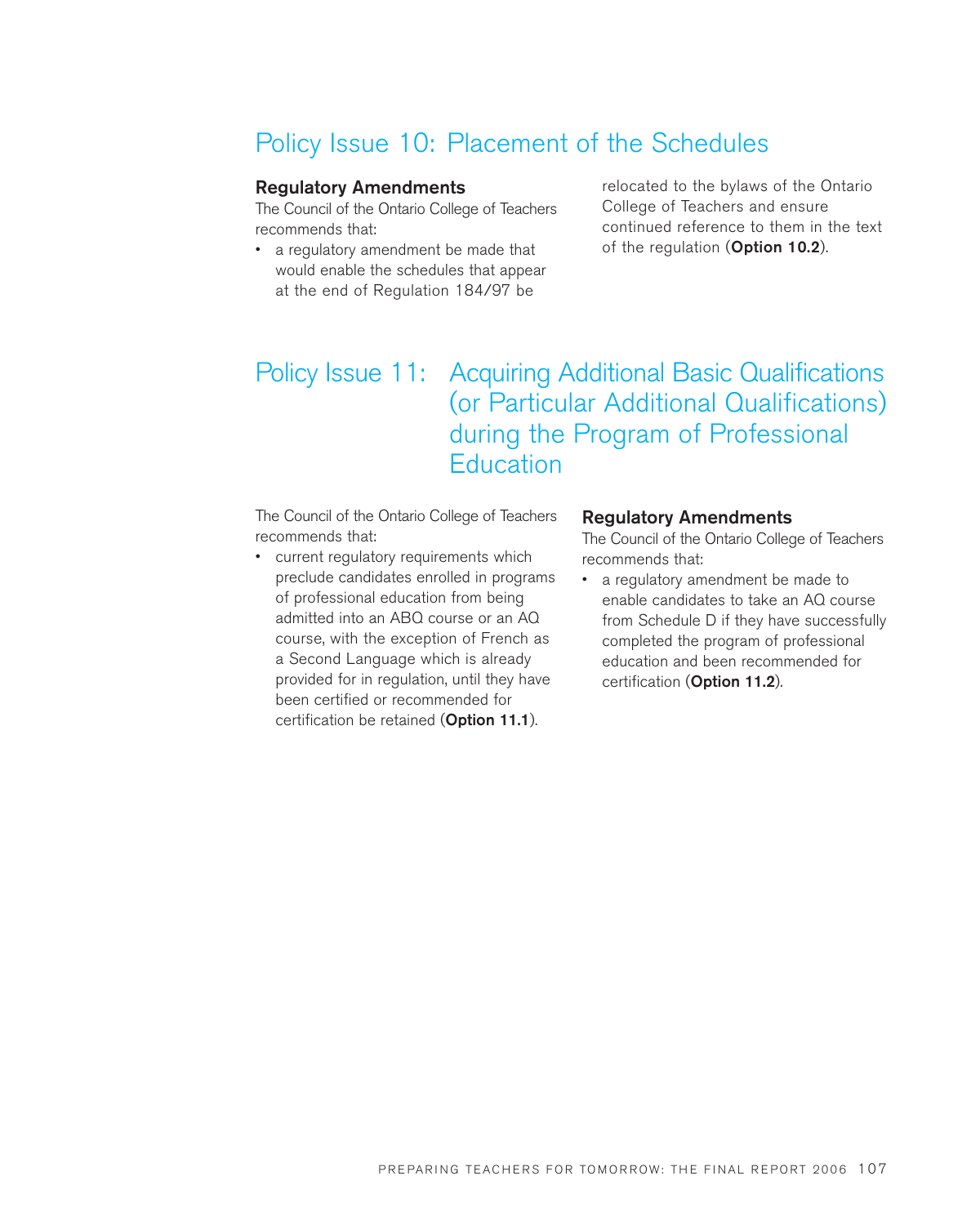## Policy Issue 10: Placement of the Schedules

### Regulatory Amendments

The Council of the Ontario College of Teachers recommends that:

- a regulatory amendment be made that would enable the schedules that appear at the end of Regulation 184/97 be relocated to the bylaws of the Ontario College of Teachers and ensure continued reference to them in the text of the regulation (**Option 10.2**).

## Policy Issue 11: Acquiring Additional Basic Qualifications (or Particular Additional Qualifications) during the Program of Professional Education

The Council of the Ontario College of Teachers recommends that:

- current regulatory requirements which preclude candidates enrolled in programs of professional education from being admitted into an ABQ course or an AQ course, with the exception of French as a Second Language which is already provided for in regulation, until they have been certified or recommended for certification be retained (**Option 11.1**).

### Regulatory Amendments

The Council of the Ontario College of Teachers recommends that:

- a regulatory amendment be made to enable candidates to take an AQ course from Schedule D if they have successfully completed the program of professional education and been recommended for certification (**Option 11.2**).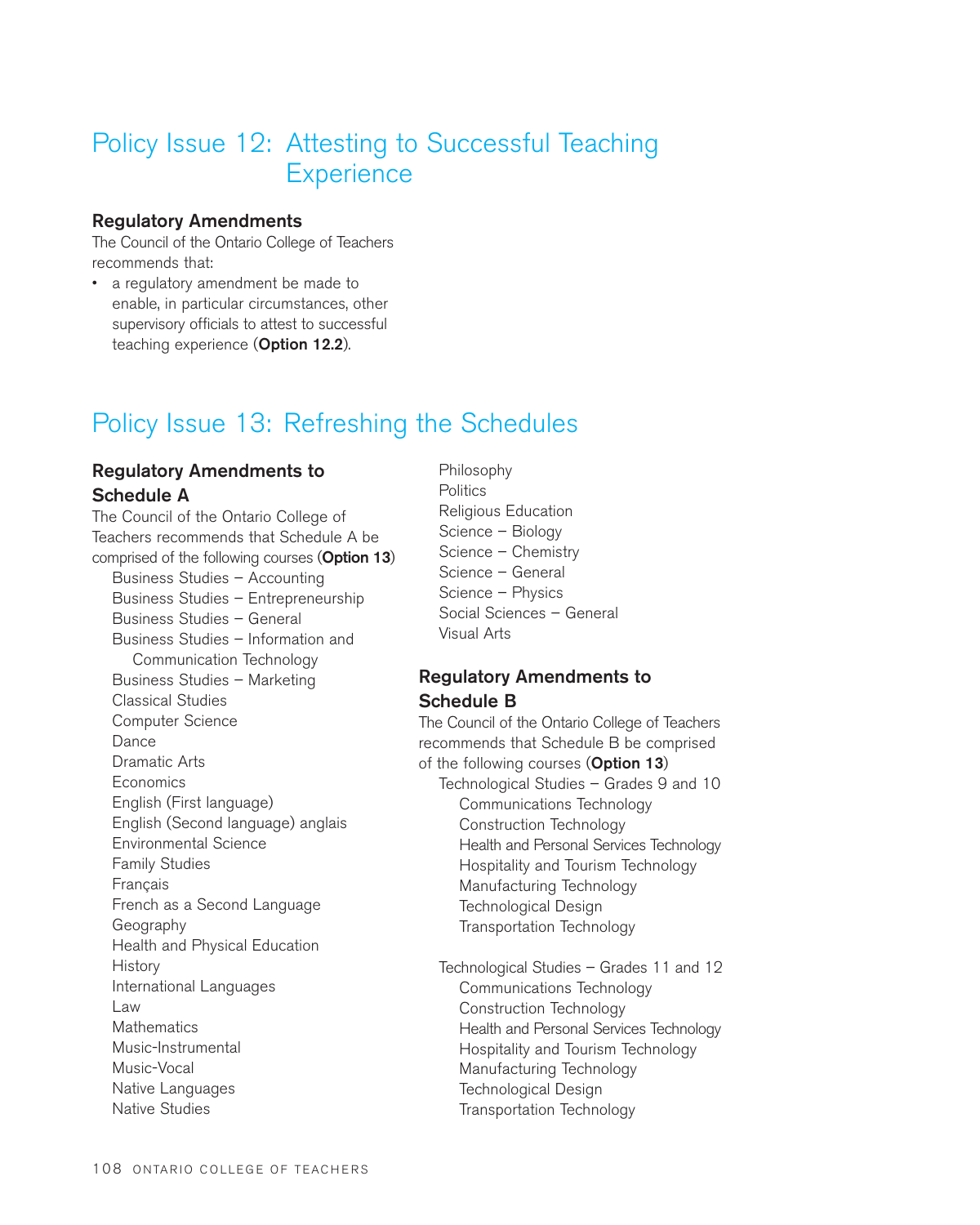# Policy Issue 12: Attesting to Successful Teaching Experience

### Regulatory Amendments

The Council of the Ontario College of Teachers recommends that:

- a regulatory amendment be made to enable, in particular circumstances, other supervisory officials to attest to successful teaching experience (**Option 12.2**).

# Policy Issue 13: Refreshing the Schedules

### Regulatory Amendments to Schedule A

The Council of the Ontario College of Teachers recommends that Schedule A be comprised of the following courses (**Option 13**)

- Business Studies – Accounting
- Business Studies – Entrepreneurship
- Business Studies – General
- Business Studies – Information and Communication Technology
- Business Studies – Marketing
- Classical Studies
- Computer Science
- Dance
- Dramatic Arts
- Economics
- English (First language)
- English (Second language) anglais
- Environmental Science
- Family Studies
- Français
- French as a Second Language
- Geography
- Health and Physical Education
- History
- International Languages
- Law
- Mathematics
- Music-Instrumental
- Music-Vocal
- Native Languages
- Native Studies
- Philosophy
- Politics
- Religious Education
- Science – Biology
- Science – Chemistry
- Science – General
- Science – Physics
- Social Sciences – General
- Visual Arts

### Regulatory Amendments to Schedule B

The Council of the Ontario College of Teachers recommends that Schedule B be comprised of the following courses (**Option 13**)

- Technological Studies – Grades 9 and 10
  - Communications Technology
  - Construction Technology
  - Health and Personal Services Technology
  - Hospitality and Tourism Technology
  - Manufacturing Technology
  - Technological Design
  - Transportation Technology

- Technological Studies – Grades 11 and 12
  - Communications Technology
  - Construction Technology
  - Health and Personal Services Technology
  - Hospitality and Tourism Technology
  - Manufacturing Technology
  - Technological Design
  - Transportation Technology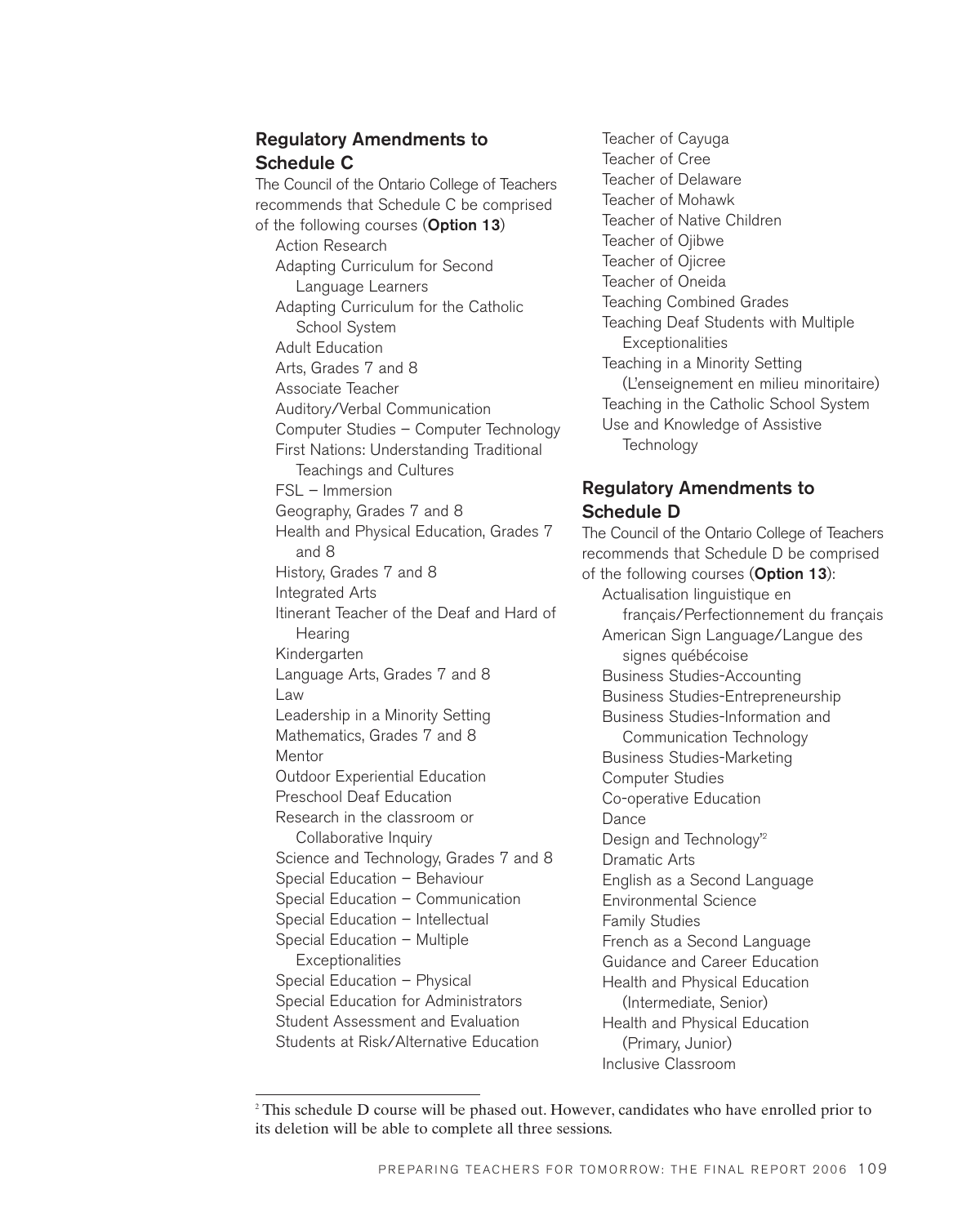## Regulatory Amendments to Schedule C

The Council of the Ontario College of Teachers recommends that Schedule C be comprised of the following courses (**Option 13**)

- Action Research
- Adapting Curriculum for Second Language Learners
- Adapting Curriculum for the Catholic School System
- Adult Education
- Arts, Grades 7 and 8
- Associate Teacher
- Auditory/Verbal Communication
- Computer Studies – Computer Technology
- First Nations: Understanding Traditional Teachings and Cultures
- FSL – Immersion
- Geography, Grades 7 and 8
- Health and Physical Education, Grades 7 and 8
- History, Grades 7 and 8
- Integrated Arts
- Itinerant Teacher of the Deaf and Hard of Hearing
- Kindergarten
- Language Arts, Grades 7 and 8
- Law
- Leadership in a Minority Setting
- Mathematics, Grades 7 and 8
- Mentor
- Outdoor Experiential Education
- Preschool Deaf Education
- Research in the classroom or Collaborative Inquiry
- Science and Technology, Grades 7 and 8
- Special Education – Behaviour
- Special Education – Communication
- Special Education – Intellectual
- Special Education – Multiple Exceptionalities
- Special Education – Physical
- Special Education for Administrators
- Student Assessment and Evaluation
- Students at Risk/Alternative Education
- Teacher of Cayuga
- Teacher of Cree
- Teacher of Delaware
- Teacher of Mohawk
- Teacher of Native Children
- Teacher of Ojibwe
- Teacher of Ojicree
- Teacher of Oneida
- Teaching Combined Grades
- Teaching Deaf Students with Multiple Exceptionalities
- Teaching in a Minority Setting (L'enseignement en milieu minoritaire)
- Teaching in the Catholic School System
- Use and Knowledge of Assistive Technology

## Regulatory Amendments to Schedule D

The Council of the Ontario College of Teachers recommends that Schedule D be comprised of the following courses (**Option 13**):

- Actualisation linguistique en français/Perfectionnement du français
- American Sign Language/Langue des signes québécoise
- Business Studies-Accounting
- Business Studies-Entrepreneurship
- Business Studies-Information and Communication Technology
- Business Studies-Marketing
- Computer Studies
- Co-operative Education
- Dance
- Design and Technology[2]
- Dramatic Arts
- English as a Second Language
- Environmental Science
- Family Studies
- French as a Second Language
- Guidance and Career Education
- Health and Physical Education (Intermediate, Senior)
- Health and Physical Education (Primary, Junior)
- Inclusive Classroom

[2] This schedule D course will be phased out. However, candidates who have enrolled prior to its deletion will be able to complete all three sessions.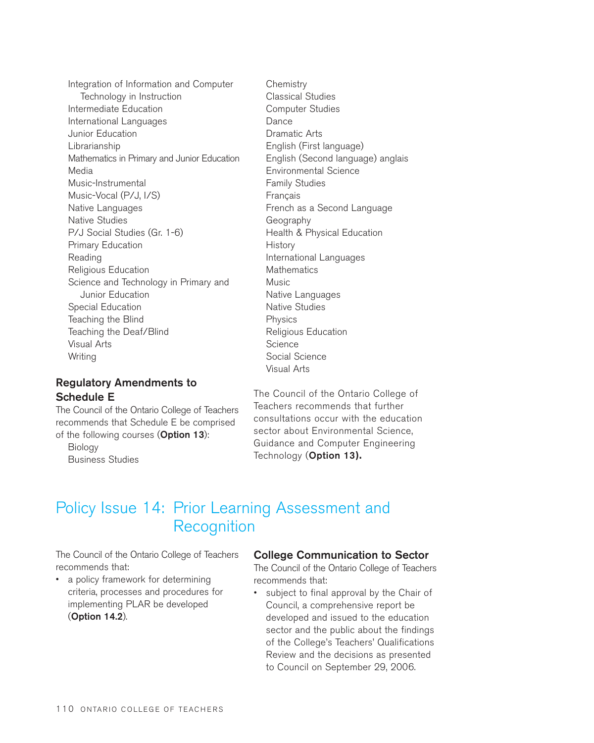Integration of Information and Computer Technology in Instruction
Intermediate Education
International Languages
Junior Education
Librarianship
Mathematics in Primary and Junior Education
Media
Music-Instrumental
Music-Vocal (P/J, I/S)
Native Languages
Native Studies
P/J Social Studies (Gr. 1-6)
Primary Education
Reading
Religious Education
Science and Technology in Primary and Junior Education
Special Education
Teaching the Blind
Teaching the Deaf/Blind
Visual Arts
Writing

### Regulatory Amendments to Schedule E

The Council of the Ontario College of Teachers recommends that Schedule E be comprised of the following courses (**Option 13**):

Biology
Business Studies
Chemistry
Classical Studies
Computer Studies
Dance
Dramatic Arts
English (First language)
English (Second language) anglais
Environmental Science
Family Studies
Français
French as a Second Language
Geography
Health & Physical Education
History
International Languages
Mathematics
Music
Native Languages
Native Studies
Physics
Religious Education
Science
Social Science
Visual Arts

The Council of the Ontario College of Teachers recommends that further consultations occur with the education sector about Environmental Science, Guidance and Computer Engineering Technology (**Option 13).**

## Policy Issue 14: Prior Learning Assessment and Recognition

The Council of the Ontario College of Teachers recommends that:

- a policy framework for determining criteria, processes and procedures for implementing PLAR be developed (**Option 14.2**).

### College Communication to Sector

The Council of the Ontario College of Teachers recommends that:

- subject to final approval by the Chair of Council, a comprehensive report be developed and issued to the education sector and the public about the findings of the College's Teachers' Qualifications Review and the decisions as presented to Council on September 29, 2006.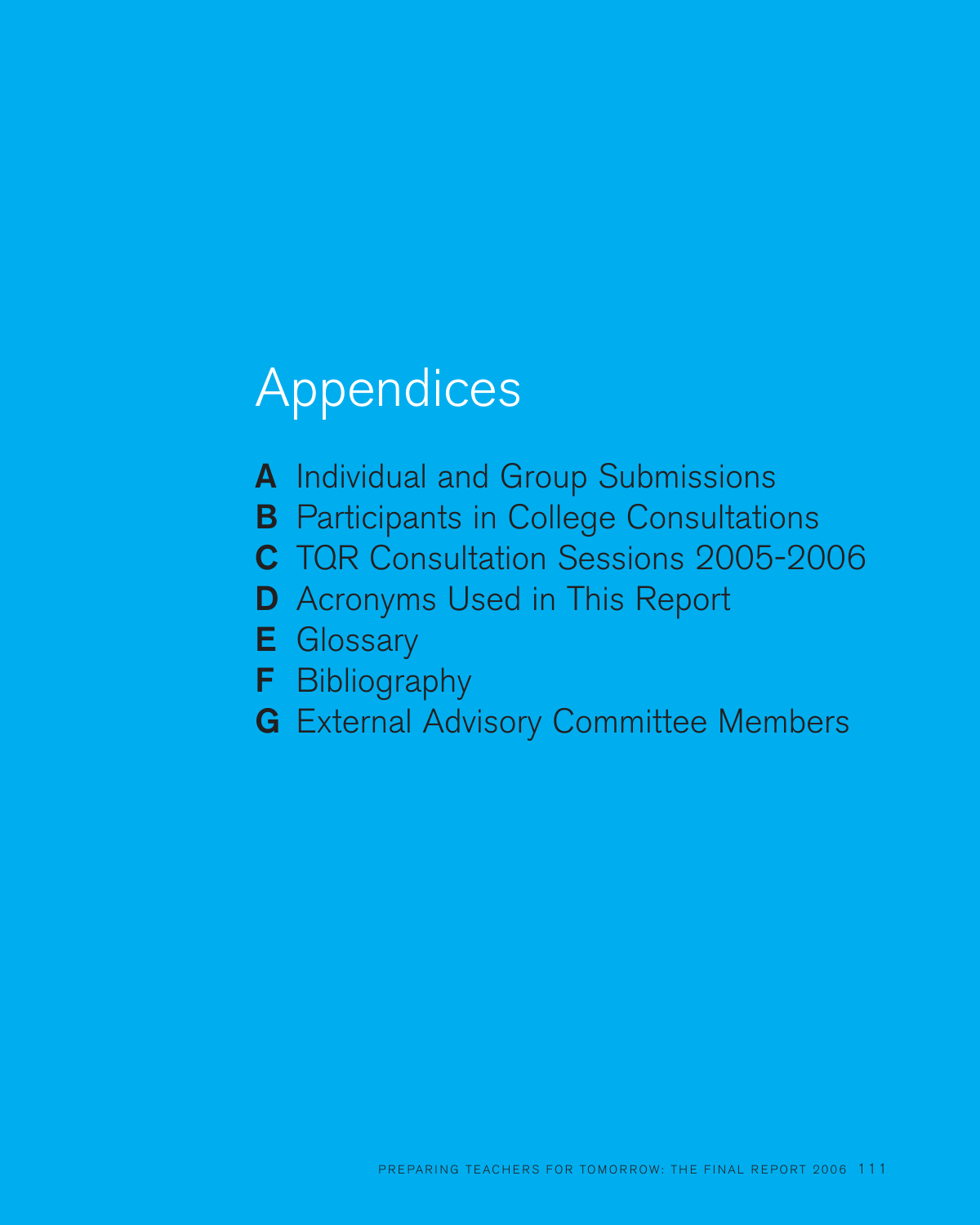# Appendices

**A** Individual and Group Submissions

**B** Participants in College Consultations

**C** TQR Consultation Sessions 2005-2006

**D** Acronyms Used in This Report

**E** Glossary

**F** Bibliography

**G** External Advisory Committee Members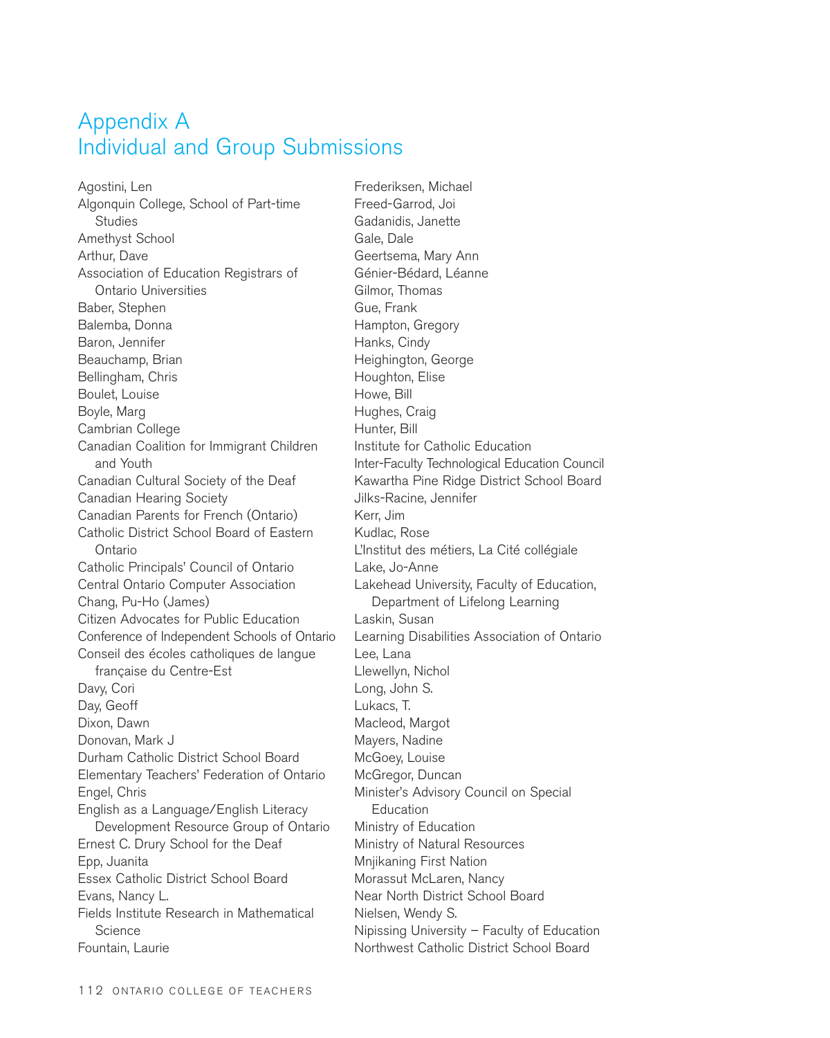# Appendix A
## Individual and Group Submissions

Agostini, Len
Algonquin College, School of Part-time Studies
Amethyst School
Arthur, Dave
Association of Education Registrars of Ontario Universities
Baber, Stephen
Balemba, Donna
Baron, Jennifer
Beauchamp, Brian
Bellingham, Chris
Boulet, Louise
Boyle, Marg
Cambrian College
Canadian Coalition for Immigrant Children and Youth
Canadian Cultural Society of the Deaf
Canadian Hearing Society
Canadian Parents for French (Ontario)
Catholic District School Board of Eastern Ontario
Catholic Principals' Council of Ontario
Central Ontario Computer Association
Chang, Pu-Ho (James)
Citizen Advocates for Public Education
Conference of Independent Schools of Ontario
Conseil des écoles catholiques de langue française du Centre-Est
Davy, Cori
Day, Geoff
Dixon, Dawn
Donovan, Mark J
Durham Catholic District School Board
Elementary Teachers' Federation of Ontario
Engel, Chris
English as a Language/English Literacy Development Resource Group of Ontario
Ernest C. Drury School for the Deaf
Epp, Juanita
Essex Catholic District School Board
Evans, Nancy L.
Fields Institute Research in Mathematical Science
Fountain, Laurie
Frederiksen, Michael
Freed-Garrod, Joi
Gadanidis, Janette
Gale, Dale
Geertsema, Mary Ann
Génier-Bédard, Léanne
Gilmor, Thomas
Gue, Frank
Hampton, Gregory
Hanks, Cindy
Heighington, George
Houghton, Elise
Howe, Bill
Hughes, Craig
Hunter, Bill
Institute for Catholic Education
Inter-Faculty Technological Education Council
Kawartha Pine Ridge District School Board
Jilks-Racine, Jennifer
Kerr, Jim
Kudlac, Rose
L'Institut des métiers, La Cité collégiale
Lake, Jo-Anne
Lakehead University, Faculty of Education, Department of Lifelong Learning
Laskin, Susan
Learning Disabilities Association of Ontario
Lee, Lana
Llewellyn, Nichol
Long, John S.
Lukacs, T.
Macleod, Margot
Mayers, Nadine
McGoey, Louise
McGregor, Duncan
Minister's Advisory Council on Special Education
Ministry of Education
Ministry of Natural Resources
Mnjikaning First Nation
Morassut McLaren, Nancy
Near North District School Board
Nielsen, Wendy S.
Nipissing University – Faculty of Education
Northwest Catholic District School Board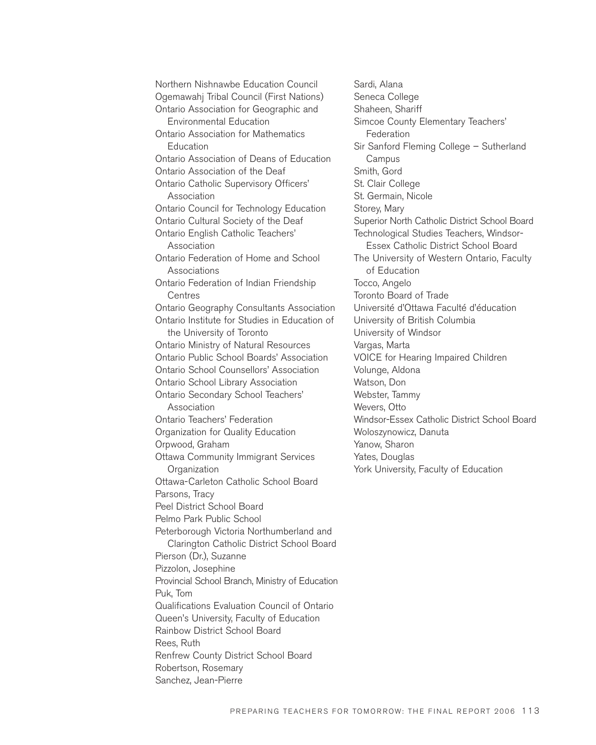Northern Nishnawbe Education Council
Ogemawahj Tribal Council (First Nations)
Ontario Association for Geographic and Environmental Education
Ontario Association for Mathematics Education
Ontario Association of Deans of Education
Ontario Association of the Deaf
Ontario Catholic Supervisory Officers' Association
Ontario Council for Technology Education
Ontario Cultural Society of the Deaf
Ontario English Catholic Teachers' Association
Ontario Federation of Home and School Associations
Ontario Federation of Indian Friendship Centres
Ontario Geography Consultants Association
Ontario Institute for Studies in Education of the University of Toronto
Ontario Ministry of Natural Resources
Ontario Public School Boards' Association
Ontario School Counsellors' Association
Ontario School Library Association
Ontario Secondary School Teachers' Association
Ontario Teachers' Federation
Organization for Quality Education
Orpwood, Graham
Ottawa Community Immigrant Services Organization
Ottawa-Carleton Catholic School Board
Parsons, Tracy
Peel District School Board
Pelmo Park Public School
Peterborough Victoria Northumberland and Clarington Catholic District School Board
Pierson (Dr.), Suzanne
Pizzolon, Josephine
Provincial School Branch, Ministry of Education
Puk, Tom
Qualifications Evaluation Council of Ontario
Queen's University, Faculty of Education
Rainbow District School Board
Rees, Ruth
Renfrew County District School Board
Robertson, Rosemary
Sanchez, Jean-Pierre
Sardi, Alana
Seneca College
Shaheen, Shariff
Simcoe County Elementary Teachers' Federation
Sir Sanford Fleming College – Sutherland Campus
Smith, Gord
St. Clair College
St. Germain, Nicole
Storey, Mary
Superior North Catholic District School Board
Technological Studies Teachers, Windsor-Essex Catholic District School Board
The University of Western Ontario, Faculty of Education
Tocco, Angelo
Toronto Board of Trade
Université d'Ottawa Faculté d'éducation
University of British Columbia
University of Windsor
Vargas, Marta
VOICE for Hearing Impaired Children
Volunge, Aldona
Watson, Don
Webster, Tammy
Wevers, Otto
Windsor-Essex Catholic District School Board
Woloszynowicz, Danuta
Yanow, Sharon
Yates, Douglas
York University, Faculty of Education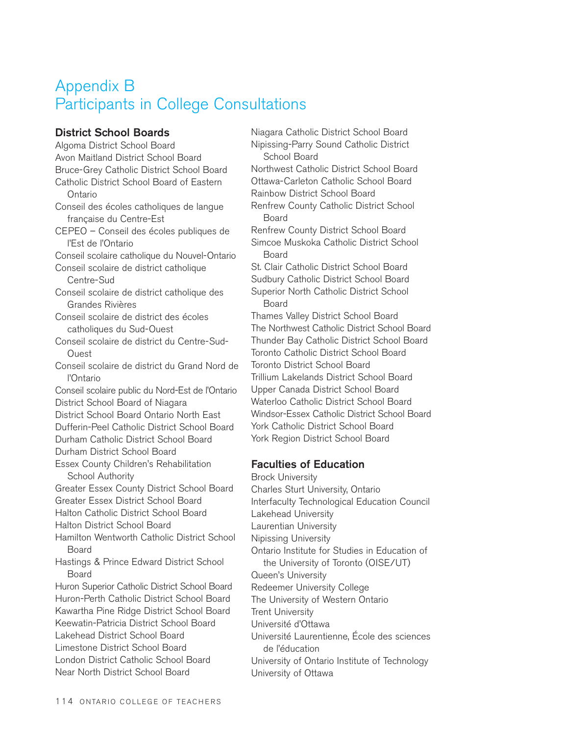# Appendix B
# Participants in College Consultations

## District School Boards

Algoma District School Board
Avon Maitland District School Board
Bruce-Grey Catholic District School Board
Catholic District School Board of Eastern Ontario
Conseil des écoles catholiques de langue française du Centre-Est
CEPEO – Conseil des écoles publiques de l'Est de l'Ontario
Conseil scolaire catholique du Nouvel-Ontario
Conseil scolaire de district catholique Centre-Sud
Conseil scolaire de district catholique des Grandes Rivières
Conseil scolaire de district des écoles catholiques du Sud-Ouest
Conseil scolaire de district du Centre-Sud-Ouest
Conseil scolaire de district du Grand Nord de l'Ontario
Conseil scolaire public du Nord-Est de l'Ontario
District School Board of Niagara
District School Board Ontario North East
Dufferin-Peel Catholic District School Board
Durham Catholic District School Board
Durham District School Board
Essex County Children's Rehabilitation School Authority
Greater Essex County District School Board
Greater Essex District School Board
Halton Catholic District School Board
Halton District School Board
Hamilton Wentworth Catholic District School Board
Hastings & Prince Edward District School Board
Huron Superior Catholic District School Board
Huron-Perth Catholic District School Board
Kawartha Pine Ridge District School Board
Keewatin-Patricia District School Board
Lakehead District School Board
Limestone District School Board
London District Catholic School Board
Near North District School Board
Niagara Catholic District School Board
Nipissing-Parry Sound Catholic District School Board
Northwest Catholic District School Board
Ottawa-Carleton Catholic School Board
Rainbow District School Board
Renfrew County Catholic District School Board
Renfrew County District School Board
Simcoe Muskoka Catholic District School Board
St. Clair Catholic District School Board
Sudbury Catholic District School Board
Superior North Catholic District School Board
Thames Valley District School Board
The Northwest Catholic District School Board
Thunder Bay Catholic District School Board
Toronto Catholic District School Board
Toronto District School Board
Trillium Lakelands District School Board
Upper Canada District School Board
Waterloo Catholic District School Board
Windsor-Essex Catholic District School Board
York Catholic District School Board
York Region District School Board

## Faculties of Education

Brock University
Charles Sturt University, Ontario
Interfaculty Technological Education Council
Lakehead University
Laurentian University
Nipissing University
Ontario Institute for Studies in Education of the University of Toronto (OISE/UT)
Queen's University
Redeemer University College
The University of Western Ontario
Trent University
Université d'Ottawa
Université Laurentienne, École des sciences de l'éducation
University of Ontario Institute of Technology
University of Ottawa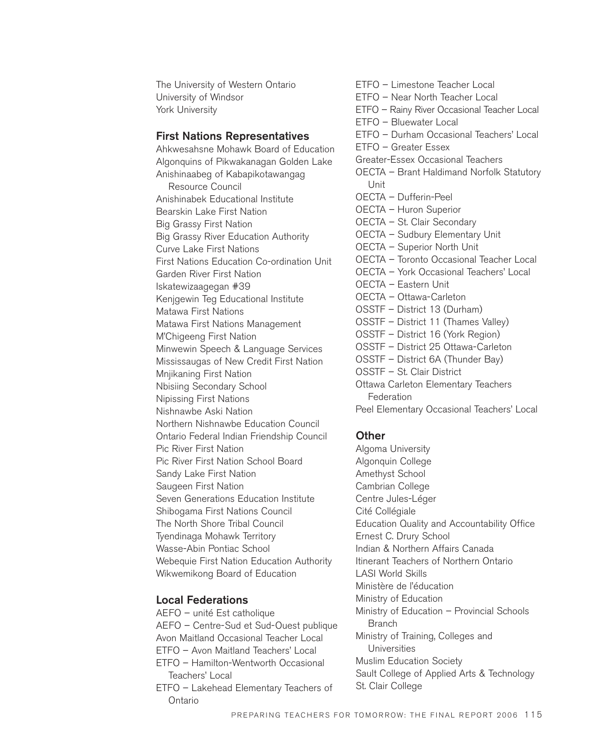The University of Western Ontario
University of Windsor
York University

### First Nations Representatives

Ahkwesahsne Mohawk Board of Education
Algonquins of Pikwakanagan Golden Lake
Anishinaabeg of Kabapikotawangag Resource Council
Anishinabek Educational Institute
Bearskin Lake First Nation
Big Grassy First Nation
Big Grassy River Education Authority
Curve Lake First Nations
First Nations Education Co-ordination Unit
Garden River First Nation
Iskatewizaagegan #39
Kenjgewin Teg Educational Institute
Matawa First Nations
Matawa First Nations Management
M'Chigeeng First Nation
Minwewin Speech & Language Services
Mississaugas of New Credit First Nation
Mnjikaning First Nation
Nbisiing Secondary School
Nipissing First Nations
Nishnawbe Aski Nation
Northern Nishnawbe Education Council
Ontario Federal Indian Friendship Council
Pic River First Nation
Pic River First Nation School Board
Sandy Lake First Nation
Saugeen First Nation
Seven Generations Education Institute
Shibogama First Nations Council
The North Shore Tribal Council
Tyendinaga Mohawk Territory
Wasse-Abin Pontiac School
Webequie First Nation Education Authority
Wikwemikong Board of Education

### Local Federations

AEFO – unité Est catholique
AEFO – Centre-Sud et Sud-Ouest publique
Avon Maitland Occasional Teacher Local
ETFO – Avon Maitland Teachers' Local
ETFO – Hamilton-Wentworth Occasional Teachers' Local
ETFO – Lakehead Elementary Teachers of Ontario
ETFO – Limestone Teacher Local
ETFO – Near North Teacher Local
ETFO – Rainy River Occasional Teacher Local
ETFO – Bluewater Local
ETFO – Durham Occasional Teachers' Local
ETFO – Greater Essex
Greater-Essex Occasional Teachers
OECTA – Brant Haldimand Norfolk Statutory Unit
OECTA – Dufferin-Peel
OECTA – Huron Superior
OECTA – St. Clair Secondary
OECTA – Sudbury Elementary Unit
OECTA – Superior North Unit
OECTA – Toronto Occasional Teacher Local
OECTA – York Occasional Teachers' Local
OECTA – Eastern Unit
OECTA – Ottawa-Carleton
OSSTF – District 13 (Durham)
OSSTF – District 11 (Thames Valley)
OSSTF – District 16 (York Region)
OSSTF – District 25 Ottawa-Carleton
OSSTF – District 6A (Thunder Bay)
OSSTF – St. Clair District
Ottawa Carleton Elementary Teachers Federation
Peel Elementary Occasional Teachers' Local

### Other

Algoma University
Algonquin College
Amethyst School
Cambrian College
Centre Jules-Léger
Cité Collégiale
Education Quality and Accountability Office
Ernest C. Drury School
Indian & Northern Affairs Canada
Itinerant Teachers of Northern Ontario
LASI World Skills
Ministère de l'éducation
Ministry of Education
Ministry of Education – Provincial Schools Branch
Ministry of Training, Colleges and Universities
Muslim Education Society
Sault College of Applied Arts & Technology
St. Clair College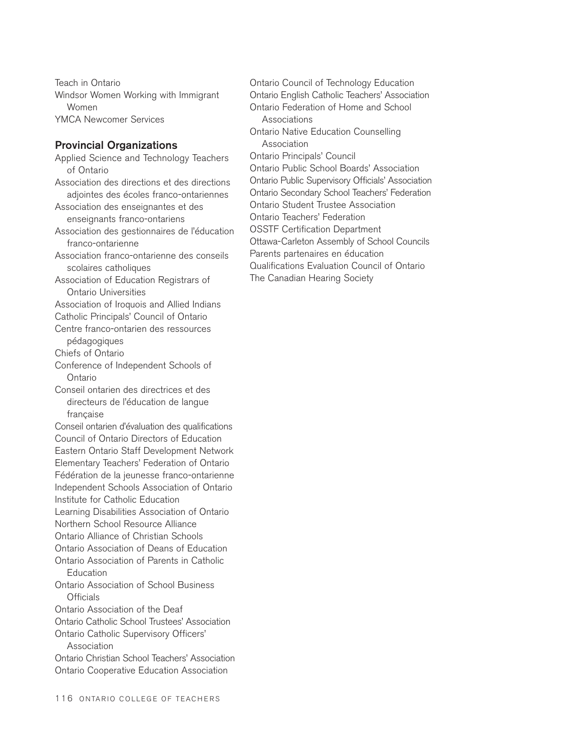Teach in Ontario

Windsor Women Working with Immigrant Women

YMCA Newcomer Services

### Provincial Organizations

Applied Science and Technology Teachers of Ontario

Association des directions et des directions adjointes des écoles franco-ontariennes

Association des enseignantes et des enseignants franco-ontariens

Association des gestionnaires de l'éducation franco-ontarienne

Association franco-ontarienne des conseils scolaires catholiques

Association of Education Registrars of Ontario Universities

Association of Iroquois and Allied Indians

Catholic Principals' Council of Ontario

Centre franco-ontarien des ressources pédagogiques

Chiefs of Ontario

Conference of Independent Schools of Ontario

Conseil ontarien des directrices et des directeurs de l'éducation de langue française

Conseil ontarien d'évaluation des qualifications

Council of Ontario Directors of Education

Eastern Ontario Staff Development Network

Elementary Teachers' Federation of Ontario

Fédération de la jeunesse franco-ontarienne

Independent Schools Association of Ontario

Institute for Catholic Education

Learning Disabilities Association of Ontario

Northern School Resource Alliance

Ontario Alliance of Christian Schools

Ontario Association of Deans of Education

Ontario Association of Parents in Catholic Education

Ontario Association of School Business Officials

Ontario Association of the Deaf

Ontario Catholic School Trustees' Association

Ontario Catholic Supervisory Officers' Association

Ontario Christian School Teachers' Association

Ontario Cooperative Education Association

Ontario Council of Technology Education

Ontario English Catholic Teachers' Association

Ontario Federation of Home and School Associations

Ontario Native Education Counselling Association

Ontario Principals' Council

Ontario Public School Boards' Association

Ontario Public Supervisory Officials' Association

Ontario Secondary School Teachers' Federation

Ontario Student Trustee Association

Ontario Teachers' Federation

OSSTF Certification Department

Ottawa-Carleton Assembly of School Councils

Parents partenaires en éducation

Qualifications Evaluation Council of Ontario

The Canadian Hearing Society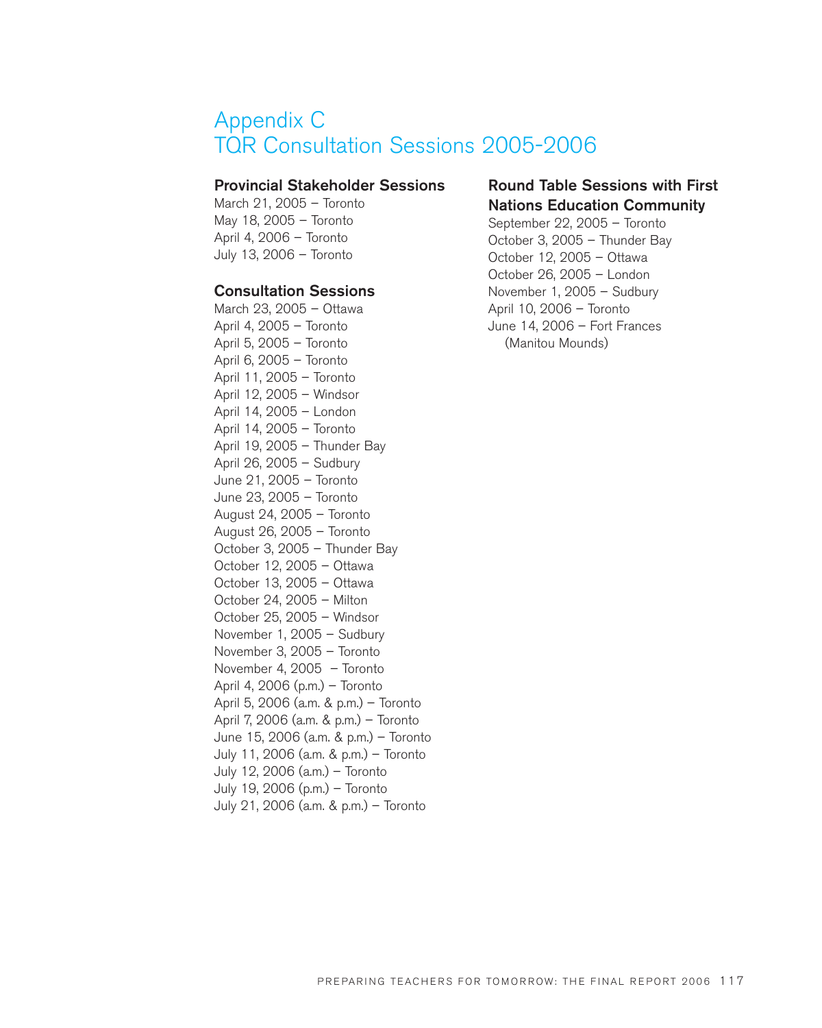# Appendix C
# TQR Consultation Sessions 2005-2006

### Provincial Stakeholder Sessions

March 21, 2005 – Toronto
May 18, 2005 – Toronto
April 4, 2006 – Toronto
July 13, 2006 – Toronto

### Consultation Sessions

March 23, 2005 – Ottawa
April 4, 2005 – Toronto
April 5, 2005 – Toronto
April 6, 2005 – Toronto
April 11, 2005 – Toronto
April 12, 2005 – Windsor
April 14, 2005 – London
April 14, 2005 – Toronto
April 19, 2005 – Thunder Bay
April 26, 2005 – Sudbury
June 21, 2005 – Toronto
June 23, 2005 – Toronto
August 24, 2005 – Toronto
August 26, 2005 – Toronto
October 3, 2005 – Thunder Bay
October 12, 2005 – Ottawa
October 13, 2005 – Ottawa
October 24, 2005 – Milton
October 25, 2005 – Windsor
November 1, 2005 – Sudbury
November 3, 2005 – Toronto
November 4, 2005 – Toronto
April 4, 2006 (p.m.) – Toronto
April 5, 2006 (a.m. & p.m.) – Toronto
April 7, 2006 (a.m. & p.m.) – Toronto
June 15, 2006 (a.m. & p.m.) – Toronto
July 11, 2006 (a.m. & p.m.) – Toronto
July 12, 2006 (a.m.) – Toronto
July 19, 2006 (p.m.) – Toronto
July 21, 2006 (a.m. & p.m.) – Toronto

### Round Table Sessions with First Nations Education Community

September 22, 2005 – Toronto
October 3, 2005 – Thunder Bay
October 12, 2005 – Ottawa
October 26, 2005 – London
November 1, 2005 – Sudbury
April 10, 2006 – Toronto
June 14, 2006 – Fort Frances (Manitou Mounds)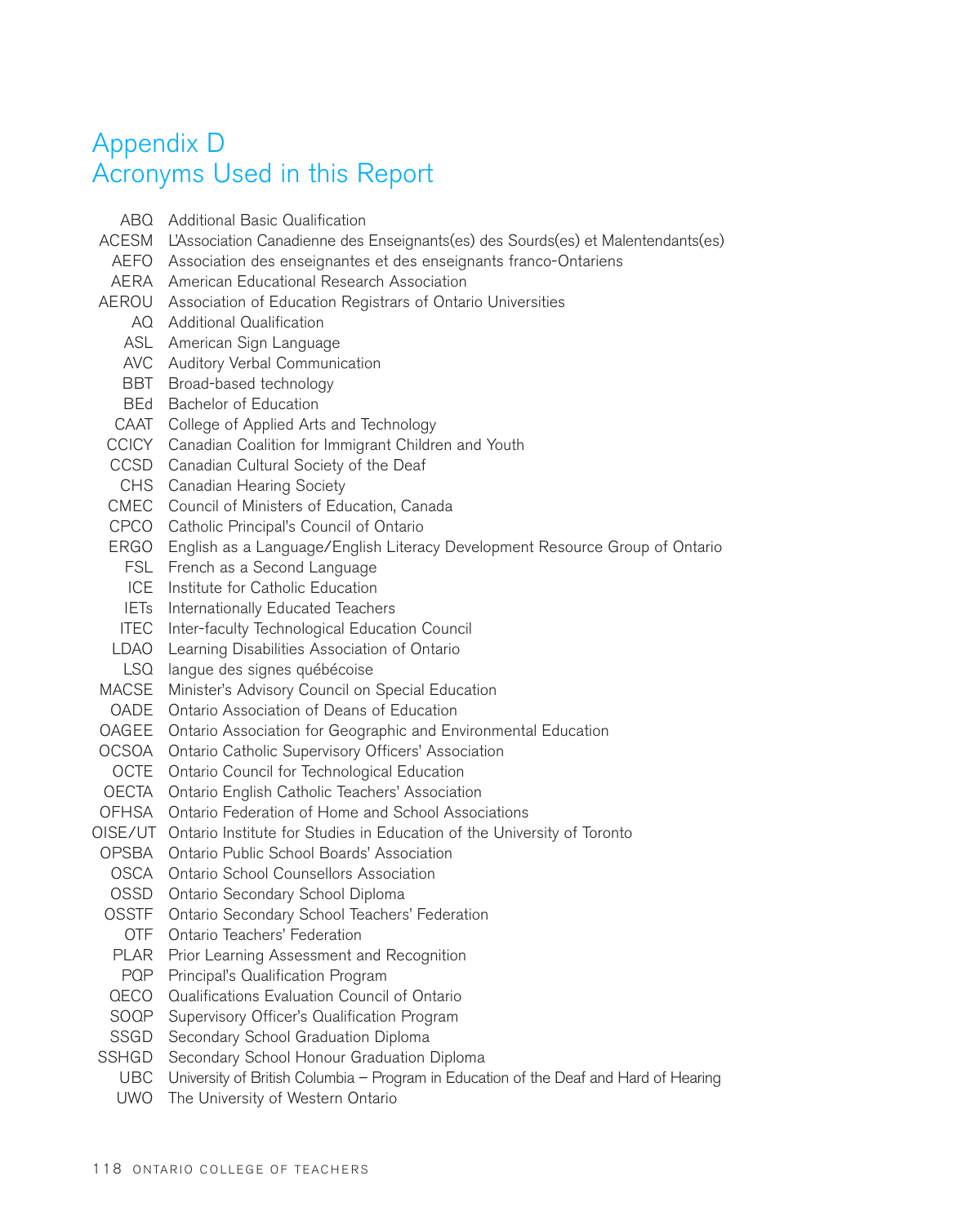# Appendix D
# Acronyms Used in this Report

| | |
|---|---|
| ABQ | Additional Basic Qualification |
| ACESM | L'Association Canadienne des Enseignants(es) des Sourds(es) et Malentendants(es) |
| AEFO | Association des enseignantes et des enseignants franco-Ontariens |
| AERA | American Educational Research Association |
| AEROU | Association of Education Registrars of Ontario Universities |
| AQ | Additional Qualification |
| ASL | American Sign Language |
| AVC | Auditory Verbal Communication |
| BBT | Broad-based technology |
| BEd | Bachelor of Education |
| CAAT | College of Applied Arts and Technology |
| CCICY | Canadian Coalition for Immigrant Children and Youth |
| CCSD | Canadian Cultural Society of the Deaf |
| CHS | Canadian Hearing Society |
| CMEC | Council of Ministers of Education, Canada |
| CPCO | Catholic Principal's Council of Ontario |
| ERGO | English as a Language/English Literacy Development Resource Group of Ontario |
| FSL | French as a Second Language |
| ICE | Institute for Catholic Education |
| IETs | Internationally Educated Teachers |
| ITEC | Inter-faculty Technological Education Council |
| LDAO | Learning Disabilities Association of Ontario |
| LSQ | langue des signes québécoise |
| MACSE | Minister's Advisory Council on Special Education |
| OADE | Ontario Association of Deans of Education |
| OAGEE | Ontario Association for Geographic and Environmental Education |
| OCSOA | Ontario Catholic Supervisory Officers' Association |
| OCTE | Ontario Council for Technological Education |
| OECTA | Ontario English Catholic Teachers' Association |
| OFHSA | Ontario Federation of Home and School Associations |
| OISE/UT | Ontario Institute for Studies in Education of the University of Toronto |
| OPSBA | Ontario Public School Boards' Association |
| OSCA | Ontario School Counsellors Association |
| OSSD | Ontario Secondary School Diploma |
| OSSTF | Ontario Secondary School Teachers' Federation |
| OTF | Ontario Teachers' Federation |
| PLAR | Prior Learning Assessment and Recognition |
| PQP | Principal's Qualification Program |
| QECO | Qualifications Evaluation Council of Ontario |
| SOQP | Supervisory Officer's Qualification Program |
| SSGD | Secondary School Graduation Diploma |
| SSHGD | Secondary School Honour Graduation Diploma |
| UBC | University of British Columbia – Program in Education of the Deaf and Hard of Hearing |
| UWO | The University of Western Ontario |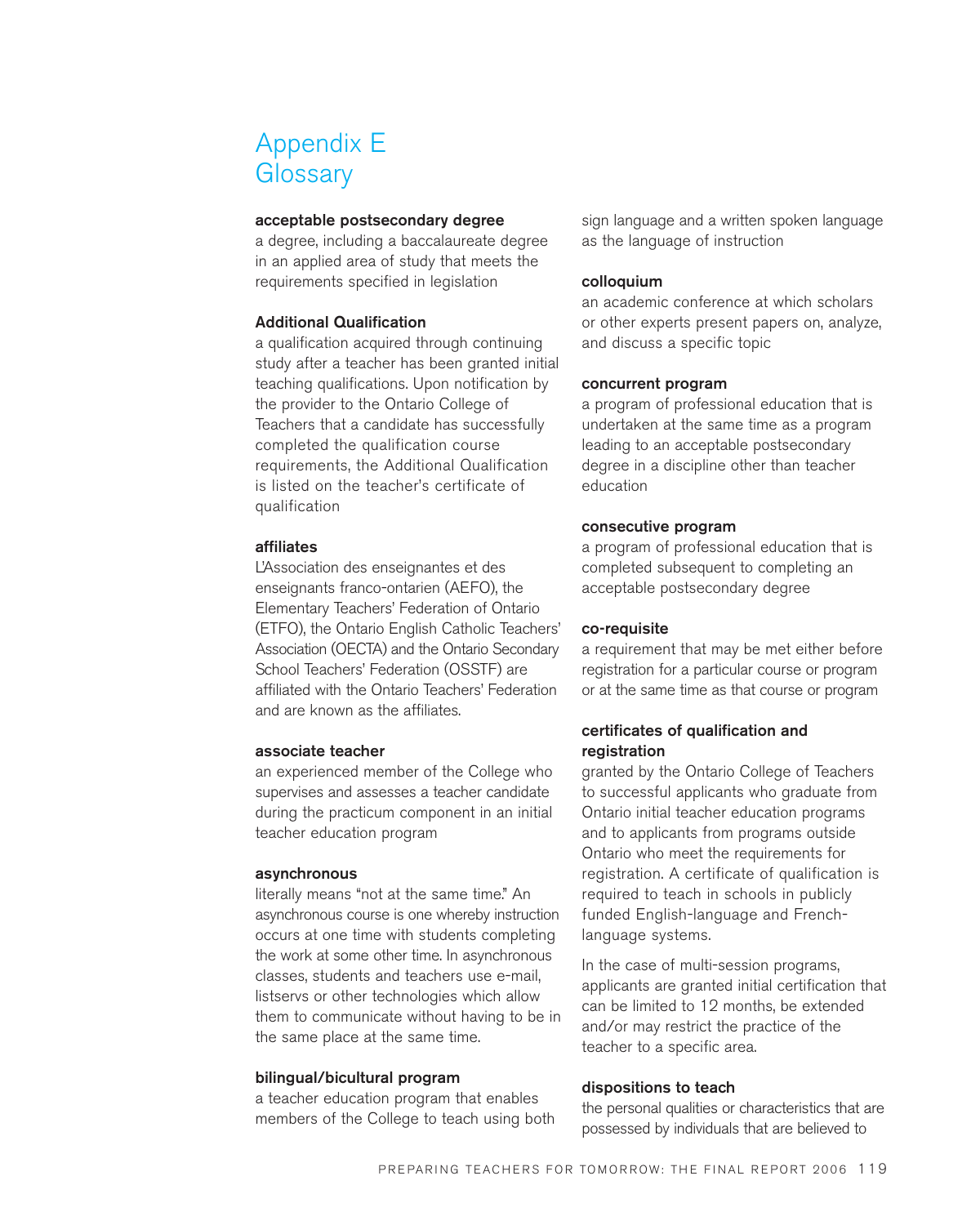# Appendix E Glossary

**acceptable postsecondary degree**
a degree, including a baccalaureate degree in an applied area of study that meets the requirements specified in legislation

**Additional Qualification**
a qualification acquired through continuing study after a teacher has been granted initial teaching qualifications. Upon notification by the provider to the Ontario College of Teachers that a candidate has successfully completed the qualification course requirements, the Additional Qualification is listed on the teacher's certificate of qualification

**affiliates**
L'Association des enseignantes et des enseignants franco-ontarien (AEFO), the Elementary Teachers' Federation of Ontario (ETFO), the Ontario English Catholic Teachers' Association (OECTA) and the Ontario Secondary School Teachers' Federation (OSSTF) are affiliated with the Ontario Teachers' Federation and are known as the affiliates.

**associate teacher**
an experienced member of the College who supervises and assesses a teacher candidate during the practicum component in an initial teacher education program

**asynchronous**
literally means "not at the same time." An asynchronous course is one whereby instruction occurs at one time with students completing the work at some other time. In asynchronous classes, students and teachers use e-mail, listservs or other technologies which allow them to communicate without having to be in the same place at the same time.

**bilingual/bicultural program**
a teacher education program that enables members of the College to teach using both sign language and a written spoken language as the language of instruction

**colloquium**
an academic conference at which scholars or other experts present papers on, analyze, and discuss a specific topic

**concurrent program**
a program of professional education that is undertaken at the same time as a program leading to an acceptable postsecondary degree in a discipline other than teacher education

**consecutive program**
a program of professional education that is completed subsequent to completing an acceptable postsecondary degree

**co-requisite**
a requirement that may be met either before registration for a particular course or program or at the same time as that course or program

**certificates of qualification and registration**
granted by the Ontario College of Teachers to successful applicants who graduate from Ontario initial teacher education programs and to applicants from programs outside Ontario who meet the requirements for registration. A certificate of qualification is required to teach in schools in publicly funded English-language and French-language systems.

In the case of multi-session programs, applicants are granted initial certification that can be limited to 12 months, be extended and/or may restrict the practice of the teacher to a specific area.

**dispositions to teach**
the personal qualities or characteristics that are possessed by individuals that are believed to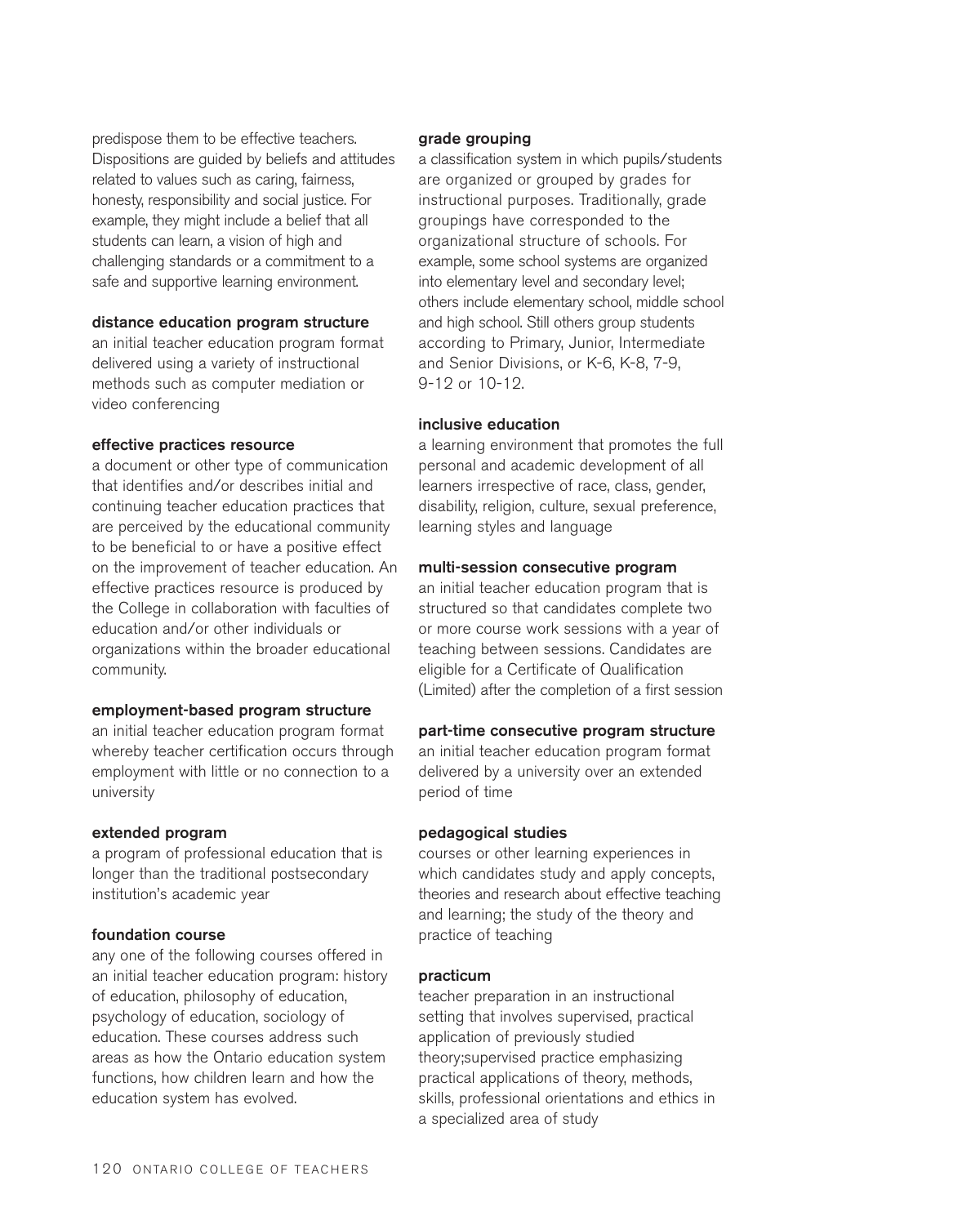predispose them to be effective teachers. Dispositions are guided by beliefs and attitudes related to values such as caring, fairness, honesty, responsibility and social justice. For example, they might include a belief that all students can learn, a vision of high and challenging standards or a commitment to a safe and supportive learning environment.

**distance education program structure**
an initial teacher education program format delivered using a variety of instructional methods such as computer mediation or video conferencing

**effective practices resource**
a document or other type of communication that identifies and/or describes initial and continuing teacher education practices that are perceived by the educational community to be beneficial to or have a positive effect on the improvement of teacher education. An effective practices resource is produced by the College in collaboration with faculties of education and/or other individuals or organizations within the broader educational community.

**employment-based program structure**
an initial teacher education program format whereby teacher certification occurs through employment with little or no connection to a university

**extended program**
a program of professional education that is longer than the traditional postsecondary institution's academic year

**foundation course**
any one of the following courses offered in an initial teacher education program: history of education, philosophy of education, psychology of education, sociology of education. These courses address such areas as how the Ontario education system functions, how children learn and how the education system has evolved.

**grade grouping**
a classification system in which pupils/students are organized or grouped by grades for instructional purposes. Traditionally, grade groupings have corresponded to the organizational structure of schools. For example, some school systems are organized into elementary level and secondary level; others include elementary school, middle school and high school. Still others group students according to Primary, Junior, Intermediate and Senior Divisions, or K-6, K-8, 7-9, 9-12 or 10-12.

**inclusive education**
a learning environment that promotes the full personal and academic development of all learners irrespective of race, class, gender, disability, religion, culture, sexual preference, learning styles and language

**multi-session consecutive program**
an initial teacher education program that is structured so that candidates complete two or more course work sessions with a year of teaching between sessions. Candidates are eligible for a Certificate of Qualification (Limited) after the completion of a first session

**part-time consecutive program structure**
an initial teacher education program format delivered by a university over an extended period of time

**pedagogical studies**
courses or other learning experiences in which candidates study and apply concepts, theories and research about effective teaching and learning; the study of the theory and practice of teaching

**practicum**
teacher preparation in an instructional setting that involves supervised, practical application of previously studied theory;supervised practice emphasizing practical applications of theory, methods, skills, professional orientations and ethics in a specialized area of study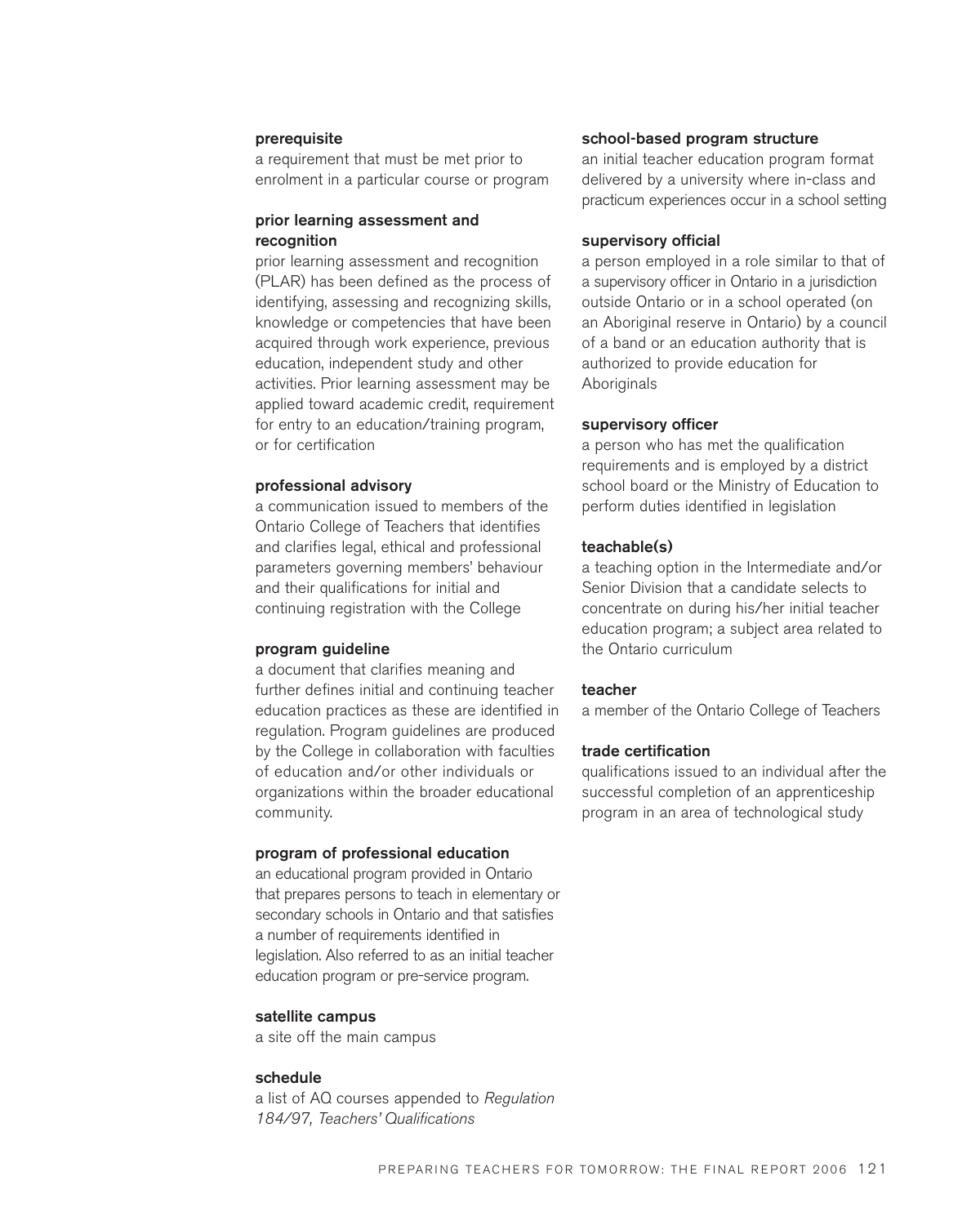**prerequisite**
a requirement that must be met prior to enrolment in a particular course or program

**prior learning assessment and recognition**
prior learning assessment and recognition (PLAR) has been defined as the process of identifying, assessing and recognizing skills, knowledge or competencies that have been acquired through work experience, previous education, independent study and other activities. Prior learning assessment may be applied toward academic credit, requirement for entry to an education/training program, or for certification

**professional advisory**
a communication issued to members of the Ontario College of Teachers that identifies and clarifies legal, ethical and professional parameters governing members' behaviour and their qualifications for initial and continuing registration with the College

**program guideline**
a document that clarifies meaning and further defines initial and continuing teacher education practices as these are identified in regulation. Program guidelines are produced by the College in collaboration with faculties of education and/or other individuals or organizations within the broader educational community.

**program of professional education**
an educational program provided in Ontario that prepares persons to teach in elementary or secondary schools in Ontario and that satisfies a number of requirements identified in legislation. Also referred to as an initial teacher education program or pre-service program.

**satellite campus**
a site off the main campus

**schedule**
a list of AQ courses appended to *Regulation 184/97, Teachers' Qualifications*

**school-based program structure**
an initial teacher education program format delivered by a university where in-class and practicum experiences occur in a school setting

**supervisory official**
a person employed in a role similar to that of a supervisory officer in Ontario in a jurisdiction outside Ontario or in a school operated (on an Aboriginal reserve in Ontario) by a council of a band or an education authority that is authorized to provide education for Aboriginals

**supervisory officer**
a person who has met the qualification requirements and is employed by a district school board or the Ministry of Education to perform duties identified in legislation

**teachable(s)**
a teaching option in the Intermediate and/or Senior Division that a candidate selects to concentrate on during his/her initial teacher education program; a subject area related to the Ontario curriculum

**teacher**
a member of the Ontario College of Teachers

**trade certification**
qualifications issued to an individual after the successful completion of an apprenticeship program in an area of technological study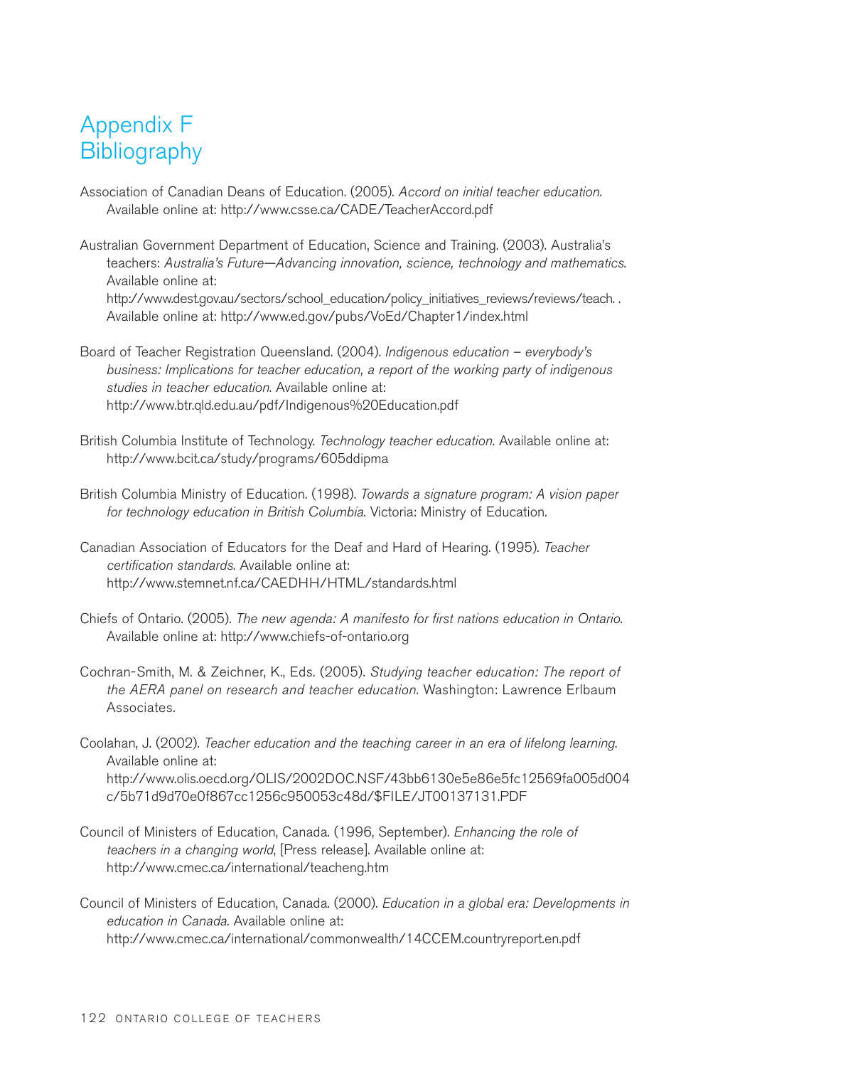# Appendix F
# Bibliography

Association of Canadian Deans of Education. (2005). *Accord on initial teacher education*. Available online at: http://www.csse.ca/CADE/TeacherAccord.pdf

Australian Government Department of Education, Science and Training. (2003). Australia's teachers: *Australia's Future—Advancing innovation, science, technology and mathematics*. Available online at: http://www.dest.gov.au/sectors/school_education/policy_initiatives_reviews/reviews/teach. . Available online at: http://www.ed.gov/pubs/VoEd/Chapter1/index.html

Board of Teacher Registration Queensland. (2004). *Indigenous education – everybody's business: Implications for teacher education, a report of the working party of indigenous studies in teacher education*. Available online at: http://www.btr.qld.edu.au/pdf/Indigenous%20Education.pdf

British Columbia Institute of Technology. *Technology teacher education*. Available online at: http://www.bcit.ca/study/programs/605ddipma

British Columbia Ministry of Education. (1998). *Towards a signature program: A vision paper for technology education in British Columbia*. Victoria: Ministry of Education.

Canadian Association of Educators for the Deaf and Hard of Hearing. (1995). *Teacher certification standards*. Available online at: http://www.stemnet.nf.ca/CAEDHH/HTML/standards.html

Chiefs of Ontario. (2005). *The new agenda: A manifesto for first nations education in Ontario*. Available online at: http://www.chiefs-of-ontario.org

Cochran-Smith, M. & Zeichner, K., Eds. (2005). *Studying teacher education: The report of the AERA panel on research and teacher education*. Washington: Lawrence Erlbaum Associates.

Coolahan, J. (2002). *Teacher education and the teaching career in an era of lifelong learning*. Available online at: http://www.olis.oecd.org/OLIS/2002DOC.NSF/43bb6130e5e86e5fc12569fa005d004c/5b71d9d70e0f867cc1256c950053c48d/$FILE/JT00137131.PDF

Council of Ministers of Education, Canada. (1996, September). *Enhancing the role of teachers in a changing world*, [Press release]. Available online at: http://www.cmec.ca/international/teacheng.htm

Council of Ministers of Education, Canada. (2000). *Education in a global era: Developments in education in Canada*. Available online at: http://www.cmec.ca/international/commonwealth/14CCEM.countryreport.en.pdf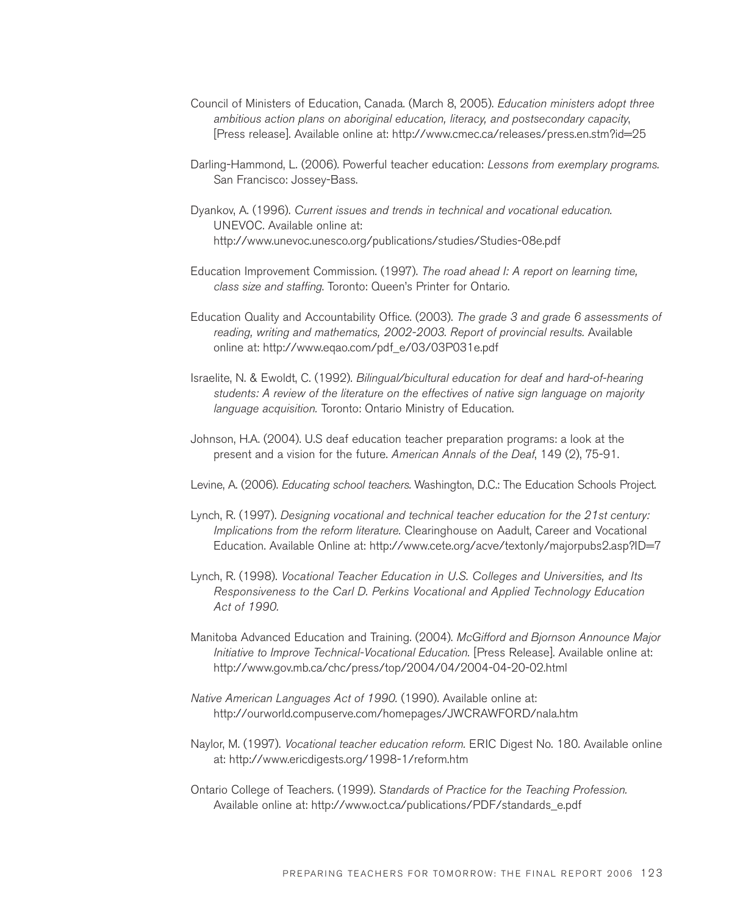Council of Ministers of Education, Canada. (March 8, 2005). *Education ministers adopt three ambitious action plans on aboriginal education, literacy, and postsecondary capacity*, [Press release]. Available online at: http://www.cmec.ca/releases/press.en.stm?id=25

Darling-Hammond, L. (2006). Powerful teacher education: *Lessons from exemplary programs*. San Francisco: Jossey-Bass.

Dyankov, A. (1996). *Current issues and trends in technical and vocational education.* UNEVOC. Available online at: http://www.unevoc.unesco.org/publications/studies/Studies-08e.pdf

Education Improvement Commission. (1997). *The road ahead I: A report on learning time, class size and staffing*. Toronto: Queen's Printer for Ontario.

Education Quality and Accountability Office. (2003). *The grade 3 and grade 6 assessments of reading, writing and mathematics, 2002-2003. Report of provincial results.* Available online at: http://www.eqao.com/pdf_e/03/03P031e.pdf

Israelite, N. & Ewoldt, C. (1992). *Bilingual/bicultural education for deaf and hard-of-hearing students: A review of the literature on the effectives of native sign language on majority language acquisition.* Toronto: Ontario Ministry of Education.

Johnson, H.A. (2004). U.S deaf education teacher preparation programs: a look at the present and a vision for the future. *American Annals of the Deaf*, 149 (2), 75-91.

Levine, A. (2006). *Educating school teachers*. Washington, D.C.: The Education Schools Project.

Lynch, R. (1997). *Designing vocational and technical teacher education for the 21st century: Implications from the reform literature.* Clearinghouse on Aadult, Career and Vocational Education. Available Online at: http://www.cete.org/acve/textonly/majorpubs2.asp?ID=7

Lynch, R. (1998). *Vocational Teacher Education in U.S. Colleges and Universities, and Its Responsiveness to the Carl D. Perkins Vocational and Applied Technology Education Act of 1990.*

Manitoba Advanced Education and Training. (2004). *McGifford and Bjornson Announce Major Initiative to Improve Technical-Vocational Education.* [Press Release]. Available online at: http://www.gov.mb.ca/chc/press/top/2004/04/2004-04-20-02.html

*Native American Languages Act of 1990.* (1990). Available online at: http://ourworld.compuserve.com/homepages/JWCRAWFORD/nala.htm

Naylor, M. (1997). *Vocational teacher education reform.* ERIC Digest No. 180. Available online at: http://www.ericdigests.org/1998-1/reform.htm

Ontario College of Teachers. (1999). S*tandards of Practice for the Teaching Profession.* Available online at: http://www.oct.ca/publications/PDF/standards_e.pdf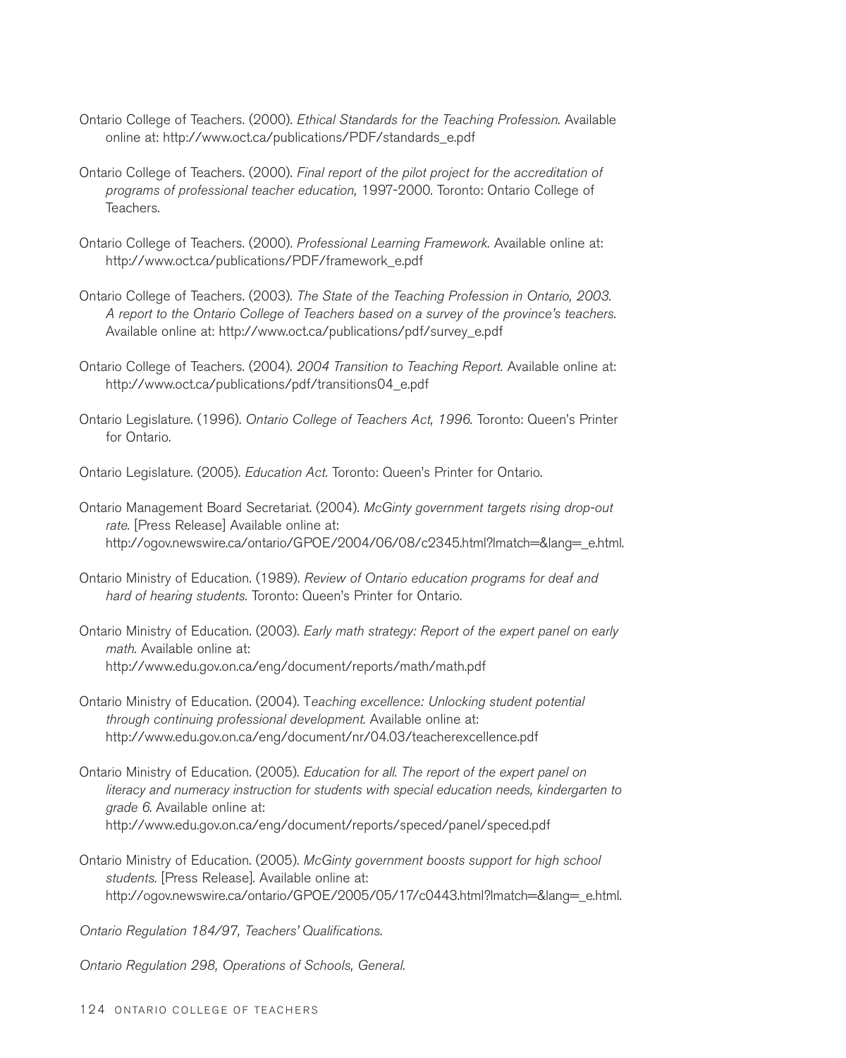Ontario College of Teachers. (2000). *Ethical Standards for the Teaching Profession.* Available online at: http://www.oct.ca/publications/PDF/standards_e.pdf

Ontario College of Teachers. (2000). *Final report of the pilot project for the accreditation of programs of professional teacher education,* 1997-2000. Toronto: Ontario College of Teachers.

Ontario College of Teachers. (2000). *Professional Learning Framework.* Available online at: http://www.oct.ca/publications/PDF/framework_e.pdf

Ontario College of Teachers. (2003). *The State of the Teaching Profession in Ontario, 2003. A report to the Ontario College of Teachers based on a survey of the province's teachers.* Available online at: http://www.oct.ca/publications/pdf/survey_e.pdf

Ontario College of Teachers. (2004). *2004 Transition to Teaching Report.* Available online at: http://www.oct.ca/publications/pdf/transitions04_e.pdf

Ontario Legislature. (1996). *Ontario College of Teachers Act, 1996.* Toronto: Queen's Printer for Ontario.

Ontario Legislature. (2005). *Education Act.* Toronto: Queen's Printer for Ontario.

Ontario Management Board Secretariat. (2004). *McGinty government targets rising drop-out rate.* [Press Release] Available online at: http://ogov.newswire.ca/ontario/GPOE/2004/06/08/c2345.html?lmatch=&lang=_e.html.

Ontario Ministry of Education. (1989). *Review of Ontario education programs for deaf and hard of hearing students.* Toronto: Queen's Printer for Ontario.

Ontario Ministry of Education. (2003). *Early math strategy: Report of the expert panel on early math.* Available online at: http://www.edu.gov.on.ca/eng/document/reports/math/math.pdf

Ontario Ministry of Education. (2004). T*eaching excellence: Unlocking student potential through continuing professional development.* Available online at: http://www.edu.gov.on.ca/eng/document/nr/04.03/teacherexcellence.pdf

Ontario Ministry of Education. (2005). *Education for all. The report of the expert panel on literacy and numeracy instruction for students with special education needs, kindergarten to grade 6.* Available online at: http://www.edu.gov.on.ca/eng/document/reports/speced/panel/speced.pdf

Ontario Ministry of Education. (2005). *McGinty government boosts support for high school students.* [Press Release]. Available online at: http://ogov.newswire.ca/ontario/GPOE/2005/05/17/c0443.html?lmatch=&lang=_e.html.

*Ontario Regulation 184/97, Teachers' Qualifications.*

*Ontario Regulation 298, Operations of Schools, General.*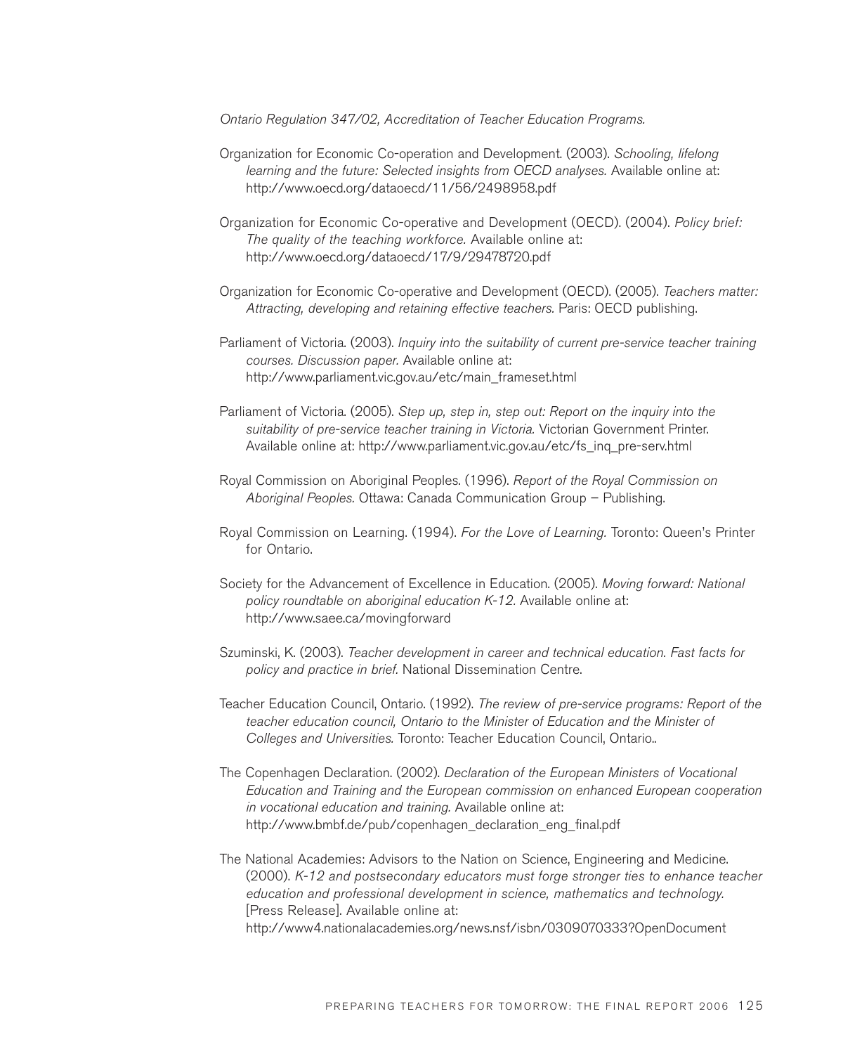*Ontario Regulation 347/02, Accreditation of Teacher Education Programs.*

Organization for Economic Co-operation and Development. (2003). *Schooling, lifelong learning and the future: Selected insights from OECD analyses.* Available online at: http://www.oecd.org/dataoecd/11/56/2498958.pdf

Organization for Economic Co-operative and Development (OECD). (2004). *Policy brief: The quality of the teaching workforce.* Available online at: http://oecd.org/dataoecd/17/9/29478720.pdf

Organization for Economic Co-operative and Development (OECD). (2005). *Teachers matter: Attracting, developing and retaining effective teachers.* Paris: OECD publishing.

Parliament of Victoria. (2003). *Inquiry into the suitability of current pre-service teacher training courses. Discussion paper.* Available online at: http://www.parliament.vic.gov.au/etc/main_frameset.html

Parliament of Victoria. (2005). *Step up, step in, step out: Report on the inquiry into the suitability of pre-service teacher training in Victoria.* Victorian Government Printer. Available online at: http://www.parliament.vic.gov.au/etc/fs_inq_pre-serv.html

Royal Commission on Aboriginal Peoples. (1996). *Report of the Royal Commission on Aboriginal Peoples.* Ottawa: Canada Communication Group – Publishing.

Royal Commission on Learning. (1994). *For the Love of Learning.* Toronto: Queen's Printer for Ontario.

Society for the Advancement of Excellence in Education. (2005). *Moving forward: National policy roundtable on aboriginal education K-12.* Available online at: http://www.saee.ca/movingforward

Szuminski, K. (2003). *Teacher development in career and technical education. Fast facts for policy and practice in brief.* National Dissemination Centre.

Teacher Education Council, Ontario. (1992). *The review of pre-service programs: Report of the teacher education council, Ontario to the Minister of Education and the Minister of Colleges and Universities.* Toronto: Teacher Education Council, Ontario..

The Copenhagen Declaration. (2002). *Declaration of the European Ministers of Vocational Education and Training and the European commission on enhanced European cooperation in vocational education and training.* Available online at: http://www.bmbf.de/pub/copenhagen_declaration_eng_final.pdf

The National Academies: Advisors to the Nation on Science, Engineering and Medicine. (2000). *K-12 and postsecondary educators must forge stronger ties to enhance teacher education and professional development in science, mathematics and technology.* [Press Release]. Available online at: http://www4.nationalacademies.org/news.nsf/isbn/0309070333?OpenDocument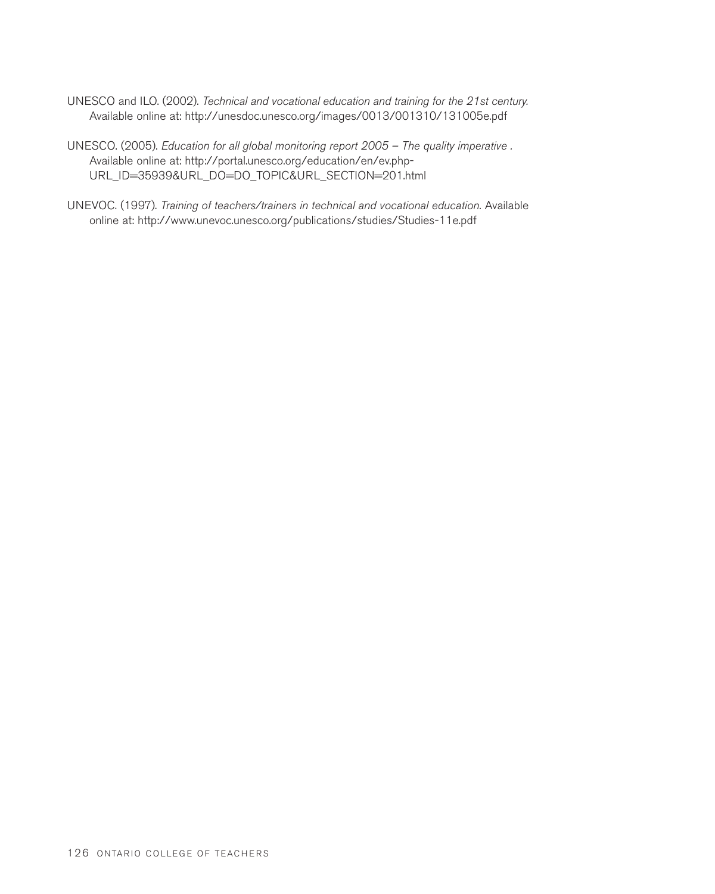UNESCO and ILO. (2002). *Technical and vocational education and training for the 21st century.* Available online at: http://unesdoc.unesco.org/images/0013/001310/131005e.pdf

UNESCO. (2005). *Education for all global monitoring report 2005 – The quality imperative* . Available online at: http://portal.unesco.org/education/en/ev.php-URL_ID=35939&URL_DO=DO_TOPIC&URL_SECTION=201.html

UNEVOC. (1997). *Training of teachers/trainers in technical and vocational education.* Available online at: http://www.unevoc.unesco.org/publications/studies/Studies-11e.pdf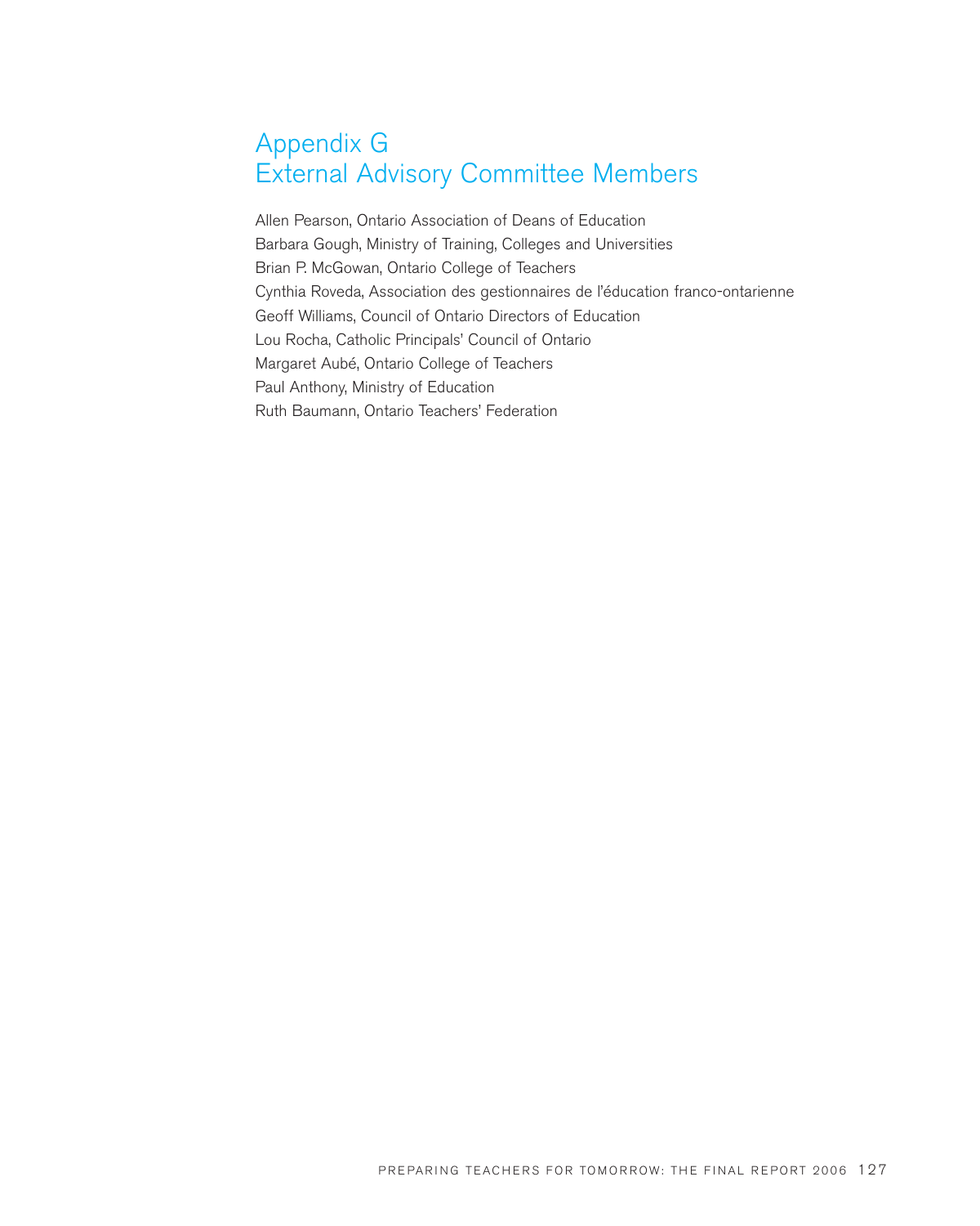# Appendix G
# External Advisory Committee Members

Allen Pearson, Ontario Association of Deans of Education
Barbara Gough, Ministry of Training, Colleges and Universities
Brian P. McGowan, Ontario College of Teachers
Cynthia Roveda, Association des gestionnaires de l'éducation franco-ontarienne
Geoff Williams, Council of Ontario Directors of Education
Lou Rocha, Catholic Principals' Council of Ontario
Margaret Aubé, Ontario College of Teachers
Paul Anthony, Ministry of Education
Ruth Baumann, Ontario Teachers' Federation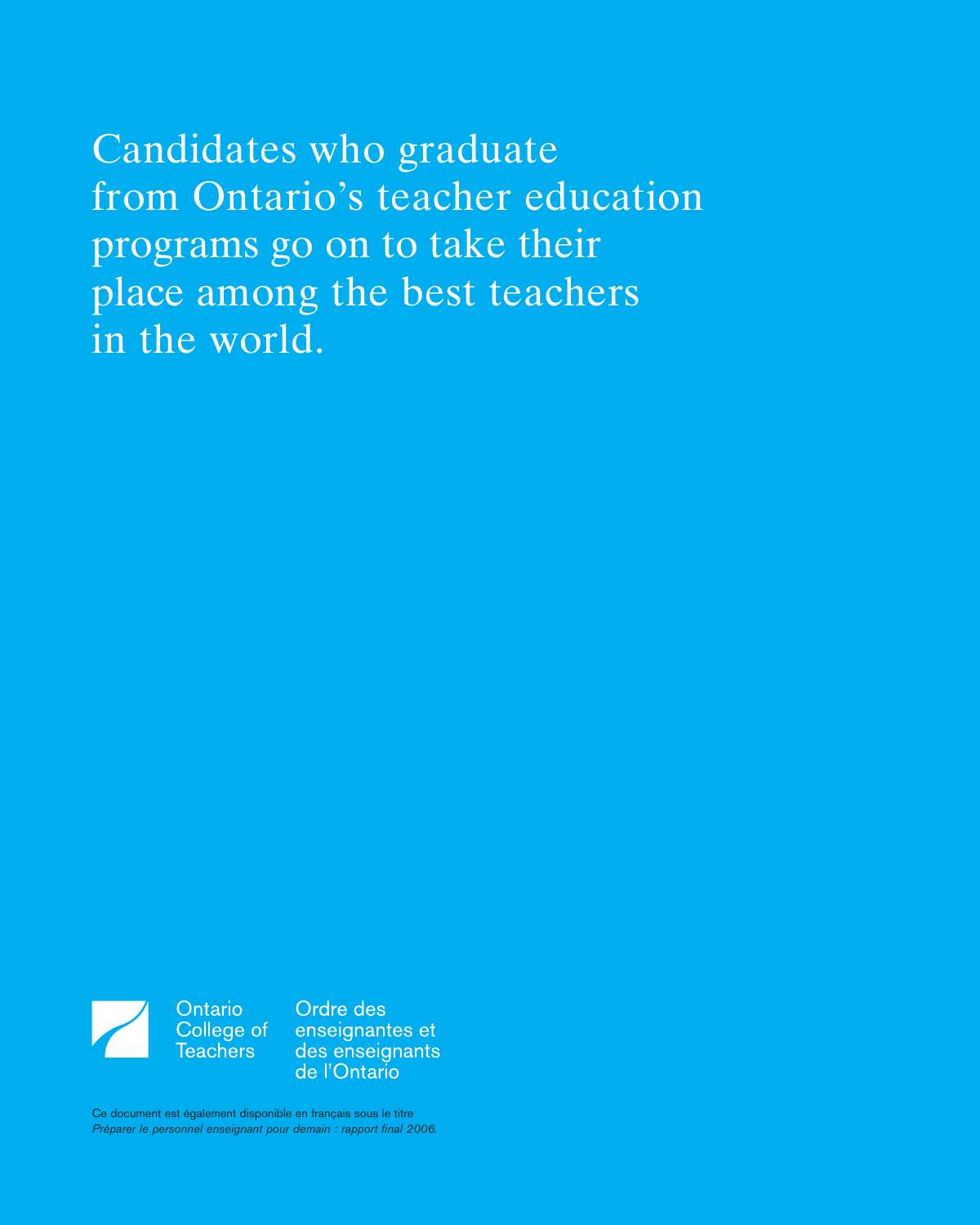Candidates who graduate from Ontario's teacher education programs go on to take their place among the best teachers in the world.

Ontario College of Teachers

Ordre des enseignantes et des enseignants de l'Ontario

Ce document est également disponible en français sous le titre *Préparer le personnel enseignant pour demain : rapport final 2006.*